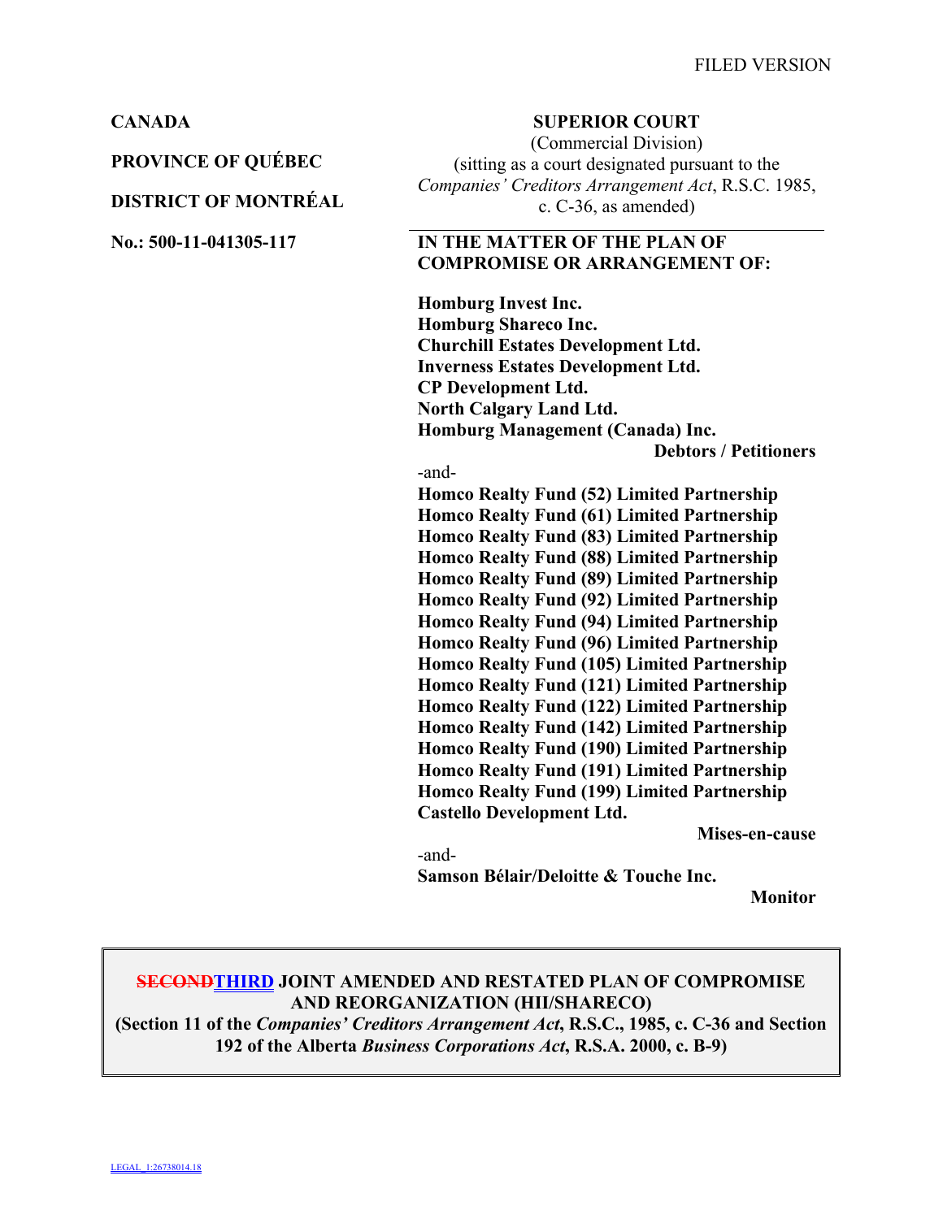FILED VERSION

**CANADA**

**PROVINCE OF QUÉBEC**

**DISTRICT OF MONTRÉAL**

**No.: 500-11-041305-117**

**SUPERIOR COURT**
(Commercial Division)
(sitting as a court designated pursuant to the *Companies' Creditors Arrangement Act*, R.S.C. 1985, c. C-36, as amended)

**IN THE MATTER OF THE PLAN OF COMPROMISE OR ARRANGEMENT OF:**

**Homburg Invest Inc.**
**Homburg Shareco Inc.**
**Churchill Estates Development Ltd.**
**Inverness Estates Development Ltd.**
**CP Development Ltd.**
**North Calgary Land Ltd.**
**Homburg Management (Canada) Inc.**

**Debtors / Petitioners**

-and-

**Homco Realty Fund (52) Limited Partnership**
**Homco Realty Fund (61) Limited Partnership**
**Homco Realty Fund (83) Limited Partnership**
**Homco Realty Fund (88) Limited Partnership**
**Homco Realty Fund (89) Limited Partnership**
**Homco Realty Fund (92) Limited Partnership**
**Homco Realty Fund (94) Limited Partnership**
**Homco Realty Fund (96) Limited Partnership**
**Homco Realty Fund (105) Limited Partnership**
**Homco Realty Fund (121) Limited Partnership**
**Homco Realty Fund (122) Limited Partnership**
**Homco Realty Fund (142) Limited Partnership**
**Homco Realty Fund (190) Limited Partnership**
**Homco Realty Fund (191) Limited Partnership**
**Homco Realty Fund (199) Limited Partnership**
**Castello Development Ltd.**

**Mises-en-cause**

-and-

**Samson Bélair/Deloitte & Touche Inc.**

**Monitor**

**~~SECOND~~THIRD JOINT AMENDED AND RESTATED PLAN OF COMPROMISE AND REORGANIZATION (HII/SHARECO)**
**(Section 11 of the *Companies' Creditors Arrangement Act*, R.S.C., 1985, c. C-36 and Section 192 of the Alberta *Business Corporations Act*, R.S.A. 2000, c. B-9)**

LEGAL_1:26738014.18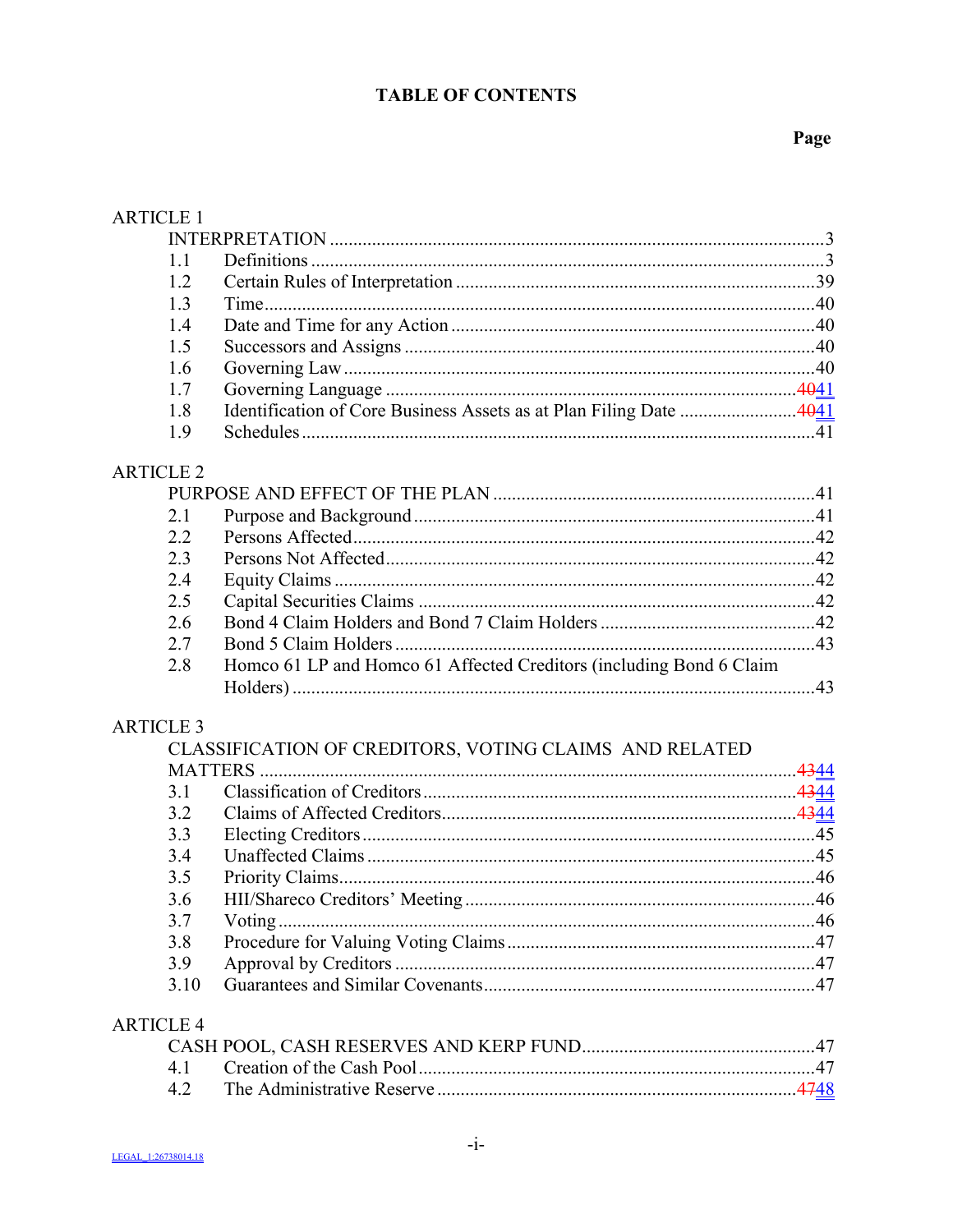# TABLE OF CONTENTS

| | | Page |
|---|---|---|
| **ARTICLE 1** | | |
| INTERPRETATION | | 3 |
| 1.1 | Definitions | 3 |
| 1.2 | Certain Rules of Interpretation | 39 |
| 1.3 | Time | 40 |
| 1.4 | Date and Time for any Action | 40 |
| 1.5 | Successors and Assigns | 40 |
| 1.6 | Governing Law | 40 |
| 1.7 | Governing Language | ~~40~~41 |
| 1.8 | Identification of Core Business Assets as at Plan Filing Date | ~~40~~41 |
| 1.9 | Schedules | 41 |
| **ARTICLE 2** | | |
| PURPOSE AND EFFECT OF THE PLAN | | 41 |
| 2.1 | Purpose and Background | 41 |
| 2.2 | Persons Affected | 42 |
| 2.3 | Persons Not Affected | 42 |
| 2.4 | Equity Claims | 42 |
| 2.5 | Capital Securities Claims | 42 |
| 2.6 | Bond 4 Claim Holders and Bond 7 Claim Holders | 42 |
| 2.7 | Bond 5 Claim Holders | 43 |
| 2.8 | Homco 61 LP and Homco 61 Affected Creditors (including Bond 6 Claim Holders) | 43 |
| **ARTICLE 3** | | |
| CLASSIFICATION OF CREDITORS, VOTING CLAIMS AND RELATED MATTERS | | ~~43~~44 |
| 3.1 | Classification of Creditors | ~~43~~44 |
| 3.2 | Claims of Affected Creditors | ~~43~~44 |
| 3.3 | Electing Creditors | 45 |
| 3.4 | Unaffected Claims | 45 |
| 3.5 | Priority Claims | 46 |
| 3.6 | HII/Shareco Creditors' Meeting | 46 |
| 3.7 | Voting | 46 |
| 3.8 | Procedure for Valuing Voting Claims | 47 |
| 3.9 | Approval by Creditors | 47 |
| 3.10 | Guarantees and Similar Covenants | 47 |
| **ARTICLE 4** | | |
| CASH POOL, CASH RESERVES AND KERP FUND | | 47 |
| 4.1 | Creation of the Cash Pool | 47 |
| 4.2 | The Administrative Reserve | ~~47~~48 |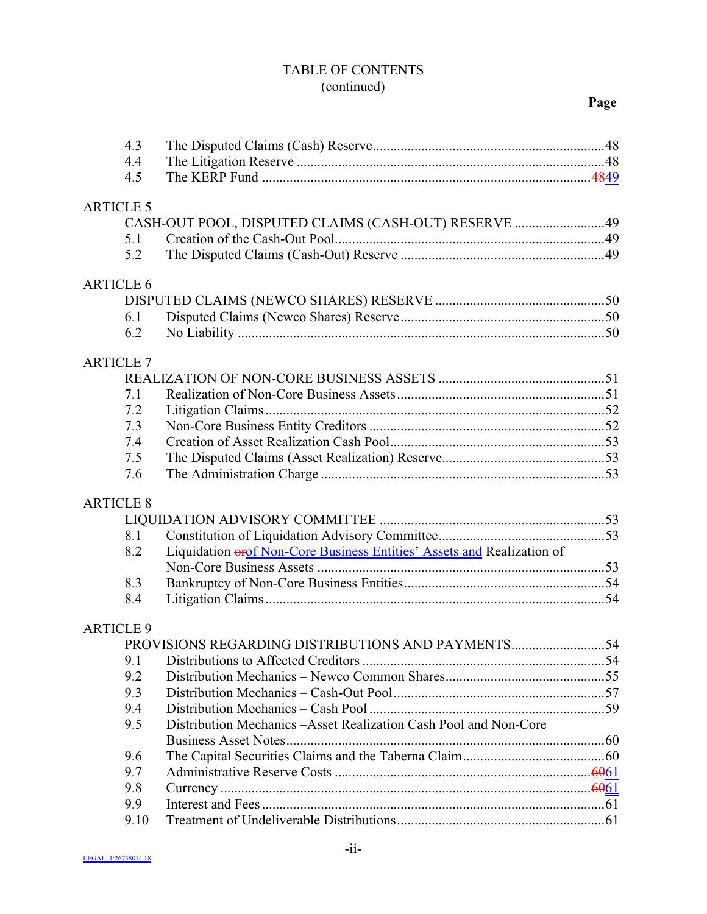TABLE OF CONTENTS
(continued)

**Page**

| | | |
|---|---|---|
| 4.3 | The Disputed Claims (Cash) Reserve | 48 |
| 4.4 | The Litigation Reserve | 48 |
| 4.5 | The KERP Fund | ~~48~~49 |

ARTICLE 5

| | | |
|---|---|---|
| | CASH-OUT POOL, DISPUTED CLAIMS (CASH-OUT) RESERVE | 49 |
| 5.1 | Creation of the Cash-Out Pool | 49 |
| 5.2 | The Disputed Claims (Cash-Out) Reserve | 49 |

ARTICLE 6

| | | |
|---|---|---|
| | DISPUTED CLAIMS (NEWCO SHARES) RESERVE | 50 |
| 6.1 | Disputed Claims (Newco Shares) Reserve | 50 |
| 6.2 | No Liability | 50 |

ARTICLE 7

| | | |
|---|---|---|
| | REALIZATION OF NON-CORE BUSINESS ASSETS | 51 |
| 7.1 | Realization of Non-Core Business Assets | 51 |
| 7.2 | Litigation Claims | 52 |
| 7.3 | Non-Core Business Entity Creditors | 52 |
| 7.4 | Creation of Asset Realization Cash Pool | 53 |
| 7.5 | The Disputed Claims (Asset Realization) Reserve | 53 |
| 7.6 | The Administration Charge | 53 |

ARTICLE 8

| | | |
|---|---|---|
| | LIQUIDATION ADVISORY COMMITTEE | 53 |
| 8.1 | Constitution of Liquidation Advisory Committee | 53 |
| 8.2 | Liquidation ~~or~~of Non-Core Business Entities' Assets and Realization of Non-Core Business Assets | 53 |
| 8.3 | Bankruptcy of Non-Core Business Entities | 54 |
| 8.4 | Litigation Claims | 54 |

ARTICLE 9

| | | |
|---|---|---|
| | PROVISIONS REGARDING DISTRIBUTIONS AND PAYMENTS | 54 |
| 9.1 | Distributions to Affected Creditors | 54 |
| 9.2 | Distribution Mechanics – Newco Common Shares | 55 |
| 9.3 | Distribution Mechanics – Cash-Out Pool | 57 |
| 9.4 | Distribution Mechanics – Cash Pool | 59 |
| 9.5 | Distribution Mechanics –Asset Realization Cash Pool and Non-Core Business Asset Notes | 60 |
| 9.6 | The Capital Securities Claims and the Taberna Claim | 60 |
| 9.7 | Administrative Reserve Costs | ~~60~~61 |
| 9.8 | Currency | ~~60~~61 |
| 9.9 | Interest and Fees | 61 |
| 9.10 | Treatment of Undeliverable Distributions | 61 |

LEGAL_1:26738014.18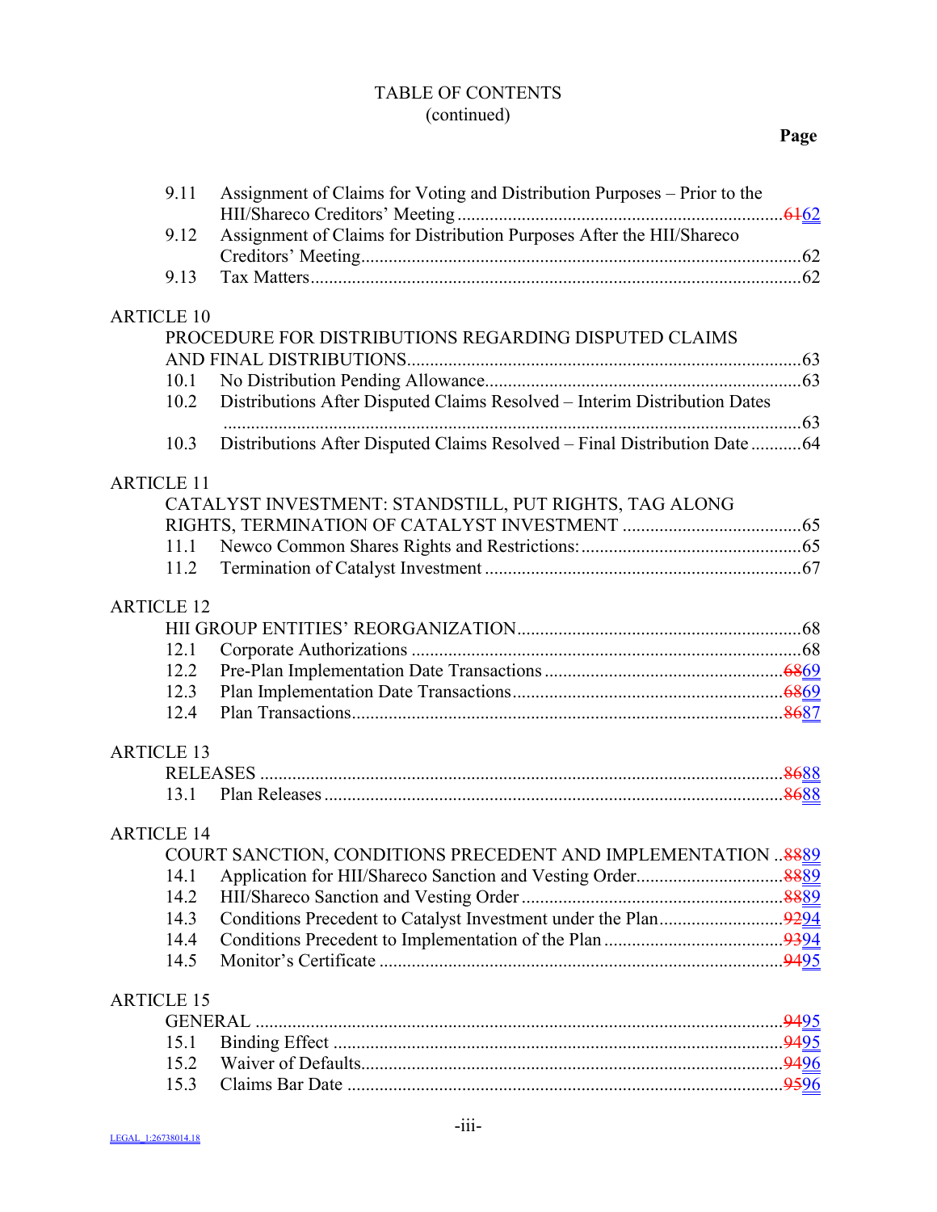TABLE OF CONTENTS
(continued)

| | | Page |
|---|---|---|
| 9.11 | Assignment of Claims for Voting and Distribution Purposes – Prior to the HII/Shareco Creditors' Meeting | ~~61~~62 |
| 9.12 | Assignment of Claims for Distribution Purposes After the HII/Shareco Creditors' Meeting | 62 |
| 9.13 | Tax Matters | 62 |
| **ARTICLE 10** | PROCEDURE FOR DISTRIBUTIONS REGARDING DISPUTED CLAIMS AND FINAL DISTRIBUTIONS | 63 |
| 10.1 | No Distribution Pending Allowance | 63 |
| 10.2 | Distributions After Disputed Claims Resolved – Interim Distribution Dates | 63 |
| 10.3 | Distributions After Disputed Claims Resolved – Final Distribution Date | 64 |
| **ARTICLE 11** | CATALYST INVESTMENT: STANDSTILL, PUT RIGHTS, TAG ALONG RIGHTS, TERMINATION OF CATALYST INVESTMENT | 65 |
| 11.1 | Newco Common Shares Rights and Restrictions: | 65 |
| 11.2 | Termination of Catalyst Investment | 67 |
| **ARTICLE 12** | HII GROUP ENTITIES' REORGANIZATION | 68 |
| 12.1 | Corporate Authorizations | 68 |
| 12.2 | Pre-Plan Implementation Date Transactions | ~~68~~69 |
| 12.3 | Plan Implementation Date Transactions | ~~68~~69 |
| 12.4 | Plan Transactions | ~~86~~87 |
| **ARTICLE 13** | RELEASES | ~~86~~88 |
| 13.1 | Plan Releases | ~~86~~88 |
| **ARTICLE 14** | COURT SANCTION, CONDITIONS PRECEDENT AND IMPLEMENTATION | ~~88~~89 |
| 14.1 | Application for HII/Shareco Sanction and Vesting Order | ~~88~~89 |
| 14.2 | HII/Shareco Sanction and Vesting Order | ~~88~~89 |
| 14.3 | Conditions Precedent to Catalyst Investment under the Plan | ~~92~~94 |
| 14.4 | Conditions Precedent to Implementation of the Plan | ~~93~~94 |
| 14.5 | Monitor's Certificate | ~~94~~95 |
| **ARTICLE 15** | GENERAL | ~~94~~95 |
| 15.1 | Binding Effect | ~~94~~95 |
| 15.2 | Waiver of Defaults | ~~94~~96 |
| 15.3 | Claims Bar Date | ~~95~~96 |

LEGAL_1:26738014.18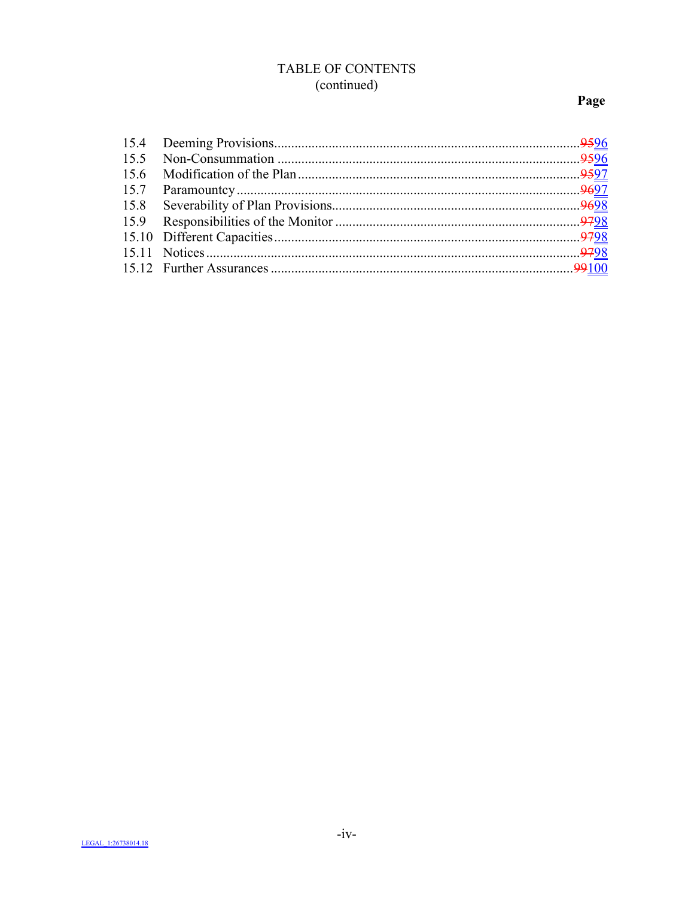TABLE OF CONTENTS
(continued)

| | | Page |
|---|---|---|
| 15.4 | Deeming Provisions | ~~95~~96 |
| 15.5 | Non-Consummation | ~~95~~96 |
| 15.6 | Modification of the Plan | ~~95~~97 |
| 15.7 | Paramountcy | ~~96~~97 |
| 15.8 | Severability of Plan Provisions | ~~96~~98 |
| 15.9 | Responsibilities of the Monitor | ~~97~~98 |
| 15.10 | Different Capacities | ~~97~~98 |
| 15.11 | Notices | ~~97~~98 |
| 15.12 | Further Assurances | ~~99~~100 |

LEGAL_1:26738014.18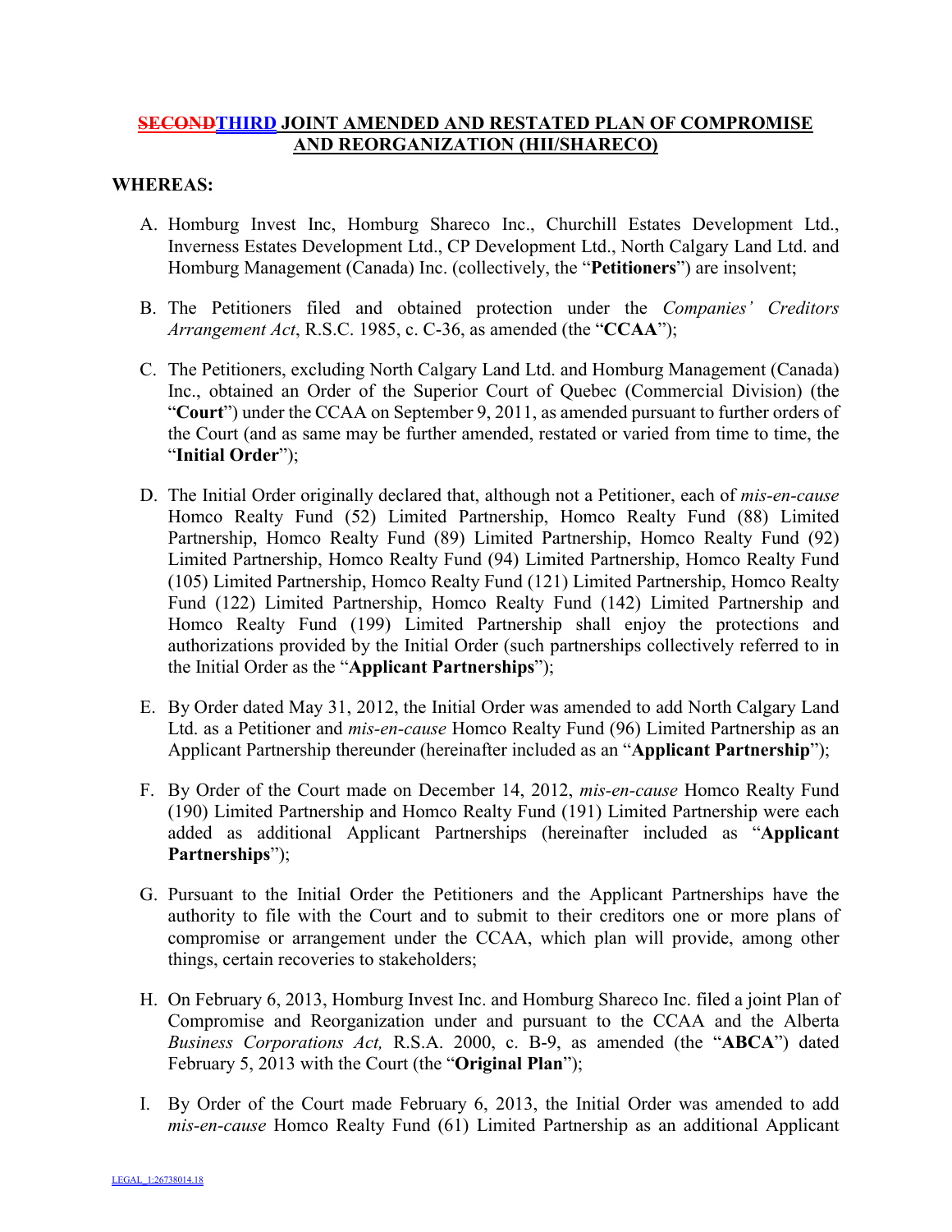# ~~SECOND~~THIRD JOINT AMENDED AND RESTATED PLAN OF COMPROMISE AND REORGANIZATION (HII/SHARECO)

**WHEREAS:**

A. Homburg Invest Inc, Homburg Shareco Inc., Churchill Estates Development Ltd., Inverness Estates Development Ltd., CP Development Ltd., North Calgary Land Ltd. and Homburg Management (Canada) Inc. (collectively, the "**Petitioners**") are insolvent;

B. The Petitioners filed and obtained protection under the *Companies' Creditors Arrangement Act*, R.S.C. 1985, c. C-36, as amended (the "**CCAA**");

C. The Petitioners, excluding North Calgary Land Ltd. and Homburg Management (Canada) Inc., obtained an Order of the Superior Court of Quebec (Commercial Division) (the "**Court**") under the CCAA on September 9, 2011, as amended pursuant to further orders of the Court (and as same may be further amended, restated or varied from time to time, the "**Initial Order**");

D. The Initial Order originally declared that, although not a Petitioner, each of *mis-en-cause* Homco Realty Fund (52) Limited Partnership, Homco Realty Fund (88) Limited Partnership, Homco Realty Fund (89) Limited Partnership, Homco Realty Fund (92) Limited Partnership, Homco Realty Fund (94) Limited Partnership, Homco Realty Fund (105) Limited Partnership, Homco Realty Fund (121) Limited Partnership, Homco Realty Fund (122) Limited Partnership, Homco Realty Fund (142) Limited Partnership and Homco Realty Fund (199) Limited Partnership shall enjoy the protections and authorizations provided by the Initial Order (such partnerships collectively referred to in the Initial Order as the "**Applicant Partnerships**");

E. By Order dated May 31, 2012, the Initial Order was amended to add North Calgary Land Ltd. as a Petitioner and *mis-en-cause* Homco Realty Fund (96) Limited Partnership as an Applicant Partnership thereunder (hereinafter included as an "**Applicant Partnership**");

F. By Order of the Court made on December 14, 2012, *mis-en-cause* Homco Realty Fund (190) Limited Partnership and Homco Realty Fund (191) Limited Partnership were each added as additional Applicant Partnerships (hereinafter included as "**Applicant Partnerships**");

G. Pursuant to the Initial Order the Petitioners and the Applicant Partnerships have the authority to file with the Court and to submit to their creditors one or more plans of compromise or arrangement under the CCAA, which plan will provide, among other things, certain recoveries to stakeholders;

H. On February 6, 2013, Homburg Invest Inc. and Homburg Shareco Inc. filed a joint Plan of Compromise and Reorganization under and pursuant to the CCAA and the Alberta *Business Corporations Act,* R.S.A. 2000, c. B-9, as amended (the "**ABCA**") dated February 5, 2013 with the Court (the "**Original Plan**");

I. By Order of the Court made February 6, 2013, the Initial Order was amended to add *mis-en-cause* Homco Realty Fund (61) Limited Partnership as an additional Applicant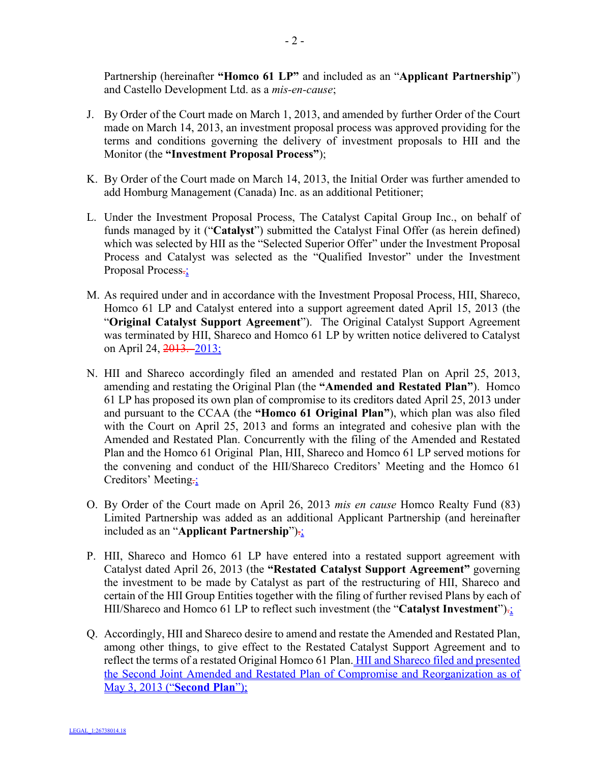Partnership (hereinafter **"Homco 61 LP"** and included as an "**Applicant Partnership**") and Castello Development Ltd. as a *mis-en-cause*;

J. By Order of the Court made on March 1, 2013, and amended by further Order of the Court made on March 14, 2013, an investment proposal process was approved providing for the terms and conditions governing the delivery of investment proposals to HII and the Monitor (the **"Investment Proposal Process"**);

K. By Order of the Court made on March 14, 2013, the Initial Order was further amended to add Homburg Management (Canada) Inc. as an additional Petitioner;

L. Under the Investment Proposal Process, The Catalyst Capital Group Inc., on behalf of funds managed by it ("**Catalyst**") submitted the Catalyst Final Offer (as herein defined) which was selected by HII as the "Selected Superior Offer" under the Investment Proposal Process and Catalyst was selected as the "Qualified Investor" under the Investment Proposal Process.;

M. As required under and in accordance with the Investment Proposal Process, HII, Shareco, Homco 61 LP and Catalyst entered into a support agreement dated April 15, 2013 (the "**Original Catalyst Support Agreement**"). The Original Catalyst Support Agreement was terminated by HII, Shareco and Homco 61 LP by written notice delivered to Catalyst on April 24, 2013. 2013;

N. HII and Shareco accordingly filed an amended and restated Plan on April 25, 2013, amending and restating the Original Plan (the **"Amended and Restated Plan"**). Homco 61 LP has proposed its own plan of compromise to its creditors dated April 25, 2013 under and pursuant to the CCAA (the **"Homco 61 Original Plan"**), which plan was also filed with the Court on April 25, 2013 and forms an integrated and cohesive plan with the Amended and Restated Plan. Concurrently with the filing of the Amended and Restated Plan and the Homco 61 Original Plan, HII, Shareco and Homco 61 LP served motions for the convening and conduct of the HII/Shareco Creditors' Meeting and the Homco 61 Creditors' Meeting.;

O. By Order of the Court made on April 26, 2013 *mis en cause* Homco Realty Fund (83) Limited Partnership was added as an additional Applicant Partnership (and hereinafter included as an "**Applicant Partnership**").;

P. HII, Shareco and Homco 61 LP have entered into a restated support agreement with Catalyst dated April 26, 2013 (the **"Restated Catalyst Support Agreement"** governing the investment to be made by Catalyst as part of the restructuring of HII, Shareco and certain of the HII Group Entities together with the filing of further revised Plans by each of HII/Shareco and Homco 61 LP to reflect such investment (the "**Catalyst Investment**").;

Q. Accordingly, HII and Shareco desire to amend and restate the Amended and Restated Plan, among other things, to give effect to the Restated Catalyst Support Agreement and to reflect the terms of a restated Original Homco 61 Plan. HII and Shareco filed and presented the Second Joint Amended and Restated Plan of Compromise and Reorganization as of May 3, 2013 ("**Second Plan**");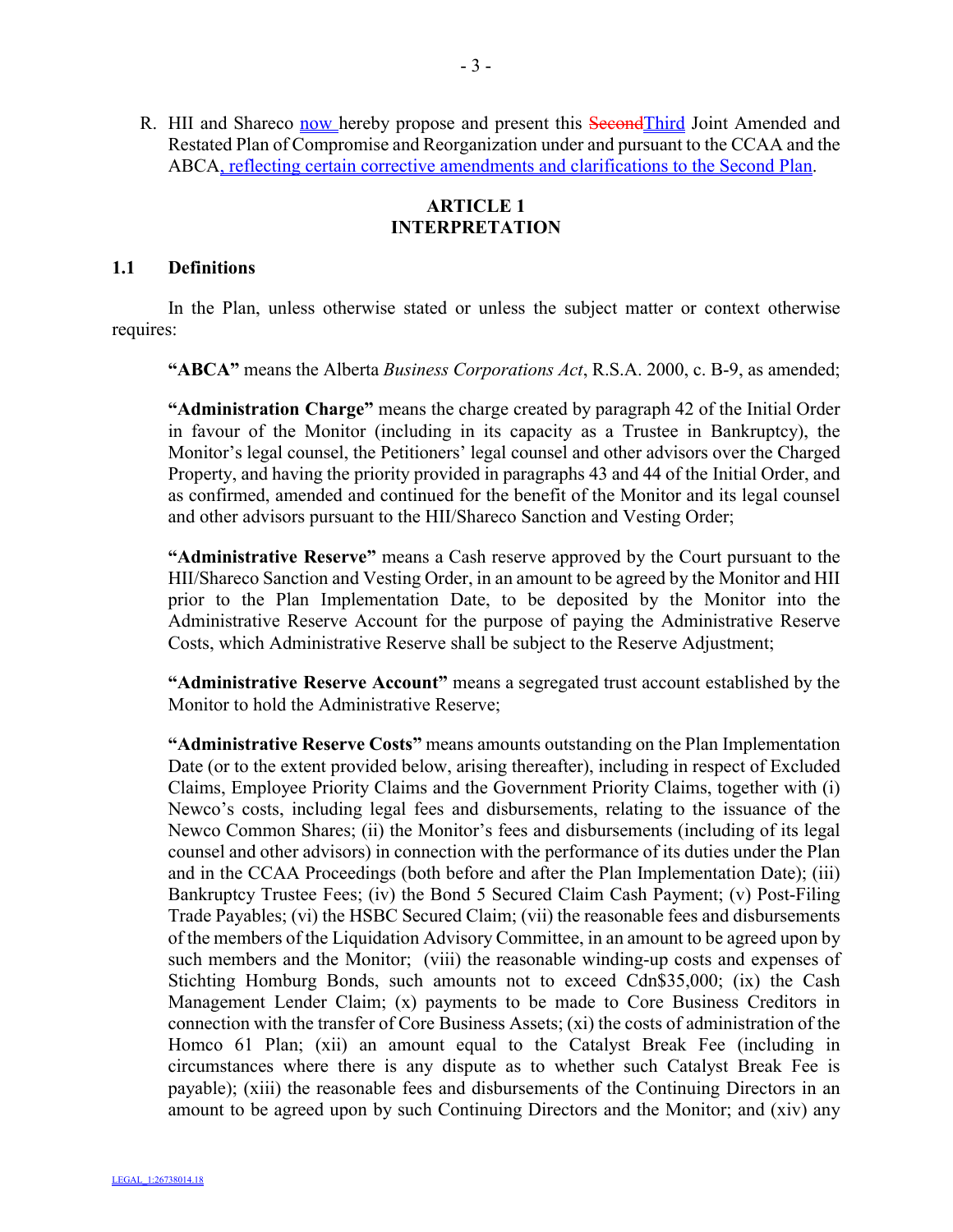R. HII and Shareco now hereby propose and present this ~~Second~~Third Joint Amended and Restated Plan of Compromise and Reorganization under and pursuant to the CCAA and the ABCA, reflecting certain corrective amendments and clarifications to the Second Plan.

## ARTICLE 1
## INTERPRETATION

### 1.1 Definitions

In the Plan, unless otherwise stated or unless the subject matter or context otherwise requires:

**"ABCA"** means the Alberta *Business Corporations Act*, R.S.A. 2000, c. B-9, as amended;

**"Administration Charge"** means the charge created by paragraph 42 of the Initial Order in favour of the Monitor (including in its capacity as a Trustee in Bankruptcy), the Monitor's legal counsel, the Petitioners' legal counsel and other advisors over the Charged Property, and having the priority provided in paragraphs 43 and 44 of the Initial Order, and as confirmed, amended and continued for the benefit of the Monitor and its legal counsel and other advisors pursuant to the HII/Shareco Sanction and Vesting Order;

**"Administrative Reserve"** means a Cash reserve approved by the Court pursuant to the HII/Shareco Sanction and Vesting Order, in an amount to be agreed by the Monitor and HII prior to the Plan Implementation Date, to be deposited by the Monitor into the Administrative Reserve Account for the purpose of paying the Administrative Reserve Costs, which Administrative Reserve shall be subject to the Reserve Adjustment;

**"Administrative Reserve Account"** means a segregated trust account established by the Monitor to hold the Administrative Reserve;

**"Administrative Reserve Costs"** means amounts outstanding on the Plan Implementation Date (or to the extent provided below, arising thereafter), including in respect of Excluded Claims, Employee Priority Claims and the Government Priority Claims, together with (i) Newco's costs, including legal fees and disbursements, relating to the issuance of the Newco Common Shares; (ii) the Monitor's fees and disbursements (including of its legal counsel and other advisors) in connection with the performance of its duties under the Plan and in the CCAA Proceedings (both before and after the Plan Implementation Date); (iii) Bankruptcy Trustee Fees; (iv) the Bond 5 Secured Claim Cash Payment; (v) Post-Filing Trade Payables; (vi) the HSBC Secured Claim; (vii) the reasonable fees and disbursements of the members of the Liquidation Advisory Committee, in an amount to be agreed upon by such members and the Monitor; (viii) the reasonable winding-up costs and expenses of Stichting Homburg Bonds, such amounts not to exceed Cdn$35,000; (ix) the Cash Management Lender Claim; (x) payments to be made to Core Business Creditors in connection with the transfer of Core Business Assets; (xi) the costs of administration of the Homco 61 Plan; (xii) an amount equal to the Catalyst Break Fee (including in circumstances where there is any dispute as to whether such Catalyst Break Fee is payable); (xiii) the reasonable fees and disbursements of the Continuing Directors in an amount to be agreed upon by such Continuing Directors and the Monitor; and (xiv) any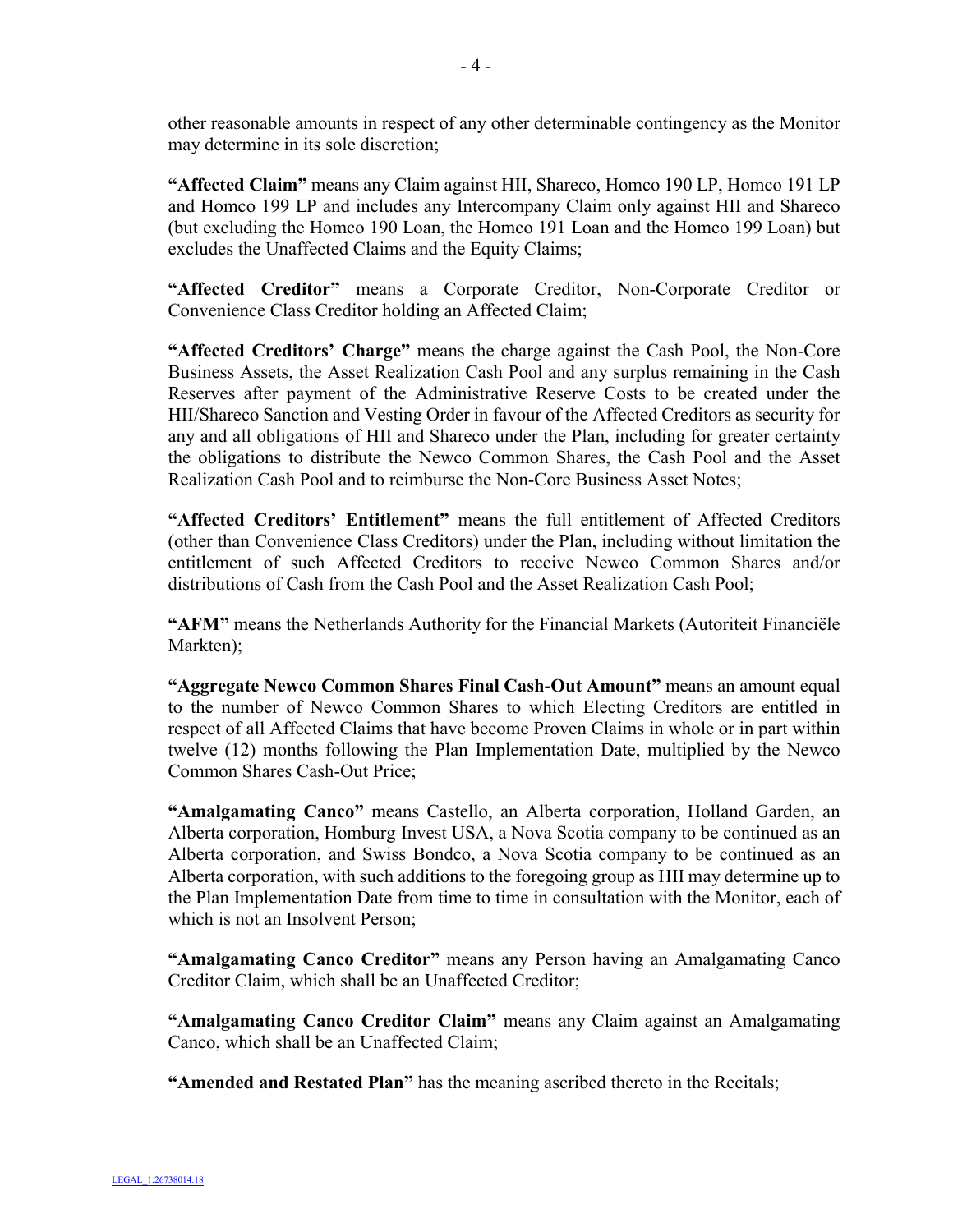other reasonable amounts in respect of any other determinable contingency as the Monitor may determine in its sole discretion;

**"Affected Claim"** means any Claim against HII, Shareco, Homco 190 LP, Homco 191 LP and Homco 199 LP and includes any Intercompany Claim only against HII and Shareco (but excluding the Homco 190 Loan, the Homco 191 Loan and the Homco 199 Loan) but excludes the Unaffected Claims and the Equity Claims;

**"Affected Creditor"** means a Corporate Creditor, Non-Corporate Creditor or Convenience Class Creditor holding an Affected Claim;

**"Affected Creditors' Charge"** means the charge against the Cash Pool, the Non-Core Business Assets, the Asset Realization Cash Pool and any surplus remaining in the Cash Reserves after payment of the Administrative Reserve Costs to be created under the HII/Shareco Sanction and Vesting Order in favour of the Affected Creditors as security for any and all obligations of HII and Shareco under the Plan, including for greater certainty the obligations to distribute the Newco Common Shares, the Cash Pool and the Asset Realization Cash Pool and to reimburse the Non-Core Business Asset Notes;

**"Affected Creditors' Entitlement"** means the full entitlement of Affected Creditors (other than Convenience Class Creditors) under the Plan, including without limitation the entitlement of such Affected Creditors to receive Newco Common Shares and/or distributions of Cash from the Cash Pool and the Asset Realization Cash Pool;

**"AFM"** means the Netherlands Authority for the Financial Markets (Autoriteit Financiële Markten);

**"Aggregate Newco Common Shares Final Cash-Out Amount"** means an amount equal to the number of Newco Common Shares to which Electing Creditors are entitled in respect of all Affected Claims that have become Proven Claims in whole or in part within twelve (12) months following the Plan Implementation Date, multiplied by the Newco Common Shares Cash-Out Price;

**"Amalgamating Canco"** means Castello, an Alberta corporation, Holland Garden, an Alberta corporation, Homburg Invest USA, a Nova Scotia company to be continued as an Alberta corporation, and Swiss Bondco, a Nova Scotia company to be continued as an Alberta corporation, with such additions to the foregoing group as HII may determine up to the Plan Implementation Date from time to time in consultation with the Monitor, each of which is not an Insolvent Person;

**"Amalgamating Canco Creditor"** means any Person having an Amalgamating Canco Creditor Claim, which shall be an Unaffected Creditor;

**"Amalgamating Canco Creditor Claim"** means any Claim against an Amalgamating Canco, which shall be an Unaffected Claim;

**"Amended and Restated Plan"** has the meaning ascribed thereto in the Recitals;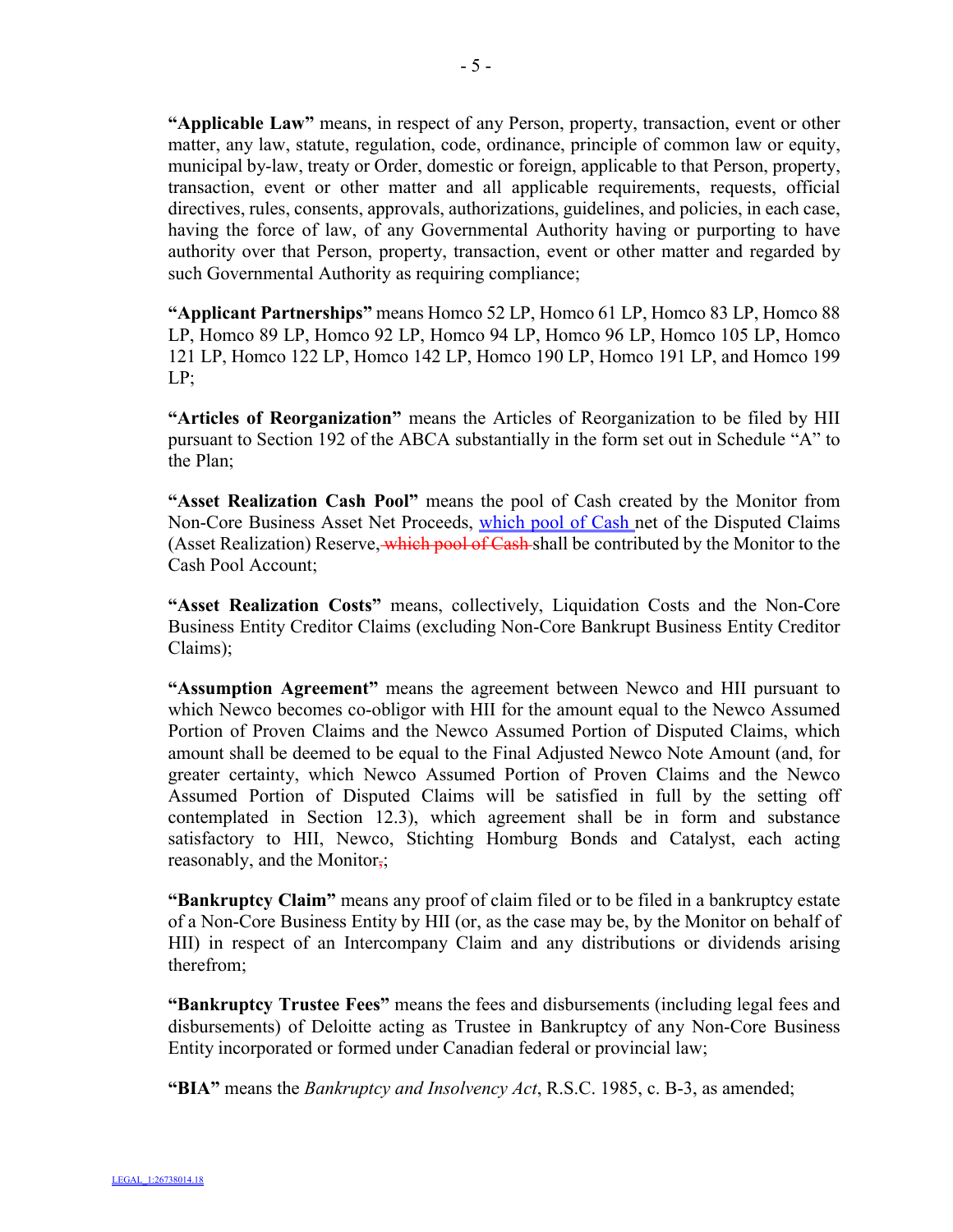**"Applicable Law"** means, in respect of any Person, property, transaction, event or other matter, any law, statute, regulation, code, ordinance, principle of common law or equity, municipal by-law, treaty or Order, domestic or foreign, applicable to that Person, property, transaction, event or other matter and all applicable requirements, requests, official directives, rules, consents, approvals, authorizations, guidelines, and policies, in each case, having the force of law, of any Governmental Authority having or purporting to have authority over that Person, property, transaction, event or other matter and regarded by such Governmental Authority as requiring compliance;

**"Applicant Partnerships"** means Homco 52 LP, Homco 61 LP, Homco 83 LP, Homco 88 LP, Homco 89 LP, Homco 92 LP, Homco 94 LP, Homco 96 LP, Homco 105 LP, Homco 121 LP, Homco 122 LP, Homco 142 LP, Homco 190 LP, Homco 191 LP, and Homco 199 LP;

**"Articles of Reorganization"** means the Articles of Reorganization to be filed by HII pursuant to Section 192 of the ABCA substantially in the form set out in Schedule "A" to the Plan;

**"Asset Realization Cash Pool"** means the pool of Cash created by the Monitor from Non-Core Business Asset Net Proceeds, which pool of Cash net of the Disputed Claims (Asset Realization) Reserve, ~~which pool of Cash~~ shall be contributed by the Monitor to the Cash Pool Account;

**"Asset Realization Costs"** means, collectively, Liquidation Costs and the Non-Core Business Entity Creditor Claims (excluding Non-Core Bankrupt Business Entity Creditor Claims);

**"Assumption Agreement"** means the agreement between Newco and HII pursuant to which Newco becomes co-obligor with HII for the amount equal to the Newco Assumed Portion of Proven Claims and the Newco Assumed Portion of Disputed Claims, which amount shall be deemed to be equal to the Final Adjusted Newco Note Amount (and, for greater certainty, which Newco Assumed Portion of Proven Claims and the Newco Assumed Portion of Disputed Claims will be satisfied in full by the setting off contemplated in Section 12.3), which agreement shall be in form and substance satisfactory to HII, Newco, Stichting Homburg Bonds and Catalyst, each acting reasonably, and the Monitor~~,~~;

**"Bankruptcy Claim"** means any proof of claim filed or to be filed in a bankruptcy estate of a Non-Core Business Entity by HII (or, as the case may be, by the Monitor on behalf of HII) in respect of an Intercompany Claim and any distributions or dividends arising therefrom;

**"Bankruptcy Trustee Fees"** means the fees and disbursements (including legal fees and disbursements) of Deloitte acting as Trustee in Bankruptcy of any Non-Core Business Entity incorporated or formed under Canadian federal or provincial law;

**"BIA"** means the *Bankruptcy and Insolvency Act*, R.S.C. 1985, c. B-3, as amended;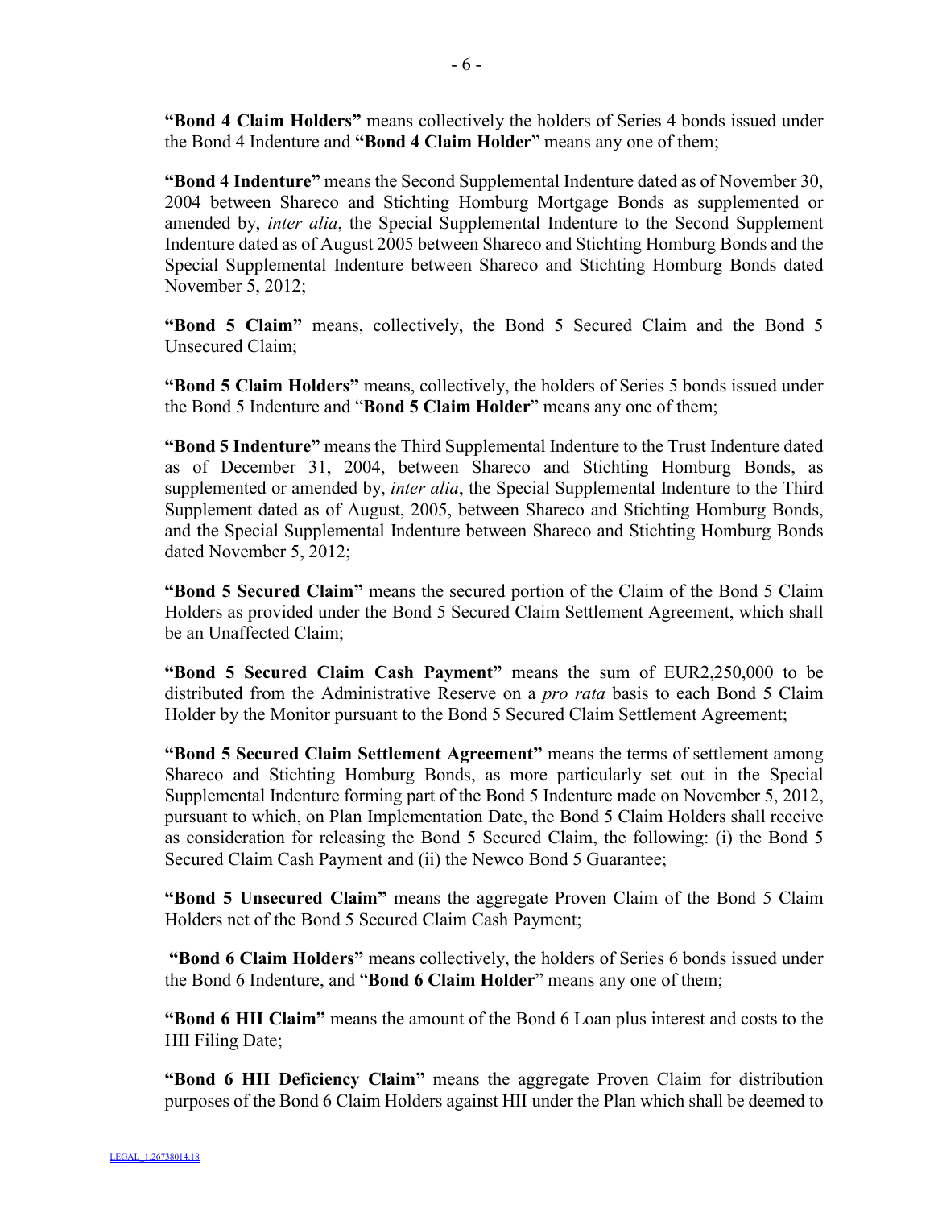**"Bond 4 Claim Holders"** means collectively the holders of Series 4 bonds issued under the Bond 4 Indenture and **"Bond 4 Claim Holder"** means any one of them;

**"Bond 4 Indenture"** means the Second Supplemental Indenture dated as of November 30, 2004 between Shareco and Stichting Homburg Mortgage Bonds as supplemented or amended by, *inter alia*, the Special Supplemental Indenture to the Second Supplement Indenture dated as of August 2005 between Shareco and Stichting Homburg Bonds and the Special Supplemental Indenture between Shareco and Stichting Homburg Bonds dated November 5, 2012;

**"Bond 5 Claim"** means, collectively, the Bond 5 Secured Claim and the Bond 5 Unsecured Claim;

**"Bond 5 Claim Holders"** means, collectively, the holders of Series 5 bonds issued under the Bond 5 Indenture and "**Bond 5 Claim Holder**" means any one of them;

**"Bond 5 Indenture"** means the Third Supplemental Indenture to the Trust Indenture dated as of December 31, 2004, between Shareco and Stichting Homburg Bonds, as supplemented or amended by, *inter alia*, the Special Supplemental Indenture to the Third Supplement dated as of August, 2005, between Shareco and Stichting Homburg Bonds, and the Special Supplemental Indenture between Shareco and Stichting Homburg Bonds dated November 5, 2012;

**"Bond 5 Secured Claim"** means the secured portion of the Claim of the Bond 5 Claim Holders as provided under the Bond 5 Secured Claim Settlement Agreement, which shall be an Unaffected Claim;

**"Bond 5 Secured Claim Cash Payment"** means the sum of EUR2,250,000 to be distributed from the Administrative Reserve on a *pro rata* basis to each Bond 5 Claim Holder by the Monitor pursuant to the Bond 5 Secured Claim Settlement Agreement;

**"Bond 5 Secured Claim Settlement Agreement"** means the terms of settlement among Shareco and Stichting Homburg Bonds, as more particularly set out in the Special Supplemental Indenture forming part of the Bond 5 Indenture made on November 5, 2012, pursuant to which, on Plan Implementation Date, the Bond 5 Claim Holders shall receive as consideration for releasing the Bond 5 Secured Claim, the following: (i) the Bond 5 Secured Claim Cash Payment and (ii) the Newco Bond 5 Guarantee;

**"Bond 5 Unsecured Claim"** means the aggregate Proven Claim of the Bond 5 Claim Holders net of the Bond 5 Secured Claim Cash Payment;

**"Bond 6 Claim Holders"** means collectively, the holders of Series 6 bonds issued under the Bond 6 Indenture, and "**Bond 6 Claim Holder**" means any one of them;

**"Bond 6 HII Claim"** means the amount of the Bond 6 Loan plus interest and costs to the HII Filing Date;

**"Bond 6 HII Deficiency Claim"** means the aggregate Proven Claim for distribution purposes of the Bond 6 Claim Holders against HII under the Plan which shall be deemed to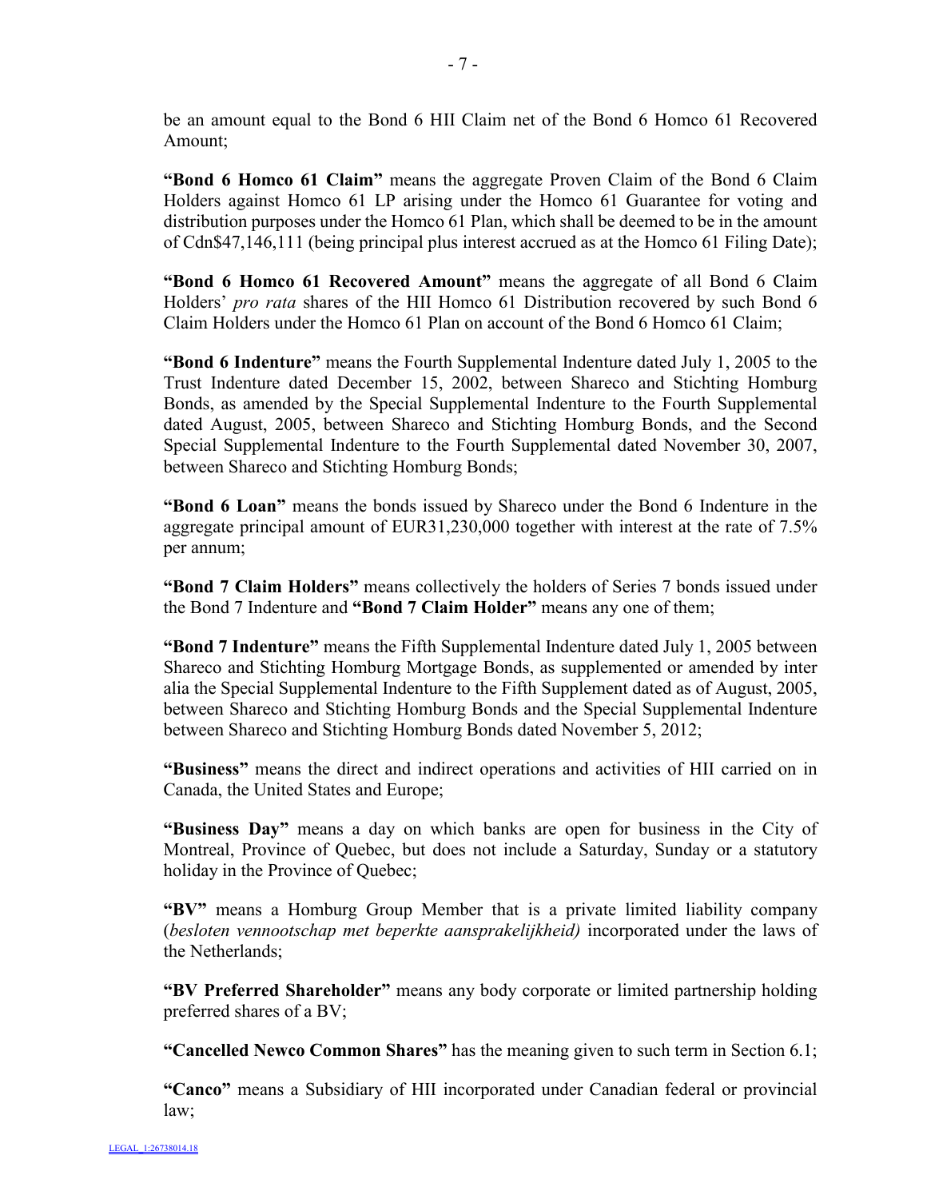be an amount equal to the Bond 6 HII Claim net of the Bond 6 Homco 61 Recovered Amount;

**"Bond 6 Homco 61 Claim"** means the aggregate Proven Claim of the Bond 6 Claim Holders against Homco 61 LP arising under the Homco 61 Guarantee for voting and distribution purposes under the Homco 61 Plan, which shall be deemed to be in the amount of Cdn$47,146,111 (being principal plus interest accrued as at the Homco 61 Filing Date);

**"Bond 6 Homco 61 Recovered Amount"** means the aggregate of all Bond 6 Claim Holders' *pro rata* shares of the HII Homco 61 Distribution recovered by such Bond 6 Claim Holders under the Homco 61 Plan on account of the Bond 6 Homco 61 Claim;

**"Bond 6 Indenture"** means the Fourth Supplemental Indenture dated July 1, 2005 to the Trust Indenture dated December 15, 2002, between Shareco and Stichting Homburg Bonds, as amended by the Special Supplemental Indenture to the Fourth Supplemental dated August, 2005, between Shareco and Stichting Homburg Bonds, and the Second Special Supplemental Indenture to the Fourth Supplemental dated November 30, 2007, between Shareco and Stichting Homburg Bonds;

**"Bond 6 Loan"** means the bonds issued by Shareco under the Bond 6 Indenture in the aggregate principal amount of EUR31,230,000 together with interest at the rate of 7.5% per annum;

**"Bond 7 Claim Holders"** means collectively the holders of Series 7 bonds issued under the Bond 7 Indenture and **"Bond 7 Claim Holder"** means any one of them;

**"Bond 7 Indenture"** means the Fifth Supplemental Indenture dated July 1, 2005 between Shareco and Stichting Homburg Mortgage Bonds, as supplemented or amended by inter alia the Special Supplemental Indenture to the Fifth Supplement dated as of August, 2005, between Shareco and Stichting Homburg Bonds and the Special Supplemental Indenture between Shareco and Stichting Homburg Bonds dated November 5, 2012;

**"Business"** means the direct and indirect operations and activities of HII carried on in Canada, the United States and Europe;

**"Business Day"** means a day on which banks are open for business in the City of Montreal, Province of Quebec, but does not include a Saturday, Sunday or a statutory holiday in the Province of Quebec;

**"BV"** means a Homburg Group Member that is a private limited liability company (*besloten vennootschap met beperkte aansprakelijkheid)* incorporated under the laws of the Netherlands;

**"BV Preferred Shareholder"** means any body corporate or limited partnership holding preferred shares of a BV;

**"Cancelled Newco Common Shares"** has the meaning given to such term in Section 6.1;

**"Canco"** means a Subsidiary of HII incorporated under Canadian federal or provincial law;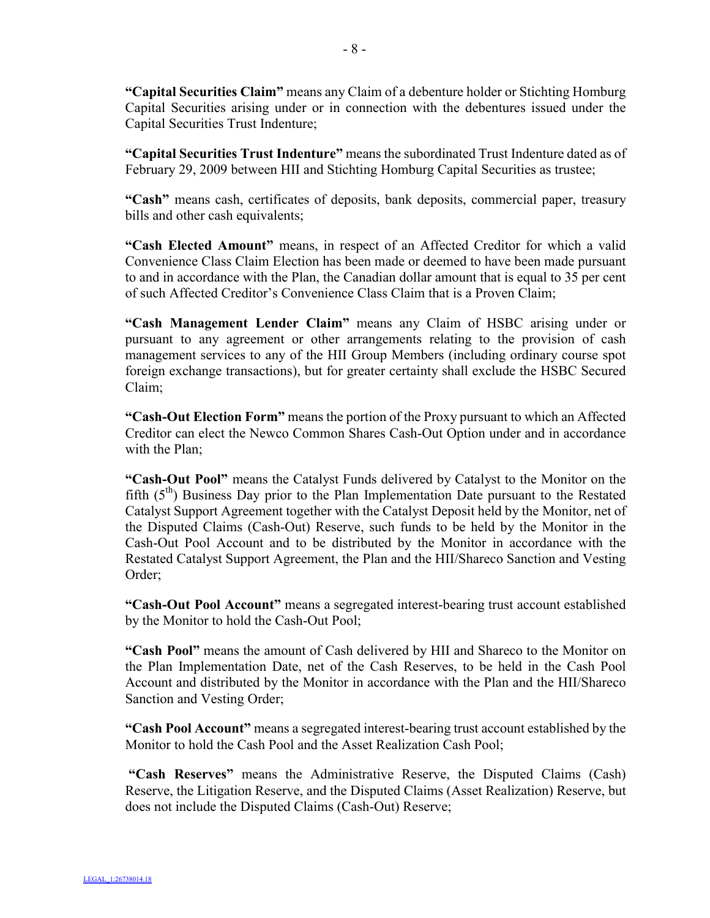**"Capital Securities Claim"** means any Claim of a debenture holder or Stichting Homburg Capital Securities arising under or in connection with the debentures issued under the Capital Securities Trust Indenture;

**"Capital Securities Trust Indenture"** means the subordinated Trust Indenture dated as of February 29, 2009 between HII and Stichting Homburg Capital Securities as trustee;

**"Cash"** means cash, certificates of deposits, bank deposits, commercial paper, treasury bills and other cash equivalents;

**"Cash Elected Amount"** means, in respect of an Affected Creditor for which a valid Convenience Class Claim Election has been made or deemed to have been made pursuant to and in accordance with the Plan, the Canadian dollar amount that is equal to 35 per cent of such Affected Creditor's Convenience Class Claim that is a Proven Claim;

**"Cash Management Lender Claim"** means any Claim of HSBC arising under or pursuant to any agreement or other arrangements relating to the provision of cash management services to any of the HII Group Members (including ordinary course spot foreign exchange transactions), but for greater certainty shall exclude the HSBC Secured Claim;

**"Cash-Out Election Form"** means the portion of the Proxy pursuant to which an Affected Creditor can elect the Newco Common Shares Cash-Out Option under and in accordance with the Plan;

**"Cash-Out Pool"** means the Catalyst Funds delivered by Catalyst to the Monitor on the fifth (5th) Business Day prior to the Plan Implementation Date pursuant to the Restated Catalyst Support Agreement together with the Catalyst Deposit held by the Monitor, net of the Disputed Claims (Cash-Out) Reserve, such funds to be held by the Monitor in the Cash-Out Pool Account and to be distributed by the Monitor in accordance with the Restated Catalyst Support Agreement, the Plan and the HII/Shareco Sanction and Vesting Order;

**"Cash-Out Pool Account"** means a segregated interest-bearing trust account established by the Monitor to hold the Cash-Out Pool;

**"Cash Pool"** means the amount of Cash delivered by HII and Shareco to the Monitor on the Plan Implementation Date, net of the Cash Reserves, to be held in the Cash Pool Account and distributed by the Monitor in accordance with the Plan and the HII/Shareco Sanction and Vesting Order;

**"Cash Pool Account"** means a segregated interest-bearing trust account established by the Monitor to hold the Cash Pool and the Asset Realization Cash Pool;

**"Cash Reserves"** means the Administrative Reserve, the Disputed Claims (Cash) Reserve, the Litigation Reserve, and the Disputed Claims (Asset Realization) Reserve, but does not include the Disputed Claims (Cash-Out) Reserve;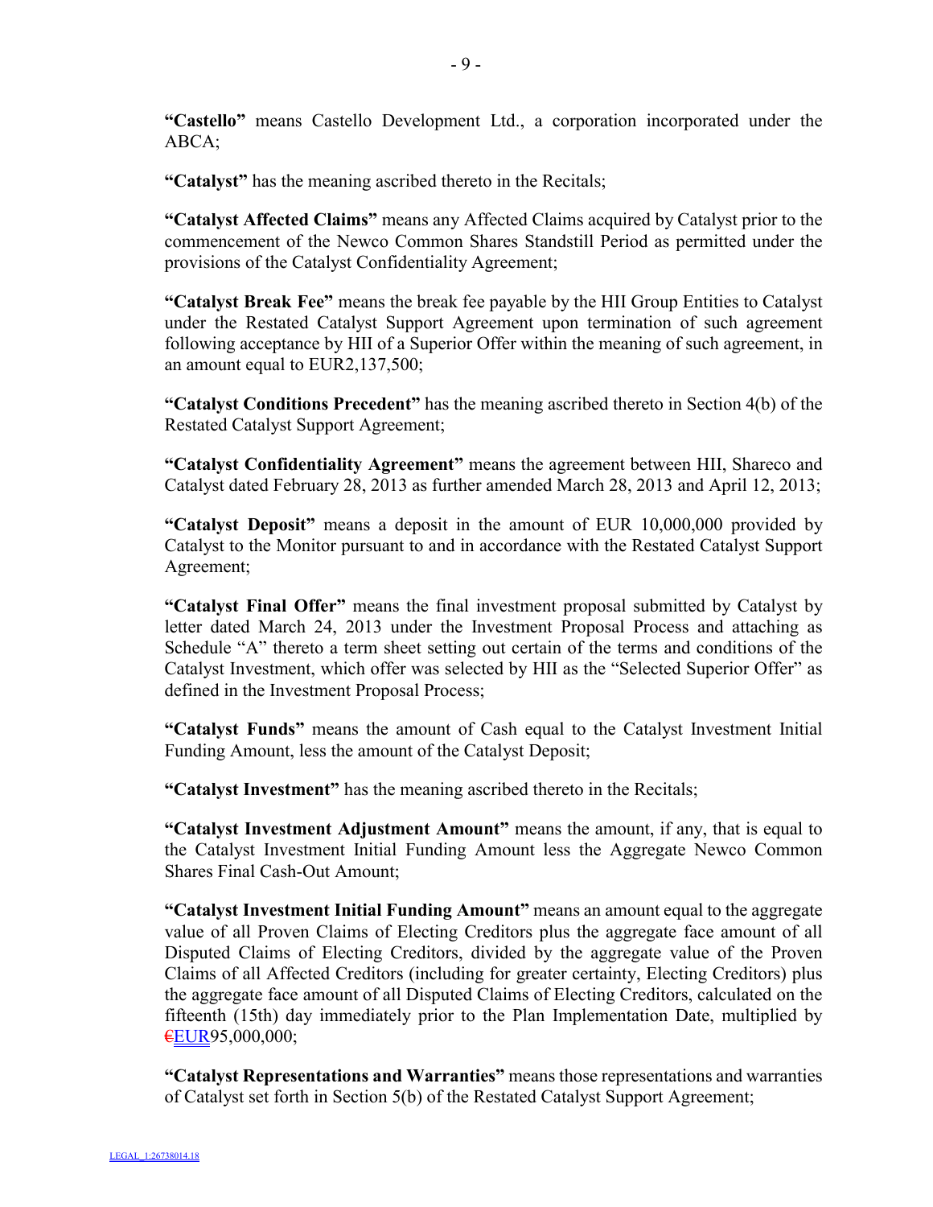**"Castello"** means Castello Development Ltd., a corporation incorporated under the ABCA;

**"Catalyst"** has the meaning ascribed thereto in the Recitals;

**"Catalyst Affected Claims"** means any Affected Claims acquired by Catalyst prior to the commencement of the Newco Common Shares Standstill Period as permitted under the provisions of the Catalyst Confidentiality Agreement;

**"Catalyst Break Fee"** means the break fee payable by the HII Group Entities to Catalyst under the Restated Catalyst Support Agreement upon termination of such agreement following acceptance by HII of a Superior Offer within the meaning of such agreement, in an amount equal to EUR2,137,500;

**"Catalyst Conditions Precedent"** has the meaning ascribed thereto in Section 4(b) of the Restated Catalyst Support Agreement;

**"Catalyst Confidentiality Agreement"** means the agreement between HII, Shareco and Catalyst dated February 28, 2013 as further amended March 28, 2013 and April 12, 2013;

**"Catalyst Deposit"** means a deposit in the amount of EUR 10,000,000 provided by Catalyst to the Monitor pursuant to and in accordance with the Restated Catalyst Support Agreement;

**"Catalyst Final Offer"** means the final investment proposal submitted by Catalyst by letter dated March 24, 2013 under the Investment Proposal Process and attaching as Schedule "A" thereto a term sheet setting out certain of the terms and conditions of the Catalyst Investment, which offer was selected by HII as the "Selected Superior Offer" as defined in the Investment Proposal Process;

**"Catalyst Funds"** means the amount of Cash equal to the Catalyst Investment Initial Funding Amount, less the amount of the Catalyst Deposit;

**"Catalyst Investment"** has the meaning ascribed thereto in the Recitals;

**"Catalyst Investment Adjustment Amount"** means the amount, if any, that is equal to the Catalyst Investment Initial Funding Amount less the Aggregate Newco Common Shares Final Cash-Out Amount;

**"Catalyst Investment Initial Funding Amount"** means an amount equal to the aggregate value of all Proven Claims of Electing Creditors plus the aggregate face amount of all Disputed Claims of Electing Creditors, divided by the aggregate value of the Proven Claims of all Affected Creditors (including for greater certainty, Electing Creditors) plus the aggregate face amount of all Disputed Claims of Electing Creditors, calculated on the fifteenth (15th) day immediately prior to the Plan Implementation Date, multiplied by ~~€~~EUR95,000,000;

**"Catalyst Representations and Warranties"** means those representations and warranties of Catalyst set forth in Section 5(b) of the Restated Catalyst Support Agreement;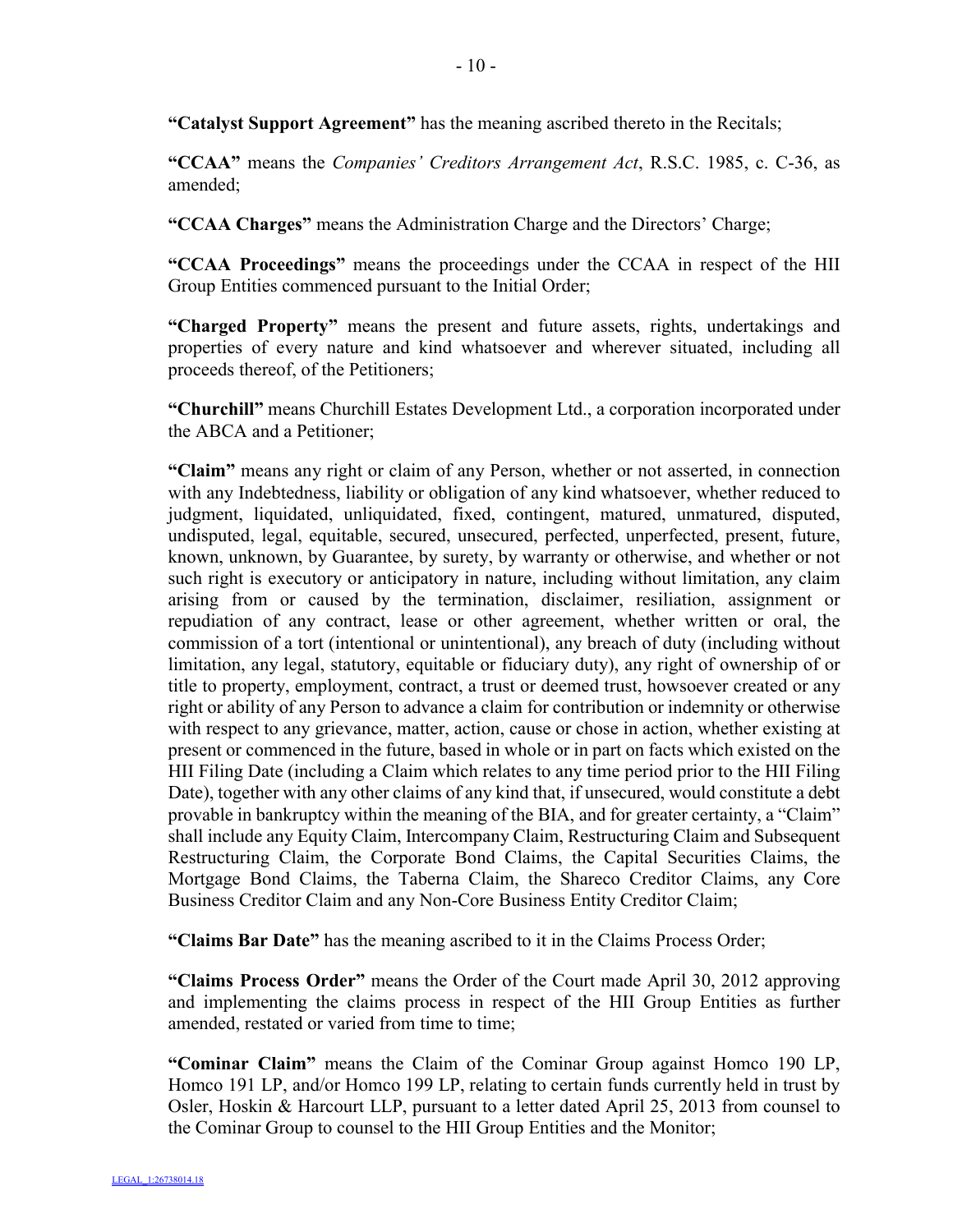**"Catalyst Support Agreement"** has the meaning ascribed thereto in the Recitals;

**"CCAA"** means the *Companies' Creditors Arrangement Act*, R.S.C. 1985, c. C-36, as amended;

**"CCAA Charges"** means the Administration Charge and the Directors' Charge;

**"CCAA Proceedings"** means the proceedings under the CCAA in respect of the HII Group Entities commenced pursuant to the Initial Order;

**"Charged Property"** means the present and future assets, rights, undertakings and properties of every nature and kind whatsoever and wherever situated, including all proceeds thereof, of the Petitioners;

**"Churchill"** means Churchill Estates Development Ltd., a corporation incorporated under the ABCA and a Petitioner;

**"Claim"** means any right or claim of any Person, whether or not asserted, in connection with any Indebtedness, liability or obligation of any kind whatsoever, whether reduced to judgment, liquidated, unliquidated, fixed, contingent, matured, unmatured, disputed, undisputed, legal, equitable, secured, unsecured, perfected, unperfected, present, future, known, unknown, by Guarantee, by surety, by warranty or otherwise, and whether or not such right is executory or anticipatory in nature, including without limitation, any claim arising from or caused by the termination, disclaimer, resiliation, assignment or repudiation of any contract, lease or other agreement, whether written or oral, the commission of a tort (intentional or unintentional), any breach of duty (including without limitation, any legal, statutory, equitable or fiduciary duty), any right of ownership of or title to property, employment, contract, a trust or deemed trust, howsoever created or any right or ability of any Person to advance a claim for contribution or indemnity or otherwise with respect to any grievance, matter, action, cause or chose in action, whether existing at present or commenced in the future, based in whole or in part on facts which existed on the HII Filing Date (including a Claim which relates to any time period prior to the HII Filing Date), together with any other claims of any kind that, if unsecured, would constitute a debt provable in bankruptcy within the meaning of the BIA, and for greater certainty, a "Claim" shall include any Equity Claim, Intercompany Claim, Restructuring Claim and Subsequent Restructuring Claim, the Corporate Bond Claims, the Capital Securities Claims, the Mortgage Bond Claims, the Taberna Claim, the Shareco Creditor Claims, any Core Business Creditor Claim and any Non-Core Business Entity Creditor Claim;

**"Claims Bar Date"** has the meaning ascribed to it in the Claims Process Order;

**"Claims Process Order"** means the Order of the Court made April 30, 2012 approving and implementing the claims process in respect of the HII Group Entities as further amended, restated or varied from time to time;

**"Cominar Claim"** means the Claim of the Cominar Group against Homco 190 LP, Homco 191 LP, and/or Homco 199 LP, relating to certain funds currently held in trust by Osler, Hoskin & Harcourt LLP, pursuant to a letter dated April 25, 2013 from counsel to the Cominar Group to counsel to the HII Group Entities and the Monitor;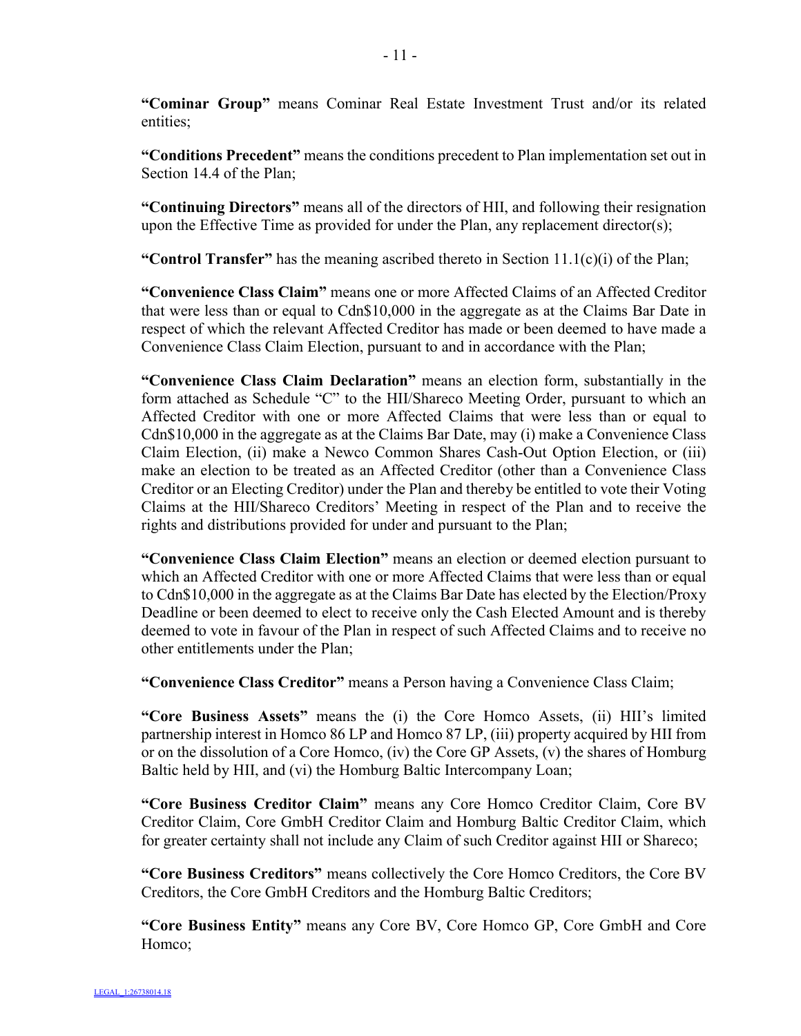**"Cominar Group"** means Cominar Real Estate Investment Trust and/or its related entities;

**"Conditions Precedent"** means the conditions precedent to Plan implementation set out in Section 14.4 of the Plan;

**"Continuing Directors"** means all of the directors of HII, and following their resignation upon the Effective Time as provided for under the Plan, any replacement director(s);

**"Control Transfer"** has the meaning ascribed thereto in Section 11.1(c)(i) of the Plan;

**"Convenience Class Claim"** means one or more Affected Claims of an Affected Creditor that were less than or equal to Cdn$10,000 in the aggregate as at the Claims Bar Date in respect of which the relevant Affected Creditor has made or been deemed to have made a Convenience Class Claim Election, pursuant to and in accordance with the Plan;

**"Convenience Class Claim Declaration"** means an election form, substantially in the form attached as Schedule "C" to the HII/Shareco Meeting Order, pursuant to which an Affected Creditor with one or more Affected Claims that were less than or equal to Cdn$10,000 in the aggregate as at the Claims Bar Date, may (i) make a Convenience Class Claim Election, (ii) make a Newco Common Shares Cash-Out Option Election, or (iii) make an election to be treated as an Affected Creditor (other than a Convenience Class Creditor or an Electing Creditor) under the Plan and thereby be entitled to vote their Voting Claims at the HII/Shareco Creditors' Meeting in respect of the Plan and to receive the rights and distributions provided for under and pursuant to the Plan;

**"Convenience Class Claim Election"** means an election or deemed election pursuant to which an Affected Creditor with one or more Affected Claims that were less than or equal to Cdn$10,000 in the aggregate as at the Claims Bar Date has elected by the Election/Proxy Deadline or been deemed to elect to receive only the Cash Elected Amount and is thereby deemed to vote in favour of the Plan in respect of such Affected Claims and to receive no other entitlements under the Plan;

**"Convenience Class Creditor"** means a Person having a Convenience Class Claim;

**"Core Business Assets"** means the (i) the Core Homco Assets, (ii) HII's limited partnership interest in Homco 86 LP and Homco 87 LP, (iii) property acquired by HII from or on the dissolution of a Core Homco, (iv) the Core GP Assets, (v) the shares of Homburg Baltic held by HII, and (vi) the Homburg Baltic Intercompany Loan;

**"Core Business Creditor Claim"** means any Core Homco Creditor Claim, Core BV Creditor Claim, Core GmbH Creditor Claim and Homburg Baltic Creditor Claim, which for greater certainty shall not include any Claim of such Creditor against HII or Shareco;

**"Core Business Creditors"** means collectively the Core Homco Creditors, the Core BV Creditors, the Core GmbH Creditors and the Homburg Baltic Creditors;

**"Core Business Entity"** means any Core BV, Core Homco GP, Core GmbH and Core Homco;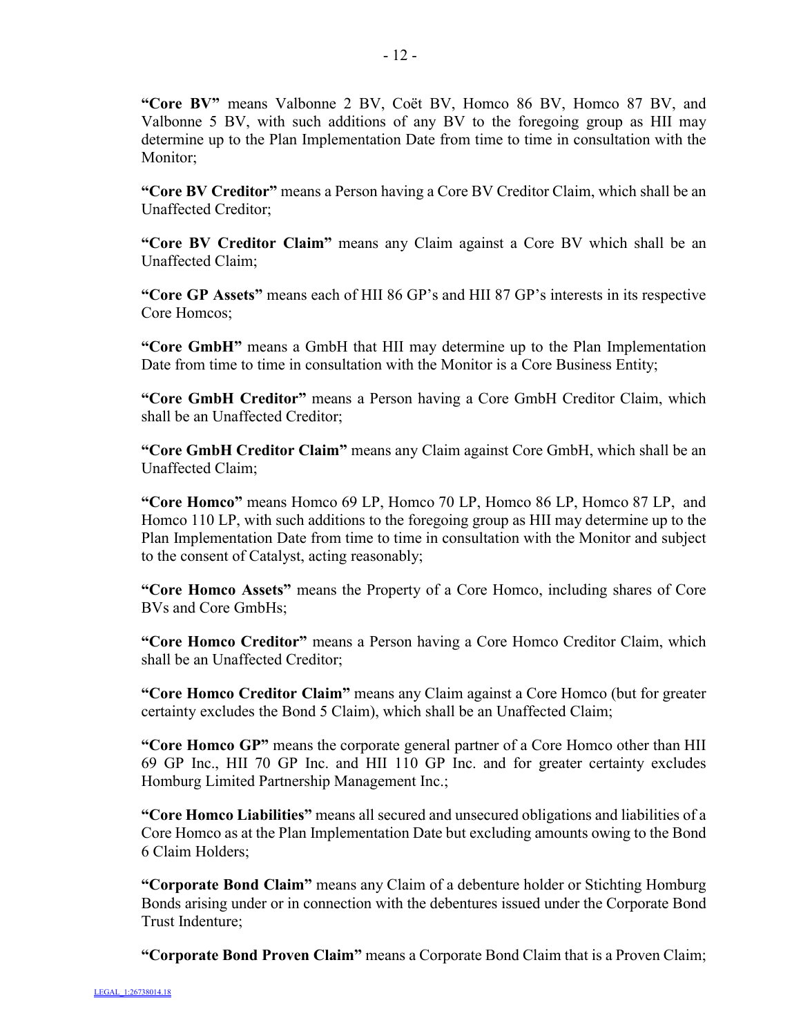**"Core BV"** means Valbonne 2 BV, Coët BV, Homco 86 BV, Homco 87 BV, and Valbonne 5 BV, with such additions of any BV to the foregoing group as HII may determine up to the Plan Implementation Date from time to time in consultation with the Monitor;

**"Core BV Creditor"** means a Person having a Core BV Creditor Claim, which shall be an Unaffected Creditor;

**"Core BV Creditor Claim"** means any Claim against a Core BV which shall be an Unaffected Claim;

**"Core GP Assets"** means each of HII 86 GP's and HII 87 GP's interests in its respective Core Homcos;

**"Core GmbH"** means a GmbH that HII may determine up to the Plan Implementation Date from time to time in consultation with the Monitor is a Core Business Entity;

**"Core GmbH Creditor"** means a Person having a Core GmbH Creditor Claim, which shall be an Unaffected Creditor;

**"Core GmbH Creditor Claim"** means any Claim against Core GmbH, which shall be an Unaffected Claim;

**"Core Homco"** means Homco 69 LP, Homco 70 LP, Homco 86 LP, Homco 87 LP, and Homco 110 LP, with such additions to the foregoing group as HII may determine up to the Plan Implementation Date from time to time in consultation with the Monitor and subject to the consent of Catalyst, acting reasonably;

**"Core Homco Assets"** means the Property of a Core Homco, including shares of Core BVs and Core GmbHs;

**"Core Homco Creditor"** means a Person having a Core Homco Creditor Claim, which shall be an Unaffected Creditor;

**"Core Homco Creditor Claim"** means any Claim against a Core Homco (but for greater certainty excludes the Bond 5 Claim), which shall be an Unaffected Claim;

**"Core Homco GP"** means the corporate general partner of a Core Homco other than HII 69 GP Inc., HII 70 GP Inc. and HII 110 GP Inc. and for greater certainty excludes Homburg Limited Partnership Management Inc.;

**"Core Homco Liabilities"** means all secured and unsecured obligations and liabilities of a Core Homco as at the Plan Implementation Date but excluding amounts owing to the Bond 6 Claim Holders;

**"Corporate Bond Claim"** means any Claim of a debenture holder or Stichting Homburg Bonds arising under or in connection with the debentures issued under the Corporate Bond Trust Indenture;

**"Corporate Bond Proven Claim"** means a Corporate Bond Claim that is a Proven Claim;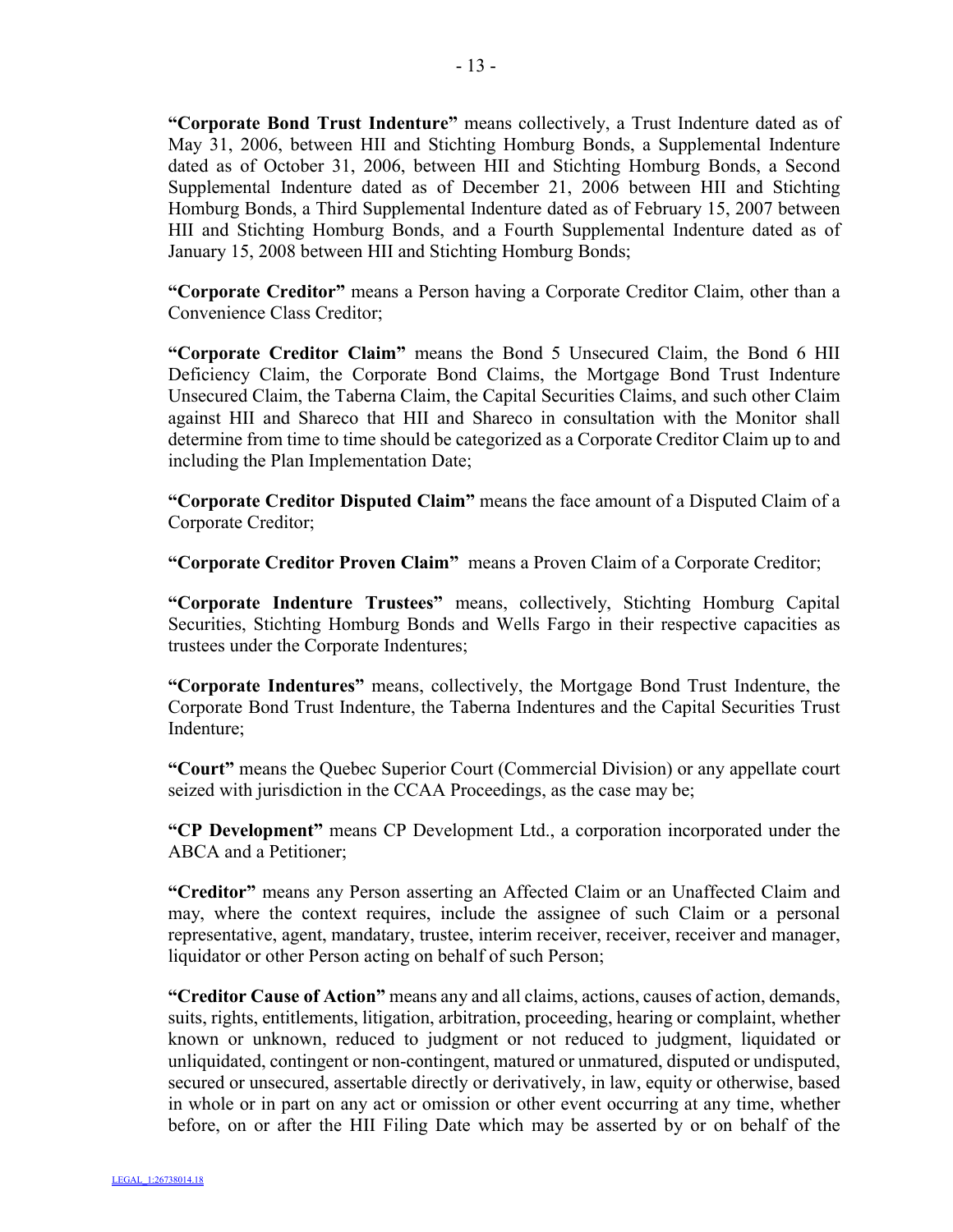**"Corporate Bond Trust Indenture"** means collectively, a Trust Indenture dated as of May 31, 2006, between HII and Stichting Homburg Bonds, a Supplemental Indenture dated as of October 31, 2006, between HII and Stichting Homburg Bonds, a Second Supplemental Indenture dated as of December 21, 2006 between HII and Stichting Homburg Bonds, a Third Supplemental Indenture dated as of February 15, 2007 between HII and Stichting Homburg Bonds, and a Fourth Supplemental Indenture dated as of January 15, 2008 between HII and Stichting Homburg Bonds;

**"Corporate Creditor"** means a Person having a Corporate Creditor Claim, other than a Convenience Class Creditor;

**"Corporate Creditor Claim"** means the Bond 5 Unsecured Claim, the Bond 6 HII Deficiency Claim, the Corporate Bond Claims, the Mortgage Bond Trust Indenture Unsecured Claim, the Taberna Claim, the Capital Securities Claims, and such other Claim against HII and Shareco that HII and Shareco in consultation with the Monitor shall determine from time to time should be categorized as a Corporate Creditor Claim up to and including the Plan Implementation Date;

**"Corporate Creditor Disputed Claim"** means the face amount of a Disputed Claim of a Corporate Creditor;

**"Corporate Creditor Proven Claim"** means a Proven Claim of a Corporate Creditor;

**"Corporate Indenture Trustees"** means, collectively, Stichting Homburg Capital Securities, Stichting Homburg Bonds and Wells Fargo in their respective capacities as trustees under the Corporate Indentures;

**"Corporate Indentures"** means, collectively, the Mortgage Bond Trust Indenture, the Corporate Bond Trust Indenture, the Taberna Indentures and the Capital Securities Trust Indenture;

**"Court"** means the Quebec Superior Court (Commercial Division) or any appellate court seized with jurisdiction in the CCAA Proceedings, as the case may be;

**"CP Development"** means CP Development Ltd., a corporation incorporated under the ABCA and a Petitioner;

**"Creditor"** means any Person asserting an Affected Claim or an Unaffected Claim and may, where the context requires, include the assignee of such Claim or a personal representative, agent, mandatary, trustee, interim receiver, receiver, receiver and manager, liquidator or other Person acting on behalf of such Person;

**"Creditor Cause of Action"** means any and all claims, actions, causes of action, demands, suits, rights, entitlements, litigation, arbitration, proceeding, hearing or complaint, whether known or unknown, reduced to judgment or not reduced to judgment, liquidated or unliquidated, contingent or non-contingent, matured or unmatured, disputed or undisputed, secured or unsecured, assertable directly or derivatively, in law, equity or otherwise, based in whole or in part on any act or omission or other event occurring at any time, whether before, on or after the HII Filing Date which may be asserted by or on behalf of the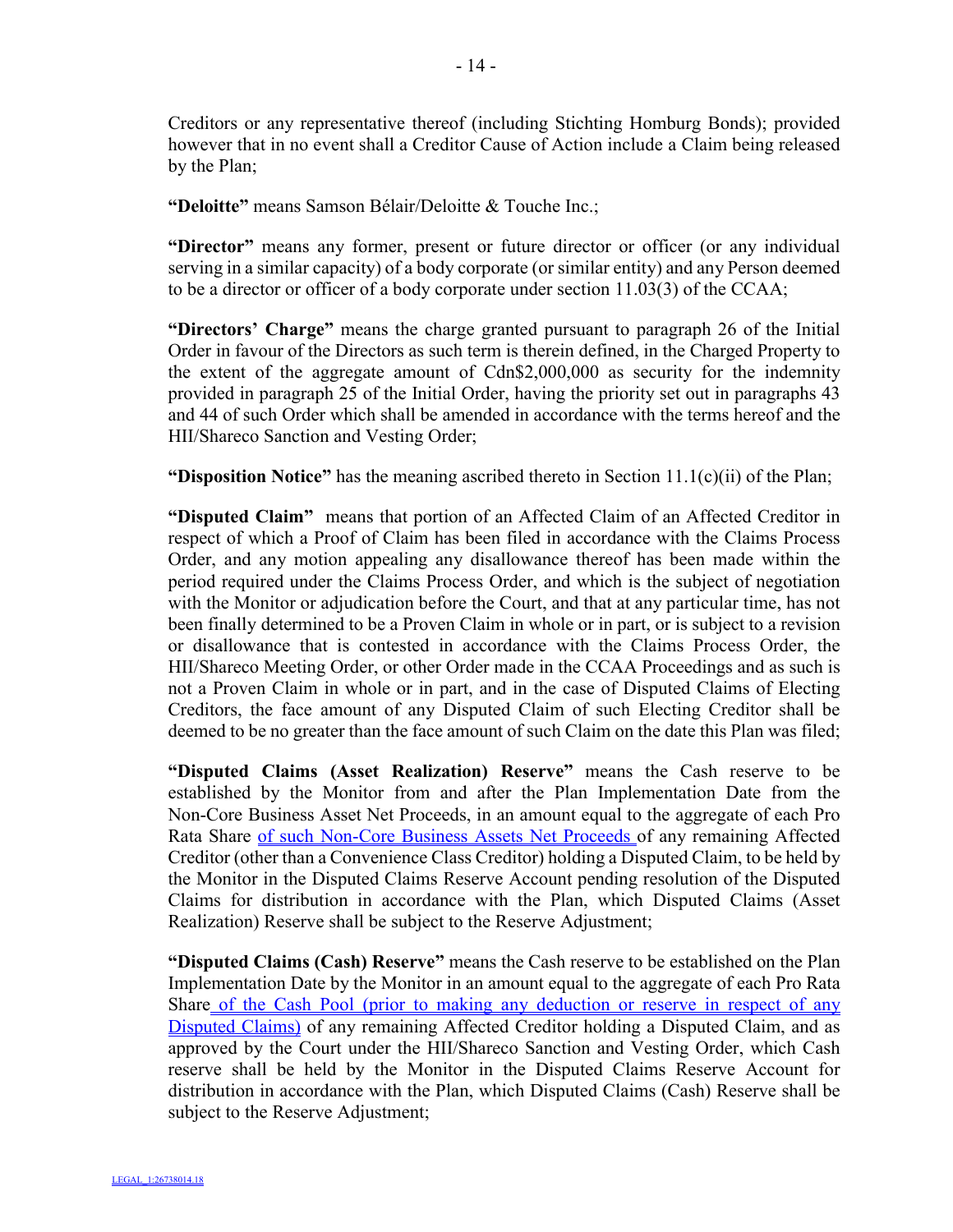Creditors or any representative thereof (including Stichting Homburg Bonds); provided however that in no event shall a Creditor Cause of Action include a Claim being released by the Plan;

**"Deloitte"** means Samson Bélair/Deloitte & Touche Inc.;

**"Director"** means any former, present or future director or officer (or any individual serving in a similar capacity) of a body corporate (or similar entity) and any Person deemed to be a director or officer of a body corporate under section 11.03(3) of the CCAA;

**"Directors' Charge"** means the charge granted pursuant to paragraph 26 of the Initial Order in favour of the Directors as such term is therein defined, in the Charged Property to the extent of the aggregate amount of Cdn$2,000,000 as security for the indemnity provided in paragraph 25 of the Initial Order, having the priority set out in paragraphs 43 and 44 of such Order which shall be amended in accordance with the terms hereof and the HII/Shareco Sanction and Vesting Order;

**"Disposition Notice"** has the meaning ascribed thereto in Section 11.1(c)(ii) of the Plan;

**"Disputed Claim"** means that portion of an Affected Claim of an Affected Creditor in respect of which a Proof of Claim has been filed in accordance with the Claims Process Order, and any motion appealing any disallowance thereof has been made within the period required under the Claims Process Order, and which is the subject of negotiation with the Monitor or adjudication before the Court, and that at any particular time, has not been finally determined to be a Proven Claim in whole or in part, or is subject to a revision or disallowance that is contested in accordance with the Claims Process Order, the HII/Shareco Meeting Order, or other Order made in the CCAA Proceedings and as such is not a Proven Claim in whole or in part, and in the case of Disputed Claims of Electing Creditors, the face amount of any Disputed Claim of such Electing Creditor shall be deemed to be no greater than the face amount of such Claim on the date this Plan was filed;

**"Disputed Claims (Asset Realization) Reserve"** means the Cash reserve to be established by the Monitor from and after the Plan Implementation Date from the Non-Core Business Asset Net Proceeds, in an amount equal to the aggregate of each Pro Rata Share of such Non-Core Business Assets Net Proceeds of any remaining Affected Creditor (other than a Convenience Class Creditor) holding a Disputed Claim, to be held by the Monitor in the Disputed Claims Reserve Account pending resolution of the Disputed Claims for distribution in accordance with the Plan, which Disputed Claims (Asset Realization) Reserve shall be subject to the Reserve Adjustment;

**"Disputed Claims (Cash) Reserve"** means the Cash reserve to be established on the Plan Implementation Date by the Monitor in an amount equal to the aggregate of each Pro Rata Share of the Cash Pool (prior to making any deduction or reserve in respect of any Disputed Claims) of any remaining Affected Creditor holding a Disputed Claim, and as approved by the Court under the HII/Shareco Sanction and Vesting Order, which Cash reserve shall be held by the Monitor in the Disputed Claims Reserve Account for distribution in accordance with the Plan, which Disputed Claims (Cash) Reserve shall be subject to the Reserve Adjustment;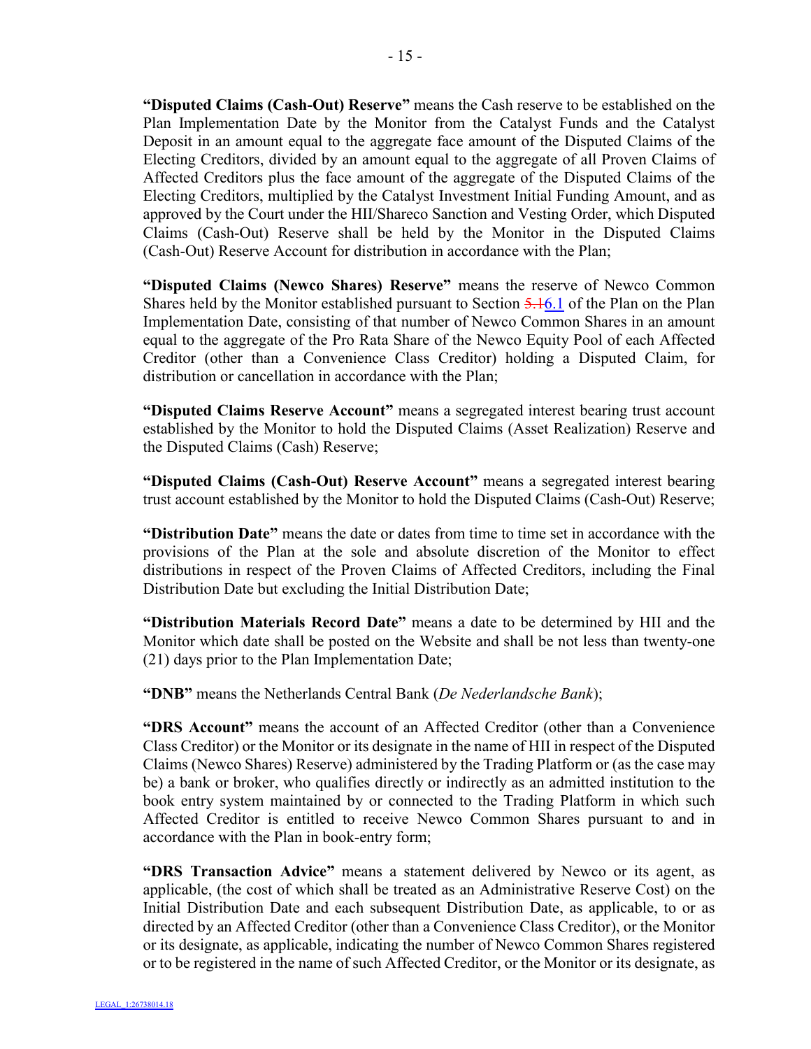**"Disputed Claims (Cash-Out) Reserve"** means the Cash reserve to be established on the Plan Implementation Date by the Monitor from the Catalyst Funds and the Catalyst Deposit in an amount equal to the aggregate face amount of the Disputed Claims of the Electing Creditors, divided by an amount equal to the aggregate of all Proven Claims of Affected Creditors plus the face amount of the aggregate of the Disputed Claims of the Electing Creditors, multiplied by the Catalyst Investment Initial Funding Amount, and as approved by the Court under the HII/Shareco Sanction and Vesting Order, which Disputed Claims (Cash-Out) Reserve shall be held by the Monitor in the Disputed Claims (Cash-Out) Reserve Account for distribution in accordance with the Plan;

**"Disputed Claims (Newco Shares) Reserve"** means the reserve of Newco Common Shares held by the Monitor established pursuant to Section ~~5.1~~6.1 of the Plan on the Plan Implementation Date, consisting of that number of Newco Common Shares in an amount equal to the aggregate of the Pro Rata Share of the Newco Equity Pool of each Affected Creditor (other than a Convenience Class Creditor) holding a Disputed Claim, for distribution or cancellation in accordance with the Plan;

**"Disputed Claims Reserve Account"** means a segregated interest bearing trust account established by the Monitor to hold the Disputed Claims (Asset Realization) Reserve and the Disputed Claims (Cash) Reserve;

**"Disputed Claims (Cash-Out) Reserve Account"** means a segregated interest bearing trust account established by the Monitor to hold the Disputed Claims (Cash-Out) Reserve;

**"Distribution Date"** means the date or dates from time to time set in accordance with the provisions of the Plan at the sole and absolute discretion of the Monitor to effect distributions in respect of the Proven Claims of Affected Creditors, including the Final Distribution Date but excluding the Initial Distribution Date;

**"Distribution Materials Record Date"** means a date to be determined by HII and the Monitor which date shall be posted on the Website and shall be not less than twenty-one (21) days prior to the Plan Implementation Date;

**"DNB"** means the Netherlands Central Bank (*De Nederlandsche Bank*);

**"DRS Account"** means the account of an Affected Creditor (other than a Convenience Class Creditor) or the Monitor or its designate in the name of HII in respect of the Disputed Claims (Newco Shares) Reserve) administered by the Trading Platform or (as the case may be) a bank or broker, who qualifies directly or indirectly as an admitted institution to the book entry system maintained by or connected to the Trading Platform in which such Affected Creditor is entitled to receive Newco Common Shares pursuant to and in accordance with the Plan in book-entry form;

**"DRS Transaction Advice"** means a statement delivered by Newco or its agent, as applicable, (the cost of which shall be treated as an Administrative Reserve Cost) on the Initial Distribution Date and each subsequent Distribution Date, as applicable, to or as directed by an Affected Creditor (other than a Convenience Class Creditor), or the Monitor or its designate, as applicable, indicating the number of Newco Common Shares registered or to be registered in the name of such Affected Creditor, or the Monitor or its designate, as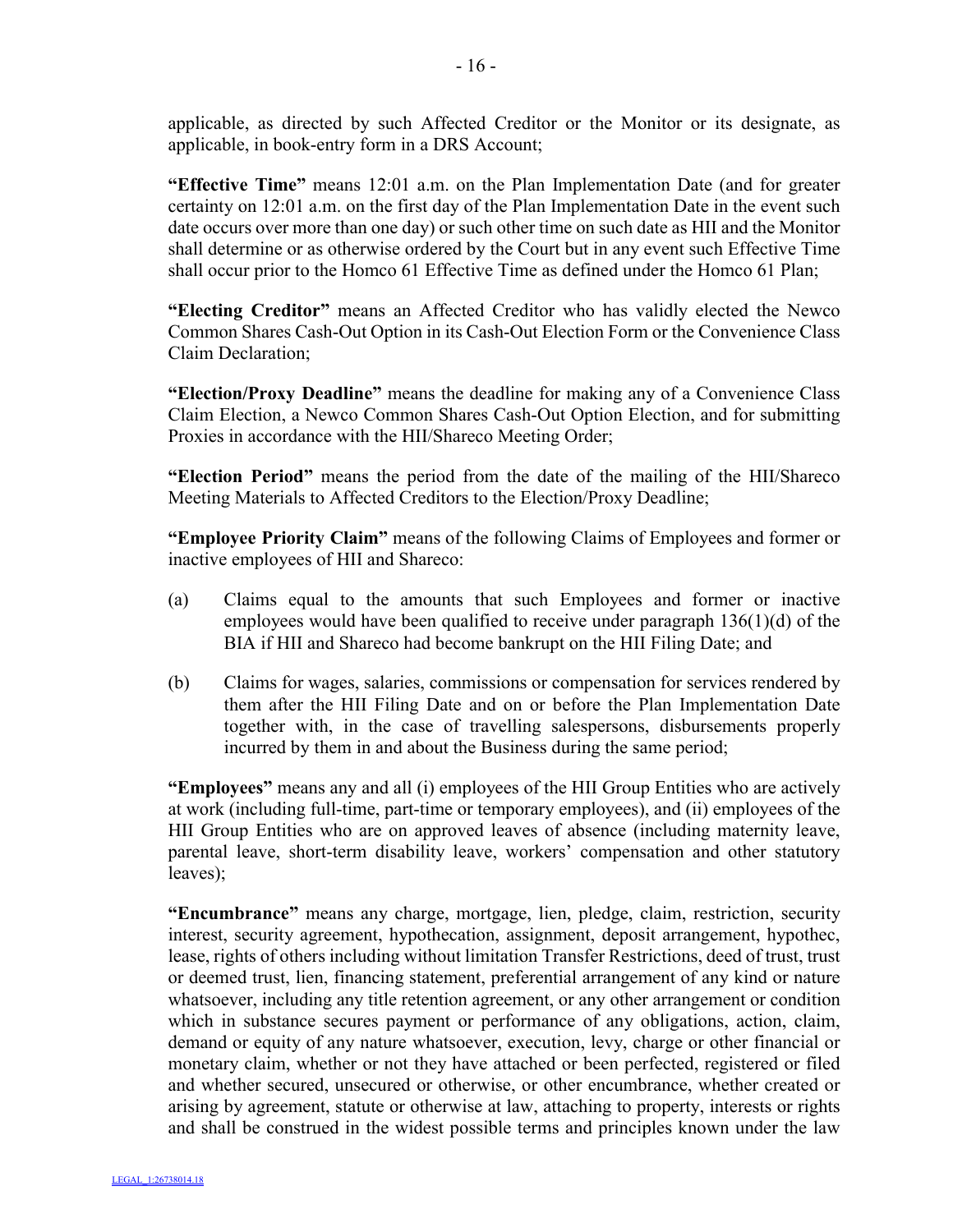applicable, as directed by such Affected Creditor or the Monitor or its designate, as applicable, in book-entry form in a DRS Account;

**"Effective Time"** means 12:01 a.m. on the Plan Implementation Date (and for greater certainty on 12:01 a.m. on the first day of the Plan Implementation Date in the event such date occurs over more than one day) or such other time on such date as HII and the Monitor shall determine or as otherwise ordered by the Court but in any event such Effective Time shall occur prior to the Homco 61 Effective Time as defined under the Homco 61 Plan;

**"Electing Creditor"** means an Affected Creditor who has validly elected the Newco Common Shares Cash-Out Option in its Cash-Out Election Form or the Convenience Class Claim Declaration;

**"Election/Proxy Deadline"** means the deadline for making any of a Convenience Class Claim Election, a Newco Common Shares Cash-Out Option Election, and for submitting Proxies in accordance with the HII/Shareco Meeting Order;

**"Election Period"** means the period from the date of the mailing of the HII/Shareco Meeting Materials to Affected Creditors to the Election/Proxy Deadline;

**"Employee Priority Claim"** means of the following Claims of Employees and former or inactive employees of HII and Shareco:

(a) Claims equal to the amounts that such Employees and former or inactive employees would have been qualified to receive under paragraph 136(1)(d) of the BIA if HII and Shareco had become bankrupt on the HII Filing Date; and

(b) Claims for wages, salaries, commissions or compensation for services rendered by them after the HII Filing Date and on or before the Plan Implementation Date together with, in the case of travelling salespersons, disbursements properly incurred by them in and about the Business during the same period;

**"Employees"** means any and all (i) employees of the HII Group Entities who are actively at work (including full-time, part-time or temporary employees), and (ii) employees of the HII Group Entities who are on approved leaves of absence (including maternity leave, parental leave, short-term disability leave, workers' compensation and other statutory leaves);

**"Encumbrance"** means any charge, mortgage, lien, pledge, claim, restriction, security interest, security agreement, hypothecation, assignment, deposit arrangement, hypothec, lease, rights of others including without limitation Transfer Restrictions, deed of trust, trust or deemed trust, lien, financing statement, preferential arrangement of any kind or nature whatsoever, including any title retention agreement, or any other arrangement or condition which in substance secures payment or performance of any obligations, action, claim, demand or equity of any nature whatsoever, execution, levy, charge or other financial or monetary claim, whether or not they have attached or been perfected, registered or filed and whether secured, unsecured or otherwise, or other encumbrance, whether created or arising by agreement, statute or otherwise at law, attaching to property, interests or rights and shall be construed in the widest possible terms and principles known under the law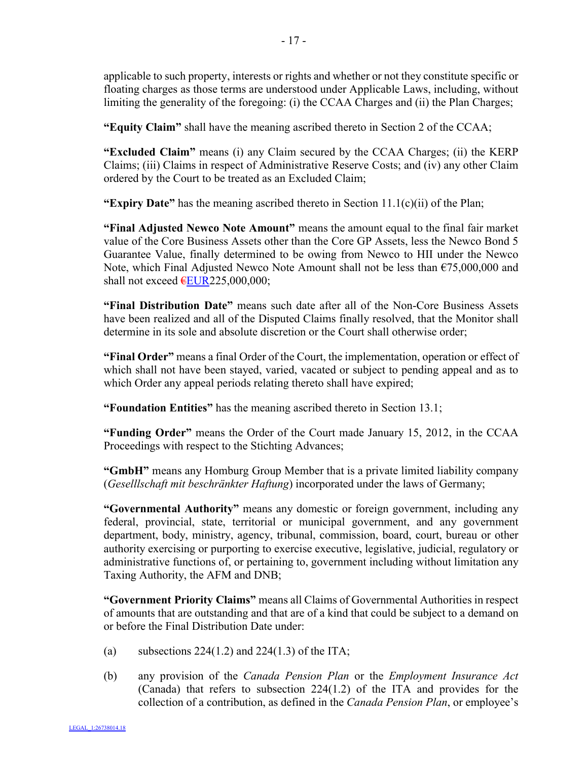applicable to such property, interests or rights and whether or not they constitute specific or floating charges as those terms are understood under Applicable Laws, including, without limiting the generality of the foregoing: (i) the CCAA Charges and (ii) the Plan Charges;

**"Equity Claim"** shall have the meaning ascribed thereto in Section 2 of the CCAA;

**"Excluded Claim"** means (i) any Claim secured by the CCAA Charges; (ii) the KERP Claims; (iii) Claims in respect of Administrative Reserve Costs; and (iv) any other Claim ordered by the Court to be treated as an Excluded Claim;

**"Expiry Date"** has the meaning ascribed thereto in Section 11.1(c)(ii) of the Plan;

**"Final Adjusted Newco Note Amount"** means the amount equal to the final fair market value of the Core Business Assets other than the Core GP Assets, less the Newco Bond 5 Guarantee Value, finally determined to be owing from Newco to HII under the Newco Note, which Final Adjusted Newco Note Amount shall not be less than €75,000,000 and shall not exceed ~~€~~EUR225,000,000;

**"Final Distribution Date"** means such date after all of the Non-Core Business Assets have been realized and all of the Disputed Claims finally resolved, that the Monitor shall determine in its sole and absolute discretion or the Court shall otherwise order;

**"Final Order"** means a final Order of the Court, the implementation, operation or effect of which shall not have been stayed, varied, vacated or subject to pending appeal and as to which Order any appeal periods relating thereto shall have expired;

**"Foundation Entities"** has the meaning ascribed thereto in Section 13.1;

**"Funding Order"** means the Order of the Court made January 15, 2012, in the CCAA Proceedings with respect to the Stichting Advances;

**"GmbH"** means any Homburg Group Member that is a private limited liability company (*Geselllschaft mit beschränkter Haftung*) incorporated under the laws of Germany;

**"Governmental Authority"** means any domestic or foreign government, including any federal, provincial, state, territorial or municipal government, and any government department, body, ministry, agency, tribunal, commission, board, court, bureau or other authority exercising or purporting to exercise executive, legislative, judicial, regulatory or administrative functions of, or pertaining to, government including without limitation any Taxing Authority, the AFM and DNB;

**"Government Priority Claims"** means all Claims of Governmental Authorities in respect of amounts that are outstanding and that are of a kind that could be subject to a demand on or before the Final Distribution Date under:

(a) subsections 224(1.2) and 224(1.3) of the ITA;

(b) any provision of the *Canada Pension Plan* or the *Employment Insurance Act* (Canada) that refers to subsection 224(1.2) of the ITA and provides for the collection of a contribution, as defined in the *Canada Pension Plan*, or employee's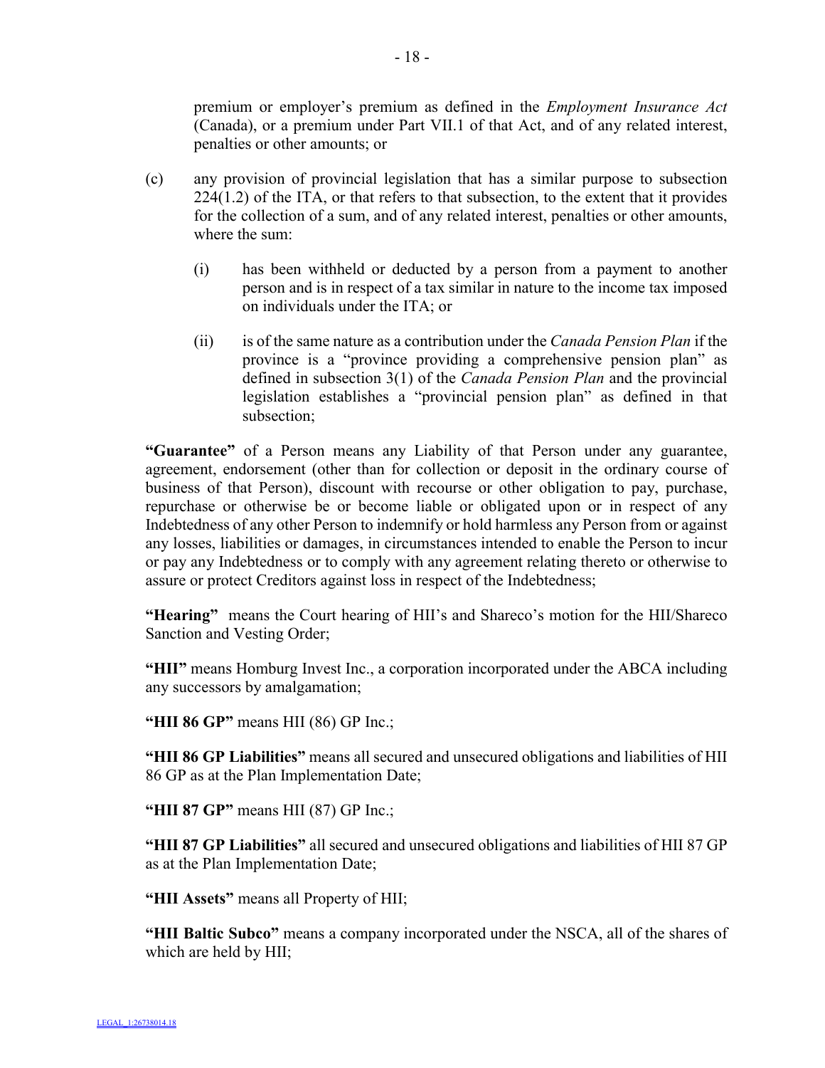premium or employer's premium as defined in the *Employment Insurance Act* (Canada), or a premium under Part VII.1 of that Act, and of any related interest, penalties or other amounts; or

(c) any provision of provincial legislation that has a similar purpose to subsection 224(1.2) of the ITA, or that refers to that subsection, to the extent that it provides for the collection of a sum, and of any related interest, penalties or other amounts, where the sum:

(i) has been withheld or deducted by a person from a payment to another person and is in respect of a tax similar in nature to the income tax imposed on individuals under the ITA; or

(ii) is of the same nature as a contribution under the *Canada Pension Plan* if the province is a "province providing a comprehensive pension plan" as defined in subsection 3(1) of the *Canada Pension Plan* and the provincial legislation establishes a "provincial pension plan" as defined in that subsection;

**"Guarantee"** of a Person means any Liability of that Person under any guarantee, agreement, endorsement (other than for collection or deposit in the ordinary course of business of that Person), discount with recourse or other obligation to pay, purchase, repurchase or otherwise be or become liable or obligated upon or in respect of any Indebtedness of any other Person to indemnify or hold harmless any Person from or against any losses, liabilities or damages, in circumstances intended to enable the Person to incur or pay any Indebtedness or to comply with any agreement relating thereto or otherwise to assure or protect Creditors against loss in respect of the Indebtedness;

**"Hearing"** means the Court hearing of HII's and Shareco's motion for the HII/Shareco Sanction and Vesting Order;

**"HII"** means Homburg Invest Inc., a corporation incorporated under the ABCA including any successors by amalgamation;

**"HII 86 GP"** means HII (86) GP Inc.;

**"HII 86 GP Liabilities"** means all secured and unsecured obligations and liabilities of HII 86 GP as at the Plan Implementation Date;

**"HII 87 GP"** means HII (87) GP Inc.;

**"HII 87 GP Liabilities"** all secured and unsecured obligations and liabilities of HII 87 GP as at the Plan Implementation Date;

**"HII Assets"** means all Property of HII;

**"HII Baltic Subco"** means a company incorporated under the NSCA, all of the shares of which are held by HII;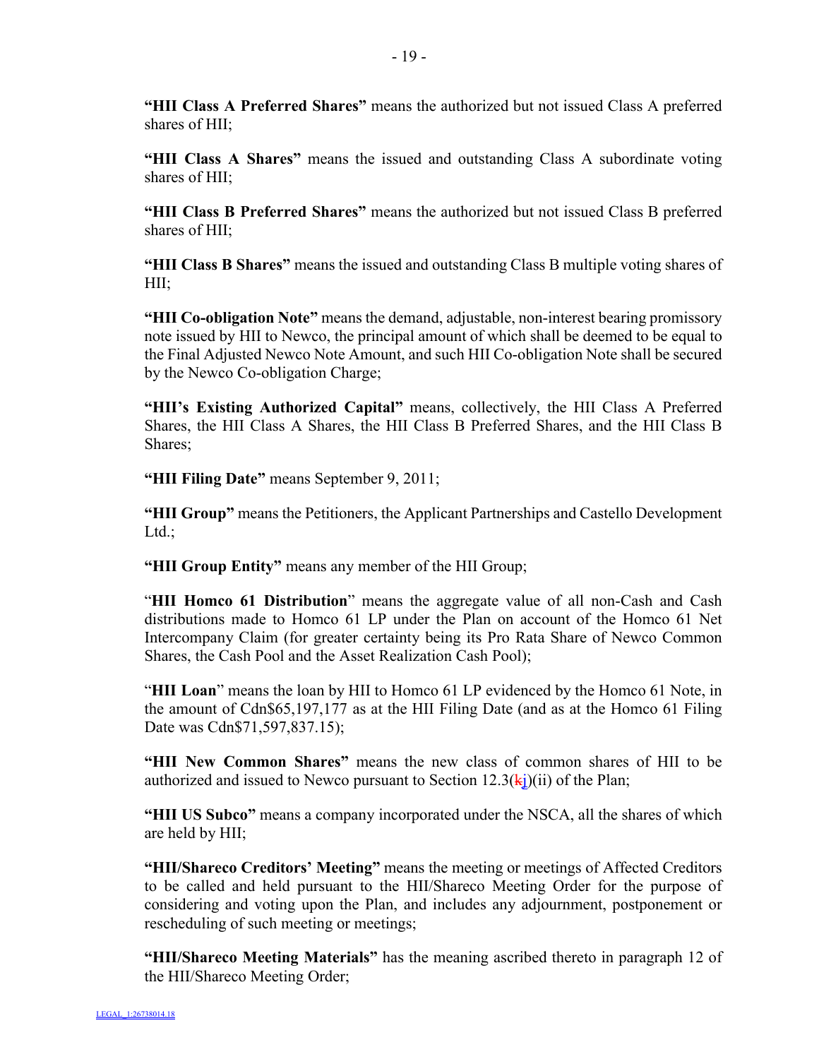**"HII Class A Preferred Shares"** means the authorized but not issued Class A preferred shares of HII;

**"HII Class A Shares"** means the issued and outstanding Class A subordinate voting shares of HII;

**"HII Class B Preferred Shares"** means the authorized but not issued Class B preferred shares of HII;

**"HII Class B Shares"** means the issued and outstanding Class B multiple voting shares of HII;

**"HII Co-obligation Note"** means the demand, adjustable, non-interest bearing promissory note issued by HII to Newco, the principal amount of which shall be deemed to be equal to the Final Adjusted Newco Note Amount, and such HII Co-obligation Note shall be secured by the Newco Co-obligation Charge;

**"HII's Existing Authorized Capital"** means, collectively, the HII Class A Preferred Shares, the HII Class A Shares, the HII Class B Preferred Shares, and the HII Class B Shares;

**"HII Filing Date"** means September 9, 2011;

**"HII Group"** means the Petitioners, the Applicant Partnerships and Castello Development Ltd.;

**"HII Group Entity"** means any member of the HII Group;

"**HII Homco 61 Distribution**" means the aggregate value of all non-Cash and Cash distributions made to Homco 61 LP under the Plan on account of the Homco 61 Net Intercompany Claim (for greater certainty being its Pro Rata Share of Newco Common Shares, the Cash Pool and the Asset Realization Cash Pool);

"**HII Loan**" means the loan by HII to Homco 61 LP evidenced by the Homco 61 Note, in the amount of Cdn$65,197,177 as at the HII Filing Date (and as at the Homco 61 Filing Date was Cdn$71,597,837.15);

**"HII New Common Shares"** means the new class of common shares of HII to be authorized and issued to Newco pursuant to Section 12.3(~~k~~j)(ii) of the Plan;

**"HII US Subco"** means a company incorporated under the NSCA, all the shares of which are held by HII;

**"HII/Shareco Creditors' Meeting"** means the meeting or meetings of Affected Creditors to be called and held pursuant to the HII/Shareco Meeting Order for the purpose of considering and voting upon the Plan, and includes any adjournment, postponement or rescheduling of such meeting or meetings;

**"HII/Shareco Meeting Materials"** has the meaning ascribed thereto in paragraph 12 of the HII/Shareco Meeting Order;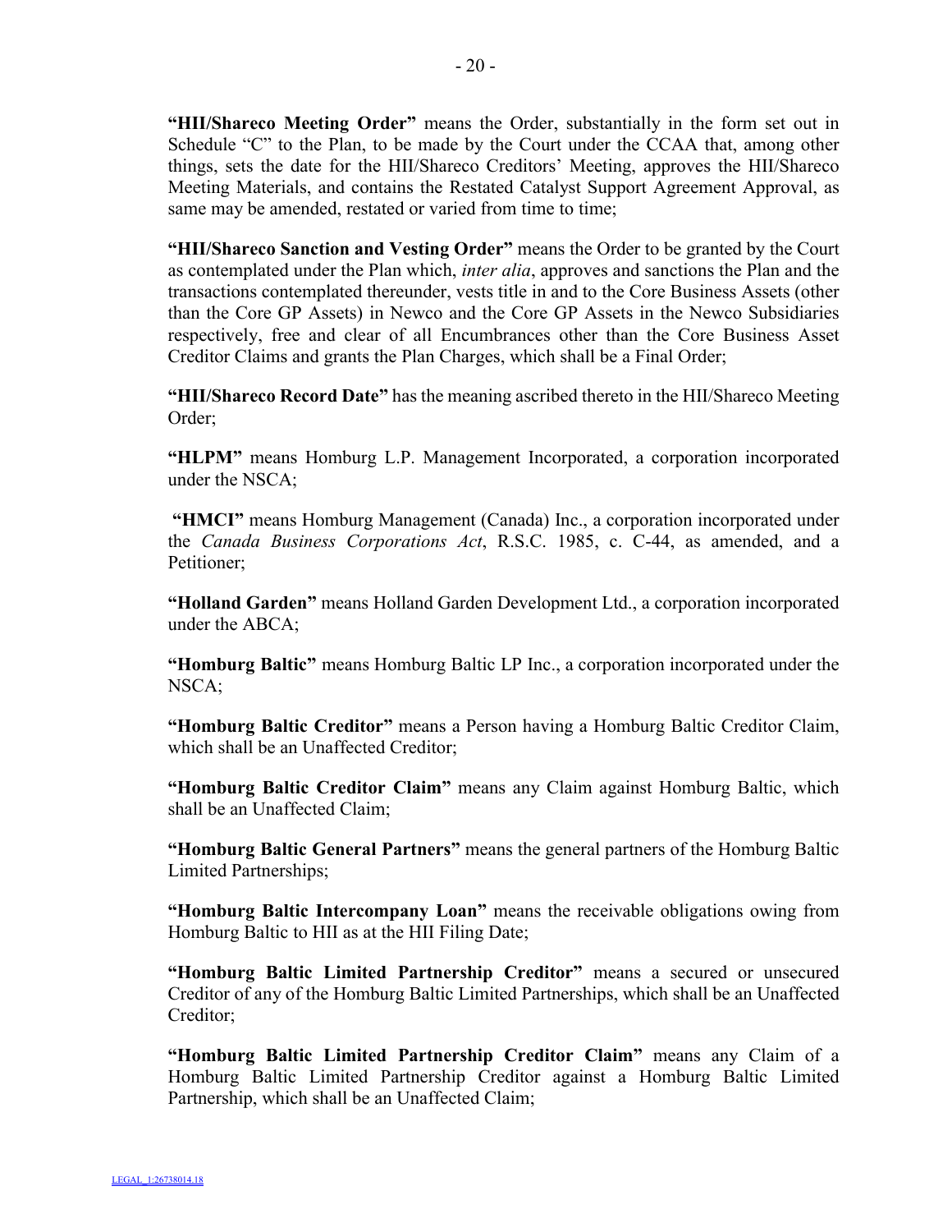**"HII/Shareco Meeting Order"** means the Order, substantially in the form set out in Schedule "C" to the Plan, to be made by the Court under the CCAA that, among other things, sets the date for the HII/Shareco Creditors' Meeting, approves the HII/Shareco Meeting Materials, and contains the Restated Catalyst Support Agreement Approval, as same may be amended, restated or varied from time to time;

**"HII/Shareco Sanction and Vesting Order"** means the Order to be granted by the Court as contemplated under the Plan which, *inter alia*, approves and sanctions the Plan and the transactions contemplated thereunder, vests title in and to the Core Business Assets (other than the Core GP Assets) in Newco and the Core GP Assets in the Newco Subsidiaries respectively, free and clear of all Encumbrances other than the Core Business Asset Creditor Claims and grants the Plan Charges, which shall be a Final Order;

**"HII/Shareco Record Date"** has the meaning ascribed thereto in the HII/Shareco Meeting Order;

**"HLPM"** means Homburg L.P. Management Incorporated, a corporation incorporated under the NSCA;

**"HMCI"** means Homburg Management (Canada) Inc., a corporation incorporated under the *Canada Business Corporations Act*, R.S.C. 1985, c. C-44, as amended, and a Petitioner;

**"Holland Garden"** means Holland Garden Development Ltd., a corporation incorporated under the ABCA;

**"Homburg Baltic"** means Homburg Baltic LP Inc., a corporation incorporated under the NSCA;

**"Homburg Baltic Creditor"** means a Person having a Homburg Baltic Creditor Claim, which shall be an Unaffected Creditor;

**"Homburg Baltic Creditor Claim"** means any Claim against Homburg Baltic, which shall be an Unaffected Claim;

**"Homburg Baltic General Partners"** means the general partners of the Homburg Baltic Limited Partnerships;

**"Homburg Baltic Intercompany Loan"** means the receivable obligations owing from Homburg Baltic to HII as at the HII Filing Date;

**"Homburg Baltic Limited Partnership Creditor"** means a secured or unsecured Creditor of any of the Homburg Baltic Limited Partnerships, which shall be an Unaffected Creditor;

**"Homburg Baltic Limited Partnership Creditor Claim"** means any Claim of a Homburg Baltic Limited Partnership Creditor against a Homburg Baltic Limited Partnership, which shall be an Unaffected Claim;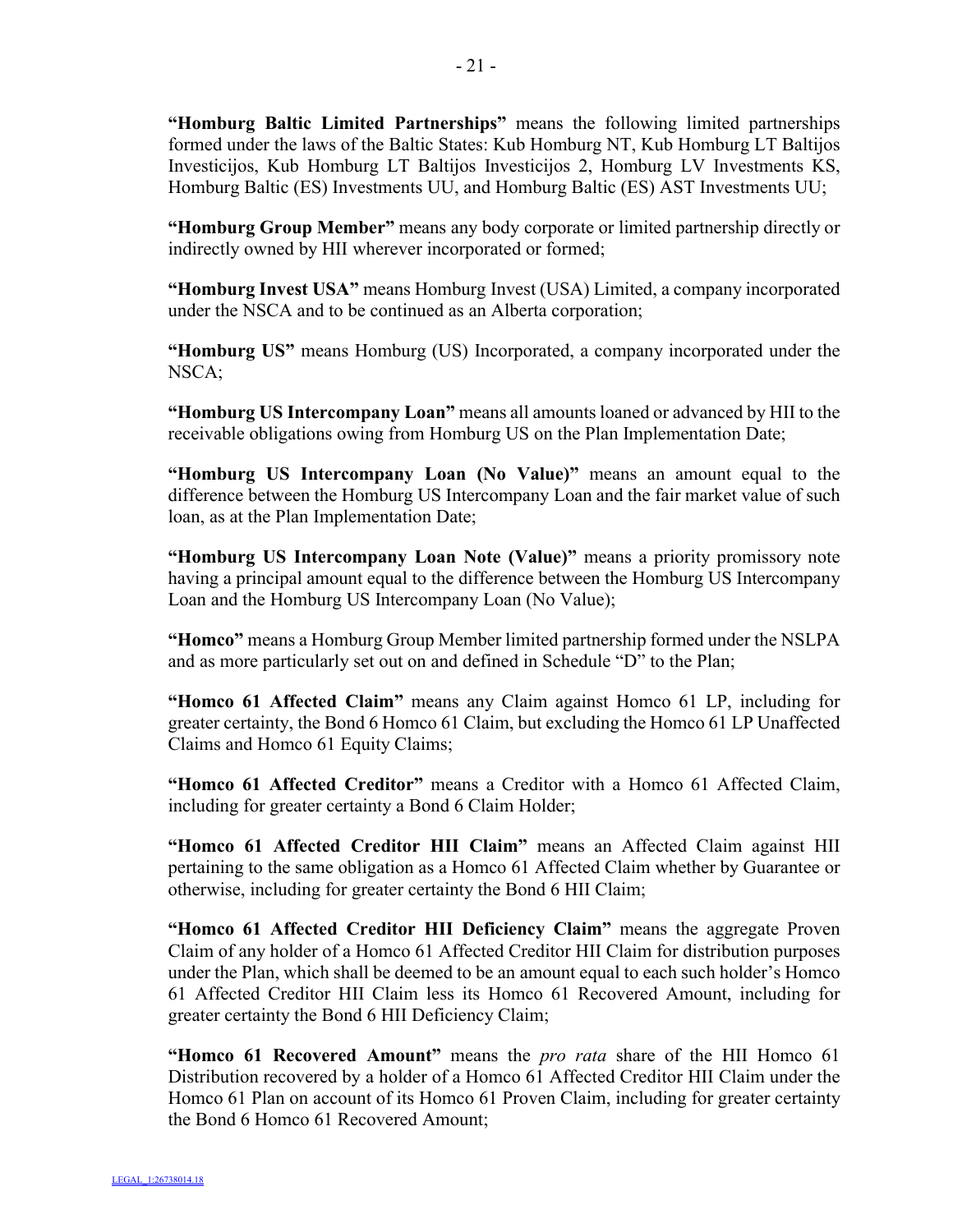**"Homburg Baltic Limited Partnerships"** means the following limited partnerships formed under the laws of the Baltic States: Kub Homburg NT, Kub Homburg LT Baltijos Investicijos, Kub Homburg LT Baltijos Investicijos 2, Homburg LV Investments KS, Homburg Baltic (ES) Investments UU, and Homburg Baltic (ES) AST Investments UU;

**"Homburg Group Member"** means any body corporate or limited partnership directly or indirectly owned by HII wherever incorporated or formed;

**"Homburg Invest USA"** means Homburg Invest (USA) Limited, a company incorporated under the NSCA and to be continued as an Alberta corporation;

**"Homburg US"** means Homburg (US) Incorporated, a company incorporated under the NSCA;

**"Homburg US Intercompany Loan"** means all amounts loaned or advanced by HII to the receivable obligations owing from Homburg US on the Plan Implementation Date;

**"Homburg US Intercompany Loan (No Value)"** means an amount equal to the difference between the Homburg US Intercompany Loan and the fair market value of such loan, as at the Plan Implementation Date;

**"Homburg US Intercompany Loan Note (Value)"** means a priority promissory note having a principal amount equal to the difference between the Homburg US Intercompany Loan and the Homburg US Intercompany Loan (No Value);

**"Homco"** means a Homburg Group Member limited partnership formed under the NSLPA and as more particularly set out on and defined in Schedule "D" to the Plan;

**"Homco 61 Affected Claim"** means any Claim against Homco 61 LP, including for greater certainty, the Bond 6 Homco 61 Claim, but excluding the Homco 61 LP Unaffected Claims and Homco 61 Equity Claims;

**"Homco 61 Affected Creditor"** means a Creditor with a Homco 61 Affected Claim, including for greater certainty a Bond 6 Claim Holder;

**"Homco 61 Affected Creditor HII Claim"** means an Affected Claim against HII pertaining to the same obligation as a Homco 61 Affected Claim whether by Guarantee or otherwise, including for greater certainty the Bond 6 HII Claim;

**"Homco 61 Affected Creditor HII Deficiency Claim"** means the aggregate Proven Claim of any holder of a Homco 61 Affected Creditor HII Claim for distribution purposes under the Plan, which shall be deemed to be an amount equal to each such holder's Homco 61 Affected Creditor HII Claim less its Homco 61 Recovered Amount, including for greater certainty the Bond 6 HII Deficiency Claim;

**"Homco 61 Recovered Amount"** means the *pro rata* share of the HII Homco 61 Distribution recovered by a holder of a Homco 61 Affected Creditor HII Claim under the Homco 61 Plan on account of its Homco 61 Proven Claim, including for greater certainty the Bond 6 Homco 61 Recovered Amount;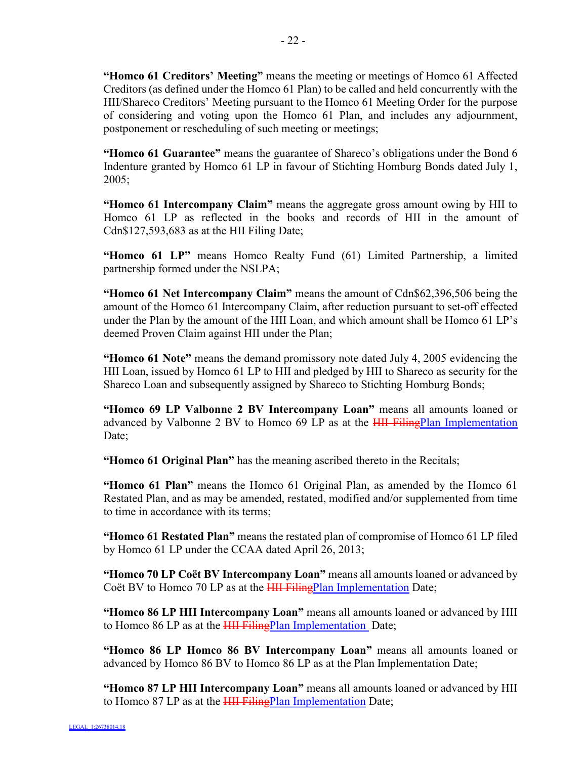**"Homco 61 Creditors' Meeting"** means the meeting or meetings of Homco 61 Affected Creditors (as defined under the Homco 61 Plan) to be called and held concurrently with the HII/Shareco Creditors' Meeting pursuant to the Homco 61 Meeting Order for the purpose of considering and voting upon the Homco 61 Plan, and includes any adjournment, postponement or rescheduling of such meeting or meetings;

**"Homco 61 Guarantee"** means the guarantee of Shareco's obligations under the Bond 6 Indenture granted by Homco 61 LP in favour of Stichting Homburg Bonds dated July 1, 2005;

**"Homco 61 Intercompany Claim"** means the aggregate gross amount owing by HII to Homco 61 LP as reflected in the books and records of HII in the amount of Cdn$127,593,683 as at the HII Filing Date;

**"Homco 61 LP"** means Homco Realty Fund (61) Limited Partnership, a limited partnership formed under the NSLPA;

**"Homco 61 Net Intercompany Claim"** means the amount of Cdn$62,396,506 being the amount of the Homco 61 Intercompany Claim, after reduction pursuant to set-off effected under the Plan by the amount of the HII Loan, and which amount shall be Homco 61 LP's deemed Proven Claim against HII under the Plan;

**"Homco 61 Note"** means the demand promissory note dated July 4, 2005 evidencing the HII Loan, issued by Homco 61 LP to HII and pledged by HII to Shareco as security for the Shareco Loan and subsequently assigned by Shareco to Stichting Homburg Bonds;

**"Homco 69 LP Valbonne 2 BV Intercompany Loan"** means all amounts loaned or advanced by Valbonne 2 BV to Homco 69 LP as at the ~~HII Filing~~Plan Implementation Date;

**"Homco 61 Original Plan"** has the meaning ascribed thereto in the Recitals;

**"Homco 61 Plan"** means the Homco 61 Original Plan, as amended by the Homco 61 Restated Plan, and as may be amended, restated, modified and/or supplemented from time to time in accordance with its terms;

**"Homco 61 Restated Plan"** means the restated plan of compromise of Homco 61 LP filed by Homco 61 LP under the CCAA dated April 26, 2013;

**"Homco 70 LP Coët BV Intercompany Loan"** means all amounts loaned or advanced by Coët BV to Homco 70 LP as at the ~~HII Filing~~Plan Implementation Date;

**"Homco 86 LP HII Intercompany Loan"** means all amounts loaned or advanced by HII to Homco 86 LP as at the ~~HII Filing~~Plan Implementation Date;

**"Homco 86 LP Homco 86 BV Intercompany Loan"** means all amounts loaned or advanced by Homco 86 BV to Homco 86 LP as at the Plan Implementation Date;

**"Homco 87 LP HII Intercompany Loan"** means all amounts loaned or advanced by HII to Homco 87 LP as at the ~~HII Filing~~Plan Implementation Date;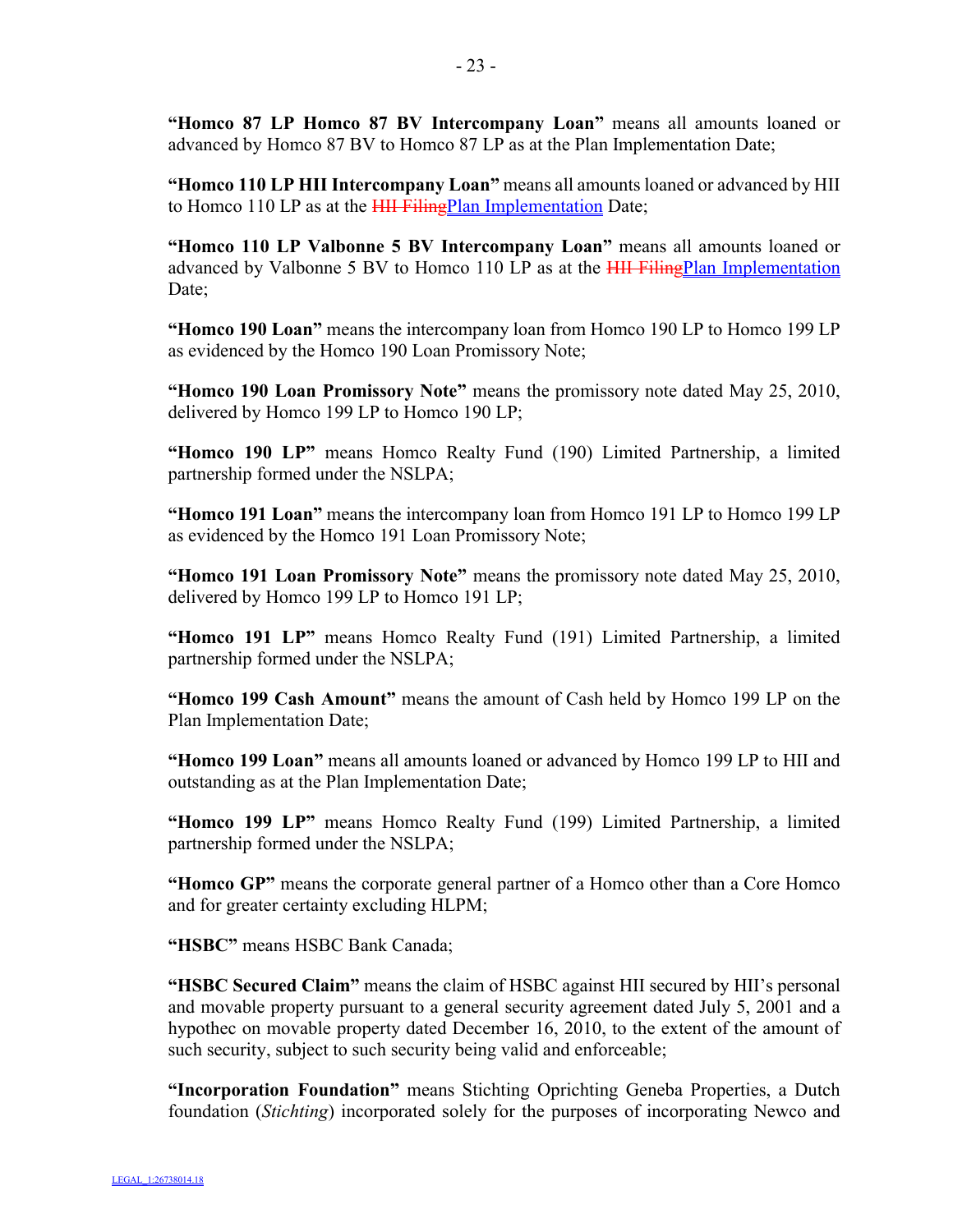**"Homco 87 LP Homco 87 BV Intercompany Loan"** means all amounts loaned or advanced by Homco 87 BV to Homco 87 LP as at the Plan Implementation Date;

**"Homco 110 LP HII Intercompany Loan"** means all amounts loaned or advanced by HII to Homco 110 LP as at the ~~HII Filing~~Plan Implementation Date;

**"Homco 110 LP Valbonne 5 BV Intercompany Loan"** means all amounts loaned or advanced by Valbonne 5 BV to Homco 110 LP as at the ~~HII Filing~~Plan Implementation Date;

**"Homco 190 Loan"** means the intercompany loan from Homco 190 LP to Homco 199 LP as evidenced by the Homco 190 Loan Promissory Note;

**"Homco 190 Loan Promissory Note"** means the promissory note dated May 25, 2010, delivered by Homco 199 LP to Homco 190 LP;

**"Homco 190 LP"** means Homco Realty Fund (190) Limited Partnership, a limited partnership formed under the NSLPA;

**"Homco 191 Loan"** means the intercompany loan from Homco 191 LP to Homco 199 LP as evidenced by the Homco 191 Loan Promissory Note;

**"Homco 191 Loan Promissory Note"** means the promissory note dated May 25, 2010, delivered by Homco 199 LP to Homco 191 LP;

**"Homco 191 LP"** means Homco Realty Fund (191) Limited Partnership, a limited partnership formed under the NSLPA;

**"Homco 199 Cash Amount"** means the amount of Cash held by Homco 199 LP on the Plan Implementation Date;

**"Homco 199 Loan"** means all amounts loaned or advanced by Homco 199 LP to HII and outstanding as at the Plan Implementation Date;

**"Homco 199 LP"** means Homco Realty Fund (199) Limited Partnership, a limited partnership formed under the NSLPA;

**"Homco GP"** means the corporate general partner of a Homco other than a Core Homco and for greater certainty excluding HLPM;

**"HSBC"** means HSBC Bank Canada;

**"HSBC Secured Claim"** means the claim of HSBC against HII secured by HII's personal and movable property pursuant to a general security agreement dated July 5, 2001 and a hypothec on movable property dated December 16, 2010, to the extent of the amount of such security, subject to such security being valid and enforceable;

**"Incorporation Foundation"** means Stichting Oprichting Geneba Properties, a Dutch foundation (*Stichting*) incorporated solely for the purposes of incorporating Newco and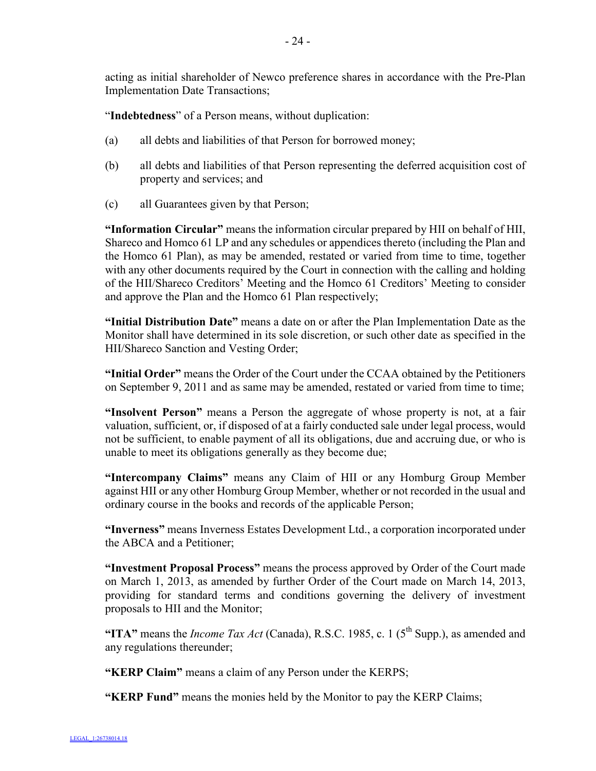acting as initial shareholder of Newco preference shares in accordance with the Pre-Plan Implementation Date Transactions;

"**Indebtedness**" of a Person means, without duplication:

(a) all debts and liabilities of that Person for borrowed money;

(b) all debts and liabilities of that Person representing the deferred acquisition cost of property and services; and

(c) all Guarantees given by that Person;

**"Information Circular"** means the information circular prepared by HII on behalf of HII, Shareco and Homco 61 LP and any schedules or appendices thereto (including the Plan and the Homco 61 Plan), as may be amended, restated or varied from time to time, together with any other documents required by the Court in connection with the calling and holding of the HII/Shareco Creditors' Meeting and the Homco 61 Creditors' Meeting to consider and approve the Plan and the Homco 61 Plan respectively;

**"Initial Distribution Date"** means a date on or after the Plan Implementation Date as the Monitor shall have determined in its sole discretion, or such other date as specified in the HII/Shareco Sanction and Vesting Order;

**"Initial Order"** means the Order of the Court under the CCAA obtained by the Petitioners on September 9, 2011 and as same may be amended, restated or varied from time to time;

**"Insolvent Person"** means a Person the aggregate of whose property is not, at a fair valuation, sufficient, or, if disposed of at a fairly conducted sale under legal process, would not be sufficient, to enable payment of all its obligations, due and accruing due, or who is unable to meet its obligations generally as they become due;

**"Intercompany Claims"** means any Claim of HII or any Homburg Group Member against HII or any other Homburg Group Member, whether or not recorded in the usual and ordinary course in the books and records of the applicable Person;

**"Inverness"** means Inverness Estates Development Ltd., a corporation incorporated under the ABCA and a Petitioner;

**"Investment Proposal Process"** means the process approved by Order of the Court made on March 1, 2013, as amended by further Order of the Court made on March 14, 2013, providing for standard terms and conditions governing the delivery of investment proposals to HII and the Monitor;

**"ITA"** means the *Income Tax Act* (Canada), R.S.C. 1985, c. 1 (5th Supp.), as amended and any regulations thereunder;

**"KERP Claim"** means a claim of any Person under the KERPS;

**"KERP Fund"** means the monies held by the Monitor to pay the KERP Claims;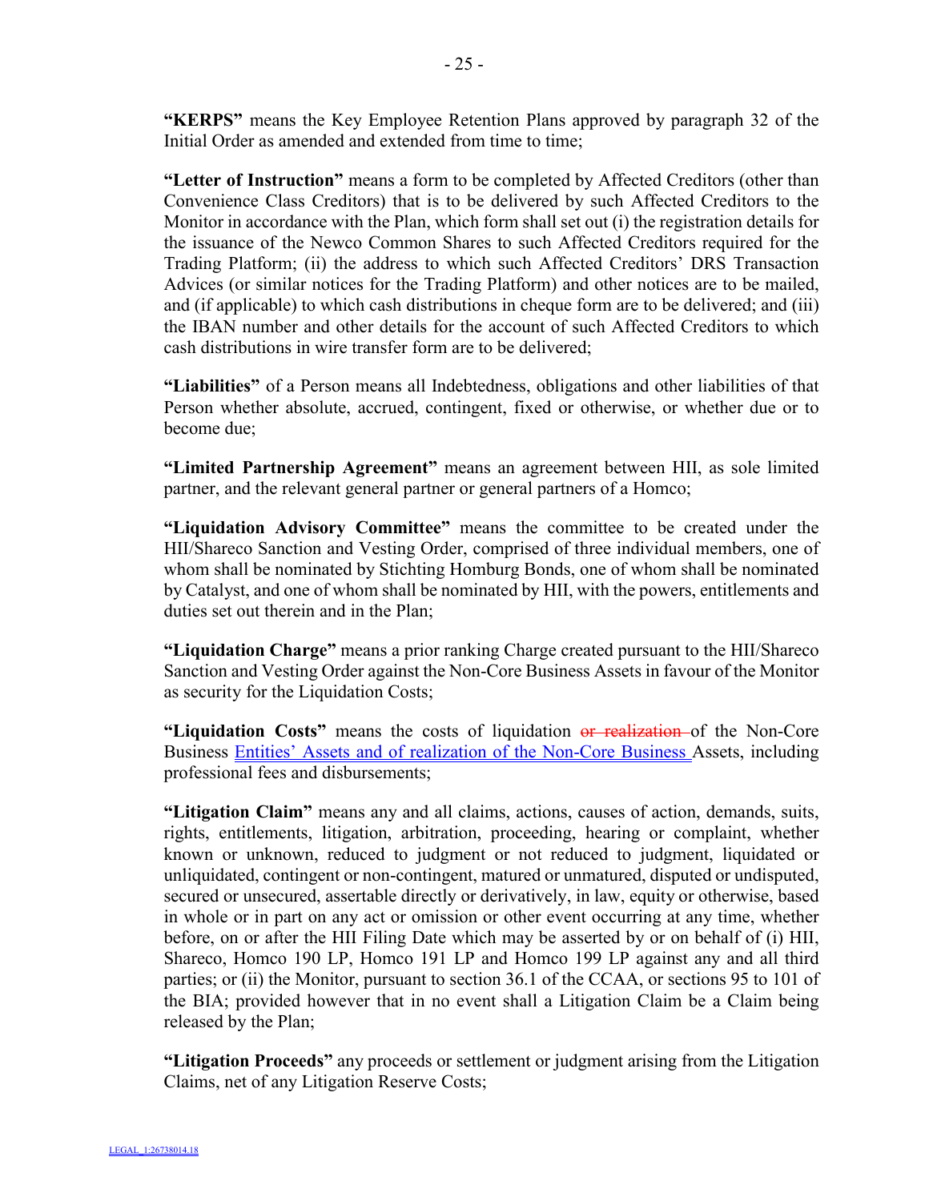**"KERPS"** means the Key Employee Retention Plans approved by paragraph 32 of the Initial Order as amended and extended from time to time;

**"Letter of Instruction"** means a form to be completed by Affected Creditors (other than Convenience Class Creditors) that is to be delivered by such Affected Creditors to the Monitor in accordance with the Plan, which form shall set out (i) the registration details for the issuance of the Newco Common Shares to such Affected Creditors required for the Trading Platform; (ii) the address to which such Affected Creditors' DRS Transaction Advices (or similar notices for the Trading Platform) and other notices are to be mailed, and (if applicable) to which cash distributions in cheque form are to be delivered; and (iii) the IBAN number and other details for the account of such Affected Creditors to which cash distributions in wire transfer form are to be delivered;

**"Liabilities"** of a Person means all Indebtedness, obligations and other liabilities of that Person whether absolute, accrued, contingent, fixed or otherwise, or whether due or to become due;

**"Limited Partnership Agreement"** means an agreement between HII, as sole limited partner, and the relevant general partner or general partners of a Homco;

**"Liquidation Advisory Committee"** means the committee to be created under the HII/Shareco Sanction and Vesting Order, comprised of three individual members, one of whom shall be nominated by Stichting Homburg Bonds, one of whom shall be nominated by Catalyst, and one of whom shall be nominated by HII, with the powers, entitlements and duties set out therein and in the Plan;

**"Liquidation Charge"** means a prior ranking Charge created pursuant to the HII/Shareco Sanction and Vesting Order against the Non-Core Business Assets in favour of the Monitor as security for the Liquidation Costs;

**"Liquidation Costs"** means the costs of liquidation ~~or realization~~ of the Non-Core Business Entities' Assets and of realization of the Non-Core Business Assets, including professional fees and disbursements;

**"Litigation Claim"** means any and all claims, actions, causes of action, demands, suits, rights, entitlements, litigation, arbitration, proceeding, hearing or complaint, whether known or unknown, reduced to judgment or not reduced to judgment, liquidated or unliquidated, contingent or non-contingent, matured or unmatured, disputed or undisputed, secured or unsecured, assertable directly or derivatively, in law, equity or otherwise, based in whole or in part on any act or omission or other event occurring at any time, whether before, on or after the HII Filing Date which may be asserted by or on behalf of (i) HII, Shareco, Homco 190 LP, Homco 191 LP and Homco 199 LP against any and all third parties; or (ii) the Monitor, pursuant to section 36.1 of the CCAA, or sections 95 to 101 of the BIA; provided however that in no event shall a Litigation Claim be a Claim being released by the Plan;

**"Litigation Proceeds"** any proceeds or settlement or judgment arising from the Litigation Claims, net of any Litigation Reserve Costs;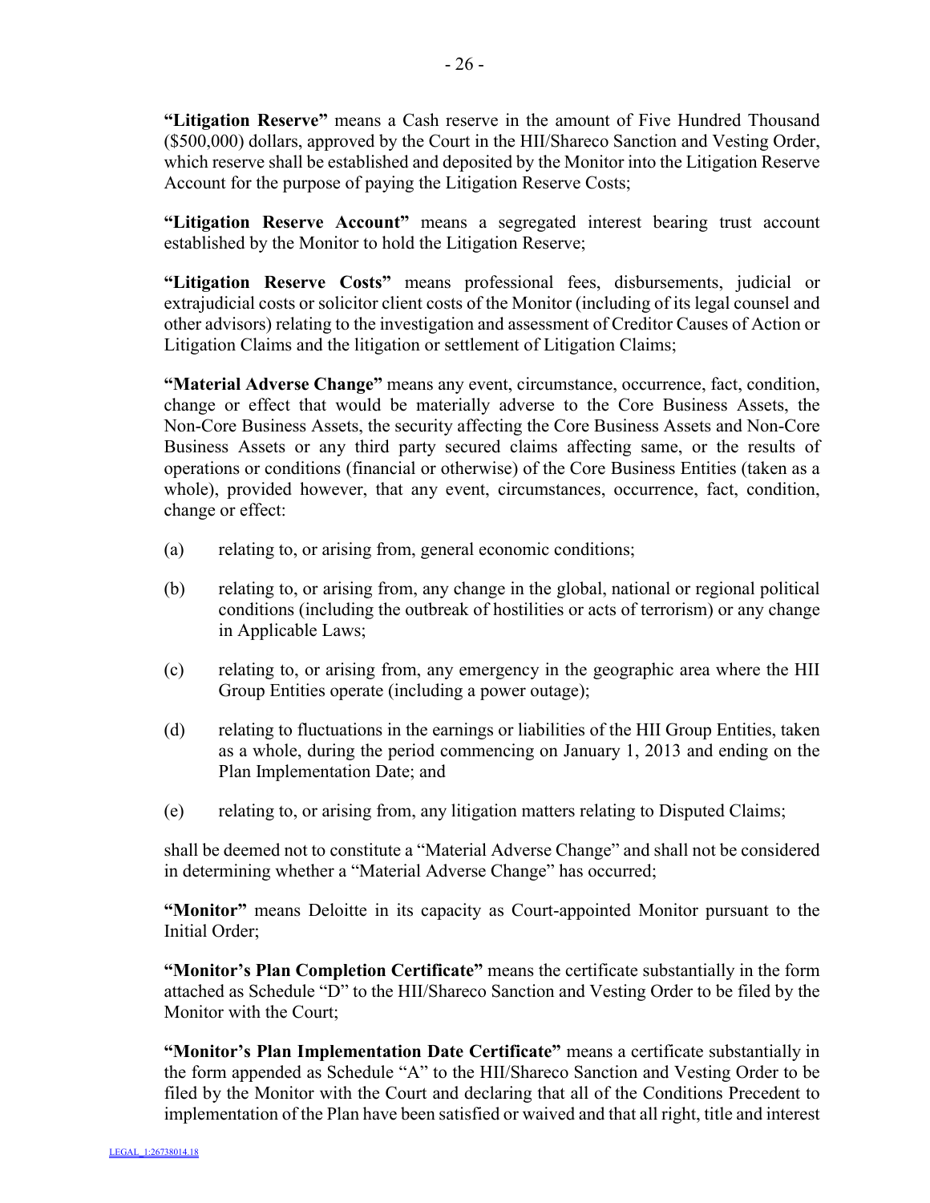**"Litigation Reserve"** means a Cash reserve in the amount of Five Hundred Thousand ($500,000) dollars, approved by the Court in the HII/Shareco Sanction and Vesting Order, which reserve shall be established and deposited by the Monitor into the Litigation Reserve Account for the purpose of paying the Litigation Reserve Costs;

**"Litigation Reserve Account"** means a segregated interest bearing trust account established by the Monitor to hold the Litigation Reserve;

**"Litigation Reserve Costs"** means professional fees, disbursements, judicial or extrajudicial costs or solicitor client costs of the Monitor (including of its legal counsel and other advisors) relating to the investigation and assessment of Creditor Causes of Action or Litigation Claims and the litigation or settlement of Litigation Claims;

**"Material Adverse Change"** means any event, circumstance, occurrence, fact, condition, change or effect that would be materially adverse to the Core Business Assets, the Non-Core Business Assets, the security affecting the Core Business Assets and Non-Core Business Assets or any third party secured claims affecting same, or the results of operations or conditions (financial or otherwise) of the Core Business Entities (taken as a whole), provided however, that any event, circumstances, occurrence, fact, condition, change or effect:

(a) relating to, or arising from, general economic conditions;

(b) relating to, or arising from, any change in the global, national or regional political conditions (including the outbreak of hostilities or acts of terrorism) or any change in Applicable Laws;

(c) relating to, or arising from, any emergency in the geographic area where the HII Group Entities operate (including a power outage);

(d) relating to fluctuations in the earnings or liabilities of the HII Group Entities, taken as a whole, during the period commencing on January 1, 2013 and ending on the Plan Implementation Date; and

(e) relating to, or arising from, any litigation matters relating to Disputed Claims;

shall be deemed not to constitute a "Material Adverse Change" and shall not be considered in determining whether a "Material Adverse Change" has occurred;

**"Monitor"** means Deloitte in its capacity as Court-appointed Monitor pursuant to the Initial Order;

**"Monitor's Plan Completion Certificate"** means the certificate substantially in the form attached as Schedule "D" to the HII/Shareco Sanction and Vesting Order to be filed by the Monitor with the Court;

**"Monitor's Plan Implementation Date Certificate"** means a certificate substantially in the form appended as Schedule "A" to the HII/Shareco Sanction and Vesting Order to be filed by the Monitor with the Court and declaring that all of the Conditions Precedent to implementation of the Plan have been satisfied or waived and that all right, title and interest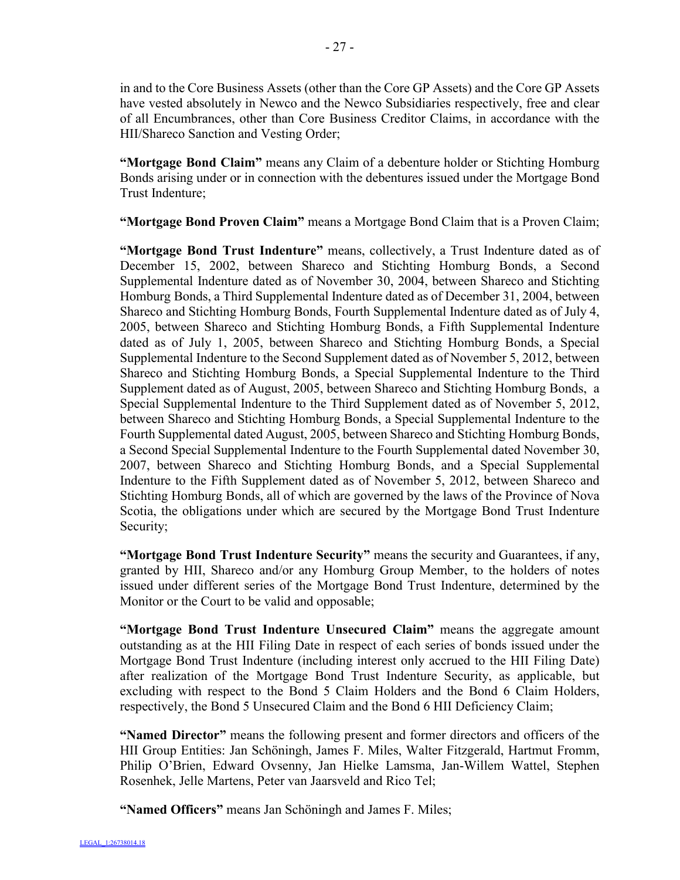in and to the Core Business Assets (other than the Core GP Assets) and the Core GP Assets have vested absolutely in Newco and the Newco Subsidiaries respectively, free and clear of all Encumbrances, other than Core Business Creditor Claims, in accordance with the HII/Shareco Sanction and Vesting Order;

**"Mortgage Bond Claim"** means any Claim of a debenture holder or Stichting Homburg Bonds arising under or in connection with the debentures issued under the Mortgage Bond Trust Indenture;

**"Mortgage Bond Proven Claim"** means a Mortgage Bond Claim that is a Proven Claim;

**"Mortgage Bond Trust Indenture"** means, collectively, a Trust Indenture dated as of December 15, 2002, between Shareco and Stichting Homburg Bonds, a Second Supplemental Indenture dated as of November 30, 2004, between Shareco and Stichting Homburg Bonds, a Third Supplemental Indenture dated as of December 31, 2004, between Shareco and Stichting Homburg Bonds, Fourth Supplemental Indenture dated as of July 4, 2005, between Shareco and Stichting Homburg Bonds, a Fifth Supplemental Indenture dated as of July 1, 2005, between Shareco and Stichting Homburg Bonds, a Special Supplemental Indenture to the Second Supplement dated as of November 5, 2012, between Shareco and Stichting Homburg Bonds, a Special Supplemental Indenture to the Third Supplement dated as of August, 2005, between Shareco and Stichting Homburg Bonds, a Special Supplemental Indenture to the Third Supplement dated as of November 5, 2012, between Shareco and Stichting Homburg Bonds, a Special Supplemental Indenture to the Fourth Supplemental dated August, 2005, between Shareco and Stichting Homburg Bonds, a Second Special Supplemental Indenture to the Fourth Supplemental dated November 30, 2007, between Shareco and Stichting Homburg Bonds, and a Special Supplemental Indenture to the Fifth Supplement dated as of November 5, 2012, between Shareco and Stichting Homburg Bonds, all of which are governed by the laws of the Province of Nova Scotia, the obligations under which are secured by the Mortgage Bond Trust Indenture Security;

**"Mortgage Bond Trust Indenture Security"** means the security and Guarantees, if any, granted by HII, Shareco and/or any Homburg Group Member, to the holders of notes issued under different series of the Mortgage Bond Trust Indenture, determined by the Monitor or the Court to be valid and opposable;

**"Mortgage Bond Trust Indenture Unsecured Claim"** means the aggregate amount outstanding as at the HII Filing Date in respect of each series of bonds issued under the Mortgage Bond Trust Indenture (including interest only accrued to the HII Filing Date) after realization of the Mortgage Bond Trust Indenture Security, as applicable, but excluding with respect to the Bond 5 Claim Holders and the Bond 6 Claim Holders, respectively, the Bond 5 Unsecured Claim and the Bond 6 HII Deficiency Claim;

**"Named Director"** means the following present and former directors and officers of the HII Group Entities: Jan Schöningh, James F. Miles, Walter Fitzgerald, Hartmut Fromm, Philip O'Brien, Edward Ovsenny, Jan Hielke Lamsma, Jan-Willem Wattel, Stephen Rosenhek, Jelle Martens, Peter van Jaarsveld and Rico Tel;

**"Named Officers"** means Jan Schöningh and James F. Miles;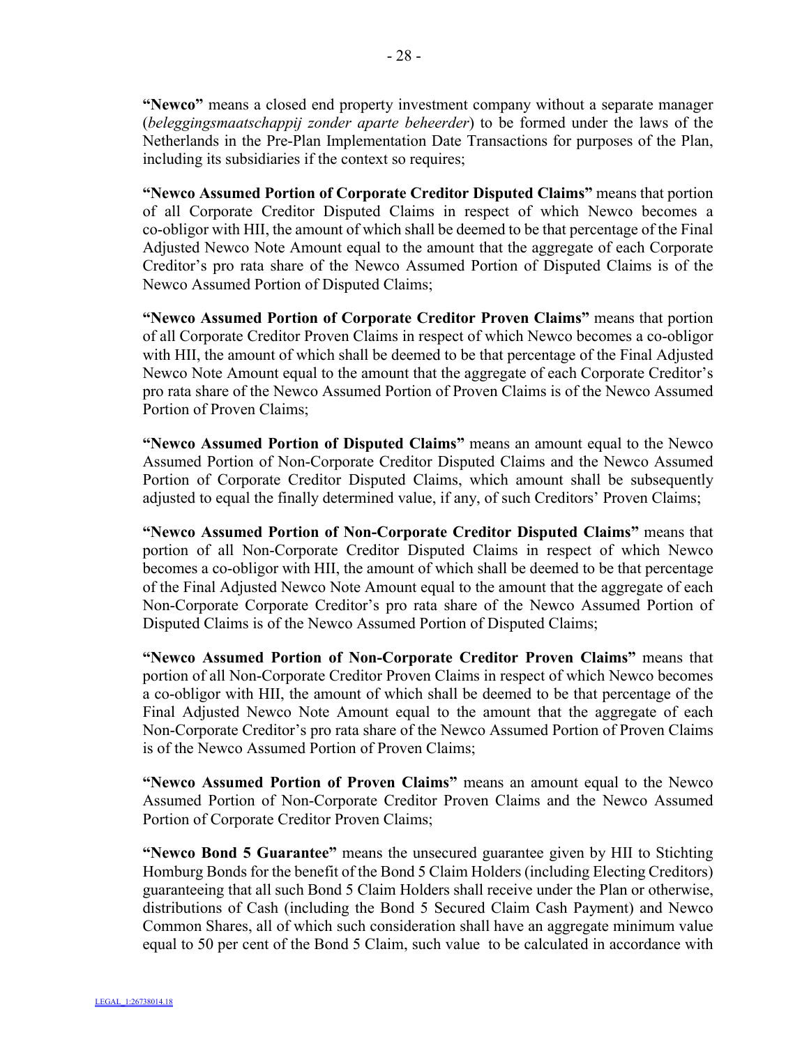**"Newco"** means a closed end property investment company without a separate manager (*beleggingsmaatschappij zonder aparte beheerder*) to be formed under the laws of the Netherlands in the Pre-Plan Implementation Date Transactions for purposes of the Plan, including its subsidiaries if the context so requires;

**"Newco Assumed Portion of Corporate Creditor Disputed Claims"** means that portion of all Corporate Creditor Disputed Claims in respect of which Newco becomes a co-obligor with HII, the amount of which shall be deemed to be that percentage of the Final Adjusted Newco Note Amount equal to the amount that the aggregate of each Corporate Creditor's pro rata share of the Newco Assumed Portion of Disputed Claims is of the Newco Assumed Portion of Disputed Claims;

**"Newco Assumed Portion of Corporate Creditor Proven Claims"** means that portion of all Corporate Creditor Proven Claims in respect of which Newco becomes a co-obligor with HII, the amount of which shall be deemed to be that percentage of the Final Adjusted Newco Note Amount equal to the amount that the aggregate of each Corporate Creditor's pro rata share of the Newco Assumed Portion of Proven Claims is of the Newco Assumed Portion of Proven Claims;

**"Newco Assumed Portion of Disputed Claims"** means an amount equal to the Newco Assumed Portion of Non-Corporate Creditor Disputed Claims and the Newco Assumed Portion of Corporate Creditor Disputed Claims, which amount shall be subsequently adjusted to equal the finally determined value, if any, of such Creditors' Proven Claims;

**"Newco Assumed Portion of Non-Corporate Creditor Disputed Claims"** means that portion of all Non-Corporate Creditor Disputed Claims in respect of which Newco becomes a co-obligor with HII, the amount of which shall be deemed to be that percentage of the Final Adjusted Newco Note Amount equal to the amount that the aggregate of each Non-Corporate Corporate Creditor's pro rata share of the Newco Assumed Portion of Disputed Claims is of the Newco Assumed Portion of Disputed Claims;

**"Newco Assumed Portion of Non-Corporate Creditor Proven Claims"** means that portion of all Non-Corporate Creditor Proven Claims in respect of which Newco becomes a co-obligor with HII, the amount of which shall be deemed to be that percentage of the Final Adjusted Newco Note Amount equal to the amount that the aggregate of each Non-Corporate Creditor's pro rata share of the Newco Assumed Portion of Proven Claims is of the Newco Assumed Portion of Proven Claims;

**"Newco Assumed Portion of Proven Claims"** means an amount equal to the Newco Assumed Portion of Non-Corporate Creditor Proven Claims and the Newco Assumed Portion of Corporate Creditor Proven Claims;

**"Newco Bond 5 Guarantee"** means the unsecured guarantee given by HII to Stichting Homburg Bonds for the benefit of the Bond 5 Claim Holders (including Electing Creditors) guaranteeing that all such Bond 5 Claim Holders shall receive under the Plan or otherwise, distributions of Cash (including the Bond 5 Secured Claim Cash Payment) and Newco Common Shares, all of which such consideration shall have an aggregate minimum value equal to 50 per cent of the Bond 5 Claim, such value to be calculated in accordance with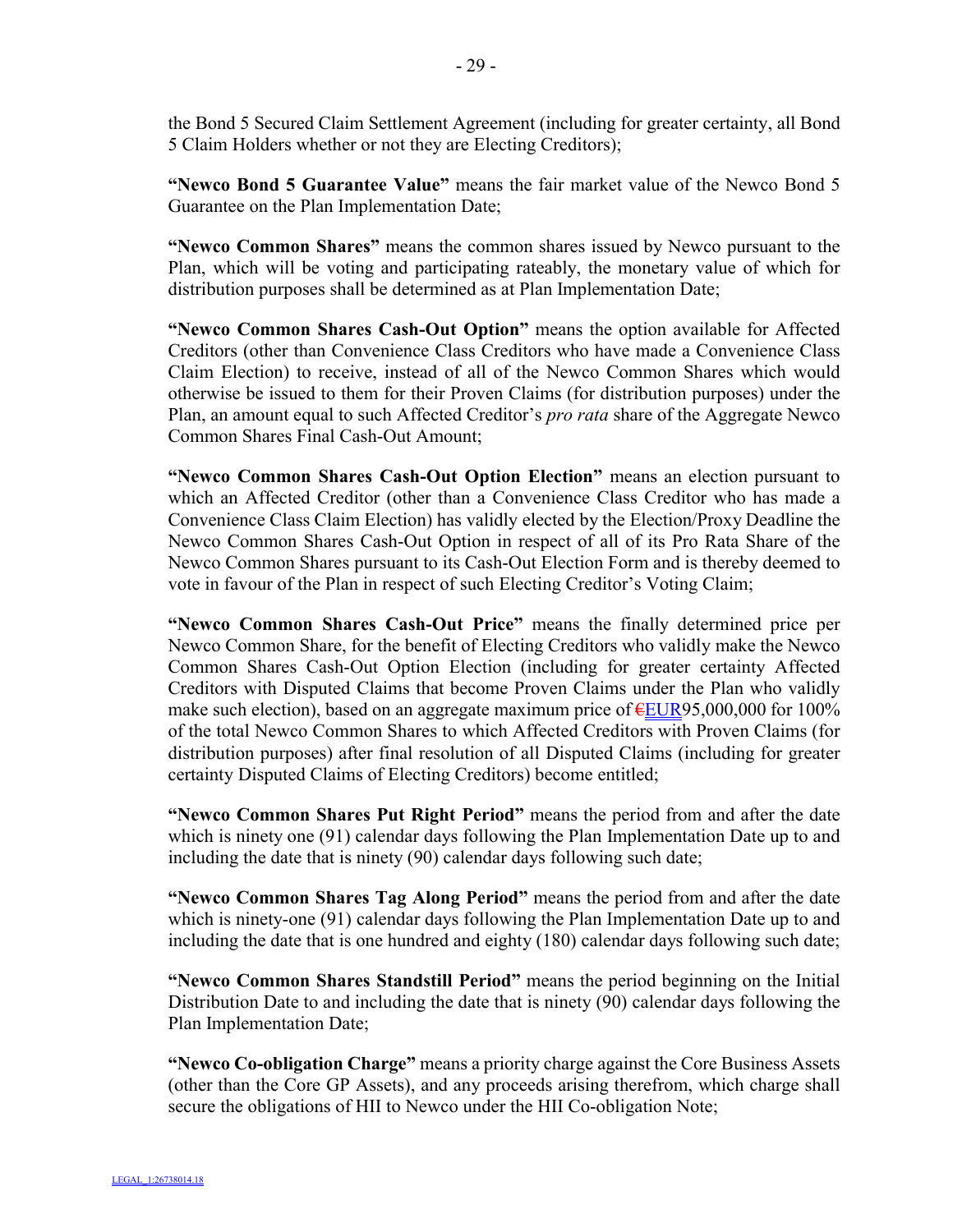the Bond 5 Secured Claim Settlement Agreement (including for greater certainty, all Bond 5 Claim Holders whether or not they are Electing Creditors);

**"Newco Bond 5 Guarantee Value"** means the fair market value of the Newco Bond 5 Guarantee on the Plan Implementation Date;

**"Newco Common Shares"** means the common shares issued by Newco pursuant to the Plan, which will be voting and participating rateably, the monetary value of which for distribution purposes shall be determined as at Plan Implementation Date;

**"Newco Common Shares Cash-Out Option"** means the option available for Affected Creditors (other than Convenience Class Creditors who have made a Convenience Class Claim Election) to receive, instead of all of the Newco Common Shares which would otherwise be issued to them for their Proven Claims (for distribution purposes) under the Plan, an amount equal to such Affected Creditor's *pro rata* share of the Aggregate Newco Common Shares Final Cash-Out Amount;

**"Newco Common Shares Cash-Out Option Election"** means an election pursuant to which an Affected Creditor (other than a Convenience Class Creditor who has made a Convenience Class Claim Election) has validly elected by the Election/Proxy Deadline the Newco Common Shares Cash-Out Option in respect of all of its Pro Rata Share of the Newco Common Shares pursuant to its Cash-Out Election Form and is thereby deemed to vote in favour of the Plan in respect of such Electing Creditor's Voting Claim;

**"Newco Common Shares Cash-Out Price"** means the finally determined price per Newco Common Share, for the benefit of Electing Creditors who validly make the Newco Common Shares Cash-Out Option Election (including for greater certainty Affected Creditors with Disputed Claims that become Proven Claims under the Plan who validly make such election), based on an aggregate maximum price of €EUR95,000,000 for 100% of the total Newco Common Shares to which Affected Creditors with Proven Claims (for distribution purposes) after final resolution of all Disputed Claims (including for greater certainty Disputed Claims of Electing Creditors) become entitled;

**"Newco Common Shares Put Right Period"** means the period from and after the date which is ninety one (91) calendar days following the Plan Implementation Date up to and including the date that is ninety (90) calendar days following such date;

**"Newco Common Shares Tag Along Period"** means the period from and after the date which is ninety-one (91) calendar days following the Plan Implementation Date up to and including the date that is one hundred and eighty (180) calendar days following such date;

**"Newco Common Shares Standstill Period"** means the period beginning on the Initial Distribution Date to and including the date that is ninety (90) calendar days following the Plan Implementation Date;

**"Newco Co-obligation Charge"** means a priority charge against the Core Business Assets (other than the Core GP Assets), and any proceeds arising therefrom, which charge shall secure the obligations of HII to Newco under the HII Co-obligation Note;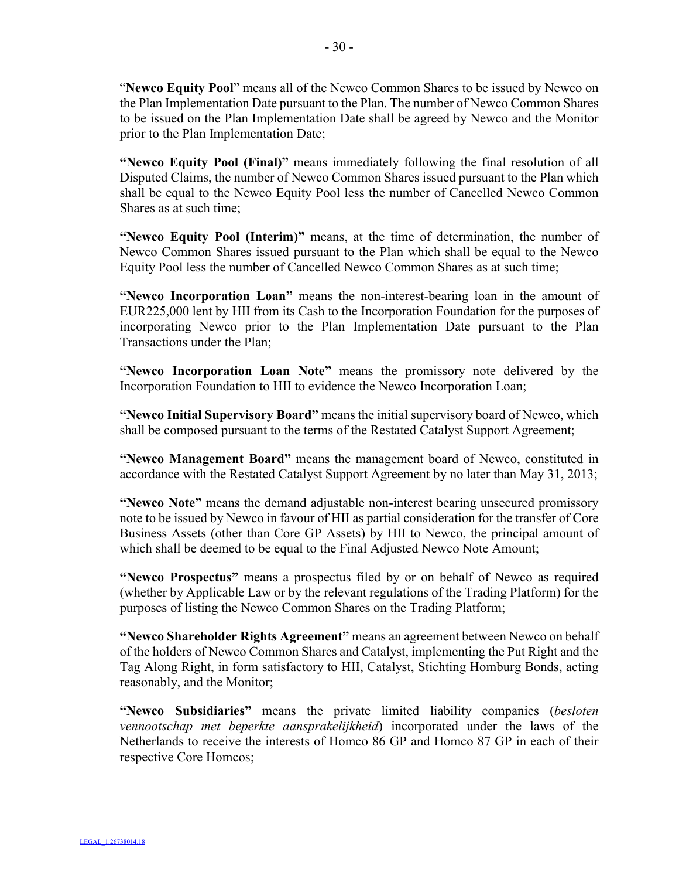"**Newco Equity Pool**" means all of the Newco Common Shares to be issued by Newco on the Plan Implementation Date pursuant to the Plan. The number of Newco Common Shares to be issued on the Plan Implementation Date shall be agreed by Newco and the Monitor prior to the Plan Implementation Date;

**"Newco Equity Pool (Final)"** means immediately following the final resolution of all Disputed Claims, the number of Newco Common Shares issued pursuant to the Plan which shall be equal to the Newco Equity Pool less the number of Cancelled Newco Common Shares as at such time;

**"Newco Equity Pool (Interim)"** means, at the time of determination, the number of Newco Common Shares issued pursuant to the Plan which shall be equal to the Newco Equity Pool less the number of Cancelled Newco Common Shares as at such time;

**"Newco Incorporation Loan"** means the non-interest-bearing loan in the amount of EUR225,000 lent by HII from its Cash to the Incorporation Foundation for the purposes of incorporating Newco prior to the Plan Implementation Date pursuant to the Plan Transactions under the Plan;

**"Newco Incorporation Loan Note"** means the promissory note delivered by the Incorporation Foundation to HII to evidence the Newco Incorporation Loan;

**"Newco Initial Supervisory Board"** means the initial supervisory board of Newco, which shall be composed pursuant to the terms of the Restated Catalyst Support Agreement;

**"Newco Management Board"** means the management board of Newco, constituted in accordance with the Restated Catalyst Support Agreement by no later than May 31, 2013;

**"Newco Note"** means the demand adjustable non-interest bearing unsecured promissory note to be issued by Newco in favour of HII as partial consideration for the transfer of Core Business Assets (other than Core GP Assets) by HII to Newco, the principal amount of which shall be deemed to be equal to the Final Adjusted Newco Note Amount;

**"Newco Prospectus"** means a prospectus filed by or on behalf of Newco as required (whether by Applicable Law or by the relevant regulations of the Trading Platform) for the purposes of listing the Newco Common Shares on the Trading Platform;

**"Newco Shareholder Rights Agreement"** means an agreement between Newco on behalf of the holders of Newco Common Shares and Catalyst, implementing the Put Right and the Tag Along Right, in form satisfactory to HII, Catalyst, Stichting Homburg Bonds, acting reasonably, and the Monitor;

**"Newco Subsidiaries"** means the private limited liability companies (*besloten vennootschap met beperkte aansprakelijkheid*) incorporated under the laws of the Netherlands to receive the interests of Homco 86 GP and Homco 87 GP in each of their respective Core Homcos;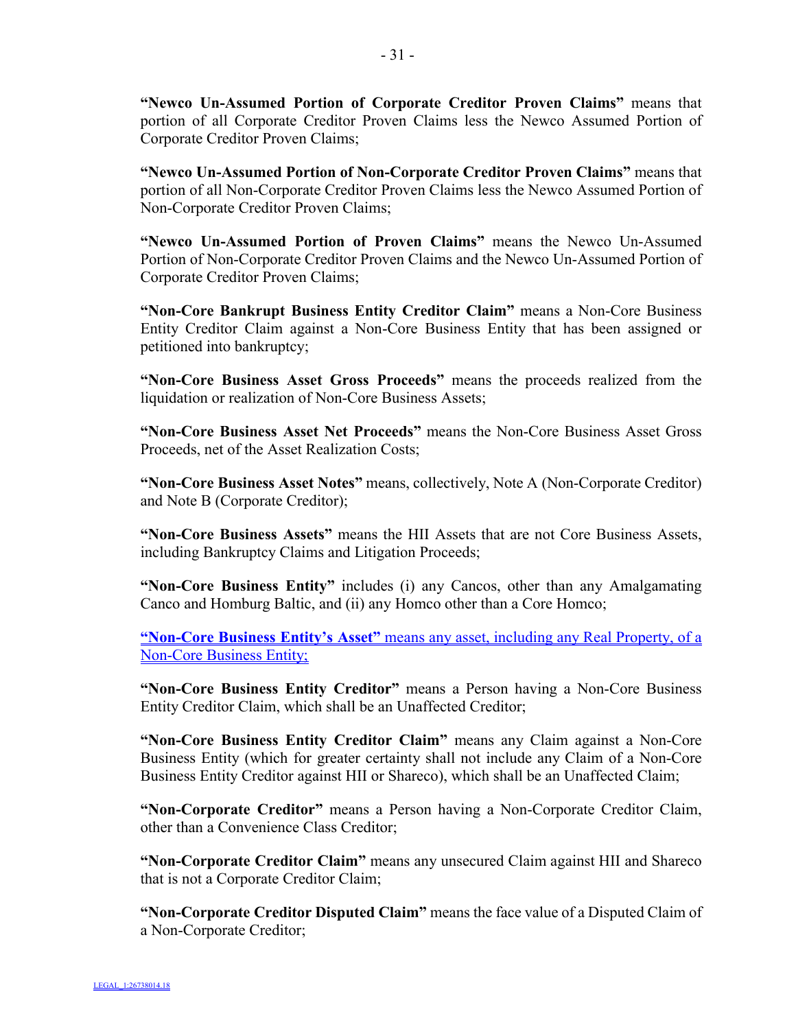**"Newco Un-Assumed Portion of Corporate Creditor Proven Claims"** means that portion of all Corporate Creditor Proven Claims less the Newco Assumed Portion of Corporate Creditor Proven Claims;

**"Newco Un-Assumed Portion of Non-Corporate Creditor Proven Claims"** means that portion of all Non-Corporate Creditor Proven Claims less the Newco Assumed Portion of Non-Corporate Creditor Proven Claims;

**"Newco Un-Assumed Portion of Proven Claims"** means the Newco Un-Assumed Portion of Non-Corporate Creditor Proven Claims and the Newco Un-Assumed Portion of Corporate Creditor Proven Claims;

**"Non-Core Bankrupt Business Entity Creditor Claim"** means a Non-Core Business Entity Creditor Claim against a Non-Core Business Entity that has been assigned or petitioned into bankruptcy;

**"Non-Core Business Asset Gross Proceeds"** means the proceeds realized from the liquidation or realization of Non-Core Business Assets;

**"Non-Core Business Asset Net Proceeds"** means the Non-Core Business Asset Gross Proceeds, net of the Asset Realization Costs;

**"Non-Core Business Asset Notes"** means, collectively, Note A (Non-Corporate Creditor) and Note B (Corporate Creditor);

**"Non-Core Business Assets"** means the HII Assets that are not Core Business Assets, including Bankruptcy Claims and Litigation Proceeds;

**"Non-Core Business Entity"** includes (i) any Cancos, other than any Amalgamating Canco and Homburg Baltic, and (ii) any Homco other than a Core Homco;

**"Non-Core Business Entity's Asset"** means any asset, including any Real Property, of a Non-Core Business Entity;

**"Non-Core Business Entity Creditor"** means a Person having a Non-Core Business Entity Creditor Claim, which shall be an Unaffected Creditor;

**"Non-Core Business Entity Creditor Claim"** means any Claim against a Non-Core Business Entity (which for greater certainty shall not include any Claim of a Non-Core Business Entity Creditor against HII or Shareco), which shall be an Unaffected Claim;

**"Non-Corporate Creditor"** means a Person having a Non-Corporate Creditor Claim, other than a Convenience Class Creditor;

**"Non-Corporate Creditor Claim"** means any unsecured Claim against HII and Shareco that is not a Corporate Creditor Claim;

**"Non-Corporate Creditor Disputed Claim"** means the face value of a Disputed Claim of a Non-Corporate Creditor;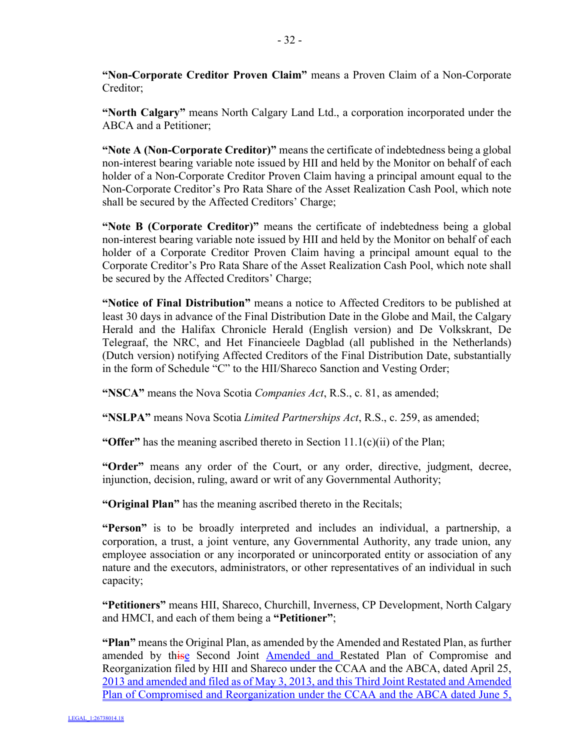**"Non-Corporate Creditor Proven Claim"** means a Proven Claim of a Non-Corporate Creditor;

**"North Calgary"** means North Calgary Land Ltd., a corporation incorporated under the ABCA and a Petitioner;

**"Note A (Non-Corporate Creditor)"** means the certificate of indebtedness being a global non-interest bearing variable note issued by HII and held by the Monitor on behalf of each holder of a Non-Corporate Creditor Proven Claim having a principal amount equal to the Non-Corporate Creditor's Pro Rata Share of the Asset Realization Cash Pool, which note shall be secured by the Affected Creditors' Charge;

**"Note B (Corporate Creditor)"** means the certificate of indebtedness being a global non-interest bearing variable note issued by HII and held by the Monitor on behalf of each holder of a Corporate Creditor Proven Claim having a principal amount equal to the Corporate Creditor's Pro Rata Share of the Asset Realization Cash Pool, which note shall be secured by the Affected Creditors' Charge;

**"Notice of Final Distribution"** means a notice to Affected Creditors to be published at least 30 days in advance of the Final Distribution Date in the Globe and Mail, the Calgary Herald and the Halifax Chronicle Herald (English version) and De Volkskrant, De Telegraaf, the NRC, and Het Financieele Dagblad (all published in the Netherlands) (Dutch version) notifying Affected Creditors of the Final Distribution Date, substantially in the form of Schedule "C" to the HII/Shareco Sanction and Vesting Order;

**"NSCA"** means the Nova Scotia *Companies Act*, R.S., c. 81, as amended;

**"NSLPA"** means Nova Scotia *Limited Partnerships Act*, R.S., c. 259, as amended;

**"Offer"** has the meaning ascribed thereto in Section 11.1(c)(ii) of the Plan;

**"Order"** means any order of the Court, or any order, directive, judgment, decree, injunction, decision, ruling, award or writ of any Governmental Authority;

**"Original Plan"** has the meaning ascribed thereto in the Recitals;

**"Person"** is to be broadly interpreted and includes an individual, a partnership, a corporation, a trust, a joint venture, any Governmental Authority, any trade union, any employee association or any incorporated or unincorporated entity or association of any nature and the executors, administrators, or other representatives of an individual in such capacity;

**"Petitioners"** means HII, Shareco, Churchill, Inverness, CP Development, North Calgary and HMCI, and each of them being a **"Petitioner"**;

**"Plan"** means the Original Plan, as amended by the Amended and Restated Plan, as further amended by th~~is~~e Second Joint Amended and Restated Plan of Compromise and Reorganization filed by HII and Shareco under the CCAA and the ABCA, dated April 25, 2013 and amended and filed as of May 3, 2013, and this Third Joint Restated and Amended Plan of Compromised and Reorganization under the CCAA and the ABCA dated June 5,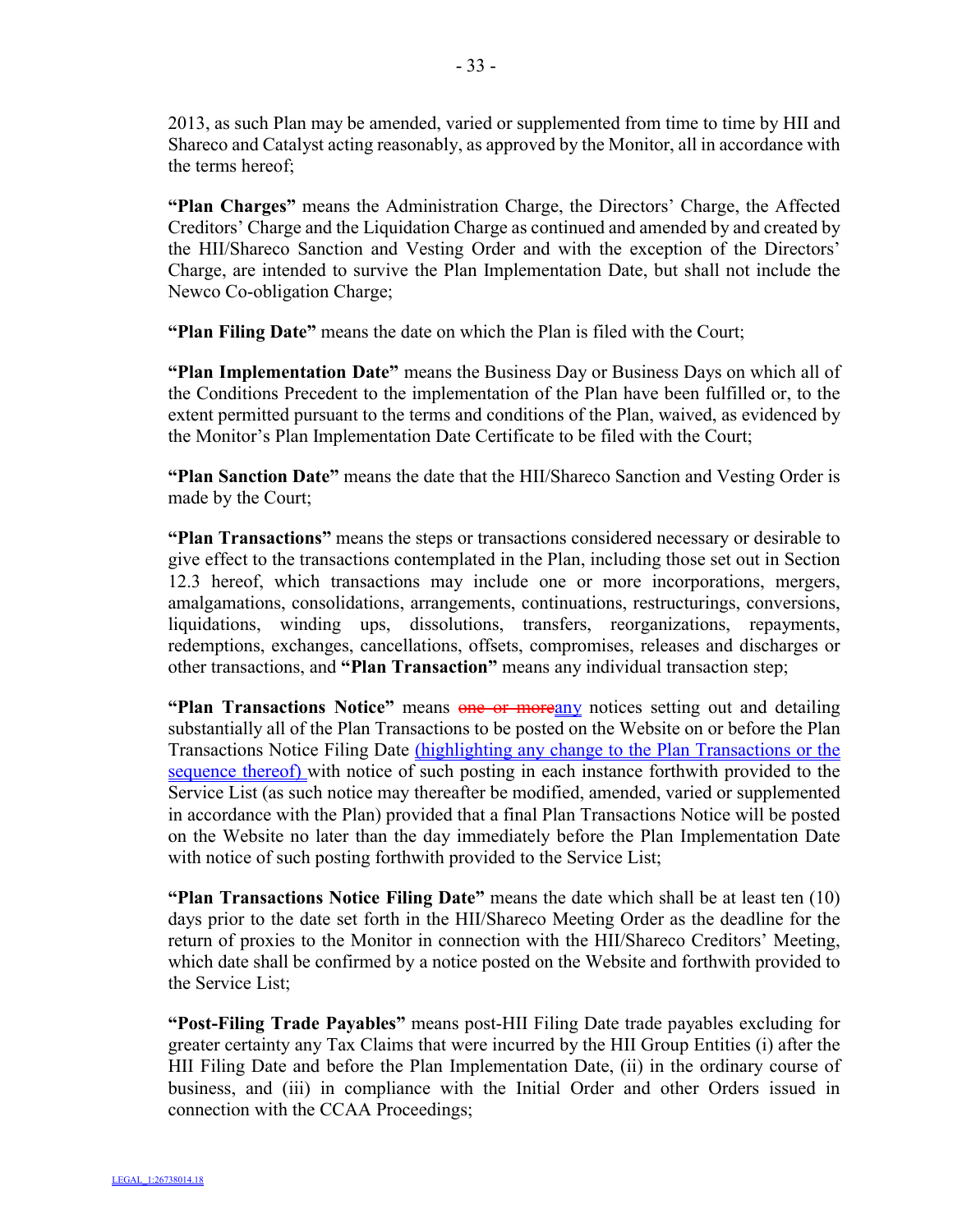2013, as such Plan may be amended, varied or supplemented from time to time by HII and Shareco and Catalyst acting reasonably, as approved by the Monitor, all in accordance with the terms hereof;

**"Plan Charges"** means the Administration Charge, the Directors' Charge, the Affected Creditors' Charge and the Liquidation Charge as continued and amended by and created by the HII/Shareco Sanction and Vesting Order and with the exception of the Directors' Charge, are intended to survive the Plan Implementation Date, but shall not include the Newco Co-obligation Charge;

**"Plan Filing Date"** means the date on which the Plan is filed with the Court;

**"Plan Implementation Date"** means the Business Day or Business Days on which all of the Conditions Precedent to the implementation of the Plan have been fulfilled or, to the extent permitted pursuant to the terms and conditions of the Plan, waived, as evidenced by the Monitor's Plan Implementation Date Certificate to be filed with the Court;

**"Plan Sanction Date"** means the date that the HII/Shareco Sanction and Vesting Order is made by the Court;

**"Plan Transactions"** means the steps or transactions considered necessary or desirable to give effect to the transactions contemplated in the Plan, including those set out in Section 12.3 hereof, which transactions may include one or more incorporations, mergers, amalgamations, consolidations, arrangements, continuations, restructurings, conversions, liquidations, winding ups, dissolutions, transfers, reorganizations, repayments, redemptions, exchanges, cancellations, offsets, compromises, releases and discharges or other transactions, and **"Plan Transaction"** means any individual transaction step;

**"Plan Transactions Notice"** means ~~one or more~~any notices setting out and detailing substantially all of the Plan Transactions to be posted on the Website on or before the Plan Transactions Notice Filing Date (highlighting any change to the Plan Transactions or the sequence thereof) with notice of such posting in each instance forthwith provided to the Service List (as such notice may thereafter be modified, amended, varied or supplemented in accordance with the Plan) provided that a final Plan Transactions Notice will be posted on the Website no later than the day immediately before the Plan Implementation Date with notice of such posting forthwith provided to the Service List;

**"Plan Transactions Notice Filing Date"** means the date which shall be at least ten (10) days prior to the date set forth in the HII/Shareco Meeting Order as the deadline for the return of proxies to the Monitor in connection with the HII/Shareco Creditors' Meeting, which date shall be confirmed by a notice posted on the Website and forthwith provided to the Service List;

**"Post-Filing Trade Payables"** means post-HII Filing Date trade payables excluding for greater certainty any Tax Claims that were incurred by the HII Group Entities (i) after the HII Filing Date and before the Plan Implementation Date, (ii) in the ordinary course of business, and (iii) in compliance with the Initial Order and other Orders issued in connection with the CCAA Proceedings;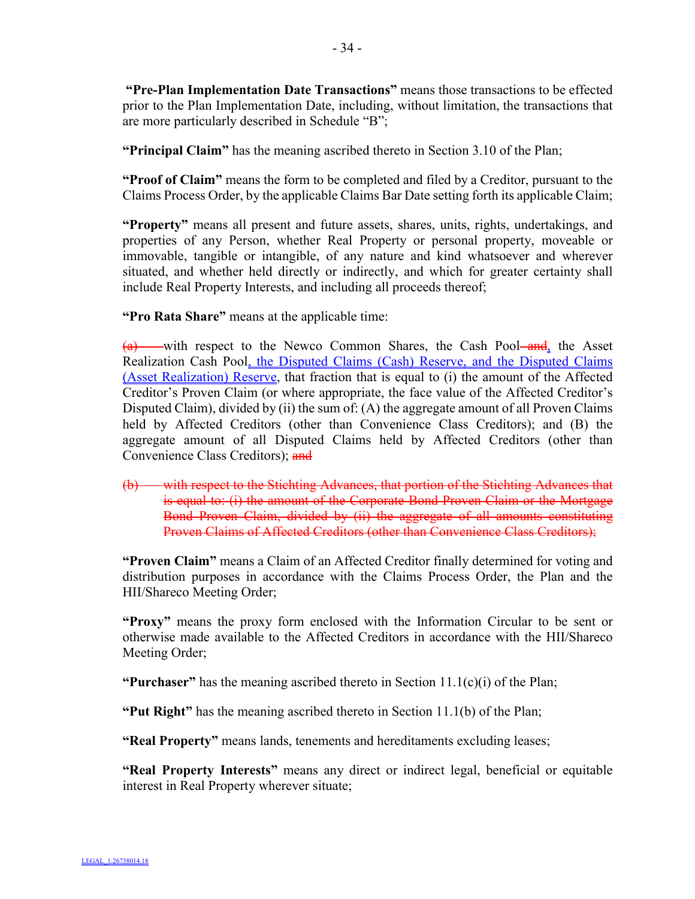**"Pre-Plan Implementation Date Transactions"** means those transactions to be effected prior to the Plan Implementation Date, including, without limitation, the transactions that are more particularly described in Schedule "B";

**"Principal Claim"** has the meaning ascribed thereto in Section 3.10 of the Plan;

**"Proof of Claim"** means the form to be completed and filed by a Creditor, pursuant to the Claims Process Order, by the applicable Claims Bar Date setting forth its applicable Claim;

**"Property"** means all present and future assets, shares, units, rights, undertakings, and properties of any Person, whether Real Property or personal property, moveable or immovable, tangible or intangible, of any nature and kind whatsoever and wherever situated, and whether held directly or indirectly, and which for greater certainty shall include Real Property Interests, and including all proceeds thereof;

**"Pro Rata Share"** means at the applicable time:

~~(a)~~ with respect to the Newco Common Shares, the Cash Pool ~~and~~, the Asset Realization Cash Pool, the Disputed Claims (Cash) Reserve, and the Disputed Claims (Asset Realization) Reserve, that fraction that is equal to (i) the amount of the Affected Creditor's Proven Claim (or where appropriate, the face value of the Affected Creditor's Disputed Claim), divided by (ii) the sum of: (A) the aggregate amount of all Proven Claims held by Affected Creditors (other than Convenience Class Creditors); and (B) the aggregate amount of all Disputed Claims held by Affected Creditors (other than Convenience Class Creditors); ~~and~~

~~(b) with respect to the Stichting Advances, that portion of the Stichting Advances that is equal to: (i) the amount of the Corporate Bond Proven Claim or the Mortgage Bond Proven Claim, divided by (ii) the aggregate of all amounts constituting Proven Claims of Affected Creditors (other than Convenience Class Creditors);~~

**"Proven Claim"** means a Claim of an Affected Creditor finally determined for voting and distribution purposes in accordance with the Claims Process Order, the Plan and the HII/Shareco Meeting Order;

**"Proxy"** means the proxy form enclosed with the Information Circular to be sent or otherwise made available to the Affected Creditors in accordance with the HII/Shareco Meeting Order;

**"Purchaser"** has the meaning ascribed thereto in Section 11.1(c)(i) of the Plan;

**"Put Right"** has the meaning ascribed thereto in Section 11.1(b) of the Plan;

**"Real Property"** means lands, tenements and hereditaments excluding leases;

**"Real Property Interests"** means any direct or indirect legal, beneficial or equitable interest in Real Property wherever situate;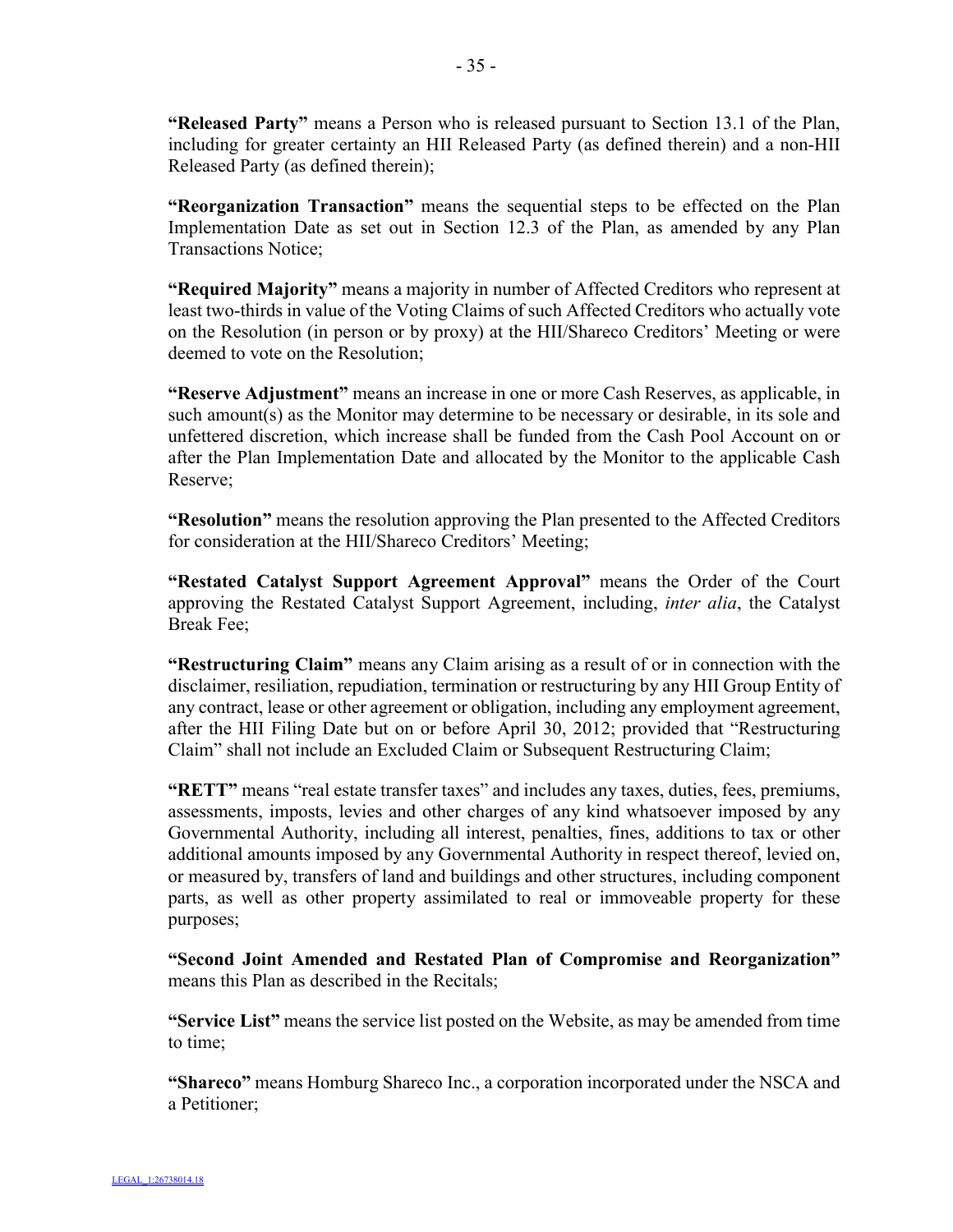**"Released Party"** means a Person who is released pursuant to Section 13.1 of the Plan, including for greater certainty an HII Released Party (as defined therein) and a non-HII Released Party (as defined therein);

**"Reorganization Transaction"** means the sequential steps to be effected on the Plan Implementation Date as set out in Section 12.3 of the Plan, as amended by any Plan Transactions Notice;

**"Required Majority"** means a majority in number of Affected Creditors who represent at least two-thirds in value of the Voting Claims of such Affected Creditors who actually vote on the Resolution (in person or by proxy) at the HII/Shareco Creditors' Meeting or were deemed to vote on the Resolution;

**"Reserve Adjustment"** means an increase in one or more Cash Reserves, as applicable, in such amount(s) as the Monitor may determine to be necessary or desirable, in its sole and unfettered discretion, which increase shall be funded from the Cash Pool Account on or after the Plan Implementation Date and allocated by the Monitor to the applicable Cash Reserve;

**"Resolution"** means the resolution approving the Plan presented to the Affected Creditors for consideration at the HII/Shareco Creditors' Meeting;

**"Restated Catalyst Support Agreement Approval"** means the Order of the Court approving the Restated Catalyst Support Agreement, including, *inter alia*, the Catalyst Break Fee;

**"Restructuring Claim"** means any Claim arising as a result of or in connection with the disclaimer, resiliation, repudiation, termination or restructuring by any HII Group Entity of any contract, lease or other agreement or obligation, including any employment agreement, after the HII Filing Date but on or before April 30, 2012; provided that "Restructuring Claim" shall not include an Excluded Claim or Subsequent Restructuring Claim;

**"RETT"** means "real estate transfer taxes" and includes any taxes, duties, fees, premiums, assessments, imposts, levies and other charges of any kind whatsoever imposed by any Governmental Authority, including all interest, penalties, fines, additions to tax or other additional amounts imposed by any Governmental Authority in respect thereof, levied on, or measured by, transfers of land and buildings and other structures, including component parts, as well as other property assimilated to real or immoveable property for these purposes;

**"Second Joint Amended and Restated Plan of Compromise and Reorganization"** means this Plan as described in the Recitals;

**"Service List"** means the service list posted on the Website, as may be amended from time to time;

**"Shareco"** means Homburg Shareco Inc., a corporation incorporated under the NSCA and a Petitioner;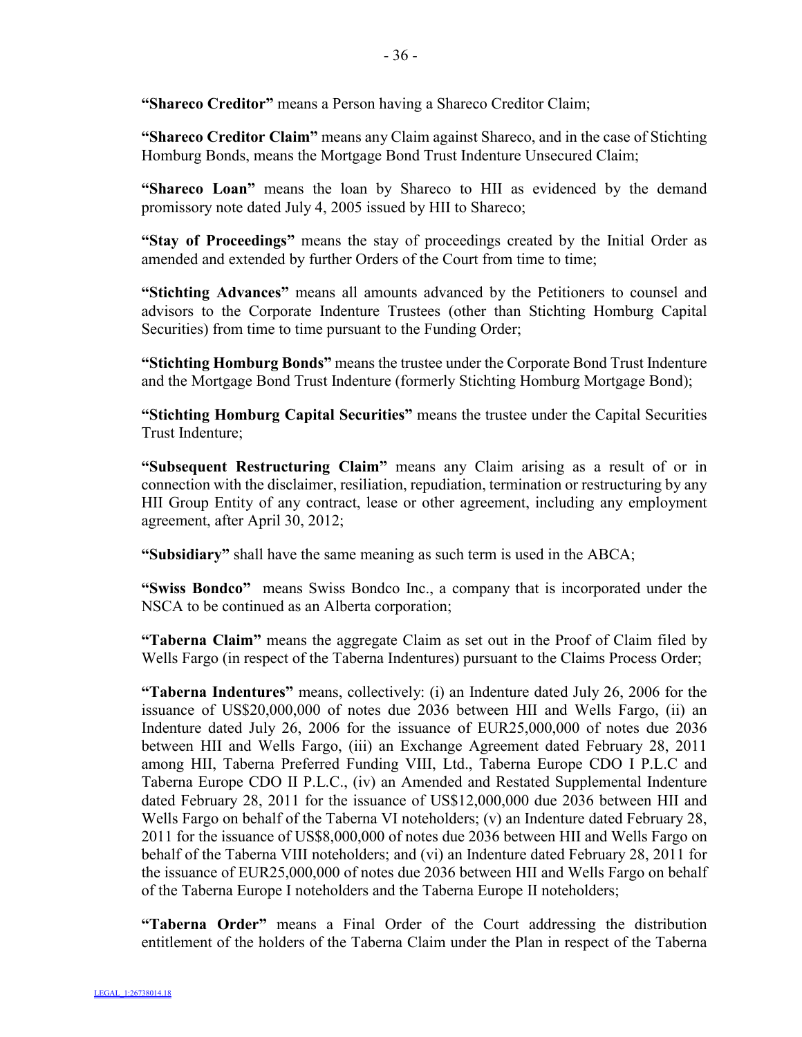**"Shareco Creditor"** means a Person having a Shareco Creditor Claim;

**"Shareco Creditor Claim"** means any Claim against Shareco, and in the case of Stichting Homburg Bonds, means the Mortgage Bond Trust Indenture Unsecured Claim;

**"Shareco Loan"** means the loan by Shareco to HII as evidenced by the demand promissory note dated July 4, 2005 issued by HII to Shareco;

**"Stay of Proceedings"** means the stay of proceedings created by the Initial Order as amended and extended by further Orders of the Court from time to time;

**"Stichting Advances"** means all amounts advanced by the Petitioners to counsel and advisors to the Corporate Indenture Trustees (other than Stichting Homburg Capital Securities) from time to time pursuant to the Funding Order;

**"Stichting Homburg Bonds"** means the trustee under the Corporate Bond Trust Indenture and the Mortgage Bond Trust Indenture (formerly Stichting Homburg Mortgage Bond);

**"Stichting Homburg Capital Securities"** means the trustee under the Capital Securities Trust Indenture;

**"Subsequent Restructuring Claim"** means any Claim arising as a result of or in connection with the disclaimer, resiliation, repudiation, termination or restructuring by any HII Group Entity of any contract, lease or other agreement, including any employment agreement, after April 30, 2012;

**"Subsidiary"** shall have the same meaning as such term is used in the ABCA;

**"Swiss Bondco"** means Swiss Bondco Inc., a company that is incorporated under the NSCA to be continued as an Alberta corporation;

**"Taberna Claim"** means the aggregate Claim as set out in the Proof of Claim filed by Wells Fargo (in respect of the Taberna Indentures) pursuant to the Claims Process Order;

**"Taberna Indentures"** means, collectively: (i) an Indenture dated July 26, 2006 for the issuance of US$20,000,000 of notes due 2036 between HII and Wells Fargo, (ii) an Indenture dated July 26, 2006 for the issuance of EUR25,000,000 of notes due 2036 between HII and Wells Fargo, (iii) an Exchange Agreement dated February 28, 2011 among HII, Taberna Preferred Funding VIII, Ltd., Taberna Europe CDO I P.L.C and Taberna Europe CDO II P.L.C., (iv) an Amended and Restated Supplemental Indenture dated February 28, 2011 for the issuance of US$12,000,000 due 2036 between HII and Wells Fargo on behalf of the Taberna VI noteholders; (v) an Indenture dated February 28, 2011 for the issuance of US$8,000,000 of notes due 2036 between HII and Wells Fargo on behalf of the Taberna VIII noteholders; and (vi) an Indenture dated February 28, 2011 for the issuance of EUR25,000,000 of notes due 2036 between HII and Wells Fargo on behalf of the Taberna Europe I noteholders and the Taberna Europe II noteholders;

**"Taberna Order"** means a Final Order of the Court addressing the distribution entitlement of the holders of the Taberna Claim under the Plan in respect of the Taberna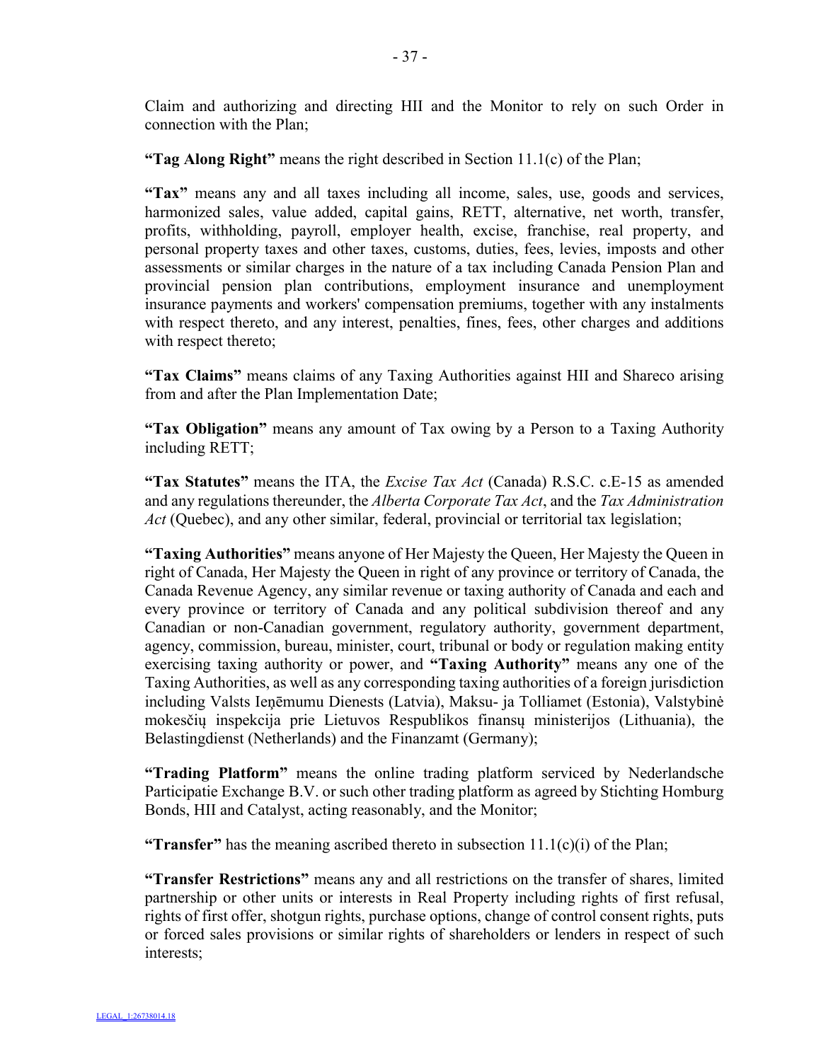Claim and authorizing and directing HII and the Monitor to rely on such Order in connection with the Plan;

**"Tag Along Right"** means the right described in Section 11.1(c) of the Plan;

**"Tax"** means any and all taxes including all income, sales, use, goods and services, harmonized sales, value added, capital gains, RETT, alternative, net worth, transfer, profits, withholding, payroll, employer health, excise, franchise, real property, and personal property taxes and other taxes, customs, duties, fees, levies, imposts and other assessments or similar charges in the nature of a tax including Canada Pension Plan and provincial pension plan contributions, employment insurance and unemployment insurance payments and workers' compensation premiums, together with any instalments with respect thereto, and any interest, penalties, fines, fees, other charges and additions with respect thereto;

**"Tax Claims"** means claims of any Taxing Authorities against HII and Shareco arising from and after the Plan Implementation Date;

**"Tax Obligation"** means any amount of Tax owing by a Person to a Taxing Authority including RETT;

**"Tax Statutes"** means the ITA, the *Excise Tax Act* (Canada) R.S.C. c.E-15 as amended and any regulations thereunder, the *Alberta Corporate Tax Act*, and the *Tax Administration Act* (Quebec), and any other similar, federal, provincial or territorial tax legislation;

**"Taxing Authorities"** means anyone of Her Majesty the Queen, Her Majesty the Queen in right of Canada, Her Majesty the Queen in right of any province or territory of Canada, the Canada Revenue Agency, any similar revenue or taxing authority of Canada and each and every province or territory of Canada and any political subdivision thereof and any Canadian or non-Canadian government, regulatory authority, government department, agency, commission, bureau, minister, court, tribunal or body or regulation making entity exercising taxing authority or power, and **"Taxing Authority"** means any one of the Taxing Authorities, as well as any corresponding taxing authorities of a foreign jurisdiction including Valsts Ieņēmumu Dienests (Latvia), Maksu- ja Tolliamet (Estonia), Valstybinė mokesčių inspekcija prie Lietuvos Respublikos finansų ministerijos (Lithuania), the Belastingdienst (Netherlands) and the Finanzamt (Germany);

**"Trading Platform"** means the online trading platform serviced by Nederlandsche Participatie Exchange B.V. or such other trading platform as agreed by Stichting Homburg Bonds, HII and Catalyst, acting reasonably, and the Monitor;

**"Transfer"** has the meaning ascribed thereto in subsection 11.1(c)(i) of the Plan;

**"Transfer Restrictions"** means any and all restrictions on the transfer of shares, limited partnership or other units or interests in Real Property including rights of first refusal, rights of first offer, shotgun rights, purchase options, change of control consent rights, puts or forced sales provisions or similar rights of shareholders or lenders in respect of such interests;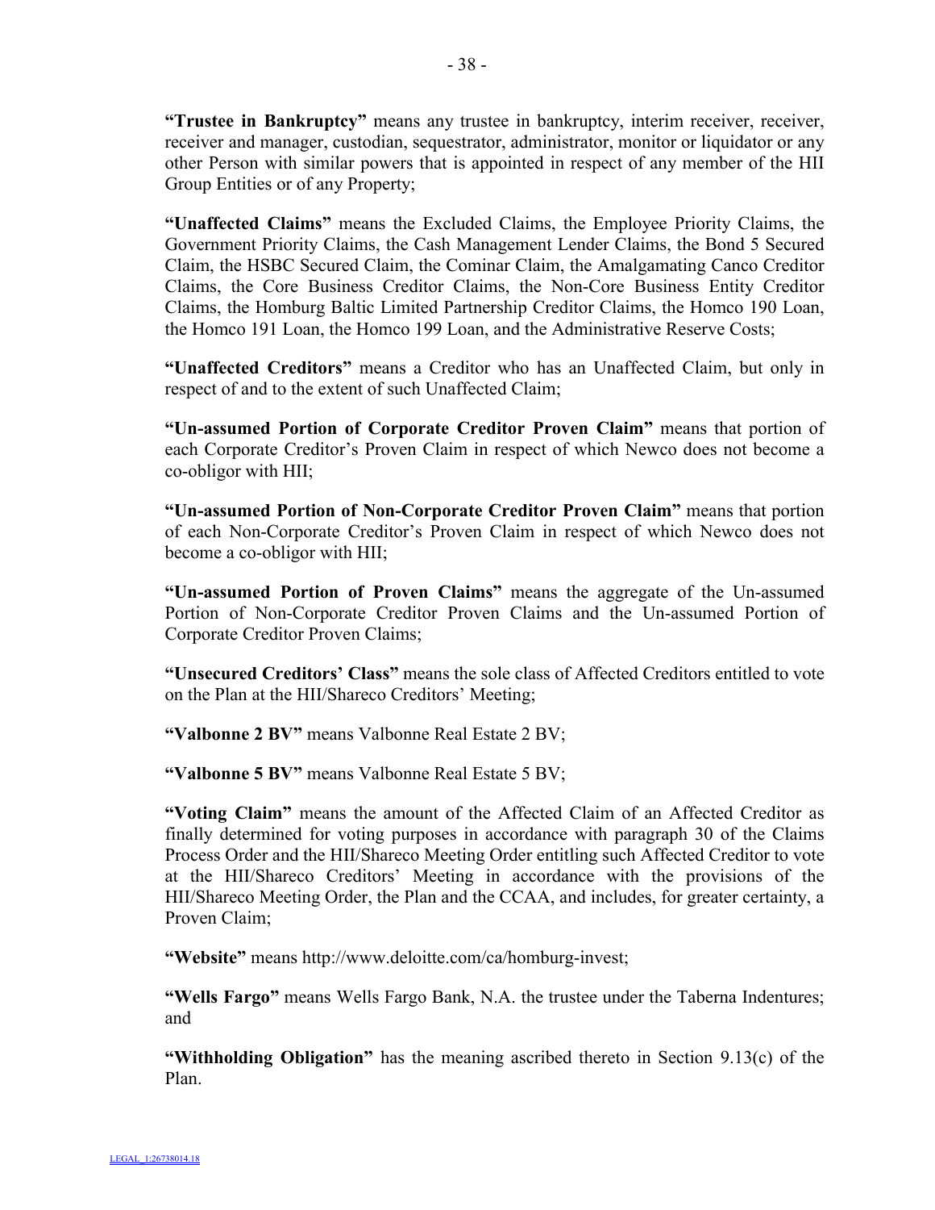**"Trustee in Bankruptcy"** means any trustee in bankruptcy, interim receiver, receiver, receiver and manager, custodian, sequestrator, administrator, monitor or liquidator or any other Person with similar powers that is appointed in respect of any member of the HII Group Entities or of any Property;

**"Unaffected Claims"** means the Excluded Claims, the Employee Priority Claims, the Government Priority Claims, the Cash Management Lender Claims, the Bond 5 Secured Claim, the HSBC Secured Claim, the Cominar Claim, the Amalgamating Canco Creditor Claims, the Core Business Creditor Claims, the Non-Core Business Entity Creditor Claims, the Homburg Baltic Limited Partnership Creditor Claims, the Homco 190 Loan, the Homco 191 Loan, the Homco 199 Loan, and the Administrative Reserve Costs;

**"Unaffected Creditors"** means a Creditor who has an Unaffected Claim, but only in respect of and to the extent of such Unaffected Claim;

**"Un-assumed Portion of Corporate Creditor Proven Claim"** means that portion of each Corporate Creditor's Proven Claim in respect of which Newco does not become a co-obligor with HII;

**"Un-assumed Portion of Non-Corporate Creditor Proven Claim"** means that portion of each Non-Corporate Creditor's Proven Claim in respect of which Newco does not become a co-obligor with HII;

**"Un-assumed Portion of Proven Claims"** means the aggregate of the Un-assumed Portion of Non-Corporate Creditor Proven Claims and the Un-assumed Portion of Corporate Creditor Proven Claims;

**"Unsecured Creditors' Class"** means the sole class of Affected Creditors entitled to vote on the Plan at the HII/Shareco Creditors' Meeting;

**"Valbonne 2 BV"** means Valbonne Real Estate 2 BV;

**"Valbonne 5 BV"** means Valbonne Real Estate 5 BV;

**"Voting Claim"** means the amount of the Affected Claim of an Affected Creditor as finally determined for voting purposes in accordance with paragraph 30 of the Claims Process Order and the HII/Shareco Meeting Order entitling such Affected Creditor to vote at the HII/Shareco Creditors' Meeting in accordance with the provisions of the HII/Shareco Meeting Order, the Plan and the CCAA, and includes, for greater certainty, a Proven Claim;

**"Website"** means http://www.deloitte.com/ca/homburg-invest;

**"Wells Fargo"** means Wells Fargo Bank, N.A. the trustee under the Taberna Indentures; and

**"Withholding Obligation"** has the meaning ascribed thereto in Section 9.13(c) of the Plan.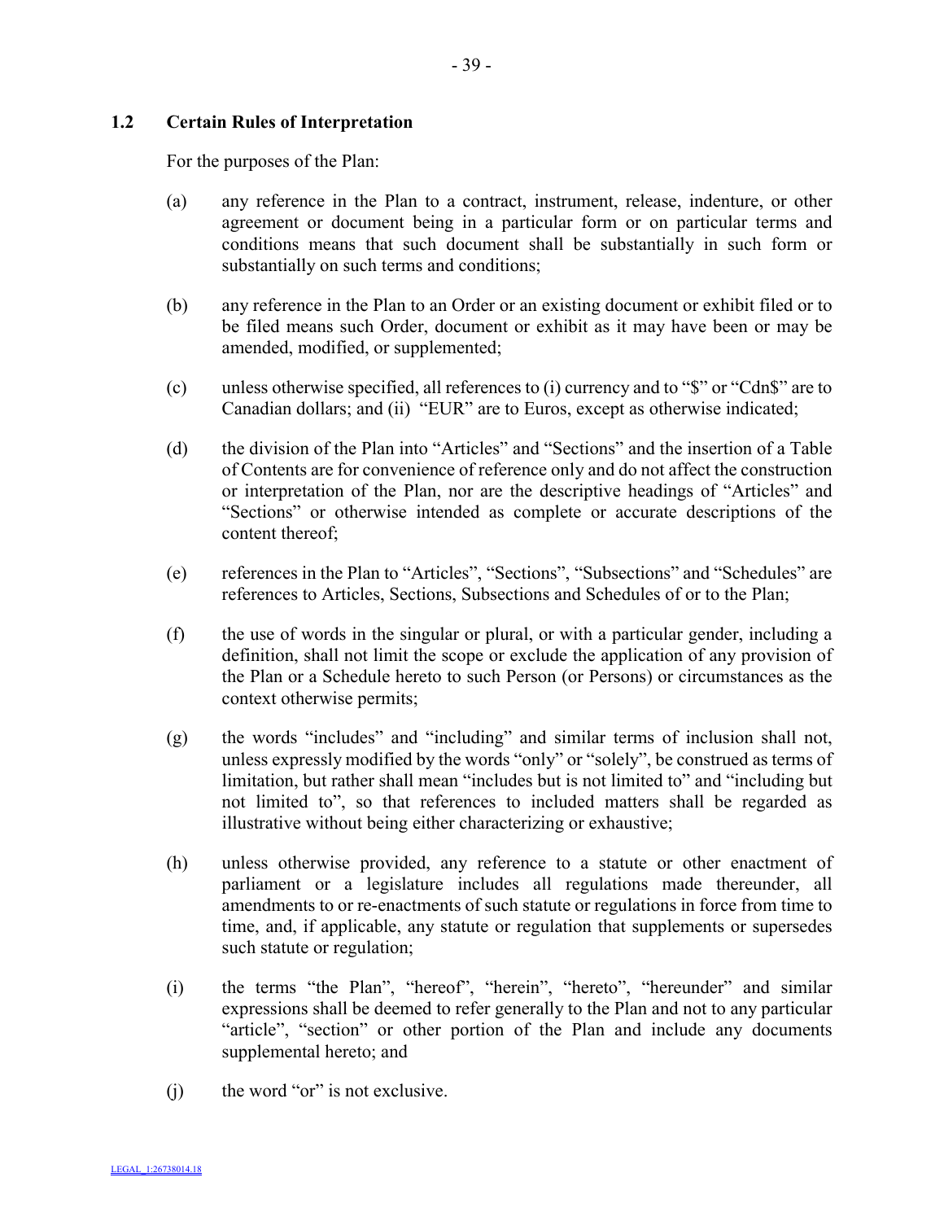### 1.2 Certain Rules of Interpretation

For the purposes of the Plan:

(a) any reference in the Plan to a contract, instrument, release, indenture, or other agreement or document being in a particular form or on particular terms and conditions means that such document shall be substantially in such form or substantially on such terms and conditions;

(b) any reference in the Plan to an Order or an existing document or exhibit filed or to be filed means such Order, document or exhibit as it may have been or may be amended, modified, or supplemented;

(c) unless otherwise specified, all references to (i) currency and to "$" or "Cdn$" are to Canadian dollars; and (ii) "EUR" are to Euros, except as otherwise indicated;

(d) the division of the Plan into "Articles" and "Sections" and the insertion of a Table of Contents are for convenience of reference only and do not affect the construction or interpretation of the Plan, nor are the descriptive headings of "Articles" and "Sections" or otherwise intended as complete or accurate descriptions of the content thereof;

(e) references in the Plan to "Articles", "Sections", "Subsections" and "Schedules" are references to Articles, Sections, Subsections and Schedules of or to the Plan;

(f) the use of words in the singular or plural, or with a particular gender, including a definition, shall not limit the scope or exclude the application of any provision of the Plan or a Schedule hereto to such Person (or Persons) or circumstances as the context otherwise permits;

(g) the words "includes" and "including" and similar terms of inclusion shall not, unless expressly modified by the words "only" or "solely", be construed as terms of limitation, but rather shall mean "includes but is not limited to" and "including but not limited to", so that references to included matters shall be regarded as illustrative without being either characterizing or exhaustive;

(h) unless otherwise provided, any reference to a statute or other enactment of parliament or a legislature includes all regulations made thereunder, all amendments to or re-enactments of such statute or regulations in force from time to time, and, if applicable, any statute or regulation that supplements or supersedes such statute or regulation;

(i) the terms "the Plan", "hereof", "herein", "hereto", "hereunder" and similar expressions shall be deemed to refer generally to the Plan and not to any particular "article", "section" or other portion of the Plan and include any documents supplemental hereto; and

(j) the word "or" is not exclusive.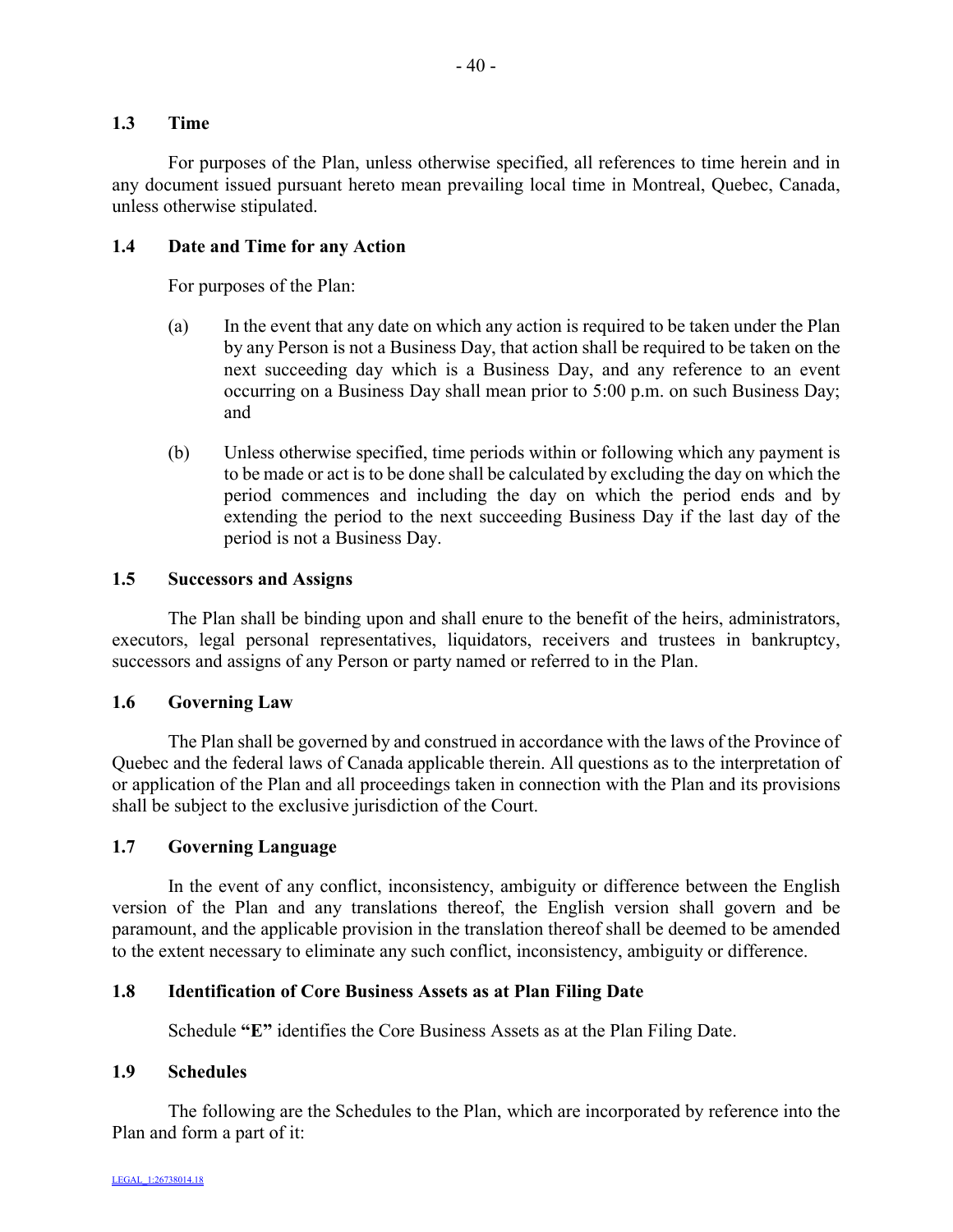### 1.3 Time

For purposes of the Plan, unless otherwise specified, all references to time herein and in any document issued pursuant hereto mean prevailing local time in Montreal, Quebec, Canada, unless otherwise stipulated.

### 1.4 Date and Time for any Action

For purposes of the Plan:

(a) In the event that any date on which any action is required to be taken under the Plan by any Person is not a Business Day, that action shall be required to be taken on the next succeeding day which is a Business Day, and any reference to an event occurring on a Business Day shall mean prior to 5:00 p.m. on such Business Day; and

(b) Unless otherwise specified, time periods within or following which any payment is to be made or act is to be done shall be calculated by excluding the day on which the period commences and including the day on which the period ends and by extending the period to the next succeeding Business Day if the last day of the period is not a Business Day.

### 1.5 Successors and Assigns

The Plan shall be binding upon and shall enure to the benefit of the heirs, administrators, executors, legal personal representatives, liquidators, receivers and trustees in bankruptcy, successors and assigns of any Person or party named or referred to in the Plan.

### 1.6 Governing Law

The Plan shall be governed by and construed in accordance with the laws of the Province of Quebec and the federal laws of Canada applicable therein. All questions as to the interpretation of or application of the Plan and all proceedings taken in connection with the Plan and its provisions shall be subject to the exclusive jurisdiction of the Court.

### 1.7 Governing Language

In the event of any conflict, inconsistency, ambiguity or difference between the English version of the Plan and any translations thereof, the English version shall govern and be paramount, and the applicable provision in the translation thereof shall be deemed to be amended to the extent necessary to eliminate any such conflict, inconsistency, ambiguity or difference.

### 1.8 Identification of Core Business Assets as at Plan Filing Date

Schedule **"E"** identifies the Core Business Assets as at the Plan Filing Date.

### 1.9 Schedules

The following are the Schedules to the Plan, which are incorporated by reference into the Plan and form a part of it: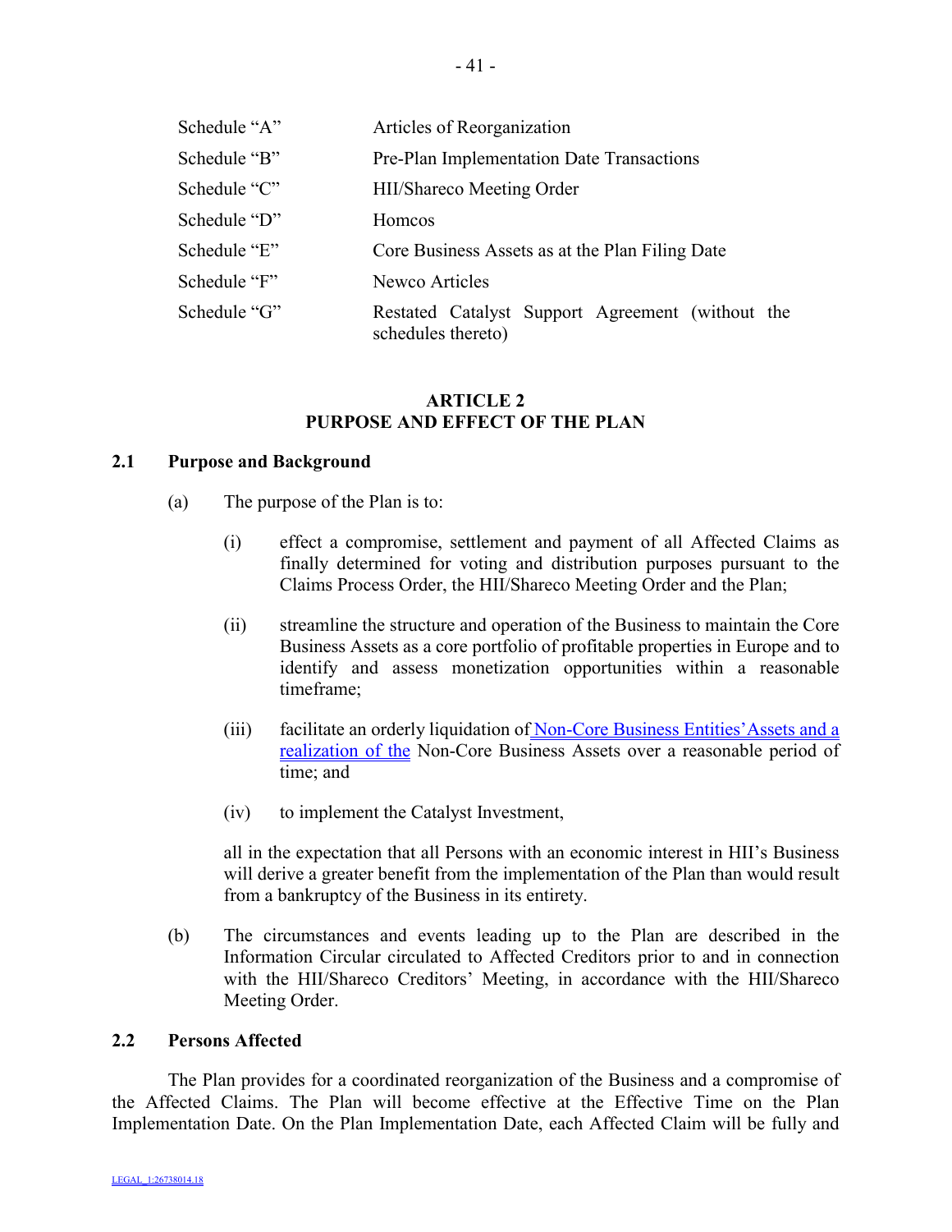| | |
|---|---|
| Schedule "A" | Articles of Reorganization |
| Schedule "B" | Pre-Plan Implementation Date Transactions |
| Schedule "C" | HII/Shareco Meeting Order |
| Schedule "D" | Homcos |
| Schedule "E" | Core Business Assets as at the Plan Filing Date |
| Schedule "F" | Newco Articles |
| Schedule "G" | Restated Catalyst Support Agreement (without the schedules thereto) |

## ARTICLE 2
## PURPOSE AND EFFECT OF THE PLAN

### 2.1 Purpose and Background

(a) The purpose of the Plan is to:

(i) effect a compromise, settlement and payment of all Affected Claims as finally determined for voting and distribution purposes pursuant to the Claims Process Order, the HII/Shareco Meeting Order and the Plan;

(ii) streamline the structure and operation of the Business to maintain the Core Business Assets as a core portfolio of profitable properties in Europe and to identify and assess monetization opportunities within a reasonable timeframe;

(iii) facilitate an orderly liquidation of Non-Core Business Entities' Assets and a realization of the Non-Core Business Assets over a reasonable period of time; and

(iv) to implement the Catalyst Investment,

all in the expectation that all Persons with an economic interest in HII's Business will derive a greater benefit from the implementation of the Plan than would result from a bankruptcy of the Business in its entirety.

(b) The circumstances and events leading up to the Plan are described in the Information Circular circulated to Affected Creditors prior to and in connection with the HII/Shareco Creditors' Meeting, in accordance with the HII/Shareco Meeting Order.

### 2.2 Persons Affected

The Plan provides for a coordinated reorganization of the Business and a compromise of the Affected Claims. The Plan will become effective at the Effective Time on the Plan Implementation Date. On the Plan Implementation Date, each Affected Claim will be fully and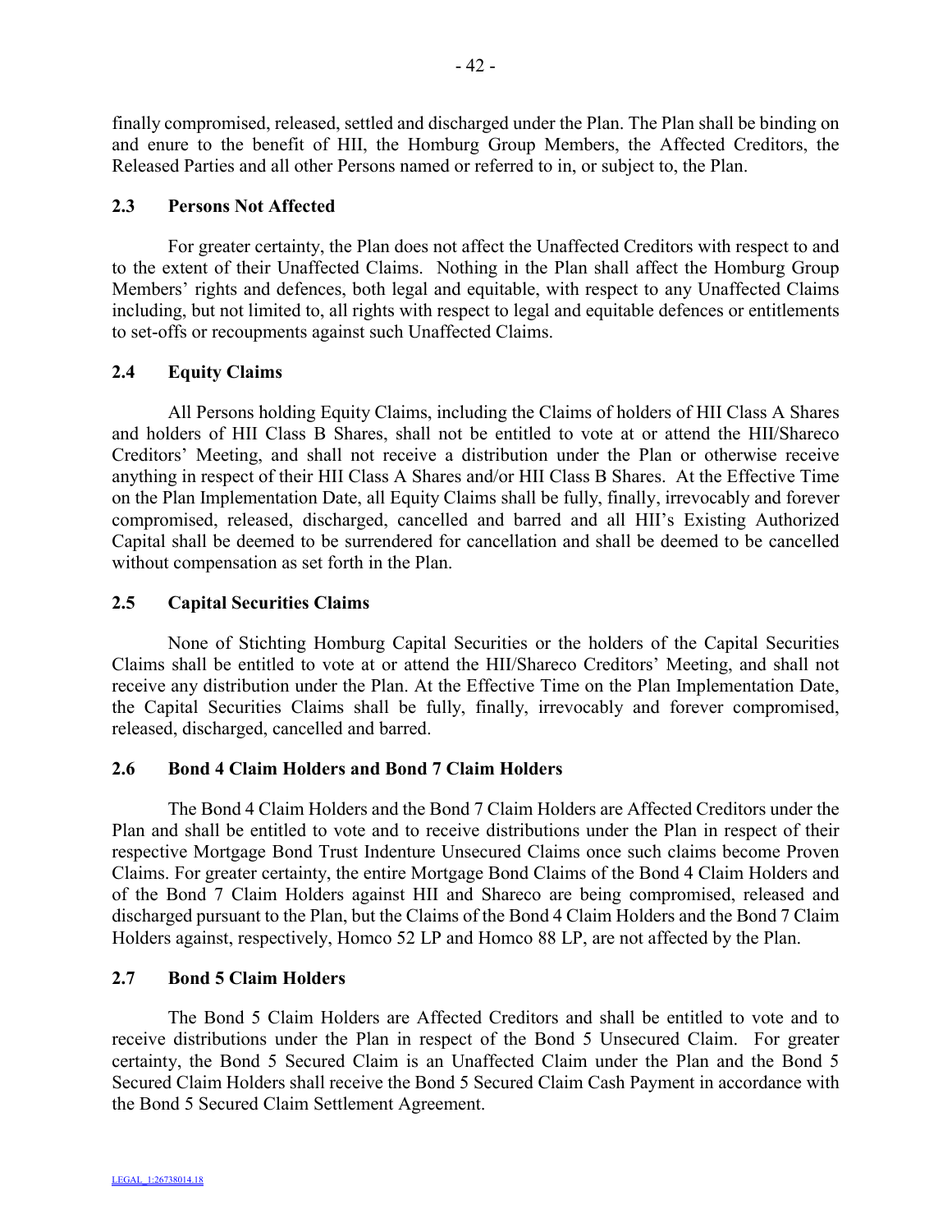finally compromised, released, settled and discharged under the Plan. The Plan shall be binding on and enure to the benefit of HII, the Homburg Group Members, the Affected Creditors, the Released Parties and all other Persons named or referred to in, or subject to, the Plan.

### 2.3 Persons Not Affected

For greater certainty, the Plan does not affect the Unaffected Creditors with respect to and to the extent of their Unaffected Claims. Nothing in the Plan shall affect the Homburg Group Members' rights and defences, both legal and equitable, with respect to any Unaffected Claims including, but not limited to, all rights with respect to legal and equitable defences or entitlements to set-offs or recoupments against such Unaffected Claims.

### 2.4 Equity Claims

All Persons holding Equity Claims, including the Claims of holders of HII Class A Shares and holders of HII Class B Shares, shall not be entitled to vote at or attend the HII/Shareco Creditors' Meeting, and shall not receive a distribution under the Plan or otherwise receive anything in respect of their HII Class A Shares and/or HII Class B Shares. At the Effective Time on the Plan Implementation Date, all Equity Claims shall be fully, finally, irrevocably and forever compromised, released, discharged, cancelled and barred and all HII's Existing Authorized Capital shall be deemed to be surrendered for cancellation and shall be deemed to be cancelled without compensation as set forth in the Plan.

### 2.5 Capital Securities Claims

None of Stichting Homburg Capital Securities or the holders of the Capital Securities Claims shall be entitled to vote at or attend the HII/Shareco Creditors' Meeting, and shall not receive any distribution under the Plan. At the Effective Time on the Plan Implementation Date, the Capital Securities Claims shall be fully, finally, irrevocably and forever compromised, released, discharged, cancelled and barred.

### 2.6 Bond 4 Claim Holders and Bond 7 Claim Holders

The Bond 4 Claim Holders and the Bond 7 Claim Holders are Affected Creditors under the Plan and shall be entitled to vote and to receive distributions under the Plan in respect of their respective Mortgage Bond Trust Indenture Unsecured Claims once such claims become Proven Claims. For greater certainty, the entire Mortgage Bond Claims of the Bond 4 Claim Holders and of the Bond 7 Claim Holders against HII and Shareco are being compromised, released and discharged pursuant to the Plan, but the Claims of the Bond 4 Claim Holders and the Bond 7 Claim Holders against, respectively, Homco 52 LP and Homco 88 LP, are not affected by the Plan.

### 2.7 Bond 5 Claim Holders

The Bond 5 Claim Holders are Affected Creditors and shall be entitled to vote and to receive distributions under the Plan in respect of the Bond 5 Unsecured Claim. For greater certainty, the Bond 5 Secured Claim is an Unaffected Claim under the Plan and the Bond 5 Secured Claim Holders shall receive the Bond 5 Secured Claim Cash Payment in accordance with the Bond 5 Secured Claim Settlement Agreement.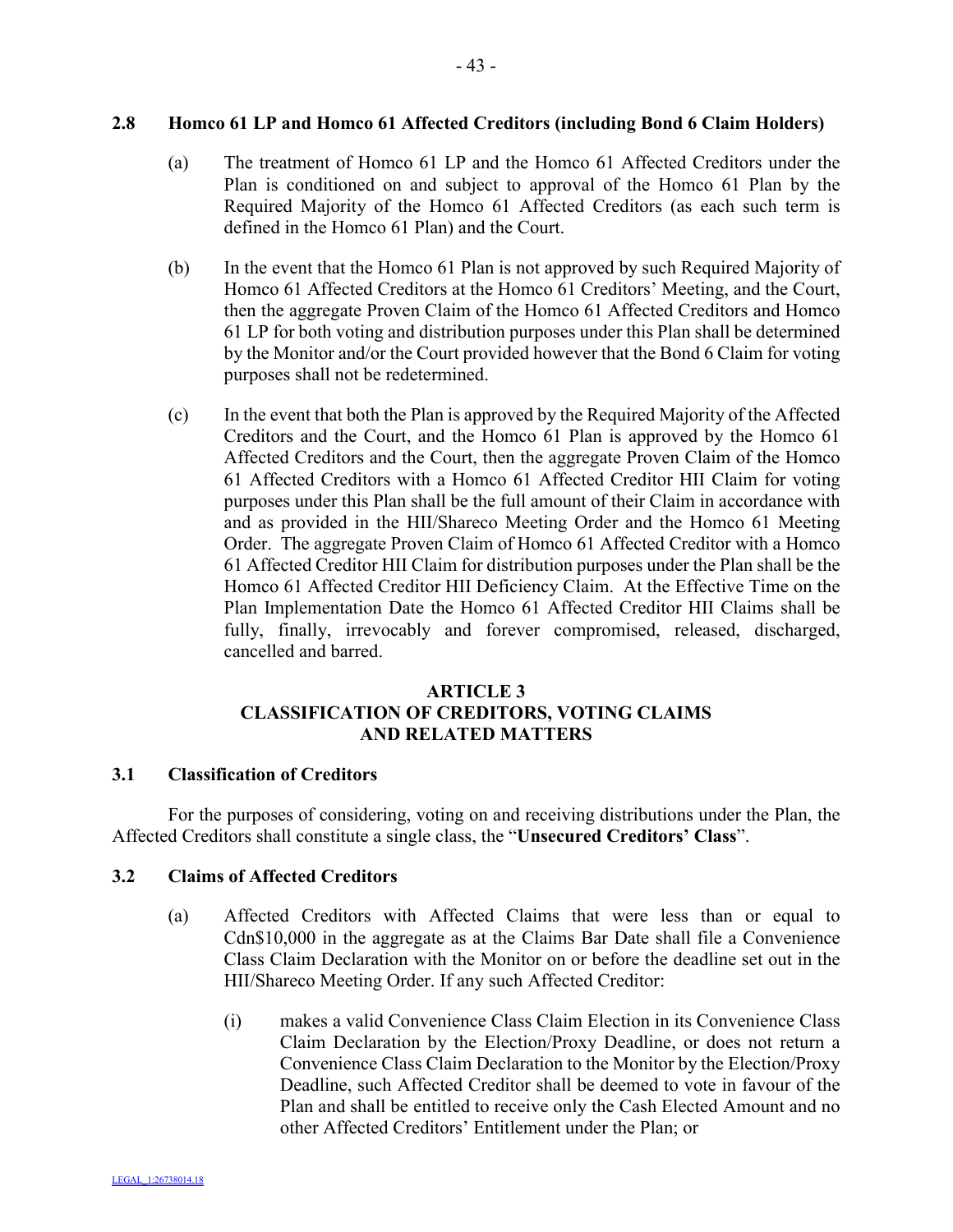### 2.8 Homco 61 LP and Homco 61 Affected Creditors (including Bond 6 Claim Holders)

(a) The treatment of Homco 61 LP and the Homco 61 Affected Creditors under the Plan is conditioned on and subject to approval of the Homco 61 Plan by the Required Majority of the Homco 61 Affected Creditors (as each such term is defined in the Homco 61 Plan) and the Court.

(b) In the event that the Homco 61 Plan is not approved by such Required Majority of Homco 61 Affected Creditors at the Homco 61 Creditors' Meeting, and the Court, then the aggregate Proven Claim of the Homco 61 Affected Creditors and Homco 61 LP for both voting and distribution purposes under this Plan shall be determined by the Monitor and/or the Court provided however that the Bond 6 Claim for voting purposes shall not be redetermined.

(c) In the event that both the Plan is approved by the Required Majority of the Affected Creditors and the Court, and the Homco 61 Plan is approved by the Homco 61 Affected Creditors and the Court, then the aggregate Proven Claim of the Homco 61 Affected Creditors with a Homco 61 Affected Creditor HII Claim for voting purposes under this Plan shall be the full amount of their Claim in accordance with and as provided in the HII/Shareco Meeting Order and the Homco 61 Meeting Order. The aggregate Proven Claim of Homco 61 Affected Creditor with a Homco 61 Affected Creditor HII Claim for distribution purposes under the Plan shall be the Homco 61 Affected Creditor HII Deficiency Claim. At the Effective Time on the Plan Implementation Date the Homco 61 Affected Creditor HII Claims shall be fully, finally, irrevocably and forever compromised, released, discharged, cancelled and barred.

## ARTICLE 3
## CLASSIFICATION OF CREDITORS, VOTING CLAIMS AND RELATED MATTERS

### 3.1 Classification of Creditors

For the purposes of considering, voting on and receiving distributions under the Plan, the Affected Creditors shall constitute a single class, the "**Unsecured Creditors' Class**".

### 3.2 Claims of Affected Creditors

(a) Affected Creditors with Affected Claims that were less than or equal to Cdn$10,000 in the aggregate as at the Claims Bar Date shall file a Convenience Class Claim Declaration with the Monitor on or before the deadline set out in the HII/Shareco Meeting Order. If any such Affected Creditor:

(i) makes a valid Convenience Class Claim Election in its Convenience Class Claim Declaration by the Election/Proxy Deadline, or does not return a Convenience Class Claim Declaration to the Monitor by the Election/Proxy Deadline, such Affected Creditor shall be deemed to vote in favour of the Plan and shall be entitled to receive only the Cash Elected Amount and no other Affected Creditors' Entitlement under the Plan; or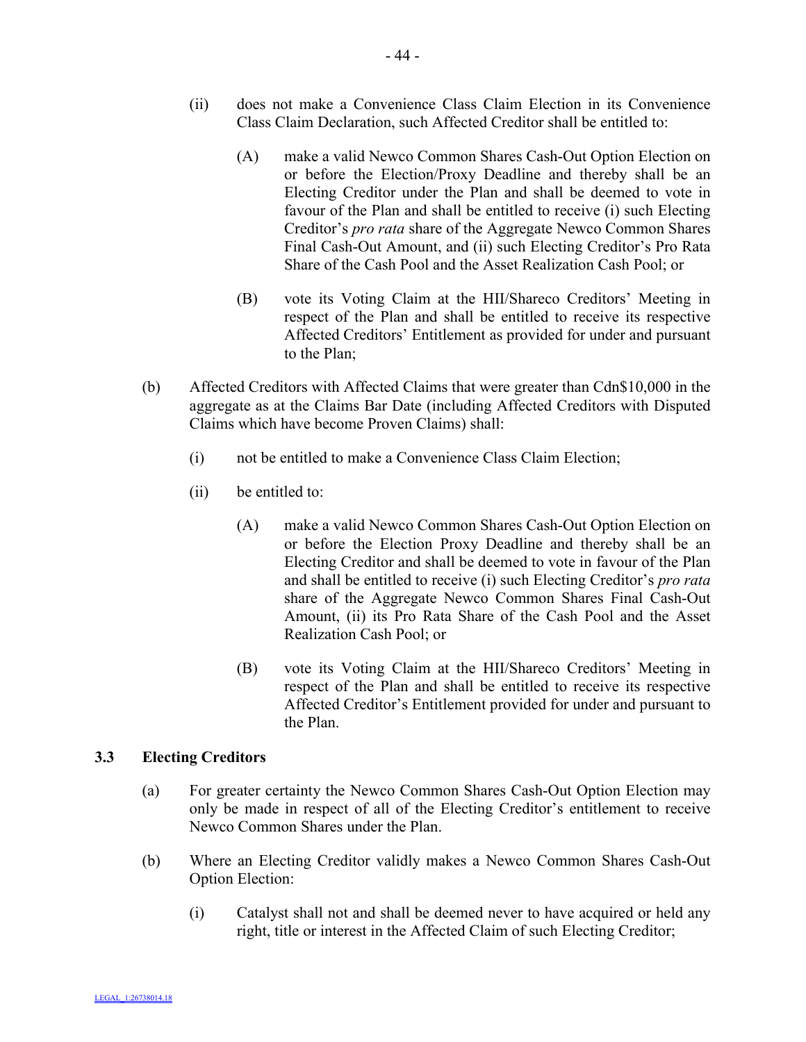(ii) does not make a Convenience Class Claim Election in its Convenience Class Claim Declaration, such Affected Creditor shall be entitled to:

(A) make a valid Newco Common Shares Cash-Out Option Election on or before the Election/Proxy Deadline and thereby shall be an Electing Creditor under the Plan and shall be deemed to vote in favour of the Plan and shall be entitled to receive (i) such Electing Creditor's *pro rata* share of the Aggregate Newco Common Shares Final Cash-Out Amount, and (ii) such Electing Creditor's Pro Rata Share of the Cash Pool and the Asset Realization Cash Pool; or

(B) vote its Voting Claim at the HII/Shareco Creditors' Meeting in respect of the Plan and shall be entitled to receive its respective Affected Creditors' Entitlement as provided for under and pursuant to the Plan;

(b) Affected Creditors with Affected Claims that were greater than Cdn$10,000 in the aggregate as at the Claims Bar Date (including Affected Creditors with Disputed Claims which have become Proven Claims) shall:

(i) not be entitled to make a Convenience Class Claim Election;

(ii) be entitled to:

(A) make a valid Newco Common Shares Cash-Out Option Election on or before the Election Proxy Deadline and thereby shall be an Electing Creditor and shall be deemed to vote in favour of the Plan and shall be entitled to receive (i) such Electing Creditor's *pro rata* share of the Aggregate Newco Common Shares Final Cash-Out Amount, (ii) its Pro Rata Share of the Cash Pool and the Asset Realization Cash Pool; or

(B) vote its Voting Claim at the HII/Shareco Creditors' Meeting in respect of the Plan and shall be entitled to receive its respective Affected Creditor's Entitlement provided for under and pursuant to the Plan.

### 3.3 Electing Creditors

(a) For greater certainty the Newco Common Shares Cash-Out Option Election may only be made in respect of all of the Electing Creditor's entitlement to receive Newco Common Shares under the Plan.

(b) Where an Electing Creditor validly makes a Newco Common Shares Cash-Out Option Election:

(i) Catalyst shall not and shall be deemed never to have acquired or held any right, title or interest in the Affected Claim of such Electing Creditor;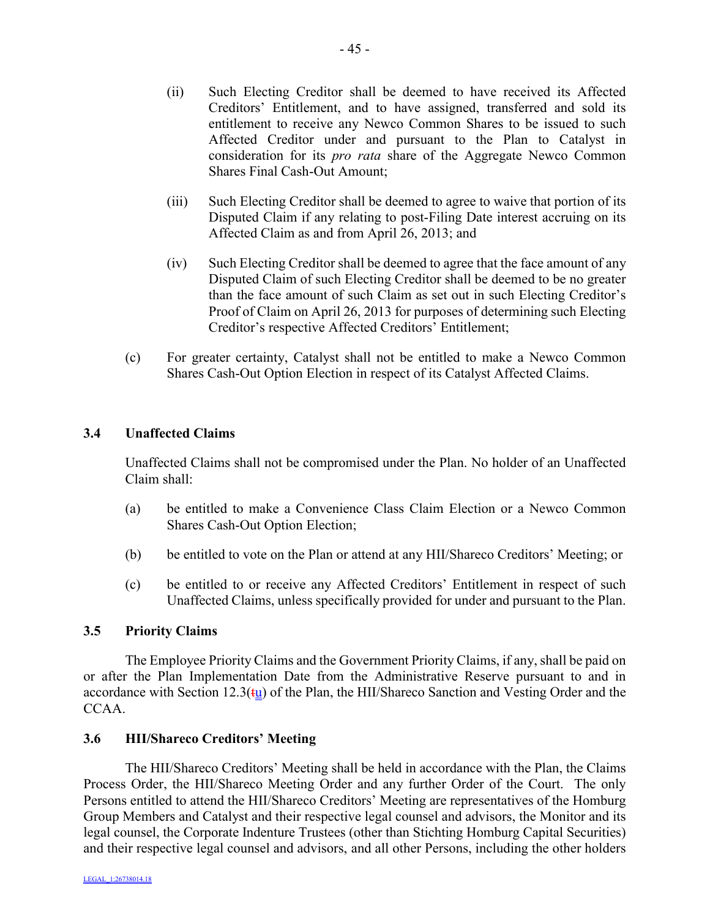(ii) Such Electing Creditor shall be deemed to have received its Affected Creditors' Entitlement, and to have assigned, transferred and sold its entitlement to receive any Newco Common Shares to be issued to such Affected Creditor under and pursuant to the Plan to Catalyst in consideration for its *pro rata* share of the Aggregate Newco Common Shares Final Cash-Out Amount;

(iii) Such Electing Creditor shall be deemed to agree to waive that portion of its Disputed Claim if any relating to post-Filing Date interest accruing on its Affected Claim as and from April 26, 2013; and

(iv) Such Electing Creditor shall be deemed to agree that the face amount of any Disputed Claim of such Electing Creditor shall be deemed to be no greater than the face amount of such Claim as set out in such Electing Creditor's Proof of Claim on April 26, 2013 for purposes of determining such Electing Creditor's respective Affected Creditors' Entitlement;

(c) For greater certainty, Catalyst shall not be entitled to make a Newco Common Shares Cash-Out Option Election in respect of its Catalyst Affected Claims.

### 3.4 Unaffected Claims

Unaffected Claims shall not be compromised under the Plan. No holder of an Unaffected Claim shall:

(a) be entitled to make a Convenience Class Claim Election or a Newco Common Shares Cash-Out Option Election;

(b) be entitled to vote on the Plan or attend at any HII/Shareco Creditors' Meeting; or

(c) be entitled to or receive any Affected Creditors' Entitlement in respect of such Unaffected Claims, unless specifically provided for under and pursuant to the Plan.

### 3.5 Priority Claims

The Employee Priority Claims and the Government Priority Claims, if any, shall be paid on or after the Plan Implementation Date from the Administrative Reserve pursuant to and in accordance with Section 12.3(~~t~~u) of the Plan, the HII/Shareco Sanction and Vesting Order and the CCAA.

### 3.6 HII/Shareco Creditors' Meeting

The HII/Shareco Creditors' Meeting shall be held in accordance with the Plan, the Claims Process Order, the HII/Shareco Meeting Order and any further Order of the Court. The only Persons entitled to attend the HII/Shareco Creditors' Meeting are representatives of the Homburg Group Members and Catalyst and their respective legal counsel and advisors, the Monitor and its legal counsel, the Corporate Indenture Trustees (other than Stichting Homburg Capital Securities) and their respective legal counsel and advisors, and all other Persons, including the other holders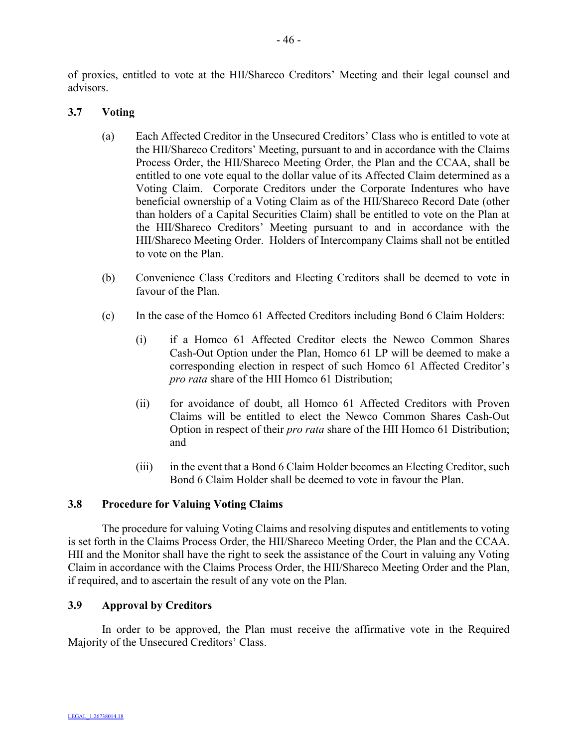of proxies, entitled to vote at the HII/Shareco Creditors' Meeting and their legal counsel and advisors.

### 3.7 Voting

(a) Each Affected Creditor in the Unsecured Creditors' Class who is entitled to vote at the HII/Shareco Creditors' Meeting, pursuant to and in accordance with the Claims Process Order, the HII/Shareco Meeting Order, the Plan and the CCAA, shall be entitled to one vote equal to the dollar value of its Affected Claim determined as a Voting Claim. Corporate Creditors under the Corporate Indentures who have beneficial ownership of a Voting Claim as of the HII/Shareco Record Date (other than holders of a Capital Securities Claim) shall be entitled to vote on the Plan at the HII/Shareco Creditors' Meeting pursuant to and in accordance with the HII/Shareco Meeting Order. Holders of Intercompany Claims shall not be entitled to vote on the Plan.

(b) Convenience Class Creditors and Electing Creditors shall be deemed to vote in favour of the Plan.

(c) In the case of the Homco 61 Affected Creditors including Bond 6 Claim Holders:

(i) if a Homco 61 Affected Creditor elects the Newco Common Shares Cash-Out Option under the Plan, Homco 61 LP will be deemed to make a corresponding election in respect of such Homco 61 Affected Creditor's *pro rata* share of the HII Homco 61 Distribution;

(ii) for avoidance of doubt, all Homco 61 Affected Creditors with Proven Claims will be entitled to elect the Newco Common Shares Cash-Out Option in respect of their *pro rata* share of the HII Homco 61 Distribution; and

(iii) in the event that a Bond 6 Claim Holder becomes an Electing Creditor, such Bond 6 Claim Holder shall be deemed to vote in favour the Plan.

### 3.8 Procedure for Valuing Voting Claims

The procedure for valuing Voting Claims and resolving disputes and entitlements to voting is set forth in the Claims Process Order, the HII/Shareco Meeting Order, the Plan and the CCAA. HII and the Monitor shall have the right to seek the assistance of the Court in valuing any Voting Claim in accordance with the Claims Process Order, the HII/Shareco Meeting Order and the Plan, if required, and to ascertain the result of any vote on the Plan.

### 3.9 Approval by Creditors

In order to be approved, the Plan must receive the affirmative vote in the Required Majority of the Unsecured Creditors' Class.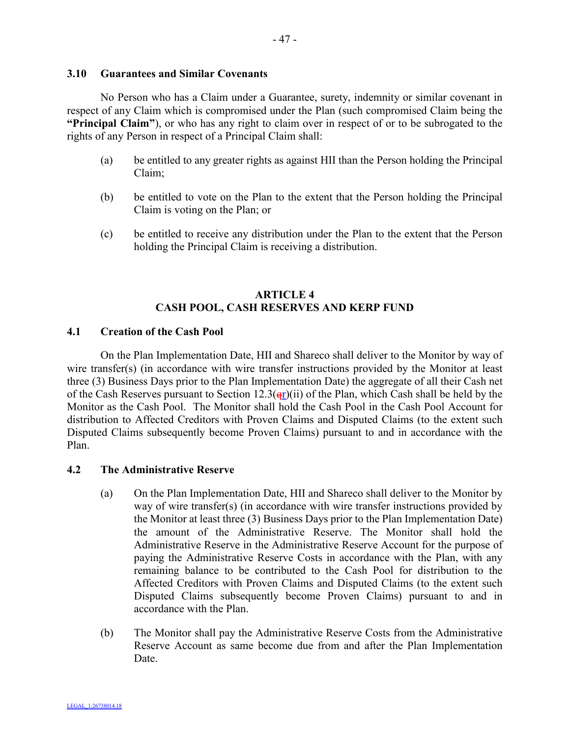### 3.10 Guarantees and Similar Covenants

No Person who has a Claim under a Guarantee, surety, indemnity or similar covenant in respect of any Claim which is compromised under the Plan (such compromised Claim being the **"Principal Claim"**), or who has any right to claim over in respect of or to be subrogated to the rights of any Person in respect of a Principal Claim shall:

(a) be entitled to any greater rights as against HII than the Person holding the Principal Claim;

(b) be entitled to vote on the Plan to the extent that the Person holding the Principal Claim is voting on the Plan; or

(c) be entitled to receive any distribution under the Plan to the extent that the Person holding the Principal Claim is receiving a distribution.

## ARTICLE 4
## CASH POOL, CASH RESERVES AND KERP FUND

### 4.1 Creation of the Cash Pool

On the Plan Implementation Date, HII and Shareco shall deliver to the Monitor by way of wire transfer(s) (in accordance with wire transfer instructions provided by the Monitor at least three (3) Business Days prior to the Plan Implementation Date) the aggregate of all their Cash net of the Cash Reserves pursuant to Section 12.3(qr)(ii) of the Plan, which Cash shall be held by the Monitor as the Cash Pool. The Monitor shall hold the Cash Pool in the Cash Pool Account for distribution to Affected Creditors with Proven Claims and Disputed Claims (to the extent such Disputed Claims subsequently become Proven Claims) pursuant to and in accordance with the Plan.

### 4.2 The Administrative Reserve

(a) On the Plan Implementation Date, HII and Shareco shall deliver to the Monitor by way of wire transfer(s) (in accordance with wire transfer instructions provided by the Monitor at least three (3) Business Days prior to the Plan Implementation Date) the amount of the Administrative Reserve. The Monitor shall hold the Administrative Reserve in the Administrative Reserve Account for the purpose of paying the Administrative Reserve Costs in accordance with the Plan, with any remaining balance to be contributed to the Cash Pool for distribution to the Affected Creditors with Proven Claims and Disputed Claims (to the extent such Disputed Claims subsequently become Proven Claims) pursuant to and in accordance with the Plan.

(b) The Monitor shall pay the Administrative Reserve Costs from the Administrative Reserve Account as same become due from and after the Plan Implementation Date.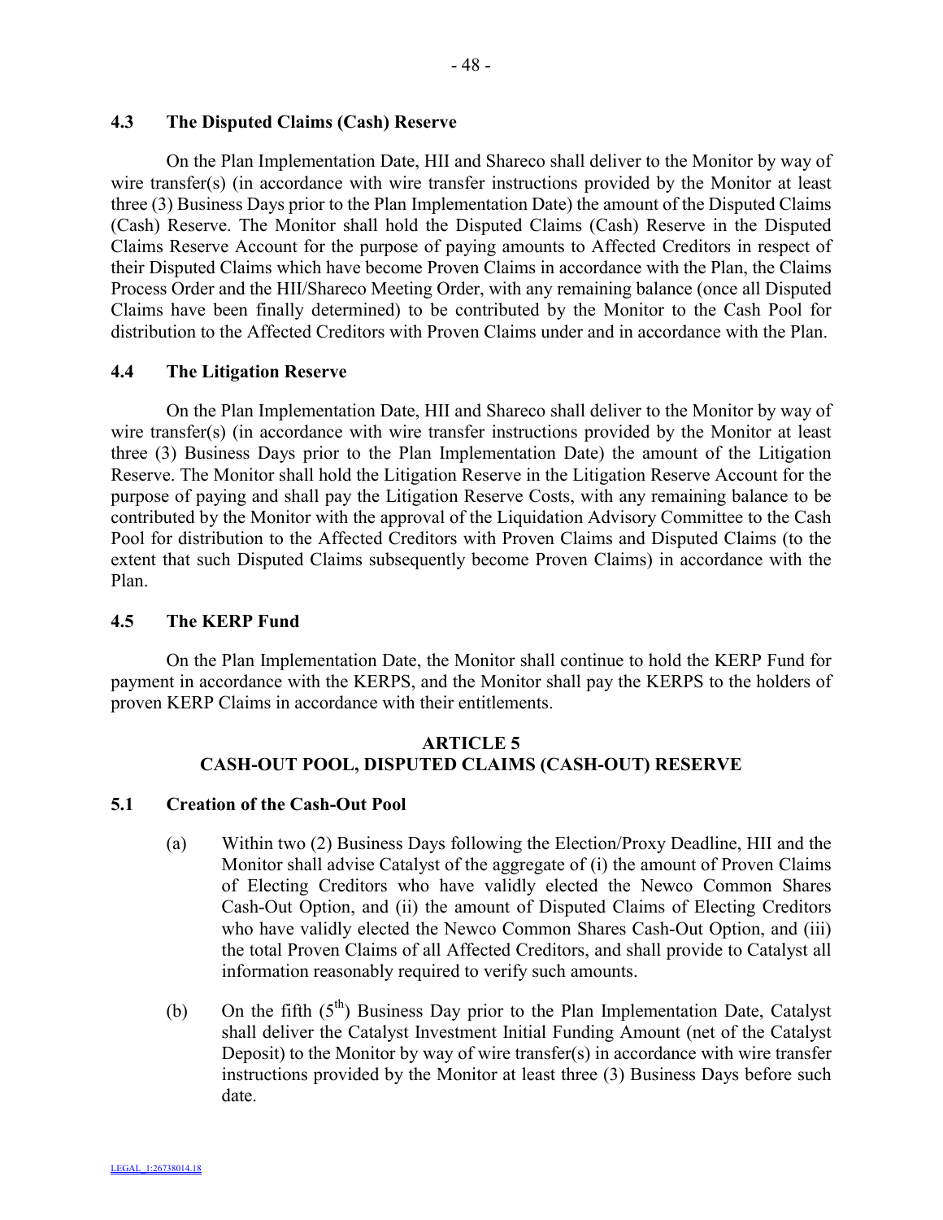### 4.3 The Disputed Claims (Cash) Reserve

On the Plan Implementation Date, HII and Shareco shall deliver to the Monitor by way of wire transfer(s) (in accordance with wire transfer instructions provided by the Monitor at least three (3) Business Days prior to the Plan Implementation Date) the amount of the Disputed Claims (Cash) Reserve. The Monitor shall hold the Disputed Claims (Cash) Reserve in the Disputed Claims Reserve Account for the purpose of paying amounts to Affected Creditors in respect of their Disputed Claims which have become Proven Claims in accordance with the Plan, the Claims Process Order and the HII/Shareco Meeting Order, with any remaining balance (once all Disputed Claims have been finally determined) to be contributed by the Monitor to the Cash Pool for distribution to the Affected Creditors with Proven Claims under and in accordance with the Plan.

### 4.4 The Litigation Reserve

On the Plan Implementation Date, HII and Shareco shall deliver to the Monitor by way of wire transfer(s) (in accordance with wire transfer instructions provided by the Monitor at least three (3) Business Days prior to the Plan Implementation Date) the amount of the Litigation Reserve. The Monitor shall hold the Litigation Reserve in the Litigation Reserve Account for the purpose of paying and shall pay the Litigation Reserve Costs, with any remaining balance to be contributed by the Monitor with the approval of the Liquidation Advisory Committee to the Cash Pool for distribution to the Affected Creditors with Proven Claims and Disputed Claims (to the extent that such Disputed Claims subsequently become Proven Claims) in accordance with the Plan.

### 4.5 The KERP Fund

On the Plan Implementation Date, the Monitor shall continue to hold the KERP Fund for payment in accordance with the KERPS, and the Monitor shall pay the KERPS to the holders of proven KERP Claims in accordance with their entitlements.

## ARTICLE 5
## CASH-OUT POOL, DISPUTED CLAIMS (CASH-OUT) RESERVE

### 5.1 Creation of the Cash-Out Pool

(a) Within two (2) Business Days following the Election/Proxy Deadline, HII and the Monitor shall advise Catalyst of the aggregate of (i) the amount of Proven Claims of Electing Creditors who have validly elected the Newco Common Shares Cash-Out Option, and (ii) the amount of Disputed Claims of Electing Creditors who have validly elected the Newco Common Shares Cash-Out Option, and (iii) the total Proven Claims of all Affected Creditors, and shall provide to Catalyst all information reasonably required to verify such amounts.

(b) On the fifth (5th) Business Day prior to the Plan Implementation Date, Catalyst shall deliver the Catalyst Investment Initial Funding Amount (net of the Catalyst Deposit) to the Monitor by way of wire transfer(s) in accordance with wire transfer instructions provided by the Monitor at least three (3) Business Days before such date.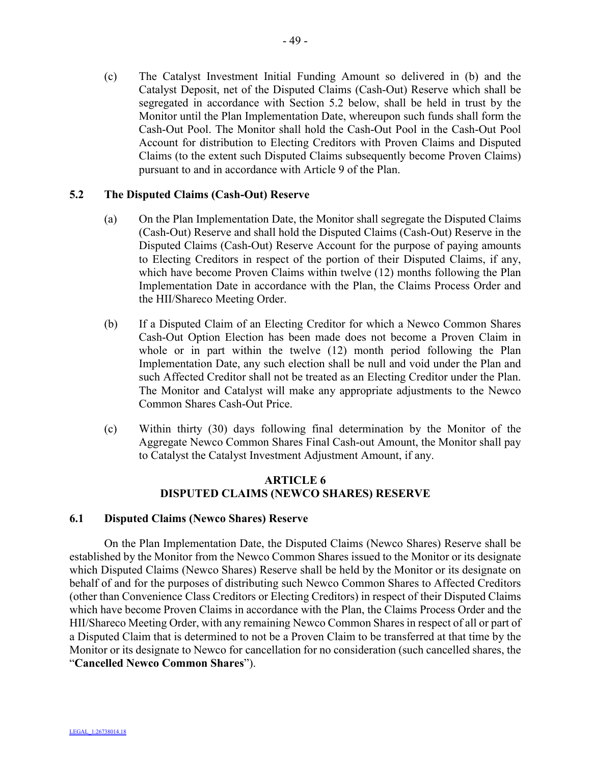(c) The Catalyst Investment Initial Funding Amount so delivered in (b) and the Catalyst Deposit, net of the Disputed Claims (Cash-Out) Reserve which shall be segregated in accordance with Section 5.2 below, shall be held in trust by the Monitor until the Plan Implementation Date, whereupon such funds shall form the Cash-Out Pool. The Monitor shall hold the Cash-Out Pool in the Cash-Out Pool Account for distribution to Electing Creditors with Proven Claims and Disputed Claims (to the extent such Disputed Claims subsequently become Proven Claims) pursuant to and in accordance with Article 9 of the Plan.

### 5.2 The Disputed Claims (Cash-Out) Reserve

(a) On the Plan Implementation Date, the Monitor shall segregate the Disputed Claims (Cash-Out) Reserve and shall hold the Disputed Claims (Cash-Out) Reserve in the Disputed Claims (Cash-Out) Reserve Account for the purpose of paying amounts to Electing Creditors in respect of the portion of their Disputed Claims, if any, which have become Proven Claims within twelve (12) months following the Plan Implementation Date in accordance with the Plan, the Claims Process Order and the HII/Shareco Meeting Order.

(b) If a Disputed Claim of an Electing Creditor for which a Newco Common Shares Cash-Out Option Election has been made does not become a Proven Claim in whole or in part within the twelve (12) month period following the Plan Implementation Date, any such election shall be null and void under the Plan and such Affected Creditor shall not be treated as an Electing Creditor under the Plan. The Monitor and Catalyst will make any appropriate adjustments to the Newco Common Shares Cash-Out Price.

(c) Within thirty (30) days following final determination by the Monitor of the Aggregate Newco Common Shares Final Cash-out Amount, the Monitor shall pay to Catalyst the Catalyst Investment Adjustment Amount, if any.

## ARTICLE 6
## DISPUTED CLAIMS (NEWCO SHARES) RESERVE

### 6.1 Disputed Claims (Newco Shares) Reserve

On the Plan Implementation Date, the Disputed Claims (Newco Shares) Reserve shall be established by the Monitor from the Newco Common Shares issued to the Monitor or its designate which Disputed Claims (Newco Shares) Reserve shall be held by the Monitor or its designate on behalf of and for the purposes of distributing such Newco Common Shares to Affected Creditors (other than Convenience Class Creditors or Electing Creditors) in respect of their Disputed Claims which have become Proven Claims in accordance with the Plan, the Claims Process Order and the HII/Shareco Meeting Order, with any remaining Newco Common Shares in respect of all or part of a Disputed Claim that is determined to not be a Proven Claim to be transferred at that time by the Monitor or its designate to Newco for cancellation for no consideration (such cancelled shares, the "**Cancelled Newco Common Shares**").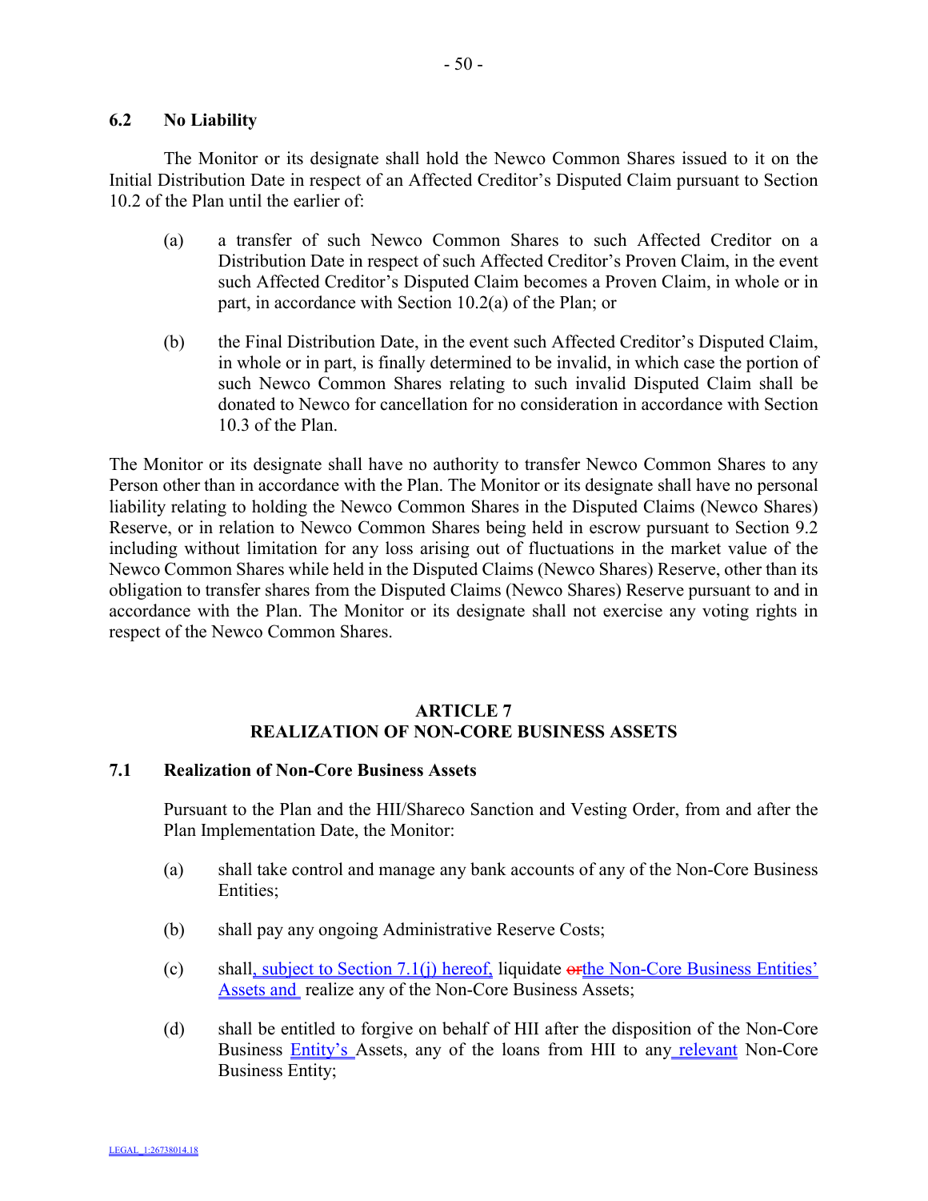### 6.2 No Liability

The Monitor or its designate shall hold the Newco Common Shares issued to it on the Initial Distribution Date in respect of an Affected Creditor's Disputed Claim pursuant to Section 10.2 of the Plan until the earlier of:

(a) a transfer of such Newco Common Shares to such Affected Creditor on a Distribution Date in respect of such Affected Creditor's Proven Claim, in the event such Affected Creditor's Disputed Claim becomes a Proven Claim, in whole or in part, in accordance with Section 10.2(a) of the Plan; or

(b) the Final Distribution Date, in the event such Affected Creditor's Disputed Claim, in whole or in part, is finally determined to be invalid, in which case the portion of such Newco Common Shares relating to such invalid Disputed Claim shall be donated to Newco for cancellation for no consideration in accordance with Section 10.3 of the Plan.

The Monitor or its designate shall have no authority to transfer Newco Common Shares to any Person other than in accordance with the Plan. The Monitor or its designate shall have no personal liability relating to holding the Newco Common Shares in the Disputed Claims (Newco Shares) Reserve, or in relation to Newco Common Shares being held in escrow pursuant to Section 9.2 including without limitation for any loss arising out of fluctuations in the market value of the Newco Common Shares while held in the Disputed Claims (Newco Shares) Reserve, other than its obligation to transfer shares from the Disputed Claims (Newco Shares) Reserve pursuant to and in accordance with the Plan. The Monitor or its designate shall not exercise any voting rights in respect of the Newco Common Shares.

## ARTICLE 7
## REALIZATION OF NON-CORE BUSINESS ASSETS

### 7.1 Realization of Non-Core Business Assets

Pursuant to the Plan and the HII/Shareco Sanction and Vesting Order, from and after the Plan Implementation Date, the Monitor:

(a) shall take control and manage any bank accounts of any of the Non-Core Business Entities;

(b) shall pay any ongoing Administrative Reserve Costs;

(c) shall, subject to Section 7.1(j) hereof, liquidate ~~or~~the Non-Core Business Entities' Assets and realize any of the Non-Core Business Assets;

(d) shall be entitled to forgive on behalf of HII after the disposition of the Non-Core Business Entity's Assets, any of the loans from HII to any relevant Non-Core Business Entity;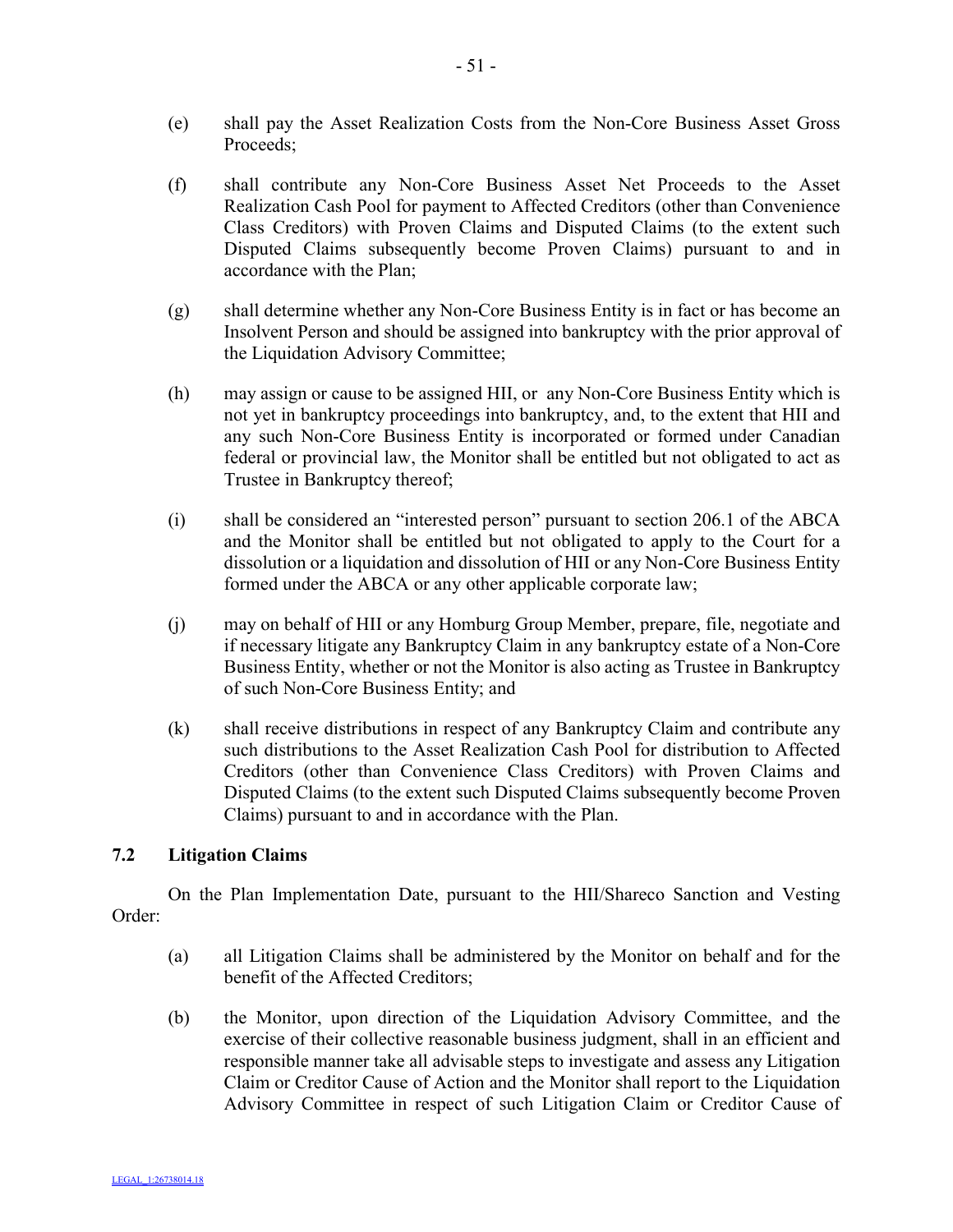(e) shall pay the Asset Realization Costs from the Non-Core Business Asset Gross Proceeds;

(f) shall contribute any Non-Core Business Asset Net Proceeds to the Asset Realization Cash Pool for payment to Affected Creditors (other than Convenience Class Creditors) with Proven Claims and Disputed Claims (to the extent such Disputed Claims subsequently become Proven Claims) pursuant to and in accordance with the Plan;

(g) shall determine whether any Non-Core Business Entity is in fact or has become an Insolvent Person and should be assigned into bankruptcy with the prior approval of the Liquidation Advisory Committee;

(h) may assign or cause to be assigned HII, or any Non-Core Business Entity which is not yet in bankruptcy proceedings into bankruptcy, and, to the extent that HII and any such Non-Core Business Entity is incorporated or formed under Canadian federal or provincial law, the Monitor shall be entitled but not obligated to act as Trustee in Bankruptcy thereof;

(i) shall be considered an "interested person" pursuant to section 206.1 of the ABCA and the Monitor shall be entitled but not obligated to apply to the Court for a dissolution or a liquidation and dissolution of HII or any Non-Core Business Entity formed under the ABCA or any other applicable corporate law;

(j) may on behalf of HII or any Homburg Group Member, prepare, file, negotiate and if necessary litigate any Bankruptcy Claim in any bankruptcy estate of a Non-Core Business Entity, whether or not the Monitor is also acting as Trustee in Bankruptcy of such Non-Core Business Entity; and

(k) shall receive distributions in respect of any Bankruptcy Claim and contribute any such distributions to the Asset Realization Cash Pool for distribution to Affected Creditors (other than Convenience Class Creditors) with Proven Claims and Disputed Claims (to the extent such Disputed Claims subsequently become Proven Claims) pursuant to and in accordance with the Plan.

### 7.2 Litigation Claims

On the Plan Implementation Date, pursuant to the HII/Shareco Sanction and Vesting Order:

(a) all Litigation Claims shall be administered by the Monitor on behalf and for the benefit of the Affected Creditors;

(b) the Monitor, upon direction of the Liquidation Advisory Committee, and the exercise of their collective reasonable business judgment, shall in an efficient and responsible manner take all advisable steps to investigate and assess any Litigation Claim or Creditor Cause of Action and the Monitor shall report to the Liquidation Advisory Committee in respect of such Litigation Claim or Creditor Cause of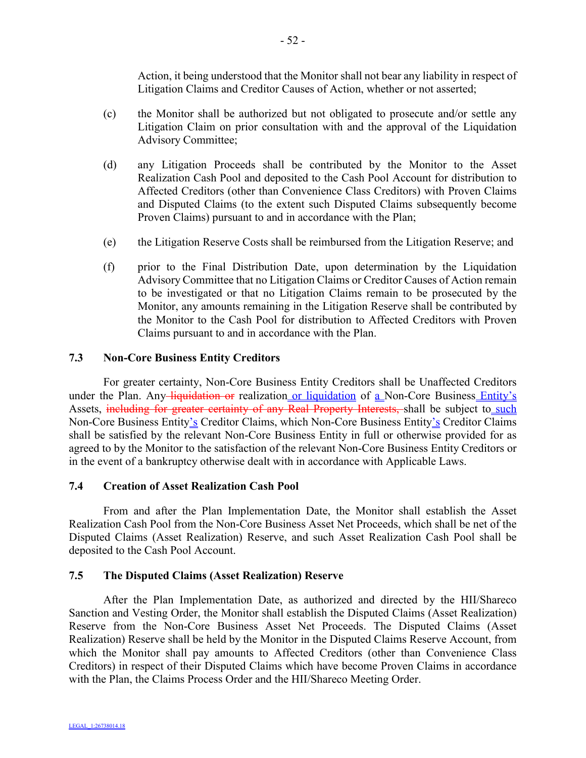Action, it being understood that the Monitor shall not bear any liability in respect of Litigation Claims and Creditor Causes of Action, whether or not asserted;

(c) the Monitor shall be authorized but not obligated to prosecute and/or settle any Litigation Claim on prior consultation with and the approval of the Liquidation Advisory Committee;

(d) any Litigation Proceeds shall be contributed by the Monitor to the Asset Realization Cash Pool and deposited to the Cash Pool Account for distribution to Affected Creditors (other than Convenience Class Creditors) with Proven Claims and Disputed Claims (to the extent such Disputed Claims subsequently become Proven Claims) pursuant to and in accordance with the Plan;

(e) the Litigation Reserve Costs shall be reimbursed from the Litigation Reserve; and

(f) prior to the Final Distribution Date, upon determination by the Liquidation Advisory Committee that no Litigation Claims or Creditor Causes of Action remain to be investigated or that no Litigation Claims remain to be prosecuted by the Monitor, any amounts remaining in the Litigation Reserve shall be contributed by the Monitor to the Cash Pool for distribution to Affected Creditors with Proven Claims pursuant to and in accordance with the Plan.

### 7.3 Non-Core Business Entity Creditors

For greater certainty, Non-Core Business Entity Creditors shall be Unaffected Creditors under the Plan. Any ~~liquidation or~~ realization or liquidation of a Non-Core Business Entity's Assets, ~~including for greater certainty of any Real Property Interests,~~ shall be subject to such Non-Core Business Entity's Creditor Claims, which Non-Core Business Entity's Creditor Claims shall be satisfied by the relevant Non-Core Business Entity in full or otherwise provided for as agreed to by the Monitor to the satisfaction of the relevant Non-Core Business Entity Creditors or in the event of a bankruptcy otherwise dealt with in accordance with Applicable Laws.

### 7.4 Creation of Asset Realization Cash Pool

From and after the Plan Implementation Date, the Monitor shall establish the Asset Realization Cash Pool from the Non-Core Business Asset Net Proceeds, which shall be net of the Disputed Claims (Asset Realization) Reserve, and such Asset Realization Cash Pool shall be deposited to the Cash Pool Account.

### 7.5 The Disputed Claims (Asset Realization) Reserve

After the Plan Implementation Date, as authorized and directed by the HII/Shareco Sanction and Vesting Order, the Monitor shall establish the Disputed Claims (Asset Realization) Reserve from the Non-Core Business Asset Net Proceeds. The Disputed Claims (Asset Realization) Reserve shall be held by the Monitor in the Disputed Claims Reserve Account, from which the Monitor shall pay amounts to Affected Creditors (other than Convenience Class Creditors) in respect of their Disputed Claims which have become Proven Claims in accordance with the Plan, the Claims Process Order and the HII/Shareco Meeting Order.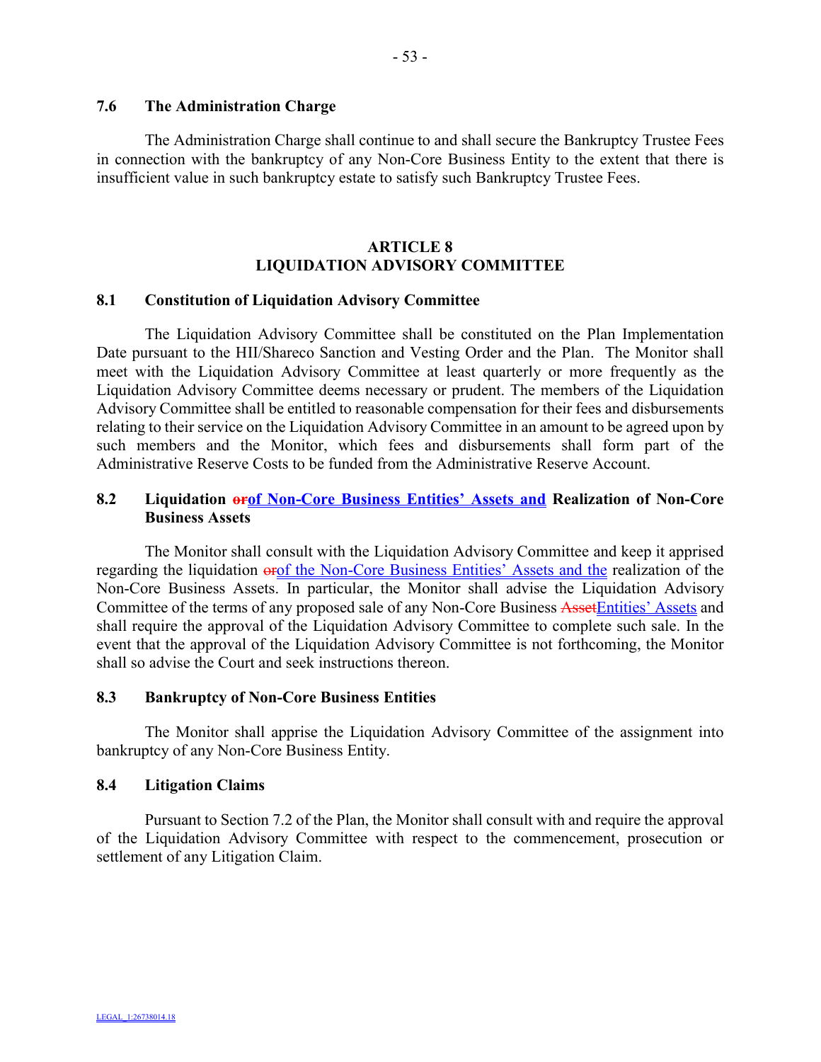### 7.6 The Administration Charge

The Administration Charge shall continue to and shall secure the Bankruptcy Trustee Fees in connection with the bankruptcy of any Non-Core Business Entity to the extent that there is insufficient value in such bankruptcy estate to satisfy such Bankruptcy Trustee Fees.

## ARTICLE 8
## LIQUIDATION ADVISORY COMMITTEE

### 8.1 Constitution of Liquidation Advisory Committee

The Liquidation Advisory Committee shall be constituted on the Plan Implementation Date pursuant to the HII/Shareco Sanction and Vesting Order and the Plan. The Monitor shall meet with the Liquidation Advisory Committee at least quarterly or more frequently as the Liquidation Advisory Committee deems necessary or prudent. The members of the Liquidation Advisory Committee shall be entitled to reasonable compensation for their fees and disbursements relating to their service on the Liquidation Advisory Committee in an amount to be agreed upon by such members and the Monitor, which fees and disbursements shall form part of the Administrative Reserve Costs to be funded from the Administrative Reserve Account.

### 8.2 Liquidation ~~or~~of Non-Core Business Entities' Assets and Realization of Non-Core Business Assets

The Monitor shall consult with the Liquidation Advisory Committee and keep it apprised regarding the liquidation ~~or~~of the Non-Core Business Entities' Assets and the realization of the Non-Core Business Assets. In particular, the Monitor shall advise the Liquidation Advisory Committee of the terms of any proposed sale of any Non-Core Business ~~Asset~~Entities' Assets and shall require the approval of the Liquidation Advisory Committee to complete such sale. In the event that the approval of the Liquidation Advisory Committee is not forthcoming, the Monitor shall so advise the Court and seek instructions thereon.

### 8.3 Bankruptcy of Non-Core Business Entities

The Monitor shall apprise the Liquidation Advisory Committee of the assignment into bankruptcy of any Non-Core Business Entity.

### 8.4 Litigation Claims

Pursuant to Section 7.2 of the Plan, the Monitor shall consult with and require the approval of the Liquidation Advisory Committee with respect to the commencement, prosecution or settlement of any Litigation Claim.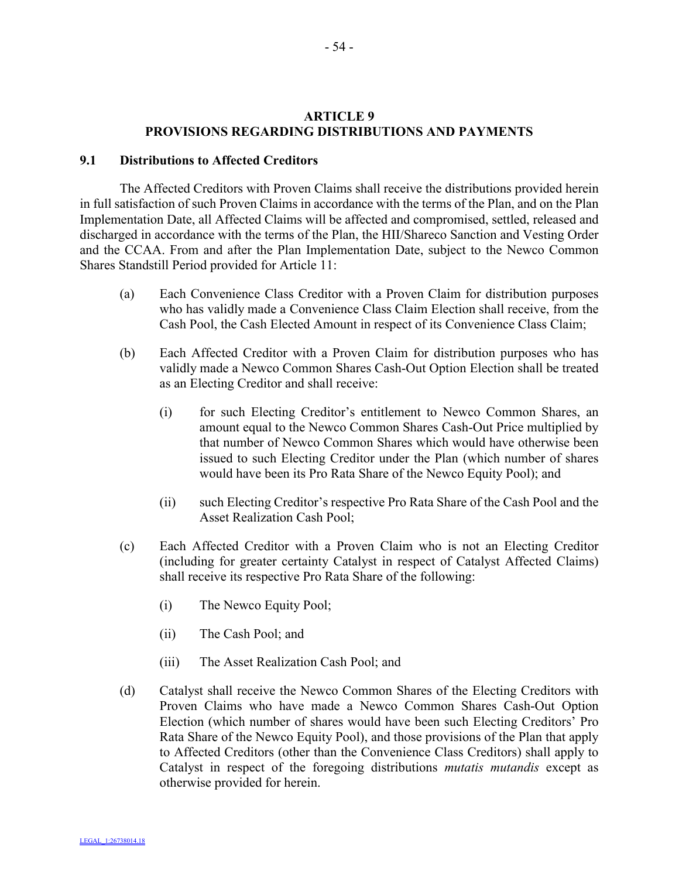# ARTICLE 9
# PROVISIONS REGARDING DISTRIBUTIONS AND PAYMENTS

## 9.1 Distributions to Affected Creditors

The Affected Creditors with Proven Claims shall receive the distributions provided herein in full satisfaction of such Proven Claims in accordance with the terms of the Plan, and on the Plan Implementation Date, all Affected Claims will be affected and compromised, settled, released and discharged in accordance with the terms of the Plan, the HII/Shareco Sanction and Vesting Order and the CCAA. From and after the Plan Implementation Date, subject to the Newco Common Shares Standstill Period provided for Article 11:

(a) Each Convenience Class Creditor with a Proven Claim for distribution purposes who has validly made a Convenience Class Claim Election shall receive, from the Cash Pool, the Cash Elected Amount in respect of its Convenience Class Claim;

(b) Each Affected Creditor with a Proven Claim for distribution purposes who has validly made a Newco Common Shares Cash-Out Option Election shall be treated as an Electing Creditor and shall receive:

(i) for such Electing Creditor's entitlement to Newco Common Shares, an amount equal to the Newco Common Shares Cash-Out Price multiplied by that number of Newco Common Shares which would have otherwise been issued to such Electing Creditor under the Plan (which number of shares would have been its Pro Rata Share of the Newco Equity Pool); and

(ii) such Electing Creditor's respective Pro Rata Share of the Cash Pool and the Asset Realization Cash Pool;

(c) Each Affected Creditor with a Proven Claim who is not an Electing Creditor (including for greater certainty Catalyst in respect of Catalyst Affected Claims) shall receive its respective Pro Rata Share of the following:

(i) The Newco Equity Pool;

(ii) The Cash Pool; and

(iii) The Asset Realization Cash Pool; and

(d) Catalyst shall receive the Newco Common Shares of the Electing Creditors with Proven Claims who have made a Newco Common Shares Cash-Out Option Election (which number of shares would have been such Electing Creditors' Pro Rata Share of the Newco Equity Pool), and those provisions of the Plan that apply to Affected Creditors (other than the Convenience Class Creditors) shall apply to Catalyst in respect of the foregoing distributions *mutatis mutandis* except as otherwise provided for herein.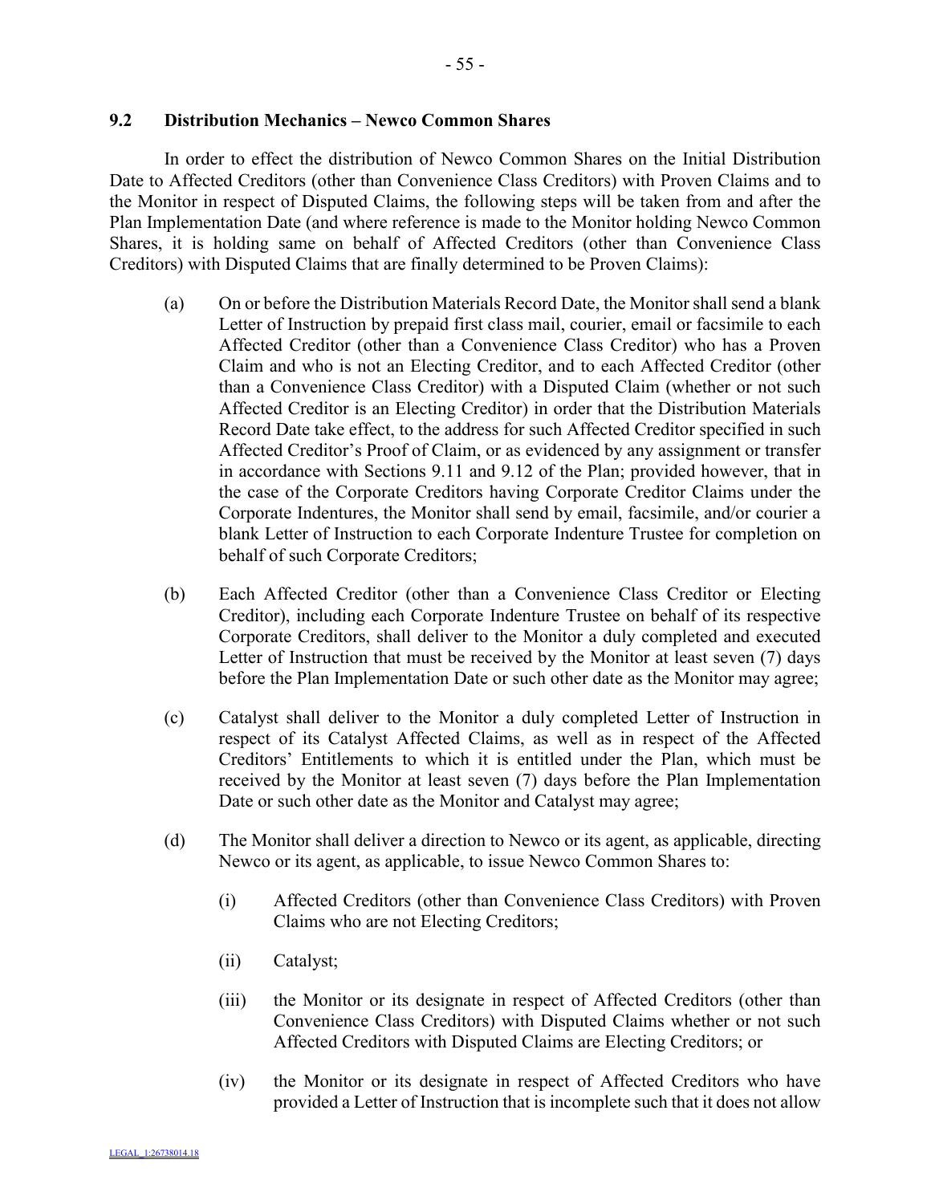### 9.2 Distribution Mechanics – Newco Common Shares

In order to effect the distribution of Newco Common Shares on the Initial Distribution Date to Affected Creditors (other than Convenience Class Creditors) with Proven Claims and to the Monitor in respect of Disputed Claims, the following steps will be taken from and after the Plan Implementation Date (and where reference is made to the Monitor holding Newco Common Shares, it is holding same on behalf of Affected Creditors (other than Convenience Class Creditors) with Disputed Claims that are finally determined to be Proven Claims):

(a) On or before the Distribution Materials Record Date, the Monitor shall send a blank Letter of Instruction by prepaid first class mail, courier, email or facsimile to each Affected Creditor (other than a Convenience Class Creditor) who has a Proven Claim and who is not an Electing Creditor, and to each Affected Creditor (other than a Convenience Class Creditor) with a Disputed Claim (whether or not such Affected Creditor is an Electing Creditor) in order that the Distribution Materials Record Date take effect, to the address for such Affected Creditor specified in such Affected Creditor's Proof of Claim, or as evidenced by any assignment or transfer in accordance with Sections 9.11 and 9.12 of the Plan; provided however, that in the case of the Corporate Creditors having Corporate Creditor Claims under the Corporate Indentures, the Monitor shall send by email, facsimile, and/or courier a blank Letter of Instruction to each Corporate Indenture Trustee for completion on behalf of such Corporate Creditors;

(b) Each Affected Creditor (other than a Convenience Class Creditor or Electing Creditor), including each Corporate Indenture Trustee on behalf of its respective Corporate Creditors, shall deliver to the Monitor a duly completed and executed Letter of Instruction that must be received by the Monitor at least seven (7) days before the Plan Implementation Date or such other date as the Monitor may agree;

(c) Catalyst shall deliver to the Monitor a duly completed Letter of Instruction in respect of its Catalyst Affected Claims, as well as in respect of the Affected Creditors' Entitlements to which it is entitled under the Plan, which must be received by the Monitor at least seven (7) days before the Plan Implementation Date or such other date as the Monitor and Catalyst may agree;

(d) The Monitor shall deliver a direction to Newco or its agent, as applicable, directing Newco or its agent, as applicable, to issue Newco Common Shares to:

   (i) Affected Creditors (other than Convenience Class Creditors) with Proven Claims who are not Electing Creditors;

   (ii) Catalyst;

   (iii) the Monitor or its designate in respect of Affected Creditors (other than Convenience Class Creditors) with Disputed Claims whether or not such Affected Creditors with Disputed Claims are Electing Creditors; or

   (iv) the Monitor or its designate in respect of Affected Creditors who have provided a Letter of Instruction that is incomplete such that it does not allow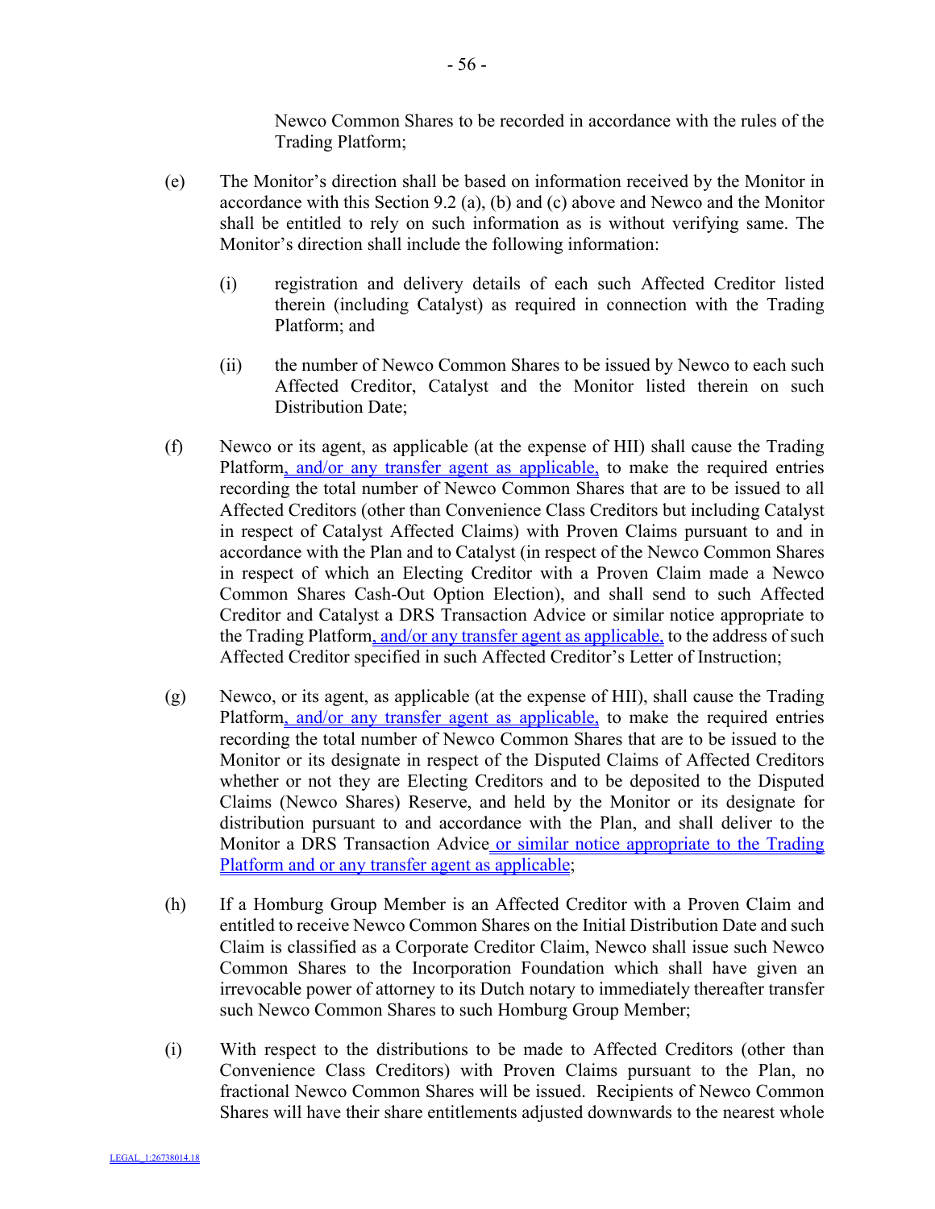Newco Common Shares to be recorded in accordance with the rules of the Trading Platform;

(e) The Monitor's direction shall be based on information received by the Monitor in accordance with this Section 9.2 (a), (b) and (c) above and Newco and the Monitor shall be entitled to rely on such information as is without verifying same. The Monitor's direction shall include the following information:

  (i) registration and delivery details of each such Affected Creditor listed therein (including Catalyst) as required in connection with the Trading Platform; and

  (ii) the number of Newco Common Shares to be issued by Newco to each such Affected Creditor, Catalyst and the Monitor listed therein on such Distribution Date;

(f) Newco or its agent, as applicable (at the expense of HII) shall cause the Trading Platform, and/or any transfer agent as applicable, to make the required entries recording the total number of Newco Common Shares that are to be issued to all Affected Creditors (other than Convenience Class Creditors but including Catalyst in respect of Catalyst Affected Claims) with Proven Claims pursuant to and in accordance with the Plan and to Catalyst (in respect of the Newco Common Shares in respect of which an Electing Creditor with a Proven Claim made a Newco Common Shares Cash-Out Option Election), and shall send to such Affected Creditor and Catalyst a DRS Transaction Advice or similar notice appropriate to the Trading Platform, and/or any transfer agent as applicable, to the address of such Affected Creditor specified in such Affected Creditor's Letter of Instruction;

(g) Newco, or its agent, as applicable (at the expense of HII), shall cause the Trading Platform, and/or any transfer agent as applicable, to make the required entries recording the total number of Newco Common Shares that are to be issued to the Monitor or its designate in respect of the Disputed Claims of Affected Creditors whether or not they are Electing Creditors and to be deposited to the Disputed Claims (Newco Shares) Reserve, and held by the Monitor or its designate for distribution pursuant to and accordance with the Plan, and shall deliver to the Monitor a DRS Transaction Advice or similar notice appropriate to the Trading Platform and or any transfer agent as applicable;

(h) If a Homburg Group Member is an Affected Creditor with a Proven Claim and entitled to receive Newco Common Shares on the Initial Distribution Date and such Claim is classified as a Corporate Creditor Claim, Newco shall issue such Newco Common Shares to the Incorporation Foundation which shall have given an irrevocable power of attorney to its Dutch notary to immediately thereafter transfer such Newco Common Shares to such Homburg Group Member;

(i) With respect to the distributions to be made to Affected Creditors (other than Convenience Class Creditors) with Proven Claims pursuant to the Plan, no fractional Newco Common Shares will be issued. Recipients of Newco Common Shares will have their share entitlements adjusted downwards to the nearest whole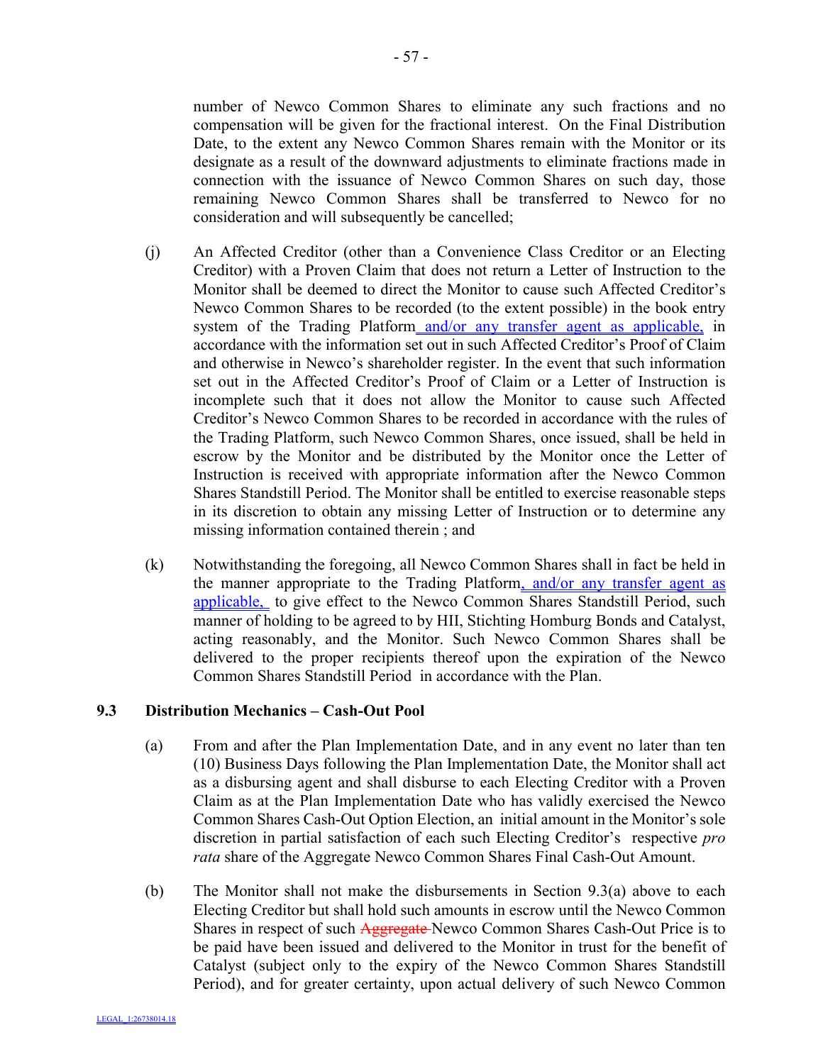number of Newco Common Shares to eliminate any such fractions and no compensation will be given for the fractional interest. On the Final Distribution Date, to the extent any Newco Common Shares remain with the Monitor or its designate as a result of the downward adjustments to eliminate fractions made in connection with the issuance of Newco Common Shares on such day, those remaining Newco Common Shares shall be transferred to Newco for no consideration and will subsequently be cancelled;

(j) An Affected Creditor (other than a Convenience Class Creditor or an Electing Creditor) with a Proven Claim that does not return a Letter of Instruction to the Monitor shall be deemed to direct the Monitor to cause such Affected Creditor's Newco Common Shares to be recorded (to the extent possible) in the book entry system of the Trading Platform and/or any transfer agent as applicable, in accordance with the information set out in such Affected Creditor's Proof of Claim and otherwise in Newco's shareholder register. In the event that such information set out in the Affected Creditor's Proof of Claim or a Letter of Instruction is incomplete such that it does not allow the Monitor to cause such Affected Creditor's Newco Common Shares to be recorded in accordance with the rules of the Trading Platform, such Newco Common Shares, once issued, shall be held in escrow by the Monitor and be distributed by the Monitor once the Letter of Instruction is received with appropriate information after the Newco Common Shares Standstill Period. The Monitor shall be entitled to exercise reasonable steps in its discretion to obtain any missing Letter of Instruction or to determine any missing information contained therein ; and

(k) Notwithstanding the foregoing, all Newco Common Shares shall in fact be held in the manner appropriate to the Trading Platform, and/or any transfer agent as applicable, to give effect to the Newco Common Shares Standstill Period, such manner of holding to be agreed to by HII, Stichting Homburg Bonds and Catalyst, acting reasonably, and the Monitor. Such Newco Common Shares shall be delivered to the proper recipients thereof upon the expiration of the Newco Common Shares Standstill Period in accordance with the Plan.

### 9.3 Distribution Mechanics – Cash-Out Pool

(a) From and after the Plan Implementation Date, and in any event no later than ten (10) Business Days following the Plan Implementation Date, the Monitor shall act as a disbursing agent and shall disburse to each Electing Creditor with a Proven Claim as at the Plan Implementation Date who has validly exercised the Newco Common Shares Cash-Out Option Election, an initial amount in the Monitor's sole discretion in partial satisfaction of each such Electing Creditor's respective *pro rata* share of the Aggregate Newco Common Shares Final Cash-Out Amount.

(b) The Monitor shall not make the disbursements in Section 9.3(a) above to each Electing Creditor but shall hold such amounts in escrow until the Newco Common Shares in respect of such ~~Aggregate~~ Newco Common Shares Cash-Out Price is to be paid have been issued and delivered to the Monitor in trust for the benefit of Catalyst (subject only to the expiry of the Newco Common Shares Standstill Period), and for greater certainty, upon actual delivery of such Newco Common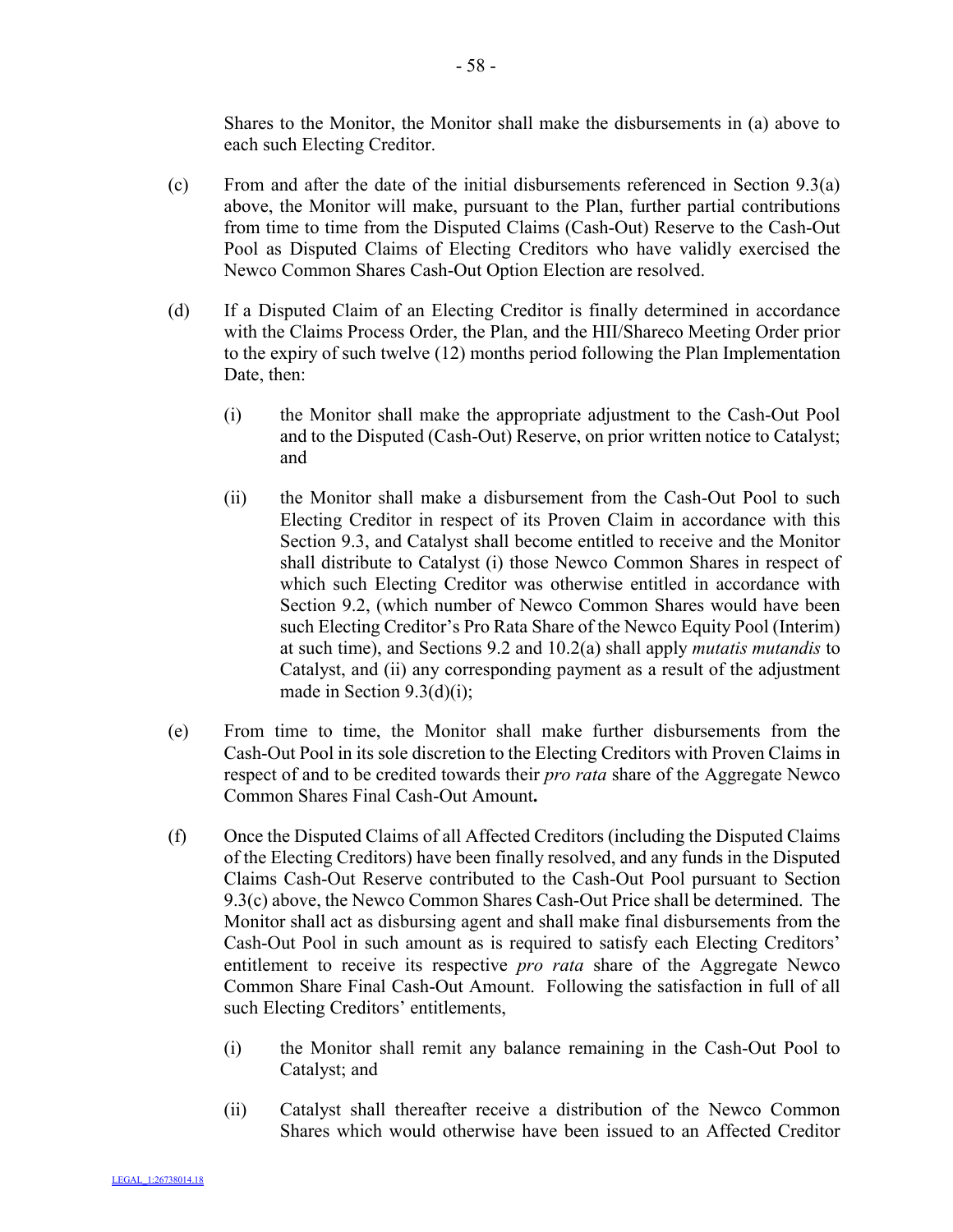Shares to the Monitor, the Monitor shall make the disbursements in (a) above to each such Electing Creditor.

(c) From and after the date of the initial disbursements referenced in Section 9.3(a) above, the Monitor will make, pursuant to the Plan, further partial contributions from time to time from the Disputed Claims (Cash-Out) Reserve to the Cash-Out Pool as Disputed Claims of Electing Creditors who have validly exercised the Newco Common Shares Cash-Out Option Election are resolved.

(d) If a Disputed Claim of an Electing Creditor is finally determined in accordance with the Claims Process Order, the Plan, and the HII/Shareco Meeting Order prior to the expiry of such twelve (12) months period following the Plan Implementation Date, then:

   (i) the Monitor shall make the appropriate adjustment to the Cash-Out Pool and to the Disputed (Cash-Out) Reserve, on prior written notice to Catalyst; and

   (ii) the Monitor shall make a disbursement from the Cash-Out Pool to such Electing Creditor in respect of its Proven Claim in accordance with this Section 9.3, and Catalyst shall become entitled to receive and the Monitor shall distribute to Catalyst (i) those Newco Common Shares in respect of which such Electing Creditor was otherwise entitled in accordance with Section 9.2, (which number of Newco Common Shares would have been such Electing Creditor's Pro Rata Share of the Newco Equity Pool (Interim) at such time), and Sections 9.2 and 10.2(a) shall apply *mutatis mutandis* to Catalyst, and (ii) any corresponding payment as a result of the adjustment made in Section 9.3(d)(i);

(e) From time to time, the Monitor shall make further disbursements from the Cash-Out Pool in its sole discretion to the Electing Creditors with Proven Claims in respect of and to be credited towards their *pro rata* share of the Aggregate Newco Common Shares Final Cash-Out Amount**.**

(f) Once the Disputed Claims of all Affected Creditors (including the Disputed Claims of the Electing Creditors) have been finally resolved, and any funds in the Disputed Claims Cash-Out Reserve contributed to the Cash-Out Pool pursuant to Section 9.3(c) above, the Newco Common Shares Cash-Out Price shall be determined. The Monitor shall act as disbursing agent and shall make final disbursements from the Cash-Out Pool in such amount as is required to satisfy each Electing Creditors' entitlement to receive its respective *pro rata* share of the Aggregate Newco Common Share Final Cash-Out Amount. Following the satisfaction in full of all such Electing Creditors' entitlements,

   (i) the Monitor shall remit any balance remaining in the Cash-Out Pool to Catalyst; and

   (ii) Catalyst shall thereafter receive a distribution of the Newco Common Shares which would otherwise have been issued to an Affected Creditor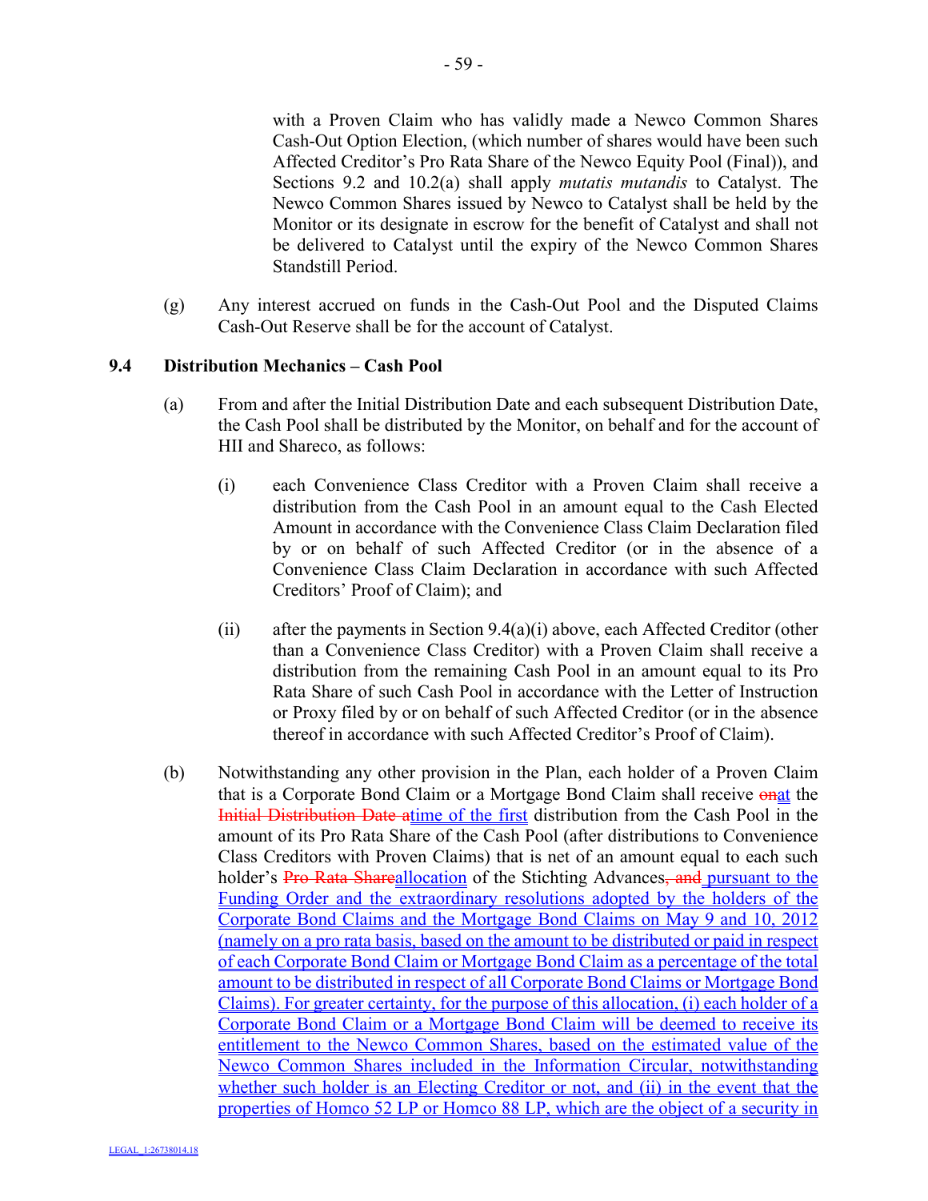with a Proven Claim who has validly made a Newco Common Shares Cash-Out Option Election, (which number of shares would have been such Affected Creditor's Pro Rata Share of the Newco Equity Pool (Final)), and Sections 9.2 and 10.2(a) shall apply *mutatis mutandis* to Catalyst. The Newco Common Shares issued by Newco to Catalyst shall be held by the Monitor or its designate in escrow for the benefit of Catalyst and shall not be delivered to Catalyst until the expiry of the Newco Common Shares Standstill Period.

(g) Any interest accrued on funds in the Cash-Out Pool and the Disputed Claims Cash-Out Reserve shall be for the account of Catalyst.

### 9.4 Distribution Mechanics – Cash Pool

(a) From and after the Initial Distribution Date and each subsequent Distribution Date, the Cash Pool shall be distributed by the Monitor, on behalf and for the account of HII and Shareco, as follows:

(i) each Convenience Class Creditor with a Proven Claim shall receive a distribution from the Cash Pool in an amount equal to the Cash Elected Amount in accordance with the Convenience Class Claim Declaration filed by or on behalf of such Affected Creditor (or in the absence of a Convenience Class Claim Declaration in accordance with such Affected Creditors' Proof of Claim); and

(ii) after the payments in Section 9.4(a)(i) above, each Affected Creditor (other than a Convenience Class Creditor) with a Proven Claim shall receive a distribution from the remaining Cash Pool in an amount equal to its Pro Rata Share of such Cash Pool in accordance with the Letter of Instruction or Proxy filed by or on behalf of such Affected Creditor (or in the absence thereof in accordance with such Affected Creditor's Proof of Claim).

(b) Notwithstanding any other provision in the Plan, each holder of a Proven Claim that is a Corporate Bond Claim or a Mortgage Bond Claim shall receive ~~on~~at the ~~Initial Distribution Date a~~time of the first distribution from the Cash Pool in the amount of its Pro Rata Share of the Cash Pool (after distributions to Convenience Class Creditors with Proven Claims) that is net of an amount equal to each such holder's ~~Pro Rata Share~~allocation of the Stichting Advances~~, and~~ pursuant to the Funding Order and the extraordinary resolutions adopted by the holders of the Corporate Bond Claims and the Mortgage Bond Claims on May 9 and 10, 2012 (namely on a pro rata basis, based on the amount to be distributed or paid in respect of each Corporate Bond Claim or Mortgage Bond Claim as a percentage of the total amount to be distributed in respect of all Corporate Bond Claims or Mortgage Bond Claims). For greater certainty, for the purpose of this allocation, (i) each holder of a Corporate Bond Claim or a Mortgage Bond Claim will be deemed to receive its entitlement to the Newco Common Shares, based on the estimated value of the Newco Common Shares included in the Information Circular, notwithstanding whether such holder is an Electing Creditor or not, and (ii) in the event that the properties of Homco 52 LP or Homco 88 LP, which are the object of a security in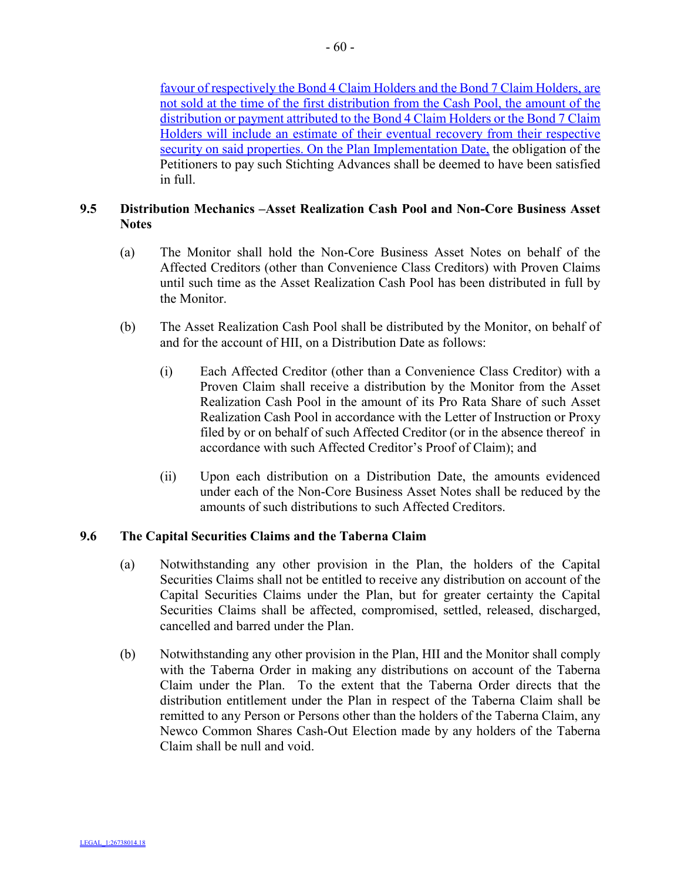favour of respectively the Bond 4 Claim Holders and the Bond 7 Claim Holders, are not sold at the time of the first distribution from the Cash Pool, the amount of the distribution or payment attributed to the Bond 4 Claim Holders or the Bond 7 Claim Holders will include an estimate of their eventual recovery from their respective security on said properties. On the Plan Implementation Date, the obligation of the Petitioners to pay such Stichting Advances shall be deemed to have been satisfied in full.

### 9.5 Distribution Mechanics –Asset Realization Cash Pool and Non-Core Business Asset Notes

(a) The Monitor shall hold the Non-Core Business Asset Notes on behalf of the Affected Creditors (other than Convenience Class Creditors) with Proven Claims until such time as the Asset Realization Cash Pool has been distributed in full by the Monitor.

(b) The Asset Realization Cash Pool shall be distributed by the Monitor, on behalf of and for the account of HII, on a Distribution Date as follows:

(i) Each Affected Creditor (other than a Convenience Class Creditor) with a Proven Claim shall receive a distribution by the Monitor from the Asset Realization Cash Pool in the amount of its Pro Rata Share of such Asset Realization Cash Pool in accordance with the Letter of Instruction or Proxy filed by or on behalf of such Affected Creditor (or in the absence thereof in accordance with such Affected Creditor's Proof of Claim); and

(ii) Upon each distribution on a Distribution Date, the amounts evidenced under each of the Non-Core Business Asset Notes shall be reduced by the amounts of such distributions to such Affected Creditors.

### 9.6 The Capital Securities Claims and the Taberna Claim

(a) Notwithstanding any other provision in the Plan, the holders of the Capital Securities Claims shall not be entitled to receive any distribution on account of the Capital Securities Claims under the Plan, but for greater certainty the Capital Securities Claims shall be affected, compromised, settled, released, discharged, cancelled and barred under the Plan.

(b) Notwithstanding any other provision in the Plan, HII and the Monitor shall comply with the Taberna Order in making any distributions on account of the Taberna Claim under the Plan. To the extent that the Taberna Order directs that the distribution entitlement under the Plan in respect of the Taberna Claim shall be remitted to any Person or Persons other than the holders of the Taberna Claim, any Newco Common Shares Cash-Out Election made by any holders of the Taberna Claim shall be null and void.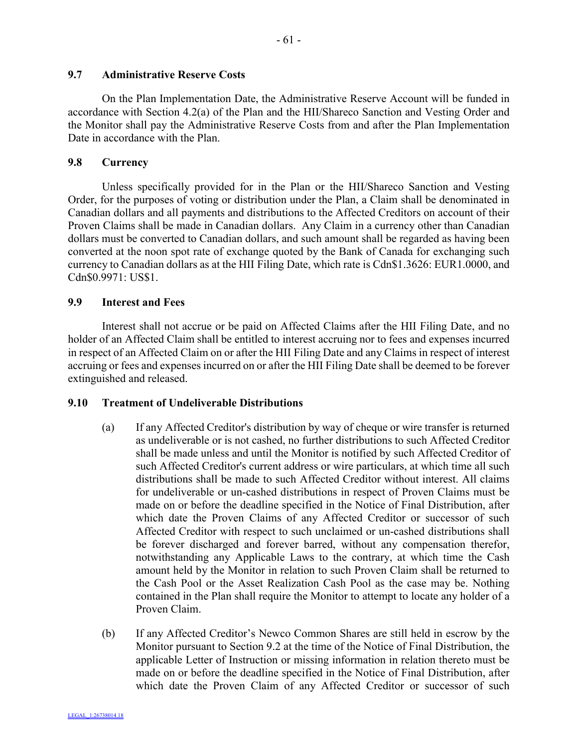### 9.7 Administrative Reserve Costs

On the Plan Implementation Date, the Administrative Reserve Account will be funded in accordance with Section 4.2(a) of the Plan and the HII/Shareco Sanction and Vesting Order and the Monitor shall pay the Administrative Reserve Costs from and after the Plan Implementation Date in accordance with the Plan.

### 9.8 Currency

Unless specifically provided for in the Plan or the HII/Shareco Sanction and Vesting Order, for the purposes of voting or distribution under the Plan, a Claim shall be denominated in Canadian dollars and all payments and distributions to the Affected Creditors on account of their Proven Claims shall be made in Canadian dollars. Any Claim in a currency other than Canadian dollars must be converted to Canadian dollars, and such amount shall be regarded as having been converted at the noon spot rate of exchange quoted by the Bank of Canada for exchanging such currency to Canadian dollars as at the HII Filing Date, which rate is Cdn$1.3626: EUR1.0000, and Cdn$0.9971: US$1.

### 9.9 Interest and Fees

Interest shall not accrue or be paid on Affected Claims after the HII Filing Date, and no holder of an Affected Claim shall be entitled to interest accruing nor to fees and expenses incurred in respect of an Affected Claim on or after the HII Filing Date and any Claims in respect of interest accruing or fees and expenses incurred on or after the HII Filing Date shall be deemed to be forever extinguished and released.

### 9.10 Treatment of Undeliverable Distributions

(a) If any Affected Creditor's distribution by way of cheque or wire transfer is returned as undeliverable or is not cashed, no further distributions to such Affected Creditor shall be made unless and until the Monitor is notified by such Affected Creditor of such Affected Creditor's current address or wire particulars, at which time all such distributions shall be made to such Affected Creditor without interest. All claims for undeliverable or un-cashed distributions in respect of Proven Claims must be made on or before the deadline specified in the Notice of Final Distribution, after which date the Proven Claims of any Affected Creditor or successor of such Affected Creditor with respect to such unclaimed or un-cashed distributions shall be forever discharged and forever barred, without any compensation therefor, notwithstanding any Applicable Laws to the contrary, at which time the Cash amount held by the Monitor in relation to such Proven Claim shall be returned to the Cash Pool or the Asset Realization Cash Pool as the case may be. Nothing contained in the Plan shall require the Monitor to attempt to locate any holder of a Proven Claim.

(b) If any Affected Creditor's Newco Common Shares are still held in escrow by the Monitor pursuant to Section 9.2 at the time of the Notice of Final Distribution, the applicable Letter of Instruction or missing information in relation thereto must be made on or before the deadline specified in the Notice of Final Distribution, after which date the Proven Claim of any Affected Creditor or successor of such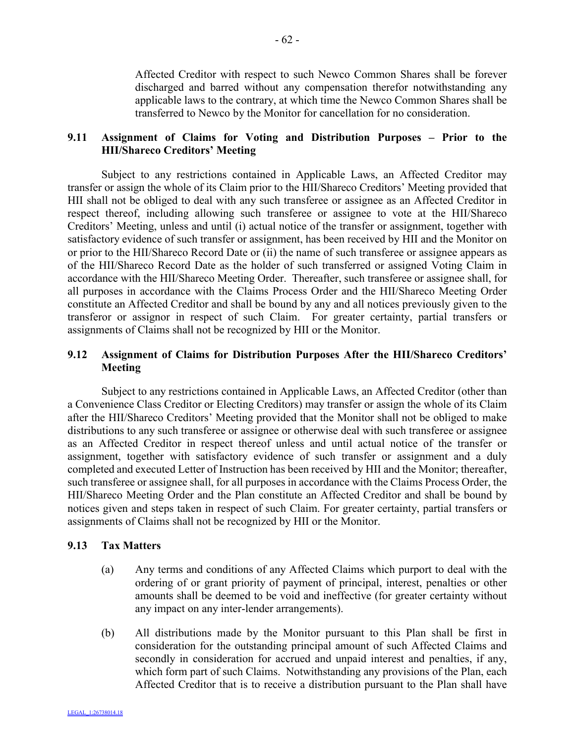Affected Creditor with respect to such Newco Common Shares shall be forever discharged and barred without any compensation therefor notwithstanding any applicable laws to the contrary, at which time the Newco Common Shares shall be transferred to Newco by the Monitor for cancellation for no consideration.

### 9.11 Assignment of Claims for Voting and Distribution Purposes – Prior to the HII/Shareco Creditors' Meeting

Subject to any restrictions contained in Applicable Laws, an Affected Creditor may transfer or assign the whole of its Claim prior to the HII/Shareco Creditors' Meeting provided that HII shall not be obliged to deal with any such transferee or assignee as an Affected Creditor in respect thereof, including allowing such transferee or assignee to vote at the HII/Shareco Creditors' Meeting, unless and until (i) actual notice of the transfer or assignment, together with satisfactory evidence of such transfer or assignment, has been received by HII and the Monitor on or prior to the HII/Shareco Record Date or (ii) the name of such transferee or assignee appears as of the HII/Shareco Record Date as the holder of such transferred or assigned Voting Claim in accordance with the HII/Shareco Meeting Order. Thereafter, such transferee or assignee shall, for all purposes in accordance with the Claims Process Order and the HII/Shareco Meeting Order constitute an Affected Creditor and shall be bound by any and all notices previously given to the transferor or assignor in respect of such Claim. For greater certainty, partial transfers or assignments of Claims shall not be recognized by HII or the Monitor.

### 9.12 Assignment of Claims for Distribution Purposes After the HII/Shareco Creditors' Meeting

Subject to any restrictions contained in Applicable Laws, an Affected Creditor (other than a Convenience Class Creditor or Electing Creditors) may transfer or assign the whole of its Claim after the HII/Shareco Creditors' Meeting provided that the Monitor shall not be obliged to make distributions to any such transferee or assignee or otherwise deal with such transferee or assignee as an Affected Creditor in respect thereof unless and until actual notice of the transfer or assignment, together with satisfactory evidence of such transfer or assignment and a duly completed and executed Letter of Instruction has been received by HII and the Monitor; thereafter, such transferee or assignee shall, for all purposes in accordance with the Claims Process Order, the HII/Shareco Meeting Order and the Plan constitute an Affected Creditor and shall be bound by notices given and steps taken in respect of such Claim. For greater certainty, partial transfers or assignments of Claims shall not be recognized by HII or the Monitor.

### 9.13 Tax Matters

(a) Any terms and conditions of any Affected Claims which purport to deal with the ordering of or grant priority of payment of principal, interest, penalties or other amounts shall be deemed to be void and ineffective (for greater certainty without any impact on any inter-lender arrangements).

(b) All distributions made by the Monitor pursuant to this Plan shall be first in consideration for the outstanding principal amount of such Affected Claims and secondly in consideration for accrued and unpaid interest and penalties, if any, which form part of such Claims. Notwithstanding any provisions of the Plan, each Affected Creditor that is to receive a distribution pursuant to the Plan shall have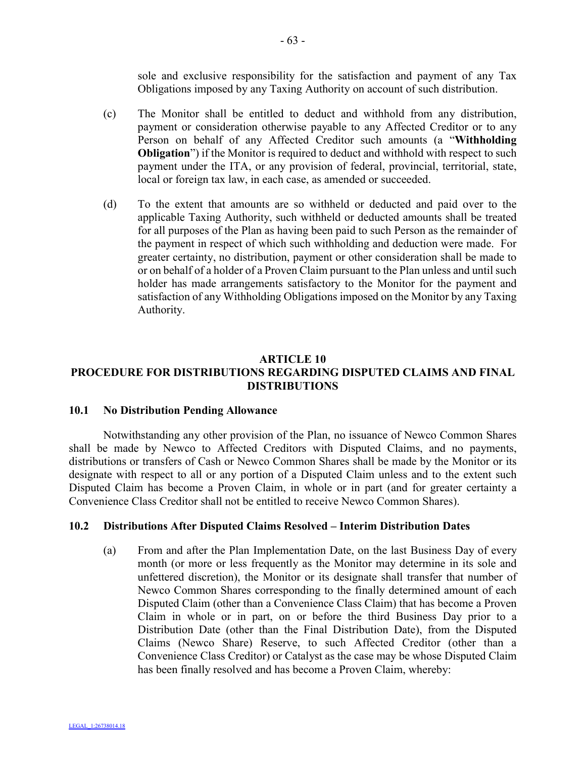sole and exclusive responsibility for the satisfaction and payment of any Tax Obligations imposed by any Taxing Authority on account of such distribution.

(c) The Monitor shall be entitled to deduct and withhold from any distribution, payment or consideration otherwise payable to any Affected Creditor or to any Person on behalf of any Affected Creditor such amounts (a "**Withholding Obligation**") if the Monitor is required to deduct and withhold with respect to such payment under the ITA, or any provision of federal, provincial, territorial, state, local or foreign tax law, in each case, as amended or succeeded.

(d) To the extent that amounts are so withheld or deducted and paid over to the applicable Taxing Authority, such withheld or deducted amounts shall be treated for all purposes of the Plan as having been paid to such Person as the remainder of the payment in respect of which such withholding and deduction were made. For greater certainty, no distribution, payment or other consideration shall be made to or on behalf of a holder of a Proven Claim pursuant to the Plan unless and until such holder has made arrangements satisfactory to the Monitor for the payment and satisfaction of any Withholding Obligations imposed on the Monitor by any Taxing Authority.

## ARTICLE 10
## PROCEDURE FOR DISTRIBUTIONS REGARDING DISPUTED CLAIMS AND FINAL DISTRIBUTIONS

### 10.1 No Distribution Pending Allowance

Notwithstanding any other provision of the Plan, no issuance of Newco Common Shares shall be made by Newco to Affected Creditors with Disputed Claims, and no payments, distributions or transfers of Cash or Newco Common Shares shall be made by the Monitor or its designate with respect to all or any portion of a Disputed Claim unless and to the extent such Disputed Claim has become a Proven Claim, in whole or in part (and for greater certainty a Convenience Class Creditor shall not be entitled to receive Newco Common Shares).

### 10.2 Distributions After Disputed Claims Resolved – Interim Distribution Dates

(a) From and after the Plan Implementation Date, on the last Business Day of every month (or more or less frequently as the Monitor may determine in its sole and unfettered discretion), the Monitor or its designate shall transfer that number of Newco Common Shares corresponding to the finally determined amount of each Disputed Claim (other than a Convenience Class Claim) that has become a Proven Claim in whole or in part, on or before the third Business Day prior to a Distribution Date (other than the Final Distribution Date), from the Disputed Claims (Newco Share) Reserve, to such Affected Creditor (other than a Convenience Class Creditor) or Catalyst as the case may be whose Disputed Claim has been finally resolved and has become a Proven Claim, whereby: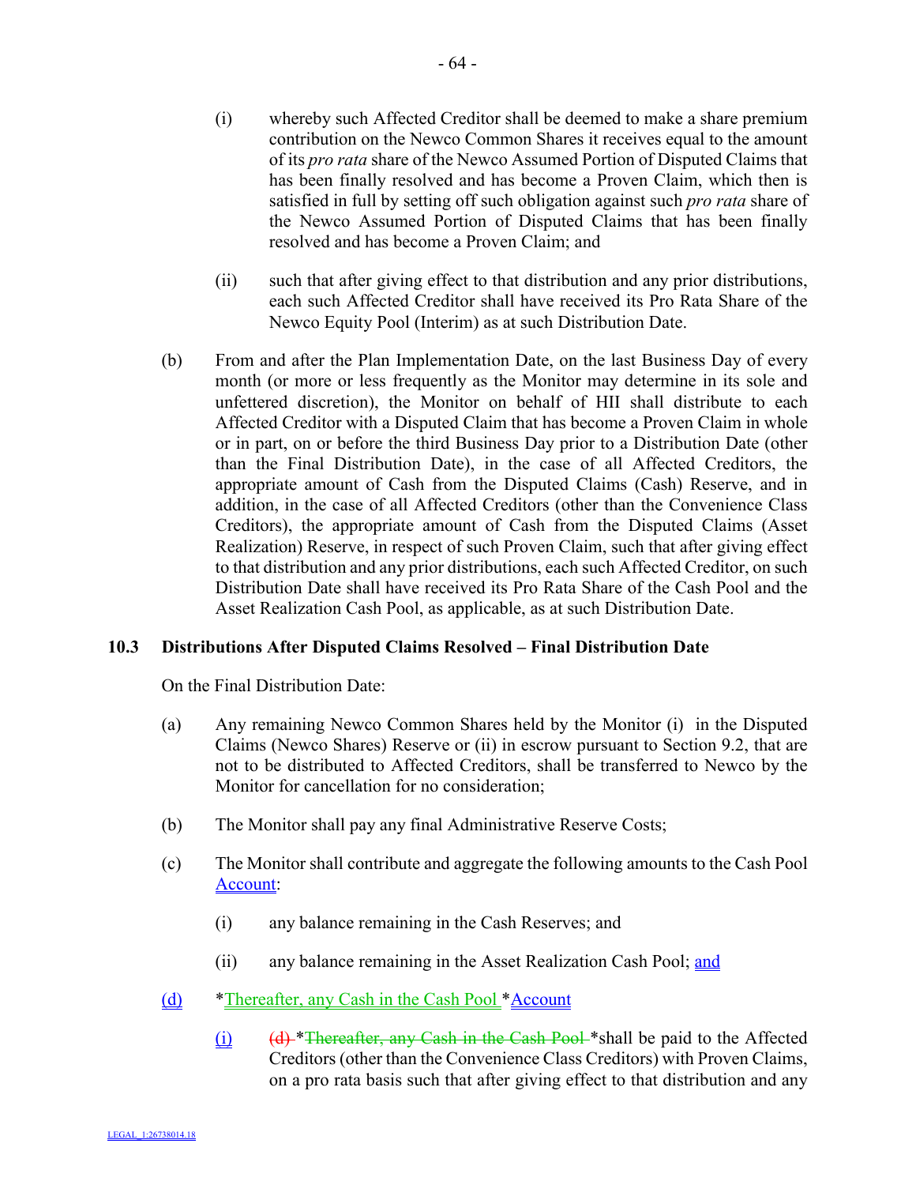(i) whereby such Affected Creditor shall be deemed to make a share premium contribution on the Newco Common Shares it receives equal to the amount of its *pro rata* share of the Newco Assumed Portion of Disputed Claims that has been finally resolved and has become a Proven Claim, which then is satisfied in full by setting off such obligation against such *pro rata* share of the Newco Assumed Portion of Disputed Claims that has been finally resolved and has become a Proven Claim; and

(ii) such that after giving effect to that distribution and any prior distributions, each such Affected Creditor shall have received its Pro Rata Share of the Newco Equity Pool (Interim) as at such Distribution Date.

(b) From and after the Plan Implementation Date, on the last Business Day of every month (or more or less frequently as the Monitor may determine in its sole and unfettered discretion), the Monitor on behalf of HII shall distribute to each Affected Creditor with a Disputed Claim that has become a Proven Claim in whole or in part, on or before the third Business Day prior to a Distribution Date (other than the Final Distribution Date), in the case of all Affected Creditors, the appropriate amount of Cash from the Disputed Claims (Cash) Reserve, and in addition, in the case of all Affected Creditors (other than the Convenience Class Creditors), the appropriate amount of Cash from the Disputed Claims (Asset Realization) Reserve, in respect of such Proven Claim, such that after giving effect to that distribution and any prior distributions, each such Affected Creditor, on such Distribution Date shall have received its Pro Rata Share of the Cash Pool and the Asset Realization Cash Pool, as applicable, as at such Distribution Date.

### 10.3 Distributions After Disputed Claims Resolved – Final Distribution Date

On the Final Distribution Date:

(a) Any remaining Newco Common Shares held by the Monitor (i) in the Disputed Claims (Newco Shares) Reserve or (ii) in escrow pursuant to Section 9.2, that are not to be distributed to Affected Creditors, shall be transferred to Newco by the Monitor for cancellation for no consideration;

(b) The Monitor shall pay any final Administrative Reserve Costs;

(c) The Monitor shall contribute and aggregate the following amounts to the Cash Pool Account:

(i) any balance remaining in the Cash Reserves; and

(ii) any balance remaining in the Asset Realization Cash Pool; and

(d) *Thereafter, any Cash in the Cash Pool *Account

(i) ~~(d)~~ *~~Thereafter, any Cash in the Cash Pool~~ *shall be paid to the Affected Creditors (other than the Convenience Class Creditors) with Proven Claims, on a pro rata basis such that after giving effect to that distribution and any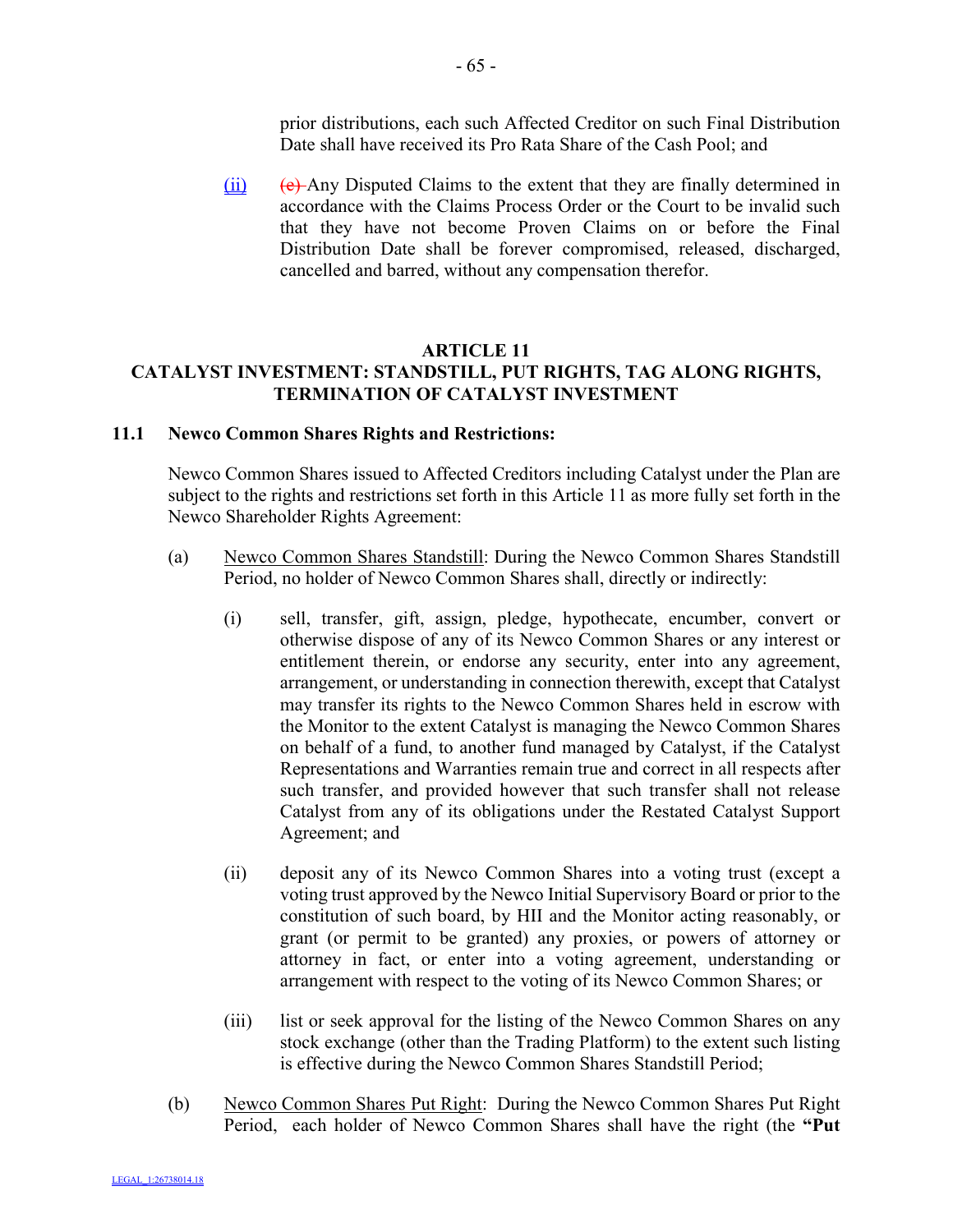prior distributions, each such Affected Creditor on such Final Distribution Date shall have received its Pro Rata Share of the Cash Pool; and

(ii) ~~(e)~~ Any Disputed Claims to the extent that they are finally determined in accordance with the Claims Process Order or the Court to be invalid such that they have not become Proven Claims on or before the Final Distribution Date shall be forever compromised, released, discharged, cancelled and barred, without any compensation therefor.

## ARTICLE 11
## CATALYST INVESTMENT: STANDSTILL, PUT RIGHTS, TAG ALONG RIGHTS, TERMINATION OF CATALYST INVESTMENT

### 11.1 Newco Common Shares Rights and Restrictions:

Newco Common Shares issued to Affected Creditors including Catalyst under the Plan are subject to the rights and restrictions set forth in this Article 11 as more fully set forth in the Newco Shareholder Rights Agreement:

(a) Newco Common Shares Standstill: During the Newco Common Shares Standstill Period, no holder of Newco Common Shares shall, directly or indirectly:

(i) sell, transfer, gift, assign, pledge, hypothecate, encumber, convert or otherwise dispose of any of its Newco Common Shares or any interest or entitlement therein, or endorse any security, enter into any agreement, arrangement, or understanding in connection therewith, except that Catalyst may transfer its rights to the Newco Common Shares held in escrow with the Monitor to the extent Catalyst is managing the Newco Common Shares on behalf of a fund, to another fund managed by Catalyst, if the Catalyst Representations and Warranties remain true and correct in all respects after such transfer, and provided however that such transfer shall not release Catalyst from any of its obligations under the Restated Catalyst Support Agreement; and

(ii) deposit any of its Newco Common Shares into a voting trust (except a voting trust approved by the Newco Initial Supervisory Board or prior to the constitution of such board, by HII and the Monitor acting reasonably, or grant (or permit to be granted) any proxies, or powers of attorney or attorney in fact, or enter into a voting agreement, understanding or arrangement with respect to the voting of its Newco Common Shares; or

(iii) list or seek approval for the listing of the Newco Common Shares on any stock exchange (other than the Trading Platform) to the extent such listing is effective during the Newco Common Shares Standstill Period;

(b) Newco Common Shares Put Right: During the Newco Common Shares Put Right Period, each holder of Newco Common Shares shall have the right (the **"Put**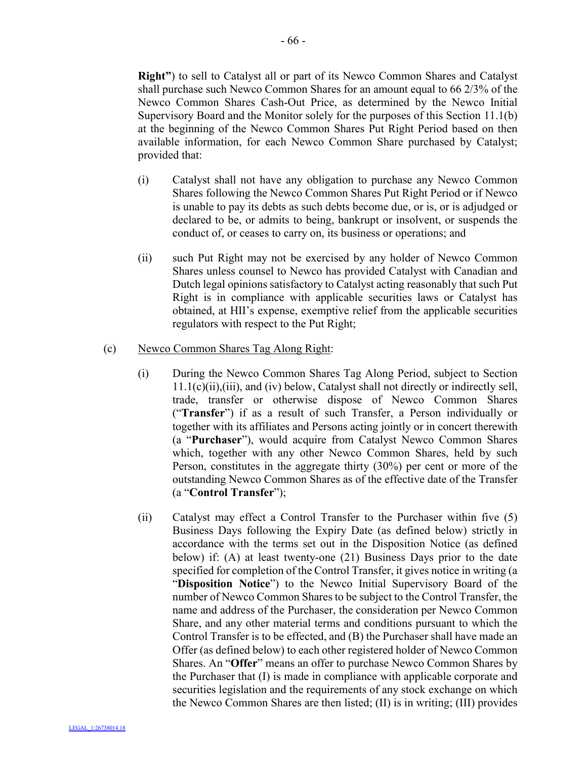**Right"**) to sell to Catalyst all or part of its Newco Common Shares and Catalyst shall purchase such Newco Common Shares for an amount equal to 66 2/3% of the Newco Common Shares Cash-Out Price, as determined by the Newco Initial Supervisory Board and the Monitor solely for the purposes of this Section 11.1(b) at the beginning of the Newco Common Shares Put Right Period based on then available information, for each Newco Common Share purchased by Catalyst; provided that:

(i) Catalyst shall not have any obligation to purchase any Newco Common Shares following the Newco Common Shares Put Right Period or if Newco is unable to pay its debts as such debts become due, or is, or is adjudged or declared to be, or admits to being, bankrupt or insolvent, or suspends the conduct of, or ceases to carry on, its business or operations; and

(ii) such Put Right may not be exercised by any holder of Newco Common Shares unless counsel to Newco has provided Catalyst with Canadian and Dutch legal opinions satisfactory to Catalyst acting reasonably that such Put Right is in compliance with applicable securities laws or Catalyst has obtained, at HII's expense, exemptive relief from the applicable securities regulators with respect to the Put Right;

(c) Newco Common Shares Tag Along Right:

(i) During the Newco Common Shares Tag Along Period, subject to Section 11.1(c)(ii),(iii), and (iv) below, Catalyst shall not directly or indirectly sell, trade, transfer or otherwise dispose of Newco Common Shares ("**Transfer**") if as a result of such Transfer, a Person individually or together with its affiliates and Persons acting jointly or in concert therewith (a "**Purchaser**"), would acquire from Catalyst Newco Common Shares which, together with any other Newco Common Shares, held by such Person, constitutes in the aggregate thirty (30%) per cent or more of the outstanding Newco Common Shares as of the effective date of the Transfer (a "**Control Transfer**");

(ii) Catalyst may effect a Control Transfer to the Purchaser within five (5) Business Days following the Expiry Date (as defined below) strictly in accordance with the terms set out in the Disposition Notice (as defined below) if: (A) at least twenty-one (21) Business Days prior to the date specified for completion of the Control Transfer, it gives notice in writing (a "**Disposition Notice**") to the Newco Initial Supervisory Board of the number of Newco Common Shares to be subject to the Control Transfer, the name and address of the Purchaser, the consideration per Newco Common Share, and any other material terms and conditions pursuant to which the Control Transfer is to be effected, and (B) the Purchaser shall have made an Offer (as defined below) to each other registered holder of Newco Common Shares. An "**Offer**" means an offer to purchase Newco Common Shares by the Purchaser that (I) is made in compliance with applicable corporate and securities legislation and the requirements of any stock exchange on which the Newco Common Shares are then listed; (II) is in writing; (III) provides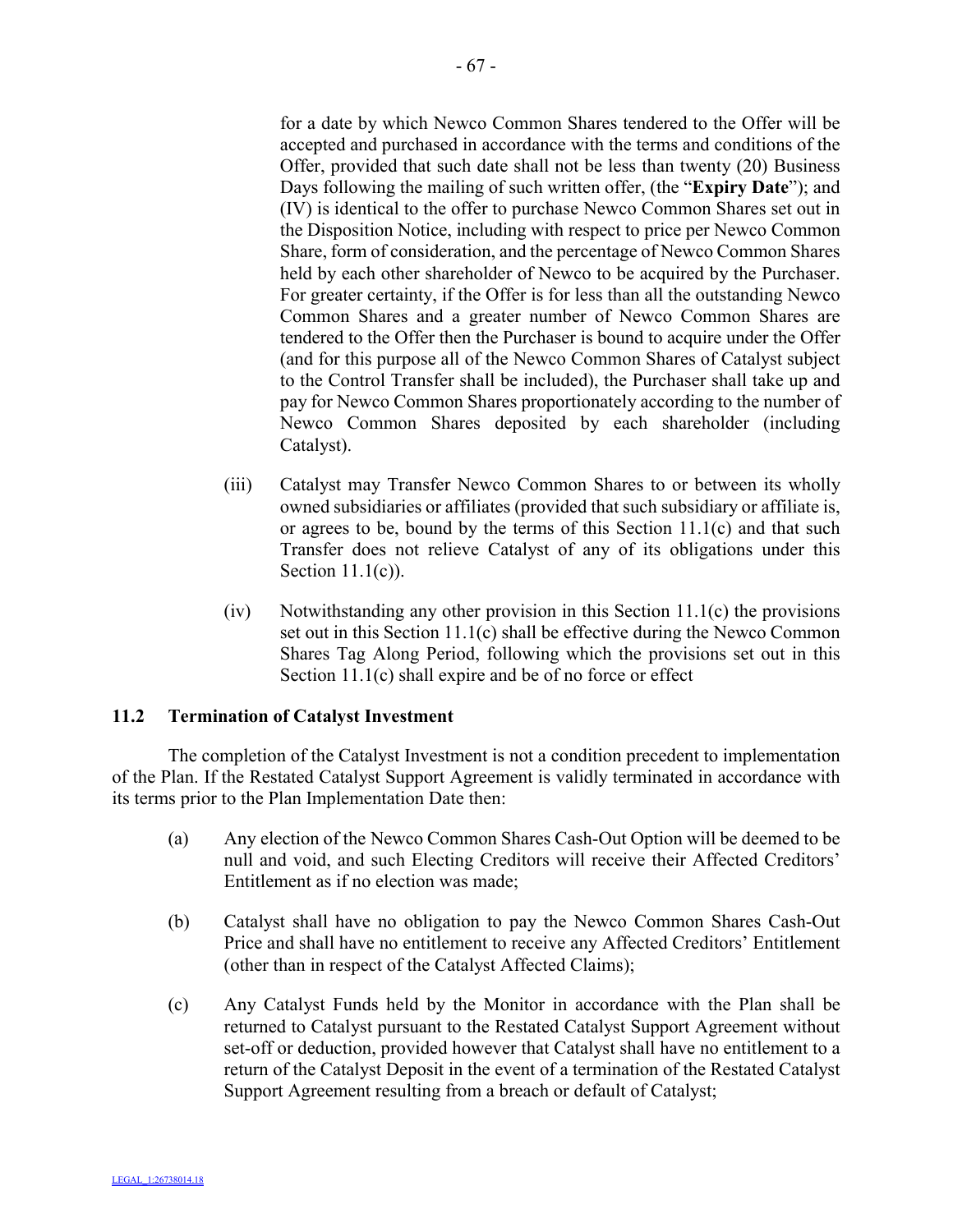for a date by which Newco Common Shares tendered to the Offer will be accepted and purchased in accordance with the terms and conditions of the Offer, provided that such date shall not be less than twenty (20) Business Days following the mailing of such written offer, (the "**Expiry Date**"); and (IV) is identical to the offer to purchase Newco Common Shares set out in the Disposition Notice, including with respect to price per Newco Common Share, form of consideration, and the percentage of Newco Common Shares held by each other shareholder of Newco to be acquired by the Purchaser. For greater certainty, if the Offer is for less than all the outstanding Newco Common Shares and a greater number of Newco Common Shares are tendered to the Offer then the Purchaser is bound to acquire under the Offer (and for this purpose all of the Newco Common Shares of Catalyst subject to the Control Transfer shall be included), the Purchaser shall take up and pay for Newco Common Shares proportionately according to the number of Newco Common Shares deposited by each shareholder (including Catalyst).

(iii) Catalyst may Transfer Newco Common Shares to or between its wholly owned subsidiaries or affiliates (provided that such subsidiary or affiliate is, or agrees to be, bound by the terms of this Section 11.1(c) and that such Transfer does not relieve Catalyst of any of its obligations under this Section 11.1(c)).

(iv) Notwithstanding any other provision in this Section 11.1(c) the provisions set out in this Section 11.1(c) shall be effective during the Newco Common Shares Tag Along Period, following which the provisions set out in this Section 11.1(c) shall expire and be of no force or effect

### 11.2 Termination of Catalyst Investment

The completion of the Catalyst Investment is not a condition precedent to implementation of the Plan. If the Restated Catalyst Support Agreement is validly terminated in accordance with its terms prior to the Plan Implementation Date then:

(a) Any election of the Newco Common Shares Cash-Out Option will be deemed to be null and void, and such Electing Creditors will receive their Affected Creditors' Entitlement as if no election was made;

(b) Catalyst shall have no obligation to pay the Newco Common Shares Cash-Out Price and shall have no entitlement to receive any Affected Creditors' Entitlement (other than in respect of the Catalyst Affected Claims);

(c) Any Catalyst Funds held by the Monitor in accordance with the Plan shall be returned to Catalyst pursuant to the Restated Catalyst Support Agreement without set-off or deduction, provided however that Catalyst shall have no entitlement to a return of the Catalyst Deposit in the event of a termination of the Restated Catalyst Support Agreement resulting from a breach or default of Catalyst;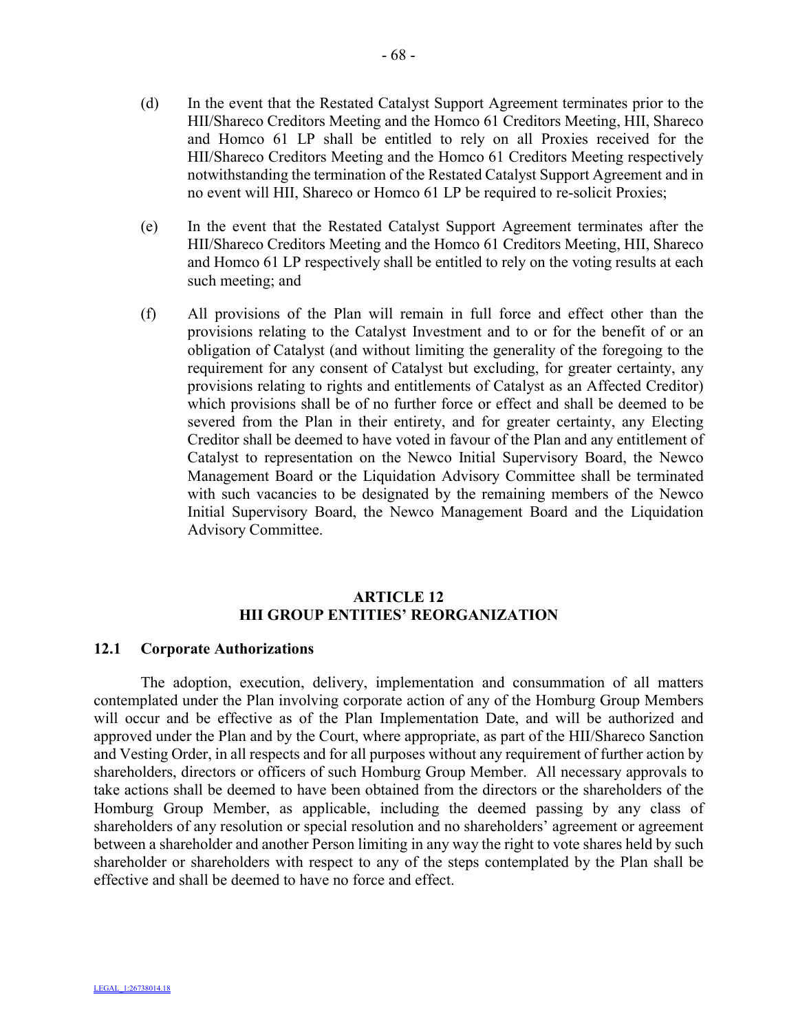(d) In the event that the Restated Catalyst Support Agreement terminates prior to the HII/Shareco Creditors Meeting and the Homco 61 Creditors Meeting, HII, Shareco and Homco 61 LP shall be entitled to rely on all Proxies received for the HII/Shareco Creditors Meeting and the Homco 61 Creditors Meeting respectively notwithstanding the termination of the Restated Catalyst Support Agreement and in no event will HII, Shareco or Homco 61 LP be required to re-solicit Proxies;

(e) In the event that the Restated Catalyst Support Agreement terminates after the HII/Shareco Creditors Meeting and the Homco 61 Creditors Meeting, HII, Shareco and Homco 61 LP respectively shall be entitled to rely on the voting results at each such meeting; and

(f) All provisions of the Plan will remain in full force and effect other than the provisions relating to the Catalyst Investment and to or for the benefit of or an obligation of Catalyst (and without limiting the generality of the foregoing to the requirement for any consent of Catalyst but excluding, for greater certainty, any provisions relating to rights and entitlements of Catalyst as an Affected Creditor) which provisions shall be of no further force or effect and shall be deemed to be severed from the Plan in their entirety, and for greater certainty, any Electing Creditor shall be deemed to have voted in favour of the Plan and any entitlement of Catalyst to representation on the Newco Initial Supervisory Board, the Newco Management Board or the Liquidation Advisory Committee shall be terminated with such vacancies to be designated by the remaining members of the Newco Initial Supervisory Board, the Newco Management Board and the Liquidation Advisory Committee.

## ARTICLE 12
## HII GROUP ENTITIES' REORGANIZATION

### 12.1 Corporate Authorizations

The adoption, execution, delivery, implementation and consummation of all matters contemplated under the Plan involving corporate action of any of the Homburg Group Members will occur and be effective as of the Plan Implementation Date, and will be authorized and approved under the Plan and by the Court, where appropriate, as part of the HII/Shareco Sanction and Vesting Order, in all respects and for all purposes without any requirement of further action by shareholders, directors or officers of such Homburg Group Member. All necessary approvals to take actions shall be deemed to have been obtained from the directors or the shareholders of the Homburg Group Member, as applicable, including the deemed passing by any class of shareholders of any resolution or special resolution and no shareholders' agreement or agreement between a shareholder and another Person limiting in any way the right to vote shares held by such shareholder or shareholders with respect to any of the steps contemplated by the Plan shall be effective and shall be deemed to have no force and effect.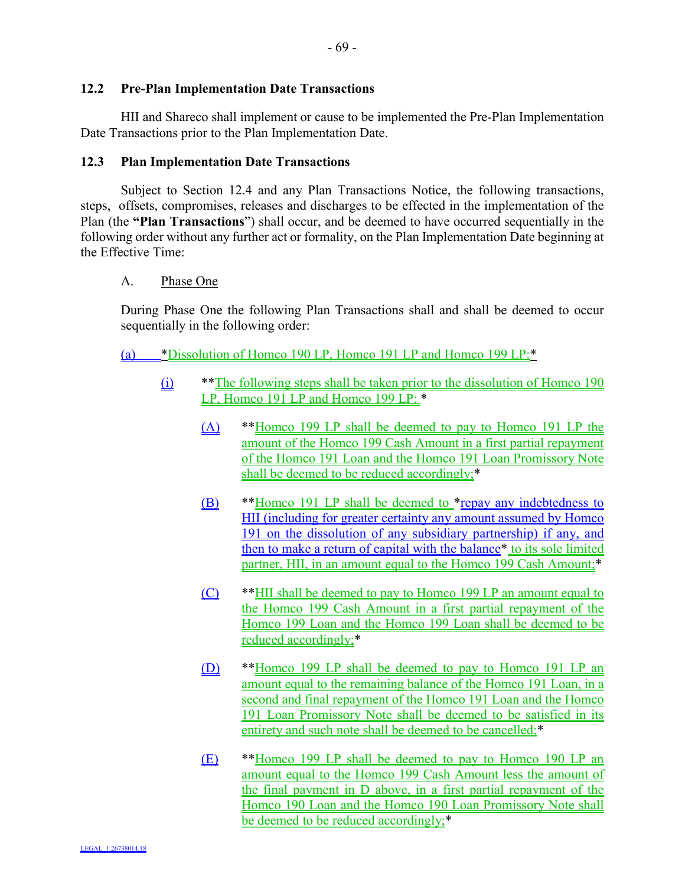## 12.2 Pre-Plan Implementation Date Transactions

HII and Shareco shall implement or cause to be implemented the Pre-Plan Implementation Date Transactions prior to the Plan Implementation Date.

## 12.3 Plan Implementation Date Transactions

Subject to Section 12.4 and any Plan Transactions Notice, the following transactions, steps, offsets, compromises, releases and discharges to be effected in the implementation of the Plan (the **"Plan Transactions"**) shall occur, and be deemed to have occurred sequentially in the following order without any further act or formality, on the Plan Implementation Date beginning at the Effective Time:

A. Phase One

During Phase One the following Plan Transactions shall and shall be deemed to occur sequentially in the following order:

(a) *Dissolution of Homco 190 LP, Homco 191 LP and Homco 199 LP:*

(i) **The following steps shall be taken prior to the dissolution of Homco 190 LP, Homco 191 LP and Homco 199 LP: *

(A) **Homco 199 LP shall be deemed to pay to Homco 191 LP the amount of the Homco 199 Cash Amount in a first partial repayment of the Homco 191 Loan and the Homco 191 Loan Promissory Note shall be deemed to be reduced accordingly;*

(B) **Homco 191 LP shall be deemed to *repay any indebtedness to HII (including for greater certainty any amount assumed by Homco 191 on the dissolution of any subsidiary partnership) if any, and then to make a return of capital with the balance* to its sole limited partner, HII, in an amount equal to the Homco 199 Cash Amount;*

(C) **HII shall be deemed to pay to Homco 199 LP an amount equal to the Homco 199 Cash Amount in a first partial repayment of the Homco 199 Loan and the Homco 199 Loan shall be deemed to be reduced accordingly;*

(D) **Homco 199 LP shall be deemed to pay to Homco 191 LP an amount equal to the remaining balance of the Homco 191 Loan, in a second and final repayment of the Homco 191 Loan and the Homco 191 Loan Promissory Note shall be deemed to be satisfied in its entirety and such note shall be deemed to be cancelled;*

(E) **Homco 199 LP shall be deemed to pay to Homco 190 LP an amount equal to the Homco 199 Cash Amount less the amount of the final payment in D above, in a first partial repayment of the Homco 190 Loan and the Homco 190 Loan Promissory Note shall be deemed to be reduced accordingly;*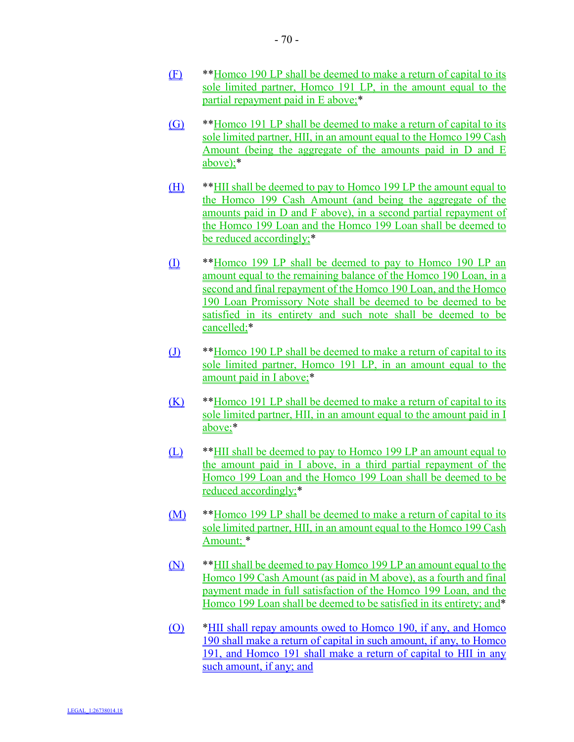(F) **Homco 190 LP shall be deemed to make a return of capital to its sole limited partner, Homco 191 LP, in the amount equal to the partial repayment paid in E above;*

(G) **Homco 191 LP shall be deemed to make a return of capital to its sole limited partner, HII, in an amount equal to the Homco 199 Cash Amount (being the aggregate of the amounts paid in D and E above);*

(H) **HII shall be deemed to pay to Homco 199 LP the amount equal to the Homco 199 Cash Amount (and being the aggregate of the amounts paid in D and F above), in a second partial repayment of the Homco 199 Loan and the Homco 199 Loan shall be deemed to be reduced accordingly;*

(I) **Homco 199 LP shall be deemed to pay to Homco 190 LP an amount equal to the remaining balance of the Homco 190 Loan, in a second and final repayment of the Homco 190 Loan, and the Homco 190 Loan Promissory Note shall be deemed to be deemed to be satisfied in its entirety and such note shall be deemed to be cancelled;*

(J) **Homco 190 LP shall be deemed to make a return of capital to its sole limited partner, Homco 191 LP, in an amount equal to the amount paid in I above;*

(K) **Homco 191 LP shall be deemed to make a return of capital to its sole limited partner, HII, in an amount equal to the amount paid in I above;*

(L) **HII shall be deemed to pay to Homco 199 LP an amount equal to the amount paid in I above, in a third partial repayment of the Homco 199 Loan and the Homco 199 Loan shall be deemed to be reduced accordingly;*

(M) **Homco 199 LP shall be deemed to make a return of capital to its sole limited partner, HII, in an amount equal to the Homco 199 Cash Amount; *

(N) **HII shall be deemed to pay Homco 199 LP an amount equal to the Homco 199 Cash Amount (as paid in M above), as a fourth and final payment made in full satisfaction of the Homco 199 Loan, and the Homco 199 Loan shall be deemed to be satisfied in its entirety; and*

(O) *HII shall repay amounts owed to Homco 190, if any, and Homco 190 shall make a return of capital in such amount, if any, to Homco 191, and Homco 191 shall make a return of capital to HII in any such amount, if any; and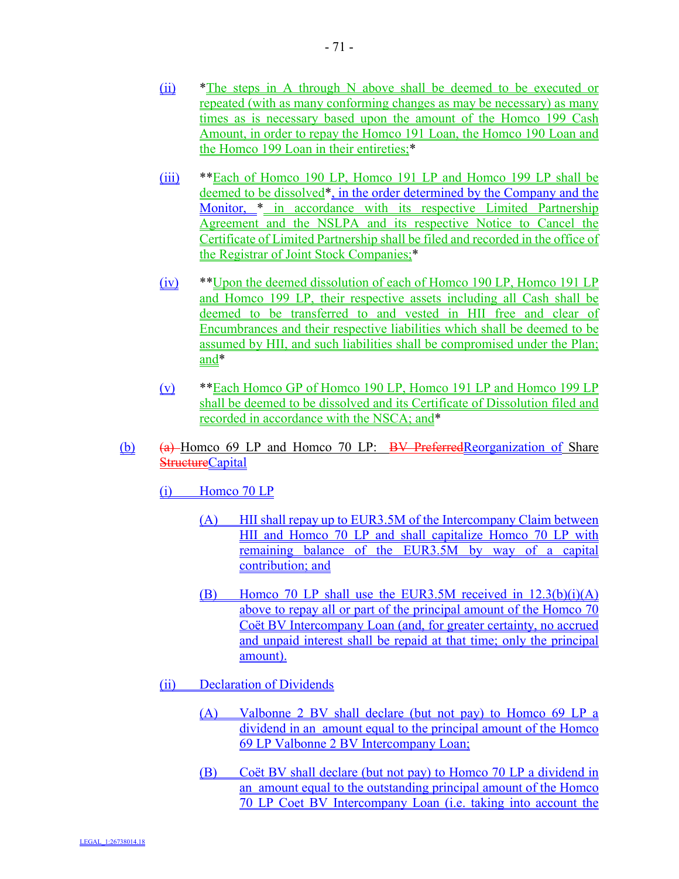(ii) *The steps in A through N above shall be deemed to be executed or repeated (with as many conforming changes as may be necessary) as many times as is necessary based upon the amount of the Homco 199 Cash Amount, in order to repay the Homco 191 Loan, the Homco 190 Loan and the Homco 199 Loan in their entireties;*

(iii) **Each of Homco 190 LP, Homco 191 LP and Homco 199 LP shall be deemed to be dissolved*, in the order determined by the Company and the Monitor, * in accordance with its respective Limited Partnership Agreement and the NSLPA and its respective Notice to Cancel the Certificate of Limited Partnership shall be filed and recorded in the office of the Registrar of Joint Stock Companies;*

(iv) **Upon the deemed dissolution of each of Homco 190 LP, Homco 191 LP and Homco 199 LP, their respective assets including all Cash shall be deemed to be transferred to and vested in HII free and clear of Encumbrances and their respective liabilities which shall be deemed to be assumed by HII, and such liabilities shall be compromised under the Plan; and*

(v) **Each Homco GP of Homco 190 LP, Homco 191 LP and Homco 199 LP shall be deemed to be dissolved and its Certificate of Dissolution filed and recorded in accordance with the NSCA; and*

(b) ~~(a)~~ Homco 69 LP and Homco 70 LP: ~~BV Preferred~~Reorganization of Share ~~Structure~~Capital

(i) Homco 70 LP

(A) HII shall repay up to EUR3.5M of the Intercompany Claim between HII and Homco 70 LP and shall capitalize Homco 70 LP with remaining balance of the EUR3.5M by way of a capital contribution; and

(B) Homco 70 LP shall use the EUR3.5M received in 12.3(b)(i)(A) above to repay all or part of the principal amount of the Homco 70 Coët BV Intercompany Loan (and, for greater certainty, no accrued and unpaid interest shall be repaid at that time; only the principal amount).

(ii) Declaration of Dividends

(A) Valbonne 2 BV shall declare (but not pay) to Homco 69 LP a dividend in an amount equal to the principal amount of the Homco 69 LP Valbonne 2 BV Intercompany Loan;

(B) Coët BV shall declare (but not pay) to Homco 70 LP a dividend in an amount equal to the outstanding principal amount of the Homco 70 LP Coet BV Intercompany Loan (i.e. taking into account the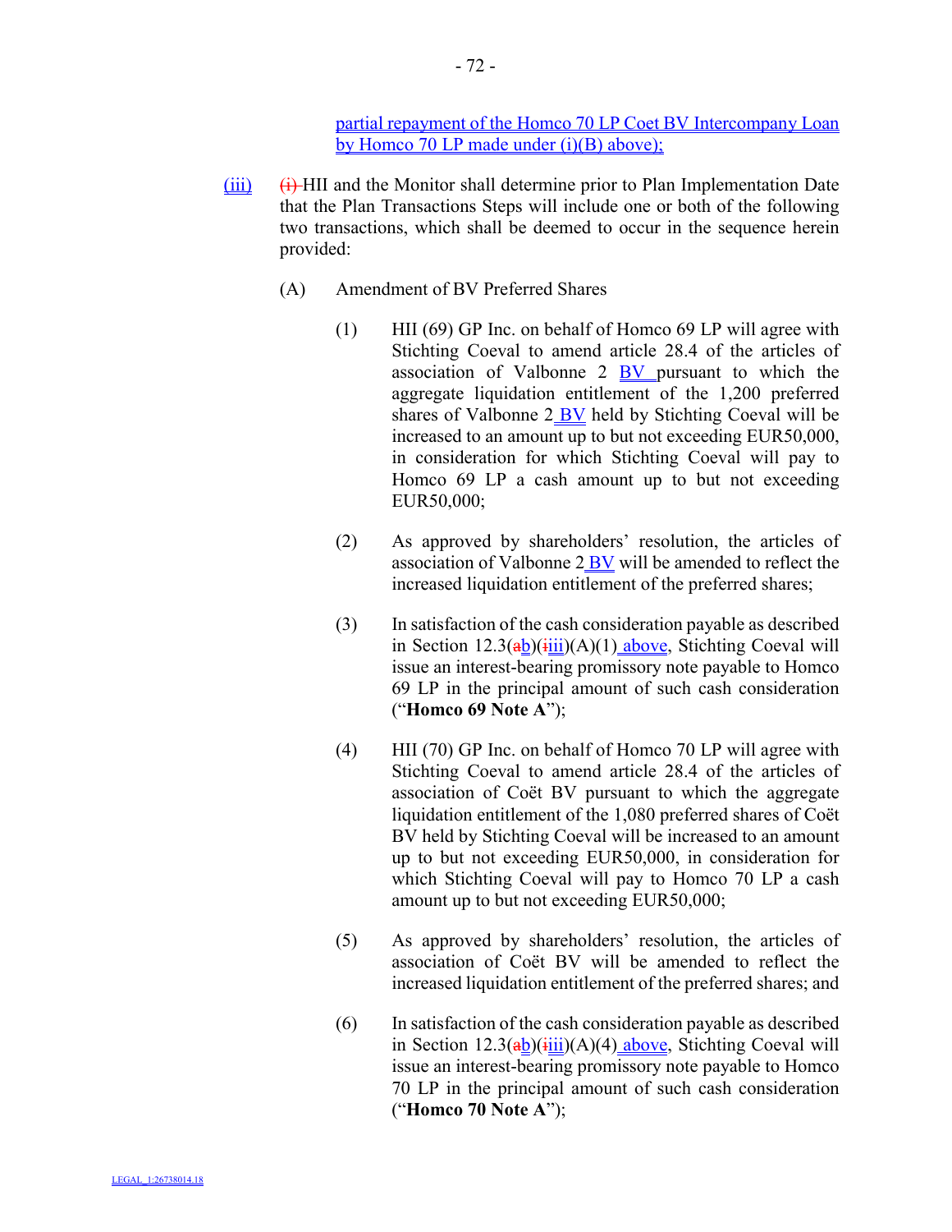partial repayment of the Homco 70 LP Coet BV Intercompany Loan by Homco 70 LP made under (i)(B) above);

(iii) ~~(i)~~ HII and the Monitor shall determine prior to Plan Implementation Date that the Plan Transactions Steps will include one or both of the following two transactions, which shall be deemed to occur in the sequence herein provided:

(A) Amendment of BV Preferred Shares

(1) HII (69) GP Inc. on behalf of Homco 69 LP will agree with Stichting Coeval to amend article 28.4 of the articles of association of Valbonne 2 BV pursuant to which the aggregate liquidation entitlement of the 1,200 preferred shares of Valbonne 2 BV held by Stichting Coeval will be increased to an amount up to but not exceeding EUR50,000, in consideration for which Stichting Coeval will pay to Homco 69 LP a cash amount up to but not exceeding EUR50,000;

(2) As approved by shareholders' resolution, the articles of association of Valbonne 2 BV will be amended to reflect the increased liquidation entitlement of the preferred shares;

(3) In satisfaction of the cash consideration payable as described in Section 12.3(~~a~~b)(~~i~~iii)(A)(1) above, Stichting Coeval will issue an interest-bearing promissory note payable to Homco 69 LP in the principal amount of such cash consideration ("**Homco 69 Note A**");

(4) HII (70) GP Inc. on behalf of Homco 70 LP will agree with Stichting Coeval to amend article 28.4 of the articles of association of Coët BV pursuant to which the aggregate liquidation entitlement of the 1,080 preferred shares of Coët BV held by Stichting Coeval will be increased to an amount up to but not exceeding EUR50,000, in consideration for which Stichting Coeval will pay to Homco 70 LP a cash amount up to but not exceeding EUR50,000;

(5) As approved by shareholders' resolution, the articles of association of Coët BV will be amended to reflect the increased liquidation entitlement of the preferred shares; and

(6) In satisfaction of the cash consideration payable as described in Section 12.3(~~a~~b)(~~i~~iii)(A)(4) above, Stichting Coeval will issue an interest-bearing promissory note payable to Homco 70 LP in the principal amount of such cash consideration ("**Homco 70 Note A**");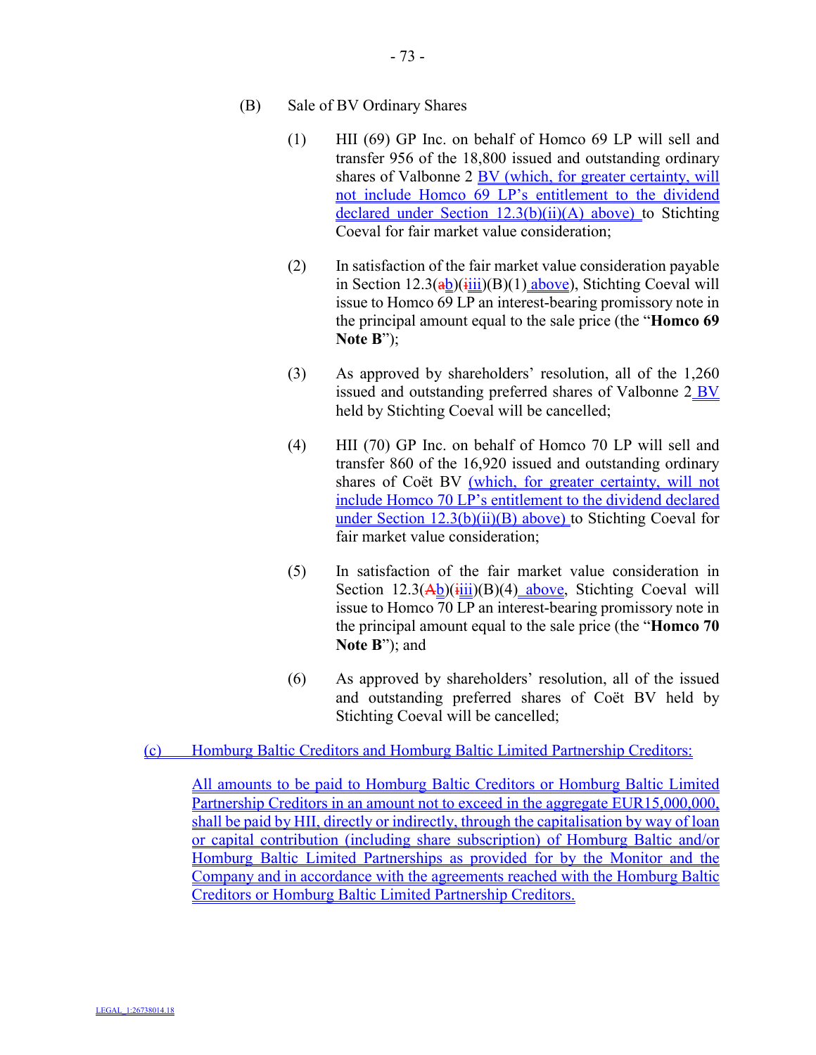(B) Sale of BV Ordinary Shares

(1) HII (69) GP Inc. on behalf of Homco 69 LP will sell and transfer 956 of the 18,800 issued and outstanding ordinary shares of Valbonne 2 BV (which, for greater certainty, will not include Homco 69 LP's entitlement to the dividend declared under Section 12.3(b)(ii)(A) above) to Stichting Coeval for fair market value consideration;

(2) In satisfaction of the fair market value consideration payable in Section 12.3(ab)(iiii)(B)(1) above), Stichting Coeval will issue to Homco 69 LP an interest-bearing promissory note in the principal amount equal to the sale price (the "**Homco 69 Note B**");

(3) As approved by shareholders' resolution, all of the 1,260 issued and outstanding preferred shares of Valbonne 2 BV held by Stichting Coeval will be cancelled;

(4) HII (70) GP Inc. on behalf of Homco 70 LP will sell and transfer 860 of the 16,920 issued and outstanding ordinary shares of Coët BV (which, for greater certainty, will not include Homco 70 LP's entitlement to the dividend declared under Section 12.3(b)(ii)(B) above) to Stichting Coeval for fair market value consideration;

(5) In satisfaction of the fair market value consideration in Section 12.3(Ab)(iiii)(B)(4) above, Stichting Coeval will issue to Homco 70 LP an interest-bearing promissory note in the principal amount equal to the sale price (the "**Homco 70 Note B**"); and

(6) As approved by shareholders' resolution, all of the issued and outstanding preferred shares of Coët BV held by Stichting Coeval will be cancelled;

(c) Homburg Baltic Creditors and Homburg Baltic Limited Partnership Creditors:

All amounts to be paid to Homburg Baltic Creditors or Homburg Baltic Limited Partnership Creditors in an amount not to exceed in the aggregate EUR15,000,000, shall be paid by HII, directly or indirectly, through the capitalisation by way of loan or capital contribution (including share subscription) of Homburg Baltic and/or Homburg Baltic Limited Partnerships as provided for by the Monitor and the Company and in accordance with the agreements reached with the Homburg Baltic Creditors or Homburg Baltic Limited Partnership Creditors.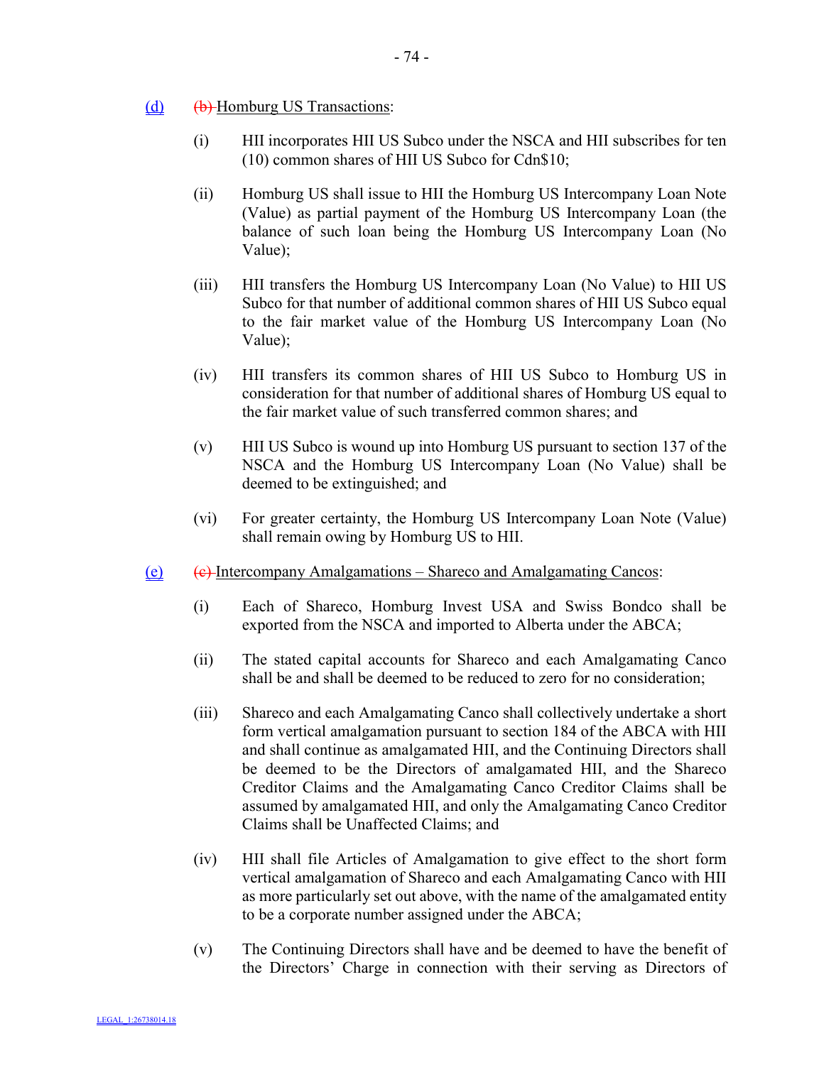(d) ~~(b)~~ Homburg US Transactions:

(i) HII incorporates HII US Subco under the NSCA and HII subscribes for ten (10) common shares of HII US Subco for Cdn$10;

(ii) Homburg US shall issue to HII the Homburg US Intercompany Loan Note (Value) as partial payment of the Homburg US Intercompany Loan (the balance of such loan being the Homburg US Intercompany Loan (No Value);

(iii) HII transfers the Homburg US Intercompany Loan (No Value) to HII US Subco for that number of additional common shares of HII US Subco equal to the fair market value of the Homburg US Intercompany Loan (No Value);

(iv) HII transfers its common shares of HII US Subco to Homburg US in consideration for that number of additional shares of Homburg US equal to the fair market value of such transferred common shares; and

(v) HII US Subco is wound up into Homburg US pursuant to section 137 of the NSCA and the Homburg US Intercompany Loan (No Value) shall be deemed to be extinguished; and

(vi) For greater certainty, the Homburg US Intercompany Loan Note (Value) shall remain owing by Homburg US to HII.

(e) ~~(c)~~ Intercompany Amalgamations – Shareco and Amalgamating Cancos:

(i) Each of Shareco, Homburg Invest USA and Swiss Bondco shall be exported from the NSCA and imported to Alberta under the ABCA;

(ii) The stated capital accounts for Shareco and each Amalgamating Canco shall be and shall be deemed to be reduced to zero for no consideration;

(iii) Shareco and each Amalgamating Canco shall collectively undertake a short form vertical amalgamation pursuant to section 184 of the ABCA with HII and shall continue as amalgamated HII, and the Continuing Directors shall be deemed to be the Directors of amalgamated HII, and the Shareco Creditor Claims and the Amalgamating Canco Creditor Claims shall be assumed by amalgamated HII, and only the Amalgamating Canco Creditor Claims shall be Unaffected Claims; and

(iv) HII shall file Articles of Amalgamation to give effect to the short form vertical amalgamation of Shareco and each Amalgamating Canco with HII as more particularly set out above, with the name of the amalgamated entity to be a corporate number assigned under the ABCA;

(v) The Continuing Directors shall have and be deemed to have the benefit of the Directors' Charge in connection with their serving as Directors of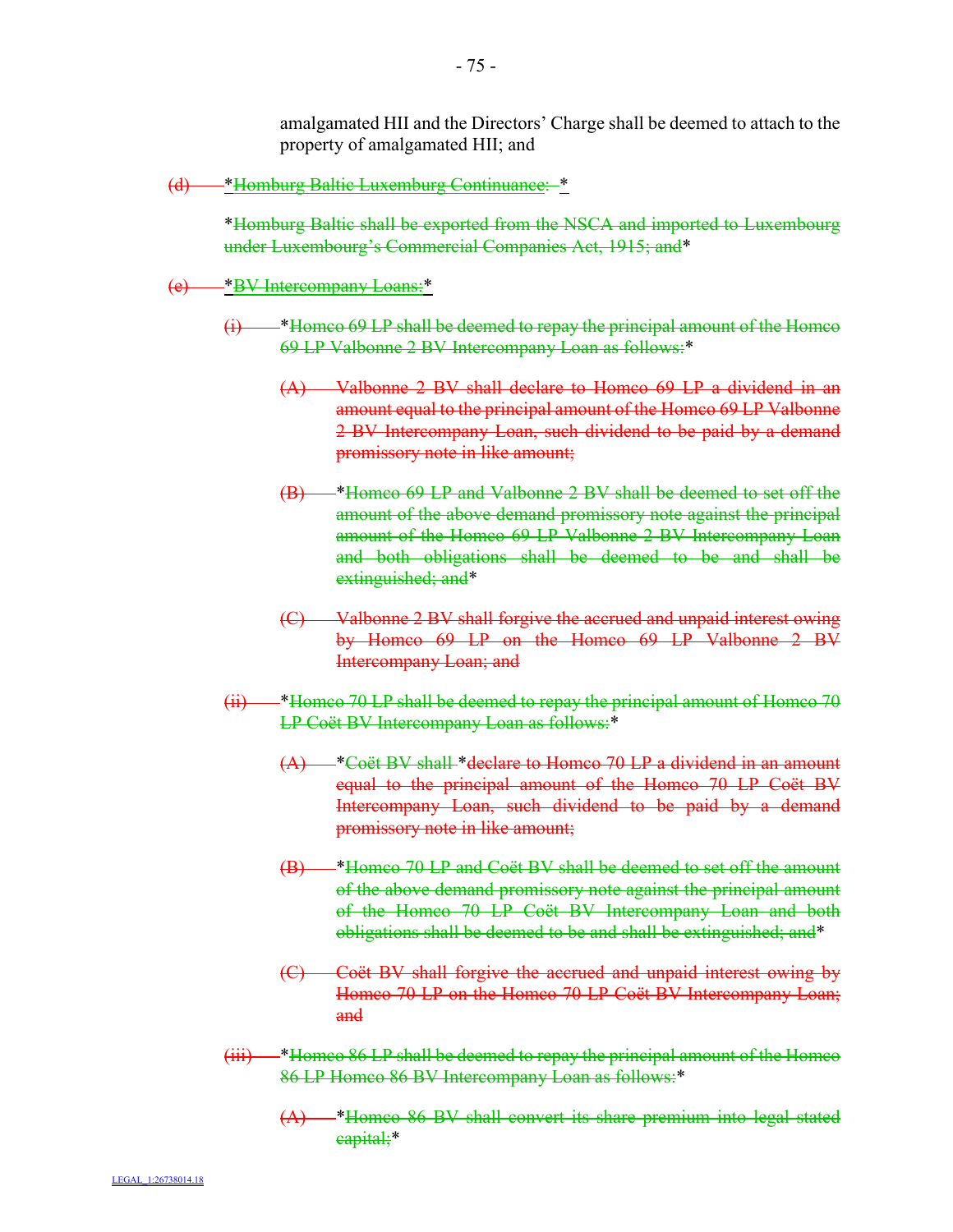amalgamated HII and the Directors' Charge shall be deemed to attach to the property of amalgamated HII; and

~~(d)~~ *~~Homburg Baltic Luxemburg Continuance:~~ *

*~~Homburg Baltic shall be exported from the NSCA and imported to Luxembourg under Luxembourg's Commercial Companies Act, 1915; and~~*

~~(e)~~ *~~BV Intercompany Loans:~~*

~~(i)~~ *~~Homco 69 LP shall be deemed to repay the principal amount of the Homco 69 LP Valbonne 2 BV Intercompany Loan as follows:~~*

~~(A)~~ ~~Valbonne 2 BV shall declare to Homco 69 LP a dividend in an amount equal to the principal amount of the Homco 69 LP Valbonne 2 BV Intercompany Loan, such dividend to be paid by a demand promissory note in like amount;~~

~~(B)~~ *~~Homco 69 LP and Valbonne 2 BV shall be deemed to set off the amount of the above demand promissory note against the principal amount of the Homco 69 LP Valbonne 2 BV Intercompany Loan and both obligations shall be deemed to be and shall be extinguished; and~~*

~~(C)~~ ~~Valbonne 2 BV shall forgive the accrued and unpaid interest owing by Homco 69 LP on the Homco 69 LP Valbonne 2 BV Intercompany Loan; and~~

~~(ii)~~ *~~Homco 70 LP shall be deemed to repay the principal amount of Homco 70 LP Coët BV Intercompany Loan as follows:~~*

~~(A)~~ *~~Coët BV shall~~ *~~declare to Homco 70 LP a dividend in an amount equal to the principal amount of the Homco 70 LP Coët BV Intercompany Loan, such dividend to be paid by a demand promissory note in like amount;~~

~~(B)~~ *~~Homco 70 LP and Coët BV shall be deemed to set off the amount of the above demand promissory note against the principal amount of the Homco 70 LP Coët BV Intercompany Loan and both obligations shall be deemed to be and shall be extinguished; and~~*

~~(C)~~ ~~Coët BV shall forgive the accrued and unpaid interest owing by Homco 70 LP on the Homco 70 LP Coët BV Intercompany Loan; and~~

~~(iii)~~ *~~Homco 86 LP shall be deemed to repay the principal amount of the Homco 86 LP Homco 86 BV Intercompany Loan as follows:~~*

~~(A)~~ *~~Homco 86 BV shall convert its share premium into legal stated capital;~~*

LEGAL_1:26738014.18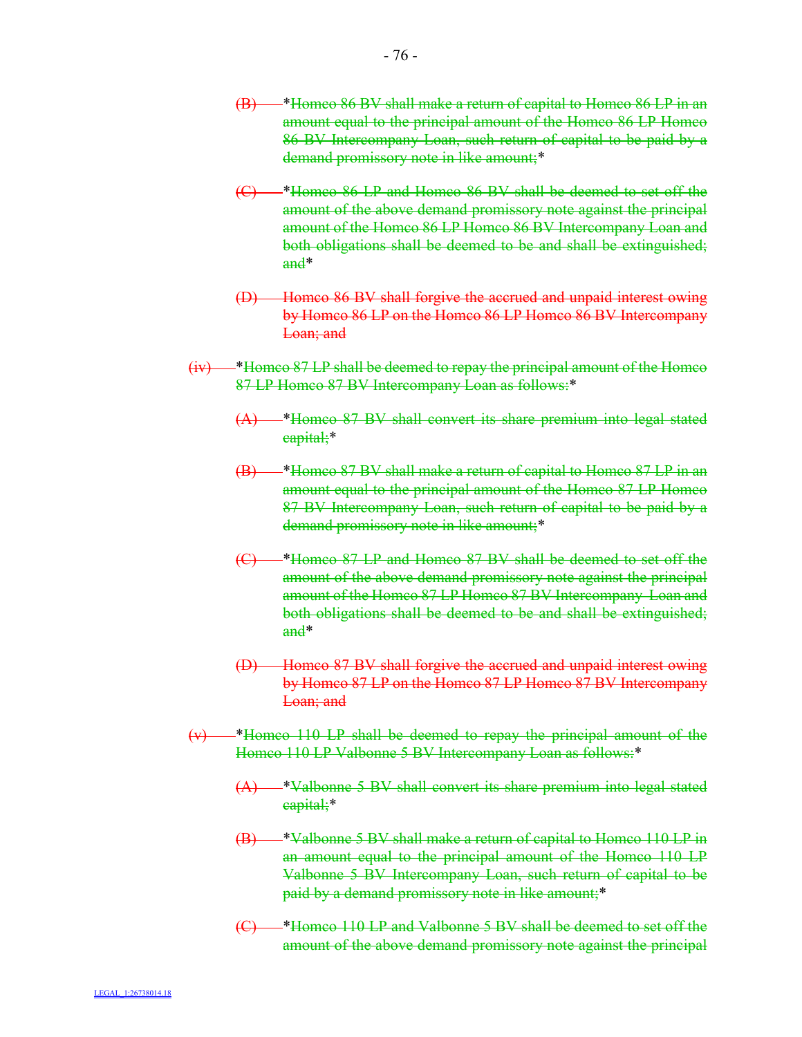(B) *Homco 86 BV shall make a return of capital to Homco 86 LP in an amount equal to the principal amount of the Homco 86 LP Homco 86 BV Intercompany Loan, such return of capital to be paid by a demand promissory note in like amount;*

(C) *Homco 86 LP and Homco 86 BV shall be deemed to set off the amount of the above demand promissory note against the principal amount of the Homco 86 LP Homco 86 BV Intercompany Loan and both obligations shall be deemed to be and shall be extinguished; and*

(D) Homco 86 BV shall forgive the accrued and unpaid interest owing by Homco 86 LP on the Homco 86 LP Homco 86 BV Intercompany Loan; and

(iv) *Homco 87 LP shall be deemed to repay the principal amount of the Homco 87 LP Homco 87 BV Intercompany Loan as follows:*

(A) *Homco 87 BV shall convert its share premium into legal stated capital;*

(B) *Homco 87 BV shall make a return of capital to Homco 87 LP in an amount equal to the principal amount of the Homco 87 LP Homco 87 BV Intercompany Loan, such return of capital to be paid by a demand promissory note in like amount;*

(C) *Homco 87 LP and Homco 87 BV shall be deemed to set off the amount of the above demand promissory note against the principal amount of the Homco 87 LP Homco 87 BV Intercompany Loan and both obligations shall be deemed to be and shall be extinguished; and*

(D) Homco 87 BV shall forgive the accrued and unpaid interest owing by Homco 87 LP on the Homco 87 LP Homco 87 BV Intercompany Loan; and

(v) *Homco 110 LP shall be deemed to repay the principal amount of the Homco 110 LP Valbonne 5 BV Intercompany Loan as follows:*

(A) *Valbonne 5 BV shall convert its share premium into legal stated capital;*

(B) *Valbonne 5 BV shall make a return of capital to Homco 110 LP in an amount equal to the principal amount of the Homco 110 LP Valbonne 5 BV Intercompany Loan, such return of capital to be paid by a demand promissory note in like amount;*

(C) *Homco 110 LP and Valbonne 5 BV shall be deemed to set off the amount of the above demand promissory note against the principal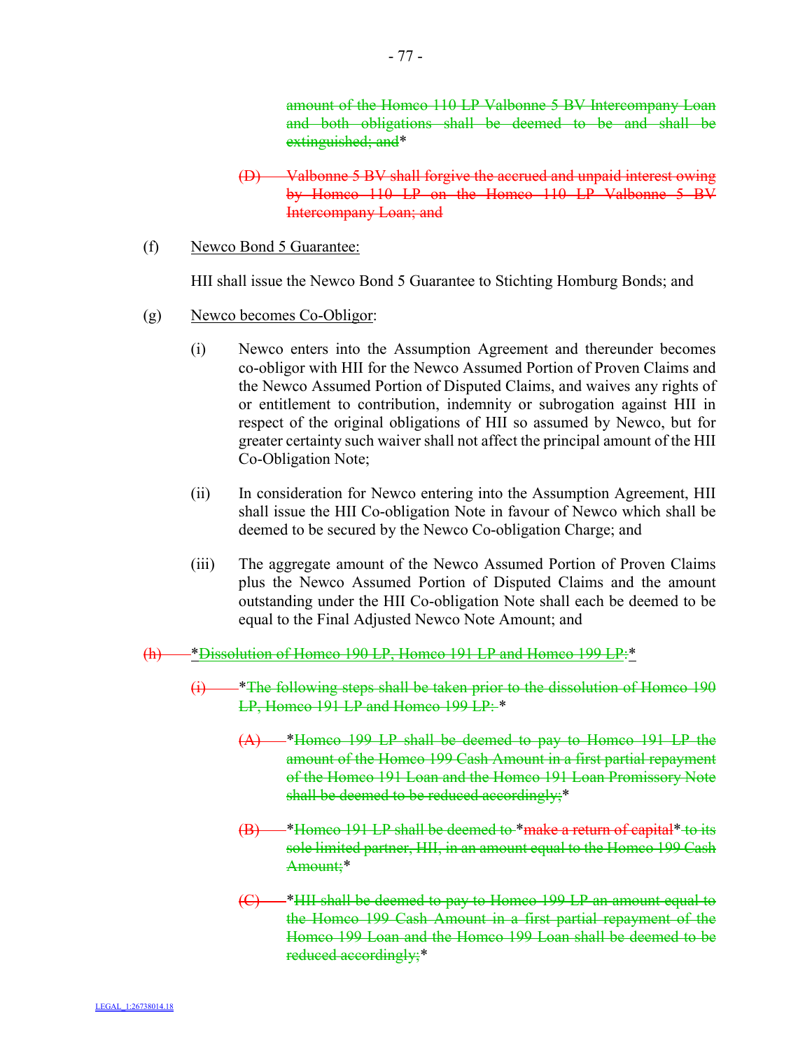~~amount of the Homco 110 LP Valbonne 5 BV Intercompany Loan and both obligations shall be deemed to be and shall be extinguished; and~~*

~~(D) Valbonne 5 BV shall forgive the accrued and unpaid interest owing by Homco 110 LP on the Homco 110 LP Valbonne 5 BV Intercompany Loan; and~~

(f) Newco Bond 5 Guarantee:

HII shall issue the Newco Bond 5 Guarantee to Stichting Homburg Bonds; and

(g) Newco becomes Co-Obligor:

(i) Newco enters into the Assumption Agreement and thereunder becomes co-obligor with HII for the Newco Assumed Portion of Proven Claims and the Newco Assumed Portion of Disputed Claims, and waives any rights of or entitlement to contribution, indemnity or subrogation against HII in respect of the original obligations of HII so assumed by Newco, but for greater certainty such waiver shall not affect the principal amount of the HII Co-Obligation Note;

(ii) In consideration for Newco entering into the Assumption Agreement, HII shall issue the HII Co-obligation Note in favour of Newco which shall be deemed to be secured by the Newco Co-obligation Charge; and

(iii) The aggregate amount of the Newco Assumed Portion of Proven Claims plus the Newco Assumed Portion of Disputed Claims and the amount outstanding under the HII Co-obligation Note shall each be deemed to be equal to the Final Adjusted Newco Note Amount; and

~~(h)~~ *~~Dissolution of Homco 190 LP, Homco 191 LP and Homco 199 LP:~~*

~~(i)~~ *~~The following steps shall be taken prior to the dissolution of Homco 190 LP, Homco 191 LP and Homco 199 LP:~~ *

~~(A)~~ *~~Homco 199 LP shall be deemed to pay to Homco 191 LP the amount of the Homco 199 Cash Amount in a first partial repayment of the Homco 191 Loan and the Homco 191 Loan Promissory Note shall be deemed to be reduced accordingly;~~*

~~(B)~~ *~~Homco 191 LP shall be deemed to~~ *~~make a return of capital~~* ~~to its sole limited partner, HII, in an amount equal to the Homco 199 Cash Amount;~~*

~~(C)~~ *~~HII shall be deemed to pay to Homco 199 LP an amount equal to the Homco 199 Cash Amount in a first partial repayment of the Homco 199 Loan and the Homco 199 Loan shall be deemed to be reduced accordingly;~~*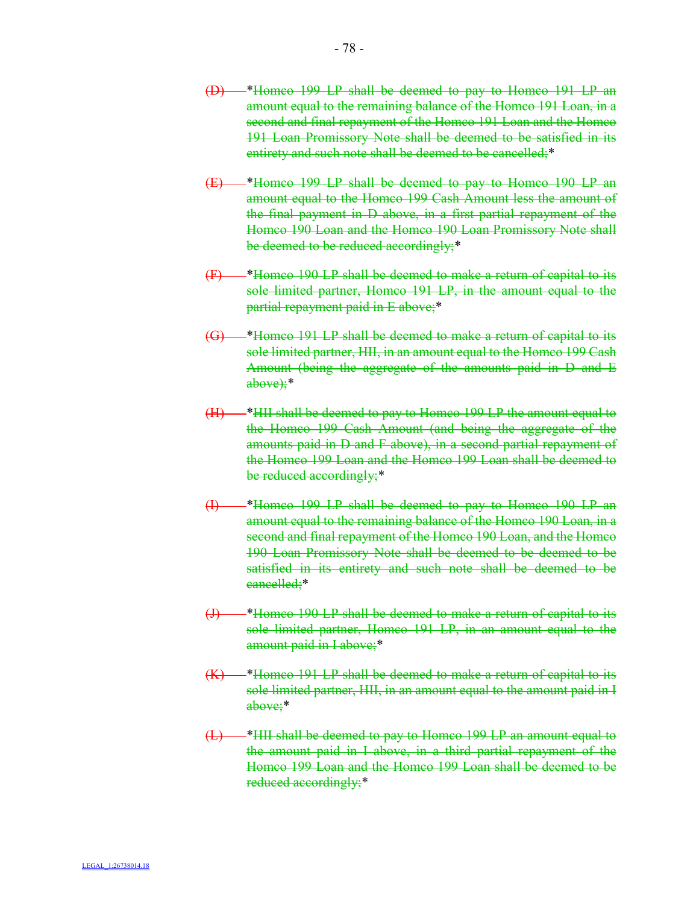(D) *Homco 199 LP shall be deemed to pay to Homco 191 LP an amount equal to the remaining balance of the Homco 191 Loan, in a second and final repayment of the Homco 191 Loan and the Homco 191 Loan Promissory Note shall be deemed to be satisfied in its entirety and such note shall be deemed to be cancelled;*

(E) *Homco 199 LP shall be deemed to pay to Homco 190 LP an amount equal to the Homco 199 Cash Amount less the amount of the final payment in D above, in a first partial repayment of the Homco 190 Loan and the Homco 190 Loan Promissory Note shall be deemed to be reduced accordingly;*

(F) *Homco 190 LP shall be deemed to make a return of capital to its sole limited partner, Homco 191 LP, in the amount equal to the partial repayment paid in E above;*

(G) *Homco 191 LP shall be deemed to make a return of capital to its sole limited partner, HII, in an amount equal to the Homco 199 Cash Amount (being the aggregate of the amounts paid in D and E above);*

(H) *HII shall be deemed to pay to Homco 199 LP the amount equal to the Homco 199 Cash Amount (and being the aggregate of the amounts paid in D and F above), in a second partial repayment of the Homco 199 Loan and the Homco 199 Loan shall be deemed to be reduced accordingly;*

(I) *Homco 199 LP shall be deemed to pay to Homco 190 LP an amount equal to the remaining balance of the Homco 190 Loan, in a second and final repayment of the Homco 190 Loan, and the Homco 190 Loan Promissory Note shall be deemed to be deemed to be satisfied in its entirety and such note shall be deemed to be cancelled;*

(J) *Homco 190 LP shall be deemed to make a return of capital to its sole limited partner, Homco 191 LP, in an amount equal to the amount paid in I above;*

(K) *Homco 191 LP shall be deemed to make a return of capital to its sole limited partner, HII, in an amount equal to the amount paid in I above;*

(L) *HII shall be deemed to pay to Homco 199 LP an amount equal to the amount paid in I above, in a third partial repayment of the Homco 199 Loan and the Homco 199 Loan shall be deemed to be reduced accordingly;*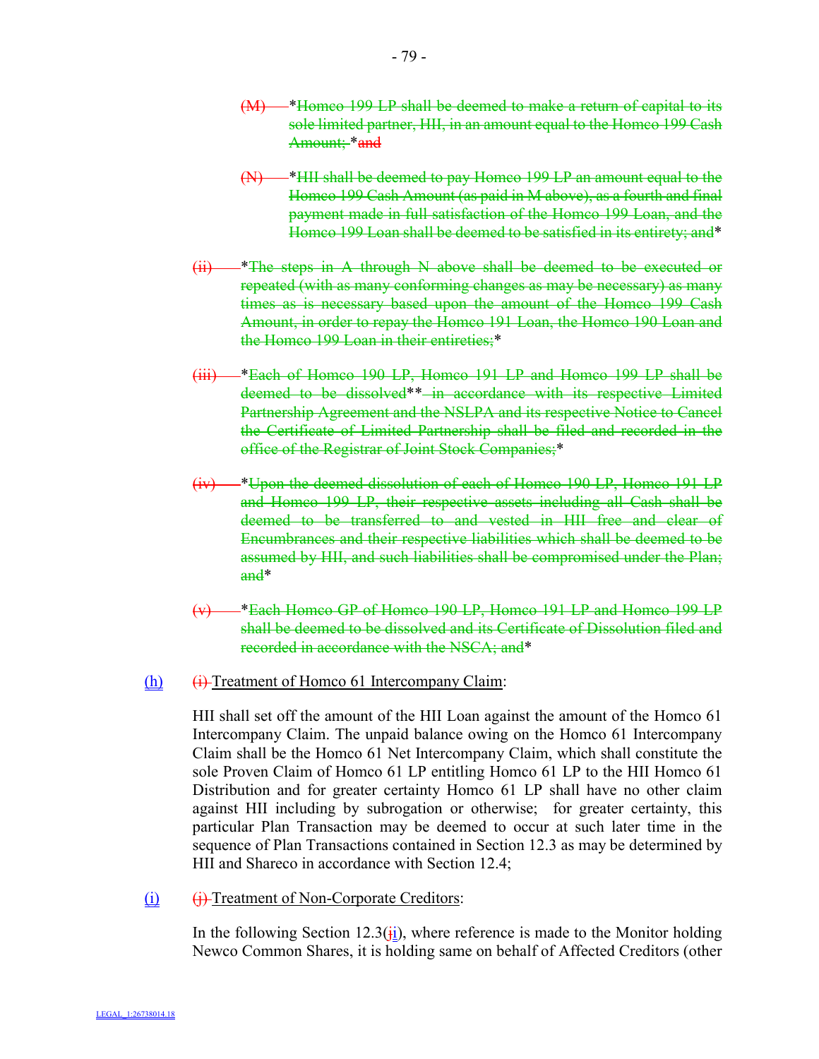(M) *Homco 199 LP shall be deemed to make a return of capital to its sole limited partner, HII, in an amount equal to the Homco 199 Cash Amount; *and

(N) *HII shall be deemed to pay Homco 199 LP an amount equal to the Homco 199 Cash Amount (as paid in M above), as a fourth and final payment made in full satisfaction of the Homco 199 Loan, and the Homco 199 Loan shall be deemed to be satisfied in its entirety; and*

(ii) *The steps in A through N above shall be deemed to be executed or repeated (with as many conforming changes as may be necessary) as many times as is necessary based upon the amount of the Homco 199 Cash Amount, in order to repay the Homco 191 Loan, the Homco 190 Loan and the Homco 199 Loan in their entireties;*

(iii) *Each of Homco 190 LP, Homco 191 LP and Homco 199 LP shall be deemed to be dissolved** in accordance with its respective Limited Partnership Agreement and the NSLPA and its respective Notice to Cancel the Certificate of Limited Partnership shall be filed and recorded in the office of the Registrar of Joint Stock Companies;*

(iv) *Upon the deemed dissolution of each of Homco 190 LP, Homco 191 LP and Homco 199 LP, their respective assets including all Cash shall be deemed to be transferred to and vested in HII free and clear of Encumbrances and their respective liabilities which shall be deemed to be assumed by HII, and such liabilities shall be compromised under the Plan; and*

(v) *Each Homco GP of Homco 190 LP, Homco 191 LP and Homco 199 LP shall be deemed to be dissolved and its Certificate of Dissolution filed and recorded in accordance with the NSCA; and*

(h) (i) Treatment of Homco 61 Intercompany Claim:

HII shall set off the amount of the HII Loan against the amount of the Homco 61 Intercompany Claim. The unpaid balance owing on the Homco 61 Intercompany Claim shall be the Homco 61 Net Intercompany Claim, which shall constitute the sole Proven Claim of Homco 61 LP entitling Homco 61 LP to the HII Homco 61 Distribution and for greater certainty Homco 61 LP shall have no other claim against HII including by subrogation or otherwise; for greater certainty, this particular Plan Transaction may be deemed to occur at such later time in the sequence of Plan Transactions contained in Section 12.3 as may be determined by HII and Shareco in accordance with Section 12.4;

(i) (j) Treatment of Non-Corporate Creditors:

In the following Section 12.3(ji), where reference is made to the Monitor holding Newco Common Shares, it is holding same on behalf of Affected Creditors (other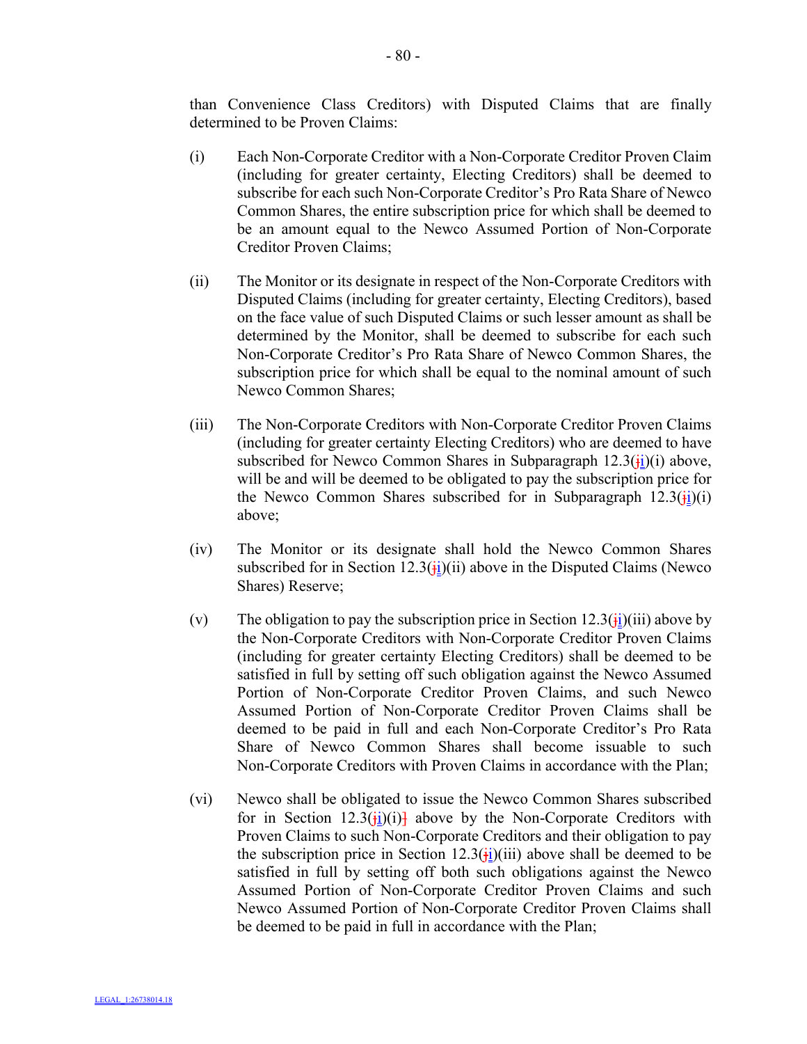than Convenience Class Creditors) with Disputed Claims that are finally determined to be Proven Claims:

(i) Each Non-Corporate Creditor with a Non-Corporate Creditor Proven Claim (including for greater certainty, Electing Creditors) shall be deemed to subscribe for each such Non-Corporate Creditor's Pro Rata Share of Newco Common Shares, the entire subscription price for which shall be deemed to be an amount equal to the Newco Assumed Portion of Non-Corporate Creditor Proven Claims;

(ii) The Monitor or its designate in respect of the Non-Corporate Creditors with Disputed Claims (including for greater certainty, Electing Creditors), based on the face value of such Disputed Claims or such lesser amount as shall be determined by the Monitor, shall be deemed to subscribe for each such Non-Corporate Creditor's Pro Rata Share of Newco Common Shares, the subscription price for which shall be equal to the nominal amount of such Newco Common Shares;

(iii) The Non-Corporate Creditors with Non-Corporate Creditor Proven Claims (including for greater certainty Electing Creditors) who are deemed to have subscribed for Newco Common Shares in Subparagraph 12.3(i)(i) above, will be and will be deemed to be obligated to pay the subscription price for the Newco Common Shares subscribed for in Subparagraph 12.3(i)(i) above;

(iv) The Monitor or its designate shall hold the Newco Common Shares subscribed for in Section 12.3(i)(ii) above in the Disputed Claims (Newco Shares) Reserve;

(v) The obligation to pay the subscription price in Section 12.3(i)(iii) above by the Non-Corporate Creditors with Non-Corporate Creditor Proven Claims (including for greater certainty Electing Creditors) shall be deemed to be satisfied in full by setting off such obligation against the Newco Assumed Portion of Non-Corporate Creditor Proven Claims, and such Newco Assumed Portion of Non-Corporate Creditor Proven Claims shall be deemed to be paid in full and each Non-Corporate Creditor's Pro Rata Share of Newco Common Shares shall become issuable to such Non-Corporate Creditors with Proven Claims in accordance with the Plan;

(vi) Newco shall be obligated to issue the Newco Common Shares subscribed for in Section 12.3(i)(i) above by the Non-Corporate Creditors with Proven Claims to such Non-Corporate Creditors and their obligation to pay the subscription price in Section 12.3(i)(iii) above shall be deemed to be satisfied in full by setting off both such obligations against the Newco Assumed Portion of Non-Corporate Creditor Proven Claims and such Newco Assumed Portion of Non-Corporate Creditor Proven Claims shall be deemed to be paid in full in accordance with the Plan;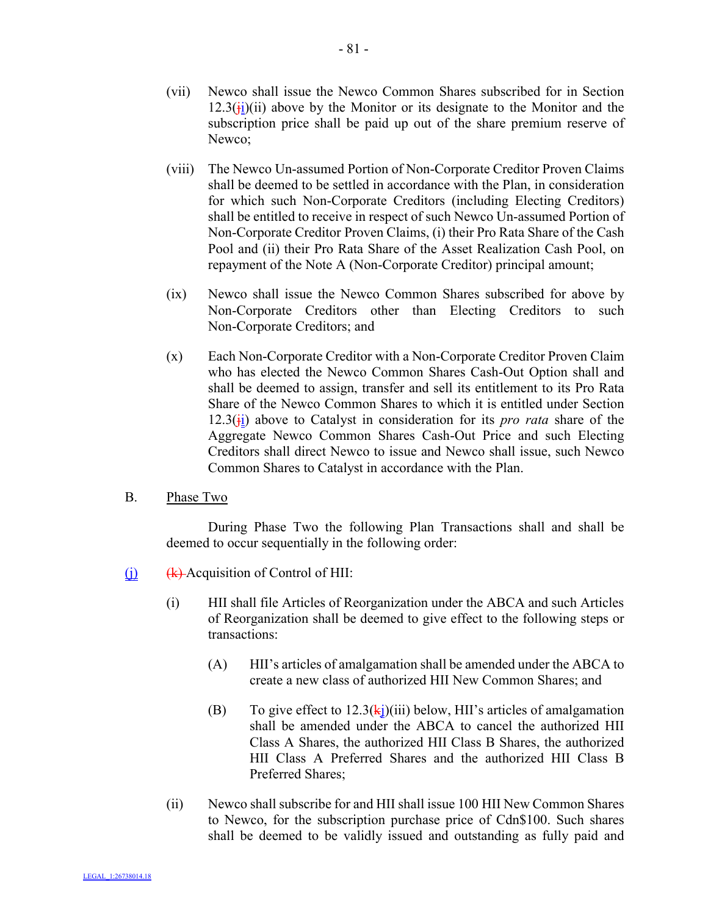(vii) Newco shall issue the Newco Common Shares subscribed for in Section 12.3(ji)(ii) above by the Monitor or its designate to the Monitor and the subscription price shall be paid up out of the share premium reserve of Newco;

(viii) The Newco Un-assumed Portion of Non-Corporate Creditor Proven Claims shall be deemed to be settled in accordance with the Plan, in consideration for which such Non-Corporate Creditors (including Electing Creditors) shall be entitled to receive in respect of such Newco Un-assumed Portion of Non-Corporate Creditor Proven Claims, (i) their Pro Rata Share of the Cash Pool and (ii) their Pro Rata Share of the Asset Realization Cash Pool, on repayment of the Note A (Non-Corporate Creditor) principal amount;

(ix) Newco shall issue the Newco Common Shares subscribed for above by Non-Corporate Creditors other than Electing Creditors to such Non-Corporate Creditors; and

(x) Each Non-Corporate Creditor with a Non-Corporate Creditor Proven Claim who has elected the Newco Common Shares Cash-Out Option shall and shall be deemed to assign, transfer and sell its entitlement to its Pro Rata Share of the Newco Common Shares to which it is entitled under Section 12.3(ji) above to Catalyst in consideration for its *pro rata* share of the Aggregate Newco Common Shares Cash-Out Price and such Electing Creditors shall direct Newco to issue and Newco shall issue, such Newco Common Shares to Catalyst in accordance with the Plan.

B. Phase Two

During Phase Two the following Plan Transactions shall and shall be deemed to occur sequentially in the following order:

(j) ~~(k)~~ Acquisition of Control of HII:

(i) HII shall file Articles of Reorganization under the ABCA and such Articles of Reorganization shall be deemed to give effect to the following steps or transactions:

(A) HII's articles of amalgamation shall be amended under the ABCA to create a new class of authorized HII New Common Shares; and

(B) To give effect to 12.3(kj)(iii) below, HII's articles of amalgamation shall be amended under the ABCA to cancel the authorized HII Class A Shares, the authorized HII Class B Shares, the authorized HII Class A Preferred Shares and the authorized HII Class B Preferred Shares;

(ii) Newco shall subscribe for and HII shall issue 100 HII New Common Shares to Newco, for the subscription purchase price of Cdn$100. Such shares shall be deemed to be validly issued and outstanding as fully paid and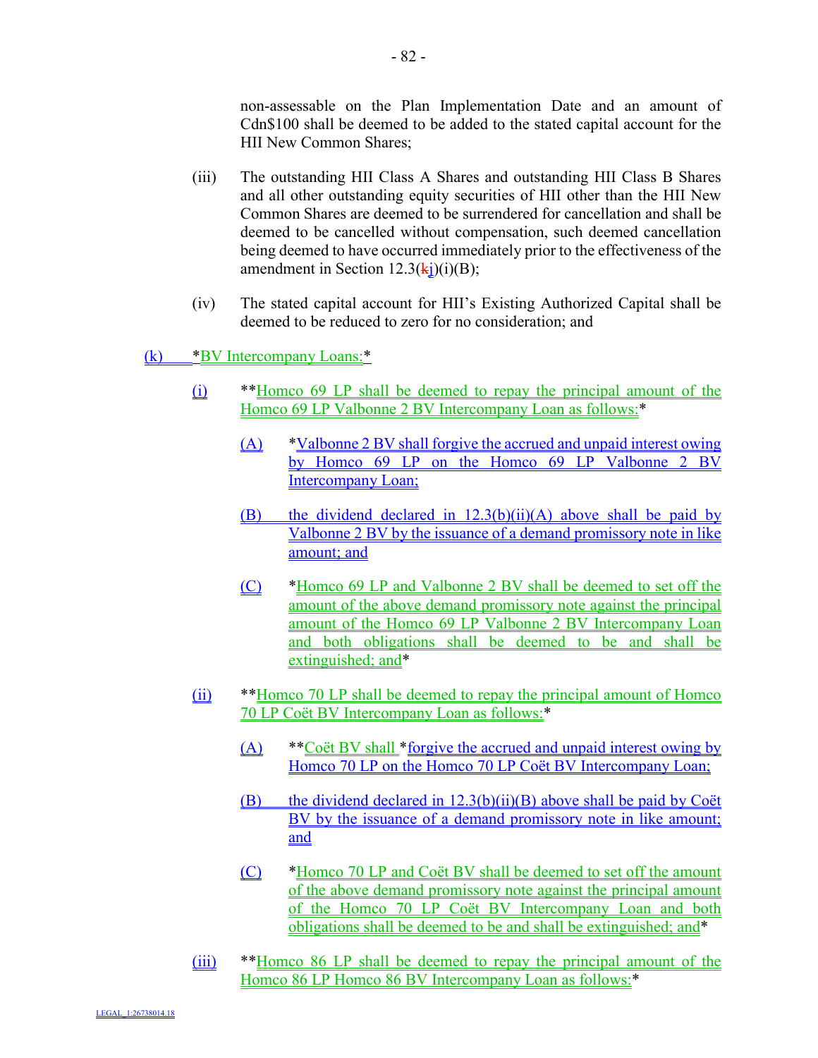non-assessable on the Plan Implementation Date and an amount of Cdn$100 shall be deemed to be added to the stated capital account for the HII New Common Shares;

(iii) The outstanding HII Class A Shares and outstanding HII Class B Shares and all other outstanding equity securities of HII other than the HII New Common Shares are deemed to be surrendered for cancellation and shall be deemed to be cancelled without compensation, such deemed cancellation being deemed to have occurred immediately prior to the effectiveness of the amendment in Section 12.3(kj)(i)(B);

(iv) The stated capital account for HII's Existing Authorized Capital shall be deemed to be reduced to zero for no consideration; and

(k) *BV Intercompany Loans:*

(i) **Homco 69 LP shall be deemed to repay the principal amount of the Homco 69 LP Valbonne 2 BV Intercompany Loan as follows:*

(A) *Valbonne 2 BV shall forgive the accrued and unpaid interest owing by Homco 69 LP on the Homco 69 LP Valbonne 2 BV Intercompany Loan;

(B) the dividend declared in 12.3(b)(ii)(A) above shall be paid by Valbonne 2 BV by the issuance of a demand promissory note in like amount; and

(C) *Homco 69 LP and Valbonne 2 BV shall be deemed to set off the amount of the above demand promissory note against the principal amount of the Homco 69 LP Valbonne 2 BV Intercompany Loan and both obligations shall be deemed to be and shall be extinguished; and*

(ii) **Homco 70 LP shall be deemed to repay the principal amount of Homco 70 LP Coët BV Intercompany Loan as follows:*

(A) **Coët BV shall *forgive the accrued and unpaid interest owing by Homco 70 LP on the Homco 70 LP Coët BV Intercompany Loan;

(B) the dividend declared in 12.3(b)(ii)(B) above shall be paid by Coët BV by the issuance of a demand promissory note in like amount; and

(C) *Homco 70 LP and Coët BV shall be deemed to set off the amount of the above demand promissory note against the principal amount of the Homco 70 LP Coët BV Intercompany Loan and both obligations shall be deemed to be and shall be extinguished; and*

(iii) **Homco 86 LP shall be deemed to repay the principal amount of the Homco 86 LP Homco 86 BV Intercompany Loan as follows:*

LEGAL_1:26738014.18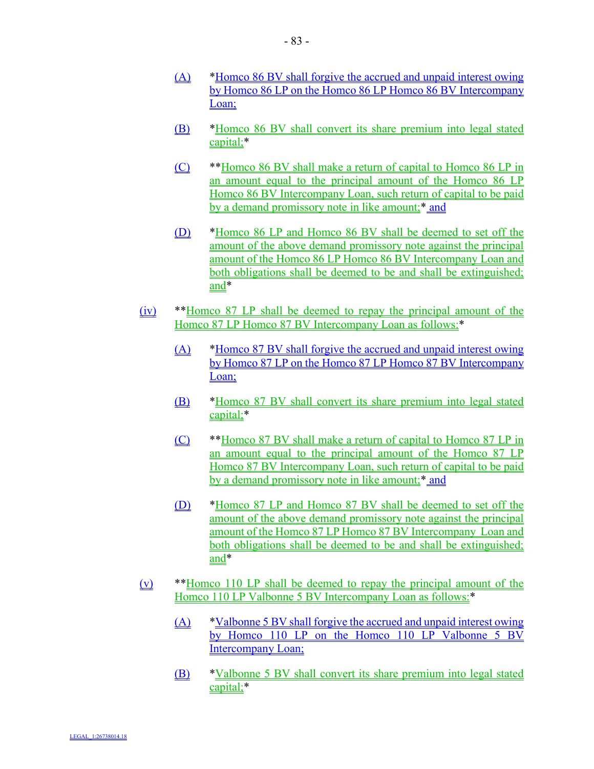(A) *Homco 86 BV shall forgive the accrued and unpaid interest owing by Homco 86 LP on the Homco 86 LP Homco 86 BV Intercompany Loan;

(B) *Homco 86 BV shall convert its share premium into legal stated capital;*

(C) **Homco 86 BV shall make a return of capital to Homco 86 LP in an amount equal to the principal amount of the Homco 86 LP Homco 86 BV Intercompany Loan, such return of capital to be paid by a demand promissory note in like amount;* and

(D) *Homco 86 LP and Homco 86 BV shall be deemed to set off the amount of the above demand promissory note against the principal amount of the Homco 86 LP Homco 86 BV Intercompany Loan and both obligations shall be deemed to be and shall be extinguished; and*

(iv) **Homco 87 LP shall be deemed to repay the principal amount of the Homco 87 LP Homco 87 BV Intercompany Loan as follows:*

(A) *Homco 87 BV shall forgive the accrued and unpaid interest owing by Homco 87 LP on the Homco 87 LP Homco 87 BV Intercompany Loan;

(B) *Homco 87 BV shall convert its share premium into legal stated capital;*

(C) **Homco 87 BV shall make a return of capital to Homco 87 LP in an amount equal to the principal amount of the Homco 87 LP Homco 87 BV Intercompany Loan, such return of capital to be paid by a demand promissory note in like amount;* and

(D) *Homco 87 LP and Homco 87 BV shall be deemed to set off the amount of the above demand promissory note against the principal amount of the Homco 87 LP Homco 87 BV Intercompany Loan and both obligations shall be deemed to be and shall be extinguished; and*

(v) **Homco 110 LP shall be deemed to repay the principal amount of the Homco 110 LP Valbonne 5 BV Intercompany Loan as follows:*

(A) *Valbonne 5 BV shall forgive the accrued and unpaid interest owing by Homco 110 LP on the Homco 110 LP Valbonne 5 BV Intercompany Loan;

(B) *Valbonne 5 BV shall convert its share premium into legal stated capital;*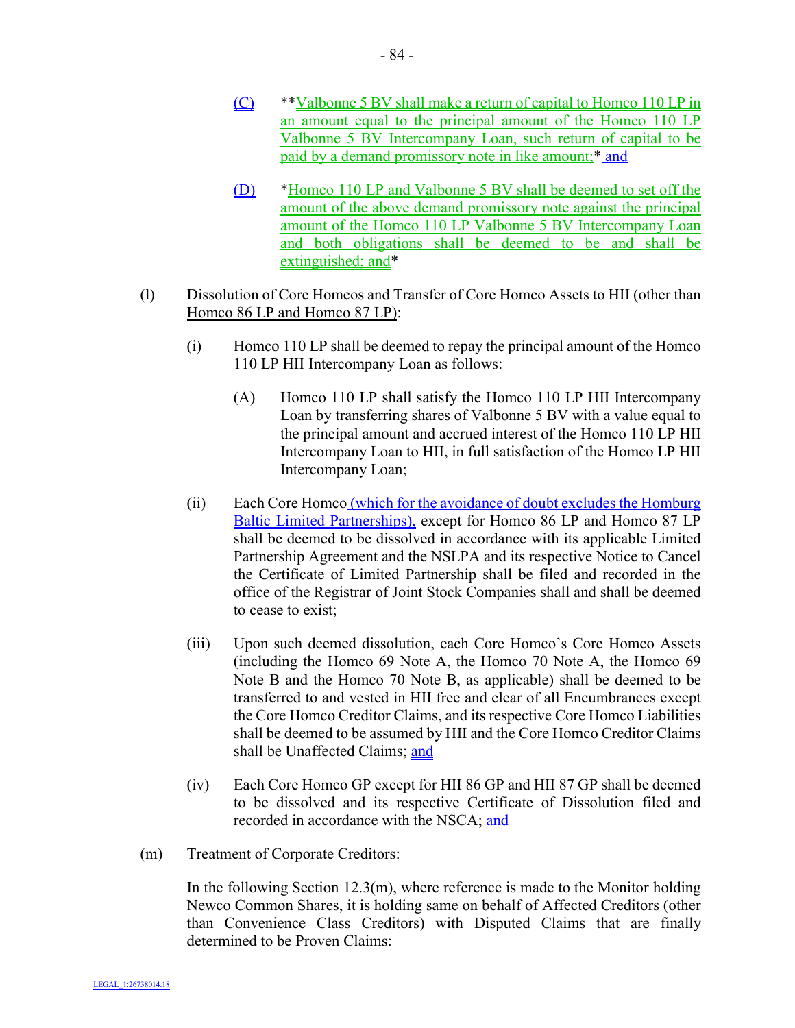(C) **Valbonne 5 BV shall make a return of capital to Homco 110 LP in an amount equal to the principal amount of the Homco 110 LP Valbonne 5 BV Intercompany Loan, such return of capital to be paid by a demand promissory note in like amount;* and

(D) *Homco 110 LP and Valbonne 5 BV shall be deemed to set off the amount of the above demand promissory note against the principal amount of the Homco 110 LP Valbonne 5 BV Intercompany Loan and both obligations shall be deemed to be and shall be extinguished; and*

(l) Dissolution of Core Homcos and Transfer of Core Homco Assets to HII (other than Homco 86 LP and Homco 87 LP):

(i) Homco 110 LP shall be deemed to repay the principal amount of the Homco 110 LP HII Intercompany Loan as follows:

(A) Homco 110 LP shall satisfy the Homco 110 LP HII Intercompany Loan by transferring shares of Valbonne 5 BV with a value equal to the principal amount and accrued interest of the Homco 110 LP HII Intercompany Loan to HII, in full satisfaction of the Homco LP HII Intercompany Loan;

(ii) Each Core Homco (which for the avoidance of doubt excludes the Homburg Baltic Limited Partnerships), except for Homco 86 LP and Homco 87 LP shall be deemed to be dissolved in accordance with its applicable Limited Partnership Agreement and the NSLPA and its respective Notice to Cancel the Certificate of Limited Partnership shall be filed and recorded in the office of the Registrar of Joint Stock Companies shall and shall be deemed to cease to exist;

(iii) Upon such deemed dissolution, each Core Homco's Core Homco Assets (including the Homco 69 Note A, the Homco 70 Note A, the Homco 69 Note B and the Homco 70 Note B, as applicable) shall be deemed to be transferred to and vested in HII free and clear of all Encumbrances except the Core Homco Creditor Claims, and its respective Core Homco Liabilities shall be deemed to be assumed by HII and the Core Homco Creditor Claims shall be Unaffected Claims; and

(iv) Each Core Homco GP except for HII 86 GP and HII 87 GP shall be deemed to be dissolved and its respective Certificate of Dissolution filed and recorded in accordance with the NSCA; and

(m) Treatment of Corporate Creditors:

In the following Section 12.3(m), where reference is made to the Monitor holding Newco Common Shares, it is holding same on behalf of Affected Creditors (other than Convenience Class Creditors) with Disputed Claims that are finally determined to be Proven Claims: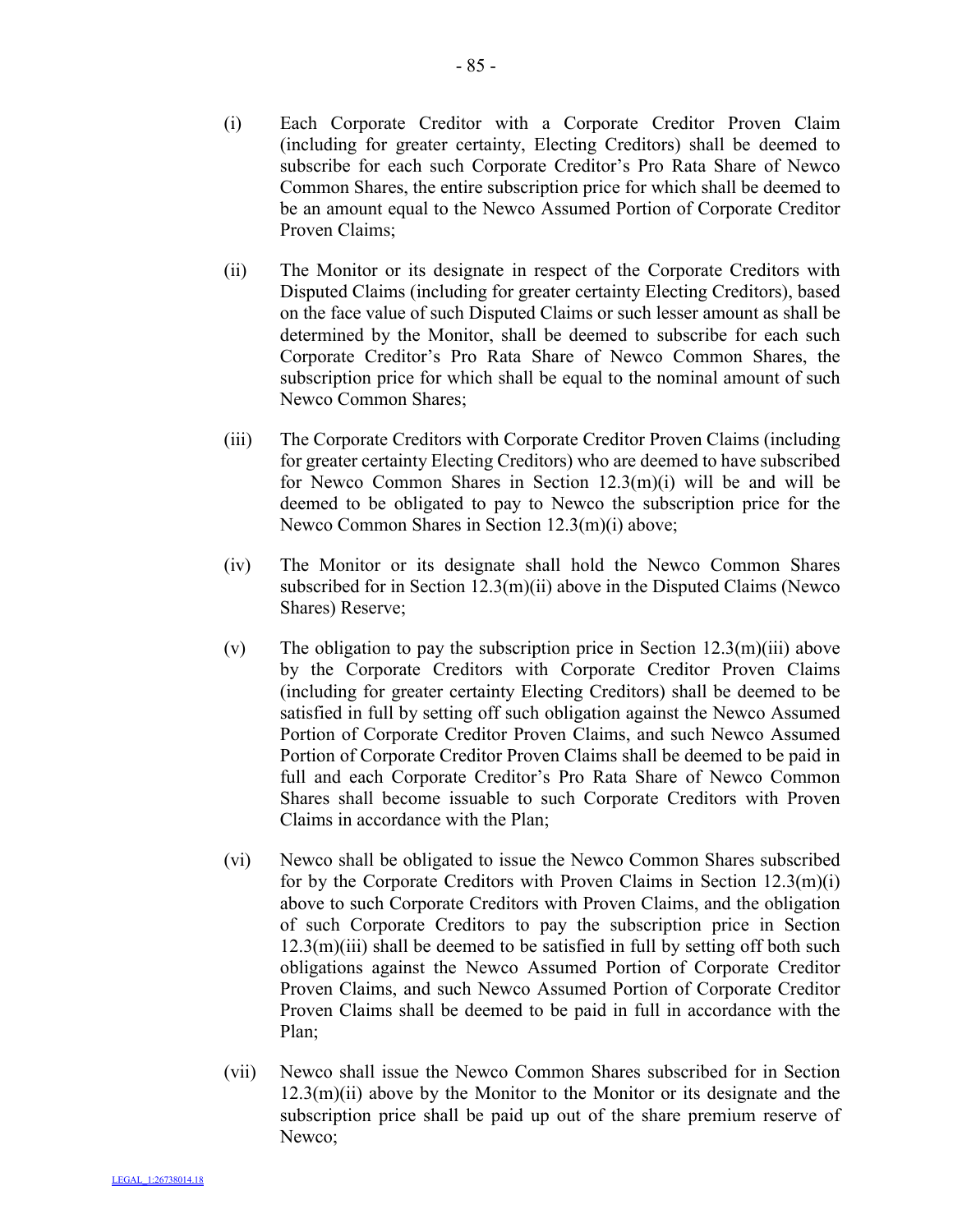(i) Each Corporate Creditor with a Corporate Creditor Proven Claim (including for greater certainty, Electing Creditors) shall be deemed to subscribe for each such Corporate Creditor's Pro Rata Share of Newco Common Shares, the entire subscription price for which shall be deemed to be an amount equal to the Newco Assumed Portion of Corporate Creditor Proven Claims;

(ii) The Monitor or its designate in respect of the Corporate Creditors with Disputed Claims (including for greater certainty Electing Creditors), based on the face value of such Disputed Claims or such lesser amount as shall be determined by the Monitor, shall be deemed to subscribe for each such Corporate Creditor's Pro Rata Share of Newco Common Shares, the subscription price for which shall be equal to the nominal amount of such Newco Common Shares;

(iii) The Corporate Creditors with Corporate Creditor Proven Claims (including for greater certainty Electing Creditors) who are deemed to have subscribed for Newco Common Shares in Section 12.3(m)(i) will be and will be deemed to be obligated to pay to Newco the subscription price for the Newco Common Shares in Section 12.3(m)(i) above;

(iv) The Monitor or its designate shall hold the Newco Common Shares subscribed for in Section 12.3(m)(ii) above in the Disputed Claims (Newco Shares) Reserve;

(v) The obligation to pay the subscription price in Section 12.3(m)(iii) above by the Corporate Creditors with Corporate Creditor Proven Claims (including for greater certainty Electing Creditors) shall be deemed to be satisfied in full by setting off such obligation against the Newco Assumed Portion of Corporate Creditor Proven Claims, and such Newco Assumed Portion of Corporate Creditor Proven Claims shall be deemed to be paid in full and each Corporate Creditor's Pro Rata Share of Newco Common Shares shall become issuable to such Corporate Creditors with Proven Claims in accordance with the Plan;

(vi) Newco shall be obligated to issue the Newco Common Shares subscribed for by the Corporate Creditors with Proven Claims in Section 12.3(m)(i) above to such Corporate Creditors with Proven Claims, and the obligation of such Corporate Creditors to pay the subscription price in Section 12.3(m)(iii) shall be deemed to be satisfied in full by setting off both such obligations against the Newco Assumed Portion of Corporate Creditor Proven Claims, and such Newco Assumed Portion of Corporate Creditor Proven Claims shall be deemed to be paid in full in accordance with the Plan;

(vii) Newco shall issue the Newco Common Shares subscribed for in Section 12.3(m)(ii) above by the Monitor to the Monitor or its designate and the subscription price shall be paid up out of the share premium reserve of Newco;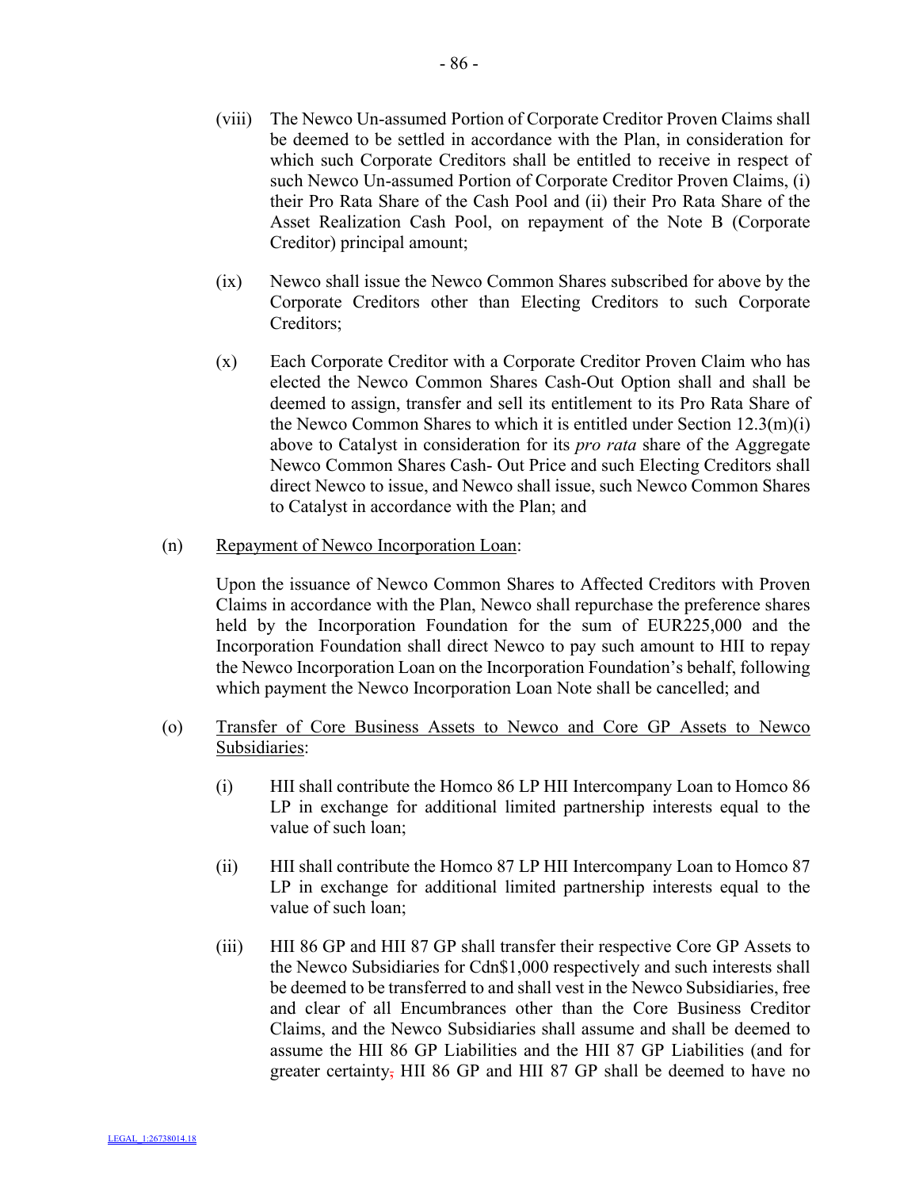(viii) The Newco Un-assumed Portion of Corporate Creditor Proven Claims shall be deemed to be settled in accordance with the Plan, in consideration for which such Corporate Creditors shall be entitled to receive in respect of such Newco Un-assumed Portion of Corporate Creditor Proven Claims, (i) their Pro Rata Share of the Cash Pool and (ii) their Pro Rata Share of the Asset Realization Cash Pool, on repayment of the Note B (Corporate Creditor) principal amount;

(ix) Newco shall issue the Newco Common Shares subscribed for above by the Corporate Creditors other than Electing Creditors to such Corporate Creditors;

(x) Each Corporate Creditor with a Corporate Creditor Proven Claim who has elected the Newco Common Shares Cash-Out Option shall and shall be deemed to assign, transfer and sell its entitlement to its Pro Rata Share of the Newco Common Shares to which it is entitled under Section 12.3(m)(i) above to Catalyst in consideration for its *pro rata* share of the Aggregate Newco Common Shares Cash- Out Price and such Electing Creditors shall direct Newco to issue, and Newco shall issue, such Newco Common Shares to Catalyst in accordance with the Plan; and

(n) Repayment of Newco Incorporation Loan:

Upon the issuance of Newco Common Shares to Affected Creditors with Proven Claims in accordance with the Plan, Newco shall repurchase the preference shares held by the Incorporation Foundation for the sum of EUR225,000 and the Incorporation Foundation shall direct Newco to pay such amount to HII to repay the Newco Incorporation Loan on the Incorporation Foundation's behalf, following which payment the Newco Incorporation Loan Note shall be cancelled; and

(o) Transfer of Core Business Assets to Newco and Core GP Assets to Newco Subsidiaries:

(i) HII shall contribute the Homco 86 LP HII Intercompany Loan to Homco 86 LP in exchange for additional limited partnership interests equal to the value of such loan;

(ii) HII shall contribute the Homco 87 LP HII Intercompany Loan to Homco 87 LP in exchange for additional limited partnership interests equal to the value of such loan;

(iii) HII 86 GP and HII 87 GP shall transfer their respective Core GP Assets to the Newco Subsidiaries for Cdn$1,000 respectively and such interests shall be deemed to be transferred to and shall vest in the Newco Subsidiaries, free and clear of all Encumbrances other than the Core Business Creditor Claims, and the Newco Subsidiaries shall assume and shall be deemed to assume the HII 86 GP Liabilities and the HII 87 GP Liabilities (and for greater certainty, HII 86 GP and HII 87 GP shall be deemed to have no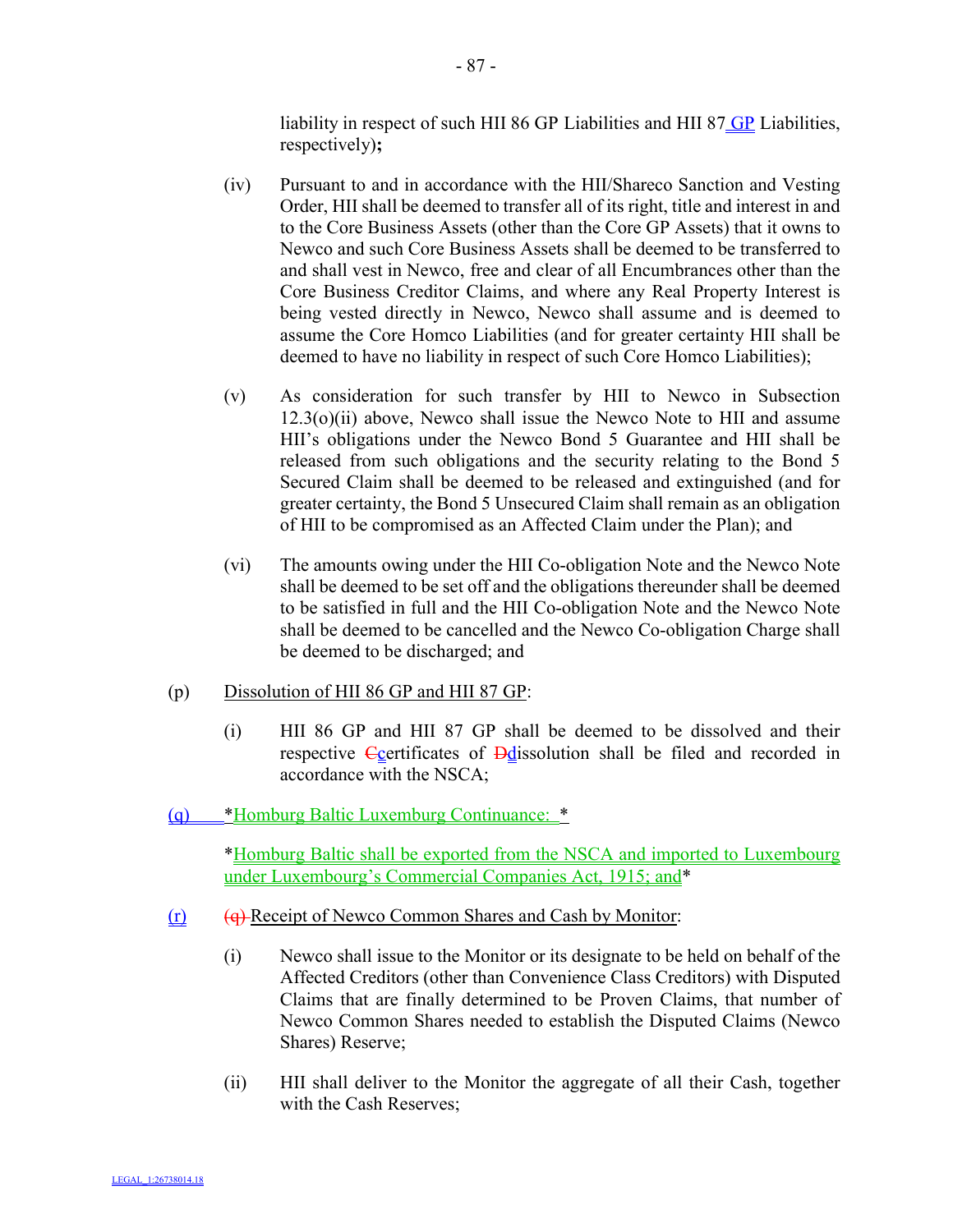liability in respect of such HII 86 GP Liabilities and HII 87 GP Liabilities, respectively)**;**

(iv) Pursuant to and in accordance with the HII/Shareco Sanction and Vesting Order, HII shall be deemed to transfer all of its right, title and interest in and to the Core Business Assets (other than the Core GP Assets) that it owns to Newco and such Core Business Assets shall be deemed to be transferred to and shall vest in Newco, free and clear of all Encumbrances other than the Core Business Creditor Claims, and where any Real Property Interest is being vested directly in Newco, Newco shall assume and is deemed to assume the Core Homco Liabilities (and for greater certainty HII shall be deemed to have no liability in respect of such Core Homco Liabilities);

(v) As consideration for such transfer by HII to Newco in Subsection 12.3(o)(ii) above, Newco shall issue the Newco Note to HII and assume HII's obligations under the Newco Bond 5 Guarantee and HII shall be released from such obligations and the security relating to the Bond 5 Secured Claim shall be deemed to be released and extinguished (and for greater certainty, the Bond 5 Unsecured Claim shall remain as an obligation of HII to be compromised as an Affected Claim under the Plan); and

(vi) The amounts owing under the HII Co-obligation Note and the Newco Note shall be deemed to be set off and the obligations thereunder shall be deemed to be satisfied in full and the HII Co-obligation Note and the Newco Note shall be deemed to be cancelled and the Newco Co-obligation Charge shall be deemed to be discharged; and

(p) Dissolution of HII 86 GP and HII 87 GP:

(i) HII 86 GP and HII 87 GP shall be deemed to be dissolved and their respective ~~C~~certificates of ~~D~~dissolution shall be filed and recorded in accordance with the NSCA;

(q) *Homburg Baltic Luxemburg Continuance: *

*Homburg Baltic shall be exported from the NSCA and imported to Luxembourg under Luxembourg's Commercial Companies Act, 1915; and*

(r) ~~(q)~~ Receipt of Newco Common Shares and Cash by Monitor:

(i) Newco shall issue to the Monitor or its designate to be held on behalf of the Affected Creditors (other than Convenience Class Creditors) with Disputed Claims that are finally determined to be Proven Claims, that number of Newco Common Shares needed to establish the Disputed Claims (Newco Shares) Reserve;

(ii) HII shall deliver to the Monitor the aggregate of all their Cash, together with the Cash Reserves;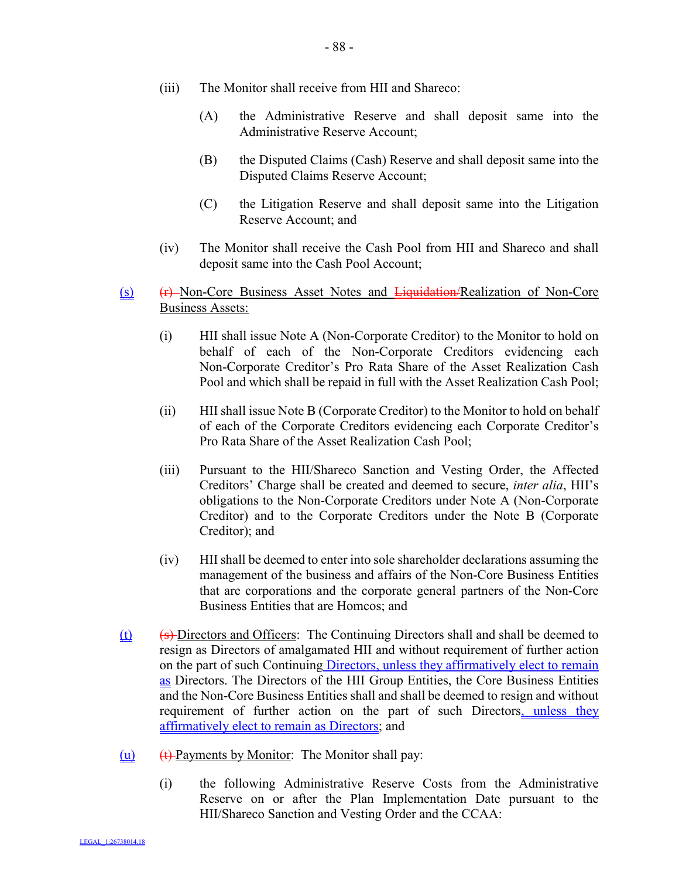(iii) The Monitor shall receive from HII and Shareco:

(A) the Administrative Reserve and shall deposit same into the Administrative Reserve Account;

(B) the Disputed Claims (Cash) Reserve and shall deposit same into the Disputed Claims Reserve Account;

(C) the Litigation Reserve and shall deposit same into the Litigation Reserve Account; and

(iv) The Monitor shall receive the Cash Pool from HII and Shareco and shall deposit same into the Cash Pool Account;

(s) ~~(r)~~ Non-Core Business Asset Notes and ~~Liquidation/~~Realization of Non-Core Business Assets:

(i) HII shall issue Note A (Non-Corporate Creditor) to the Monitor to hold on behalf of each of the Non-Corporate Creditors evidencing each Non-Corporate Creditor's Pro Rata Share of the Asset Realization Cash Pool and which shall be repaid in full with the Asset Realization Cash Pool;

(ii) HII shall issue Note B (Corporate Creditor) to the Monitor to hold on behalf of each of the Corporate Creditors evidencing each Corporate Creditor's Pro Rata Share of the Asset Realization Cash Pool;

(iii) Pursuant to the HII/Shareco Sanction and Vesting Order, the Affected Creditors' Charge shall be created and deemed to secure, *inter alia*, HII's obligations to the Non-Corporate Creditors under Note A (Non-Corporate Creditor) and to the Corporate Creditors under the Note B (Corporate Creditor); and

(iv) HII shall be deemed to enter into sole shareholder declarations assuming the management of the business and affairs of the Non-Core Business Entities that are corporations and the corporate general partners of the Non-Core Business Entities that are Homcos; and

(t) ~~(s)~~ Directors and Officers: The Continuing Directors shall and shall be deemed to resign as Directors of amalgamated HII and without requirement of further action on the part of such Continuing Directors, unless they affirmatively elect to remain as Directors. The Directors of the HII Group Entities, the Core Business Entities and the Non-Core Business Entities shall and shall be deemed to resign and without requirement of further action on the part of such Directors, unless they affirmatively elect to remain as Directors; and

(u) ~~(t)~~ Payments by Monitor: The Monitor shall pay:

(i) the following Administrative Reserve Costs from the Administrative Reserve on or after the Plan Implementation Date pursuant to the HII/Shareco Sanction and Vesting Order and the CCAA: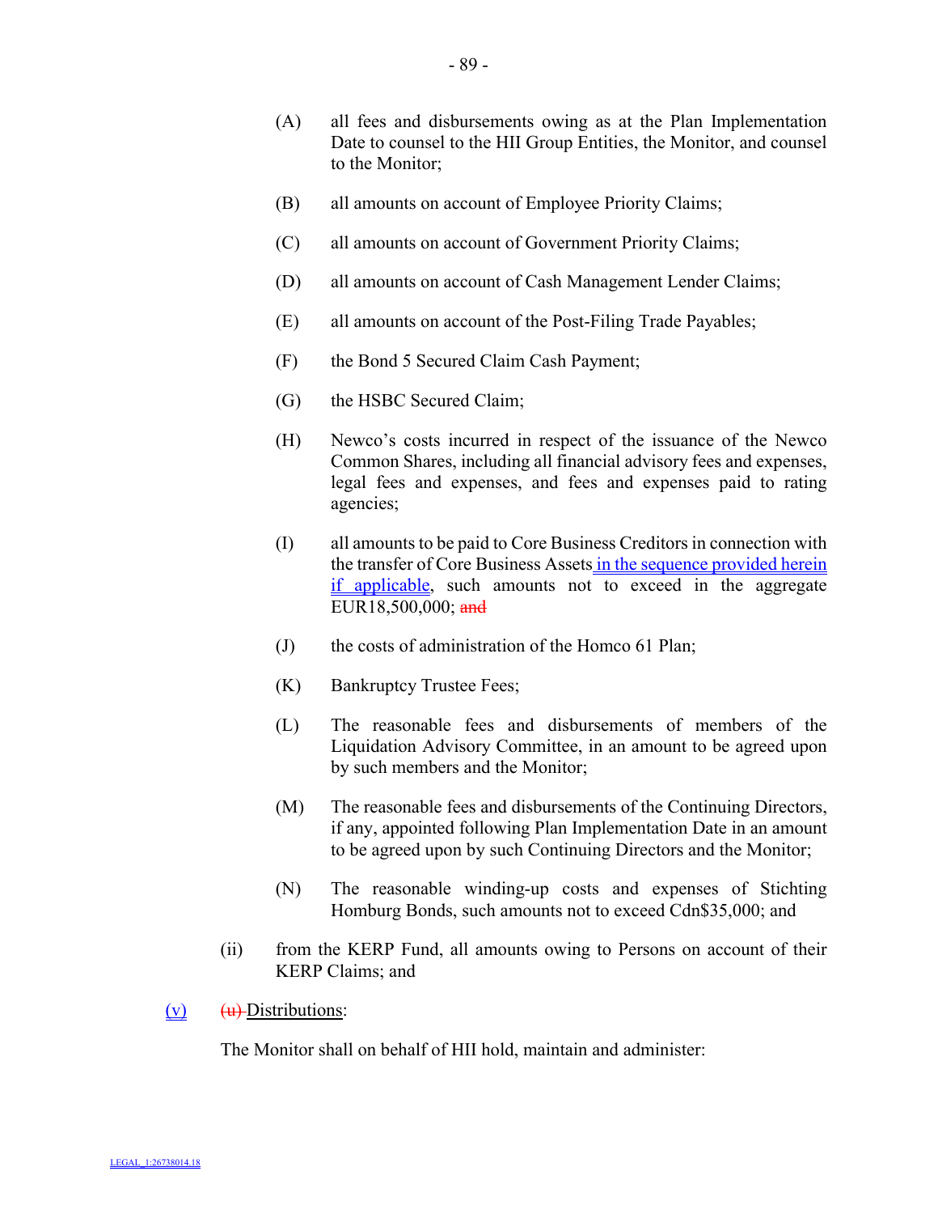(A) all fees and disbursements owing as at the Plan Implementation Date to counsel to the HII Group Entities, the Monitor, and counsel to the Monitor;

(B) all amounts on account of Employee Priority Claims;

(C) all amounts on account of Government Priority Claims;

(D) all amounts on account of Cash Management Lender Claims;

(E) all amounts on account of the Post-Filing Trade Payables;

(F) the Bond 5 Secured Claim Cash Payment;

(G) the HSBC Secured Claim;

(H) Newco's costs incurred in respect of the issuance of the Newco Common Shares, including all financial advisory fees and expenses, legal fees and expenses, and fees and expenses paid to rating agencies;

(I) all amounts to be paid to Core Business Creditors in connection with the transfer of Core Business Assets in the sequence provided herein if applicable, such amounts not to exceed in the aggregate EUR18,500,000; ~~and~~

(J) the costs of administration of the Homco 61 Plan;

(K) Bankruptcy Trustee Fees;

(L) The reasonable fees and disbursements of members of the Liquidation Advisory Committee, in an amount to be agreed upon by such members and the Monitor;

(M) The reasonable fees and disbursements of the Continuing Directors, if any, appointed following Plan Implementation Date in an amount to be agreed upon by such Continuing Directors and the Monitor;

(N) The reasonable winding-up costs and expenses of Stichting Homburg Bonds, such amounts not to exceed Cdn$35,000; and

(ii) from the KERP Fund, all amounts owing to Persons on account of their KERP Claims; and

(v) ~~(u)~~ Distributions:

The Monitor shall on behalf of HII hold, maintain and administer: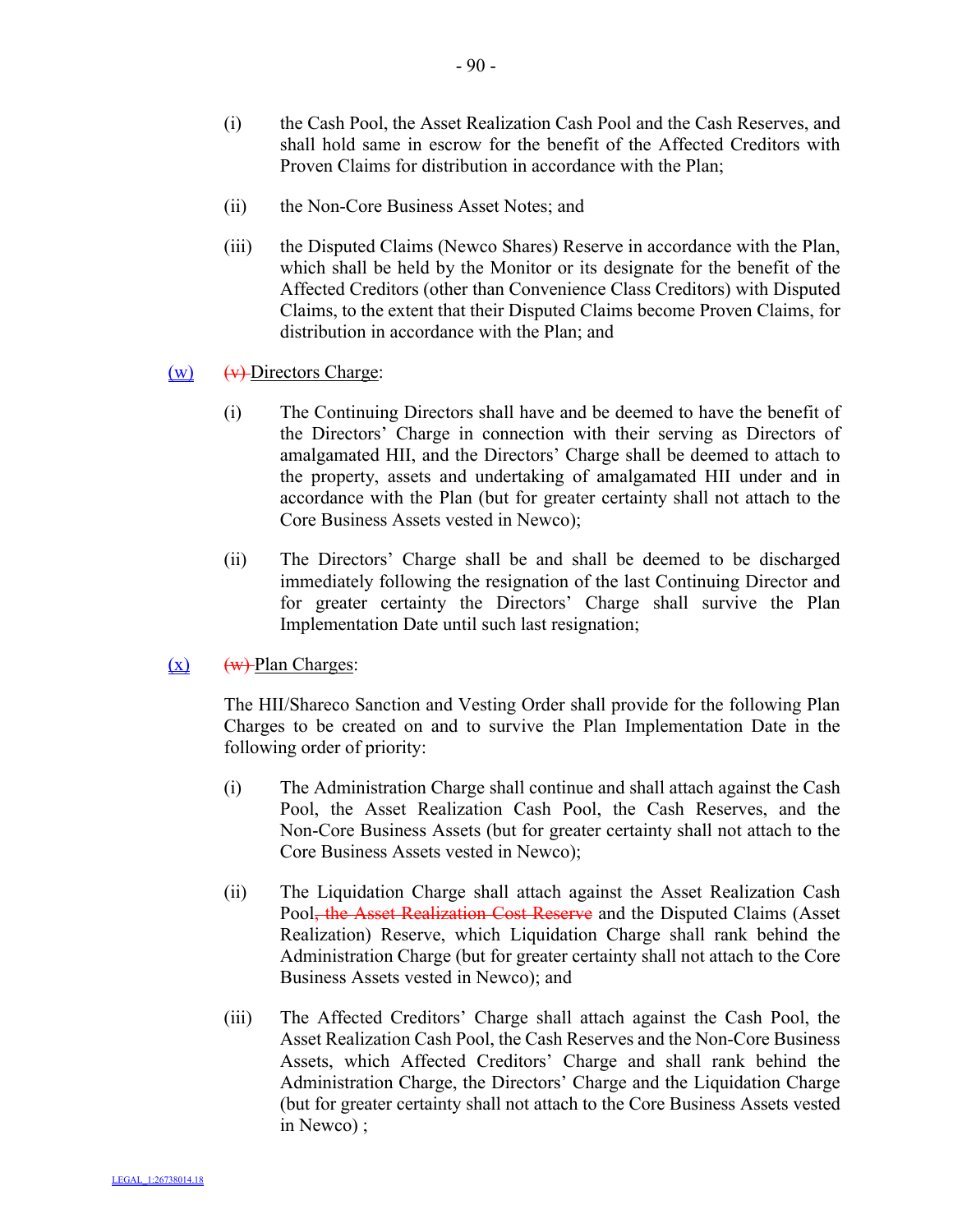(i) the Cash Pool, the Asset Realization Cash Pool and the Cash Reserves, and shall hold same in escrow for the benefit of the Affected Creditors with Proven Claims for distribution in accordance with the Plan;

(ii) the Non-Core Business Asset Notes; and

(iii) the Disputed Claims (Newco Shares) Reserve in accordance with the Plan, which shall be held by the Monitor or its designate for the benefit of the Affected Creditors (other than Convenience Class Creditors) with Disputed Claims, to the extent that their Disputed Claims become Proven Claims, for distribution in accordance with the Plan; and

(w) ~~(v)~~ Directors Charge:

(i) The Continuing Directors shall have and be deemed to have the benefit of the Directors' Charge in connection with their serving as Directors of amalgamated HII, and the Directors' Charge shall be deemed to attach to the property, assets and undertaking of amalgamated HII under and in accordance with the Plan (but for greater certainty shall not attach to the Core Business Assets vested in Newco);

(ii) The Directors' Charge shall be and shall be deemed to be discharged immediately following the resignation of the last Continuing Director and for greater certainty the Directors' Charge shall survive the Plan Implementation Date until such last resignation;

(x) ~~(w)~~ Plan Charges:

The HII/Shareco Sanction and Vesting Order shall provide for the following Plan Charges to be created on and to survive the Plan Implementation Date in the following order of priority:

(i) The Administration Charge shall continue and shall attach against the Cash Pool, the Asset Realization Cash Pool, the Cash Reserves, and the Non-Core Business Assets (but for greater certainty shall not attach to the Core Business Assets vested in Newco);

(ii) The Liquidation Charge shall attach against the Asset Realization Cash Pool~~, the Asset Realization Cost Reserve~~ and the Disputed Claims (Asset Realization) Reserve, which Liquidation Charge shall rank behind the Administration Charge (but for greater certainty shall not attach to the Core Business Assets vested in Newco); and

(iii) The Affected Creditors' Charge shall attach against the Cash Pool, the Asset Realization Cash Pool, the Cash Reserves and the Non-Core Business Assets, which Affected Creditors' Charge and shall rank behind the Administration Charge, the Directors' Charge and the Liquidation Charge (but for greater certainty shall not attach to the Core Business Assets vested in Newco) ;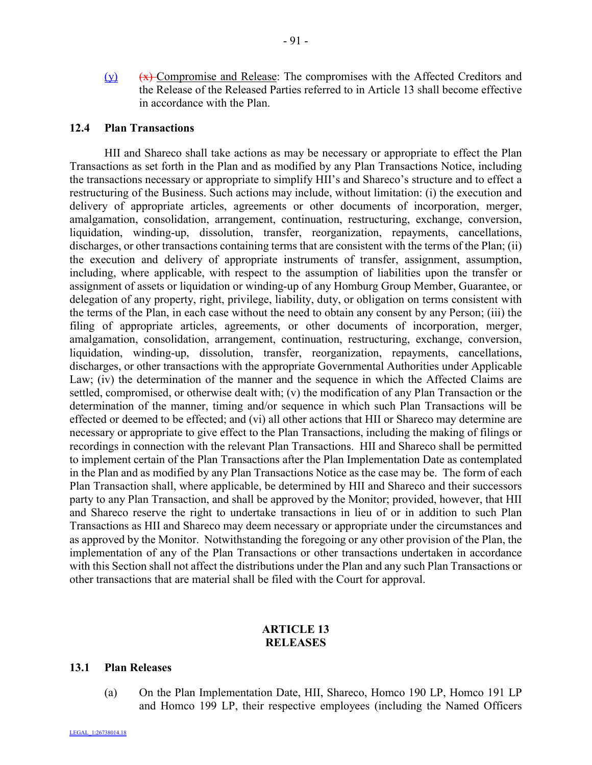(y) ~~(x)~~ Compromise and Release: The compromises with the Affected Creditors and the Release of the Released Parties referred to in Article 13 shall become effective in accordance with the Plan.

### 12.4 Plan Transactions

HII and Shareco shall take actions as may be necessary or appropriate to effect the Plan Transactions as set forth in the Plan and as modified by any Plan Transactions Notice, including the transactions necessary or appropriate to simplify HII's and Shareco's structure and to effect a restructuring of the Business. Such actions may include, without limitation: (i) the execution and delivery of appropriate articles, agreements or other documents of incorporation, merger, amalgamation, consolidation, arrangement, continuation, restructuring, exchange, conversion, liquidation, winding-up, dissolution, transfer, reorganization, repayments, cancellations, discharges, or other transactions containing terms that are consistent with the terms of the Plan; (ii) the execution and delivery of appropriate instruments of transfer, assignment, assumption, including, where applicable, with respect to the assumption of liabilities upon the transfer or assignment of assets or liquidation or winding-up of any Homburg Group Member, Guarantee, or delegation of any property, right, privilege, liability, duty, or obligation on terms consistent with the terms of the Plan, in each case without the need to obtain any consent by any Person; (iii) the filing of appropriate articles, agreements, or other documents of incorporation, merger, amalgamation, consolidation, arrangement, continuation, restructuring, exchange, conversion, liquidation, winding-up, dissolution, transfer, reorganization, repayments, cancellations, discharges, or other transactions with the appropriate Governmental Authorities under Applicable Law; (iv) the determination of the manner and the sequence in which the Affected Claims are settled, compromised, or otherwise dealt with; (v) the modification of any Plan Transaction or the determination of the manner, timing and/or sequence in which such Plan Transactions will be effected or deemed to be effected; and (vi) all other actions that HII or Shareco may determine are necessary or appropriate to give effect to the Plan Transactions, including the making of filings or recordings in connection with the relevant Plan Transactions. HII and Shareco shall be permitted to implement certain of the Plan Transactions after the Plan Implementation Date as contemplated in the Plan and as modified by any Plan Transactions Notice as the case may be. The form of each Plan Transaction shall, where applicable, be determined by HII and Shareco and their successors party to any Plan Transaction, and shall be approved by the Monitor; provided, however, that HII and Shareco reserve the right to undertake transactions in lieu of or in addition to such Plan Transactions as HII and Shareco may deem necessary or appropriate under the circumstances and as approved by the Monitor. Notwithstanding the foregoing or any other provision of the Plan, the implementation of any of the Plan Transactions or other transactions undertaken in accordance with this Section shall not affect the distributions under the Plan and any such Plan Transactions or other transactions that are material shall be filed with the Court for approval.

## ARTICLE 13
## RELEASES

### 13.1 Plan Releases

(a) On the Plan Implementation Date, HII, Shareco, Homco 190 LP, Homco 191 LP and Homco 199 LP, their respective employees (including the Named Officers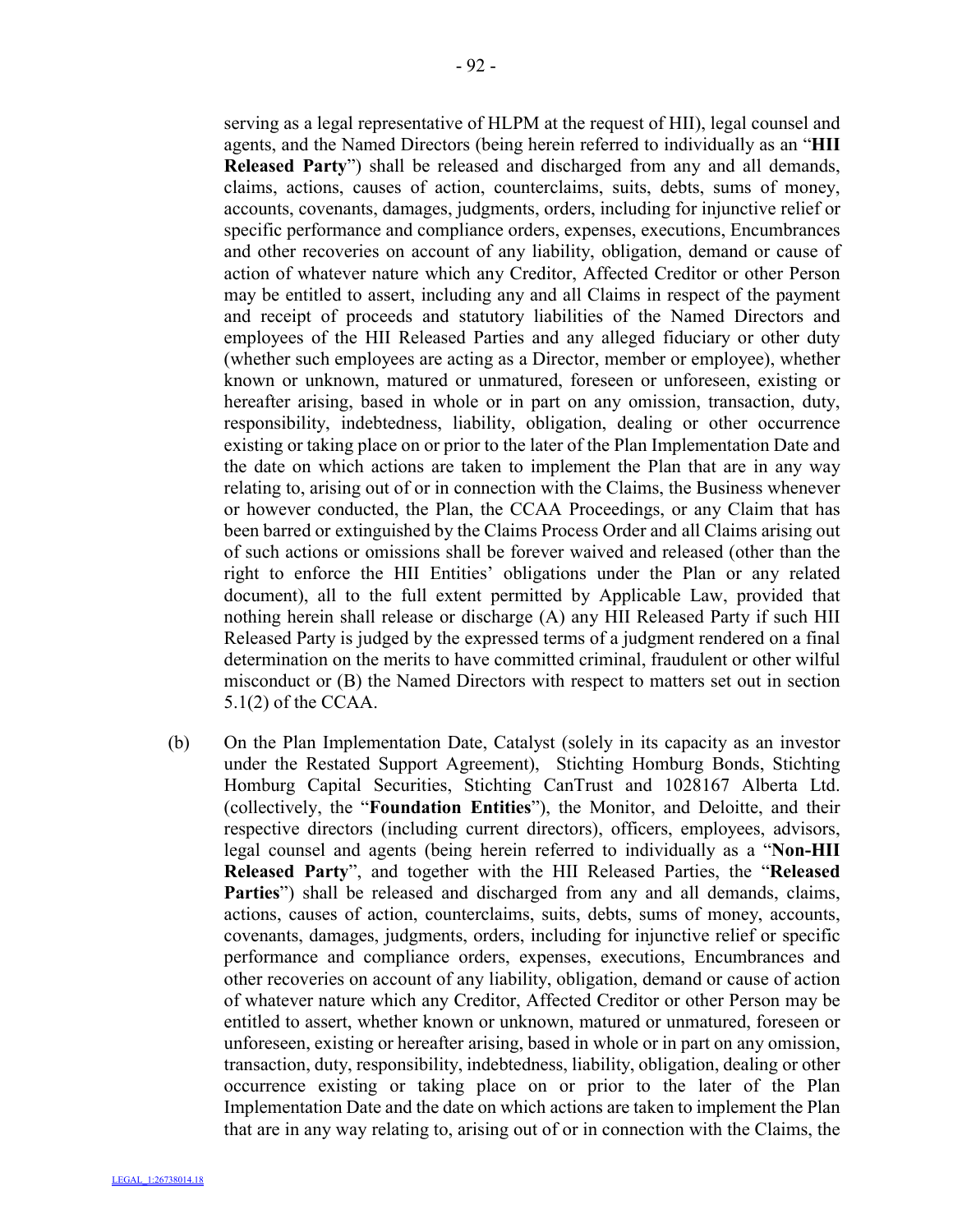serving as a legal representative of HLPM at the request of HII), legal counsel and agents, and the Named Directors (being herein referred to individually as an "**HII Released Party**") shall be released and discharged from any and all demands, claims, actions, causes of action, counterclaims, suits, debts, sums of money, accounts, covenants, damages, judgments, orders, including for injunctive relief or specific performance and compliance orders, expenses, executions, Encumbrances and other recoveries on account of any liability, obligation, demand or cause of action of whatever nature which any Creditor, Affected Creditor or other Person may be entitled to assert, including any and all Claims in respect of the payment and receipt of proceeds and statutory liabilities of the Named Directors and employees of the HII Released Parties and any alleged fiduciary or other duty (whether such employees are acting as a Director, member or employee), whether known or unknown, matured or unmatured, foreseen or unforeseen, existing or hereafter arising, based in whole or in part on any omission, transaction, duty, responsibility, indebtedness, liability, obligation, dealing or other occurrence existing or taking place on or prior to the later of the Plan Implementation Date and the date on which actions are taken to implement the Plan that are in any way relating to, arising out of or in connection with the Claims, the Business whenever or however conducted, the Plan, the CCAA Proceedings, or any Claim that has been barred or extinguished by the Claims Process Order and all Claims arising out of such actions or omissions shall be forever waived and released (other than the right to enforce the HII Entities' obligations under the Plan or any related document), all to the full extent permitted by Applicable Law, provided that nothing herein shall release or discharge (A) any HII Released Party if such HII Released Party is judged by the expressed terms of a judgment rendered on a final determination on the merits to have committed criminal, fraudulent or other wilful misconduct or (B) the Named Directors with respect to matters set out in section 5.1(2) of the CCAA.

(b) On the Plan Implementation Date, Catalyst (solely in its capacity as an investor under the Restated Support Agreement), Stichting Homburg Bonds, Stichting Homburg Capital Securities, Stichting CanTrust and 1028167 Alberta Ltd. (collectively, the "**Foundation Entities**"), the Monitor, and Deloitte, and their respective directors (including current directors), officers, employees, advisors, legal counsel and agents (being herein referred to individually as a "**Non-HII Released Party**", and together with the HII Released Parties, the "**Released Parties**") shall be released and discharged from any and all demands, claims, actions, causes of action, counterclaims, suits, debts, sums of money, accounts, covenants, damages, judgments, orders, including for injunctive relief or specific performance and compliance orders, expenses, executions, Encumbrances and other recoveries on account of any liability, obligation, demand or cause of action of whatever nature which any Creditor, Affected Creditor or other Person may be entitled to assert, whether known or unknown, matured or unmatured, foreseen or unforeseen, existing or hereafter arising, based in whole or in part on any omission, transaction, duty, responsibility, indebtedness, liability, obligation, dealing or other occurrence existing or taking place on or prior to the later of the Plan Implementation Date and the date on which actions are taken to implement the Plan that are in any way relating to, arising out of or in connection with the Claims, the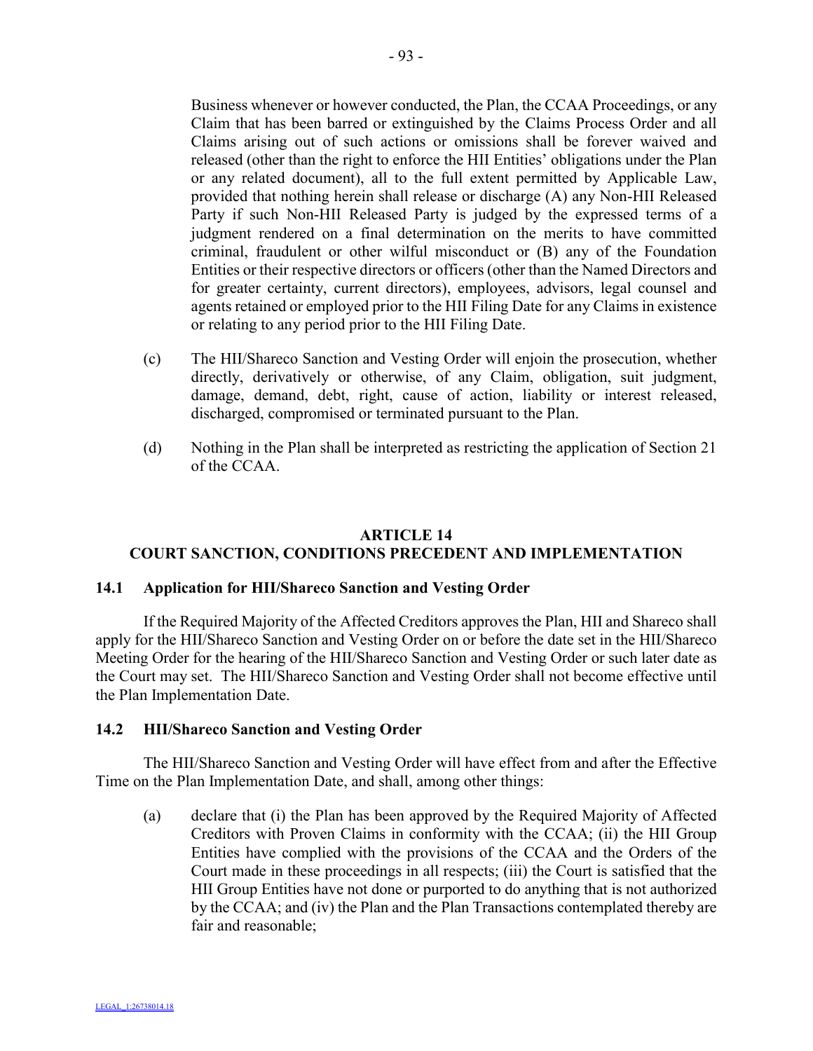Business whenever or however conducted, the Plan, the CCAA Proceedings, or any Claim that has been barred or extinguished by the Claims Process Order and all Claims arising out of such actions or omissions shall be forever waived and released (other than the right to enforce the HII Entities' obligations under the Plan or any related document), all to the full extent permitted by Applicable Law, provided that nothing herein shall release or discharge (A) any Non-HII Released Party if such Non-HII Released Party is judged by the expressed terms of a judgment rendered on a final determination on the merits to have committed criminal, fraudulent or other wilful misconduct or (B) any of the Foundation Entities or their respective directors or officers (other than the Named Directors and for greater certainty, current directors), employees, advisors, legal counsel and agents retained or employed prior to the HII Filing Date for any Claims in existence or relating to any period prior to the HII Filing Date.

(c) The HII/Shareco Sanction and Vesting Order will enjoin the prosecution, whether directly, derivatively or otherwise, of any Claim, obligation, suit judgment, damage, demand, debt, right, cause of action, liability or interest released, discharged, compromised or terminated pursuant to the Plan.

(d) Nothing in the Plan shall be interpreted as restricting the application of Section 21 of the CCAA.

## ARTICLE 14
## COURT SANCTION, CONDITIONS PRECEDENT AND IMPLEMENTATION

### 14.1 Application for HII/Shareco Sanction and Vesting Order

If the Required Majority of the Affected Creditors approves the Plan, HII and Shareco shall apply for the HII/Shareco Sanction and Vesting Order on or before the date set in the HII/Shareco Meeting Order for the hearing of the HII/Shareco Sanction and Vesting Order or such later date as the Court may set. The HII/Shareco Sanction and Vesting Order shall not become effective until the Plan Implementation Date.

### 14.2 HII/Shareco Sanction and Vesting Order

The HII/Shareco Sanction and Vesting Order will have effect from and after the Effective Time on the Plan Implementation Date, and shall, among other things:

(a) declare that (i) the Plan has been approved by the Required Majority of Affected Creditors with Proven Claims in conformity with the CCAA; (ii) the HII Group Entities have complied with the provisions of the CCAA and the Orders of the Court made in these proceedings in all respects; (iii) the Court is satisfied that the HII Group Entities have not done or purported to do anything that is not authorized by the CCAA; and (iv) the Plan and the Plan Transactions contemplated thereby are fair and reasonable;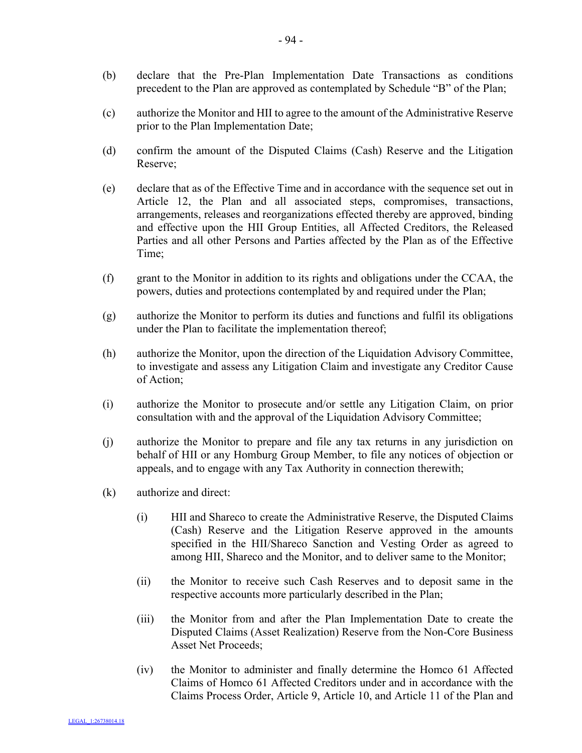(b) declare that the Pre-Plan Implementation Date Transactions as conditions precedent to the Plan are approved as contemplated by Schedule "B" of the Plan;

(c) authorize the Monitor and HII to agree to the amount of the Administrative Reserve prior to the Plan Implementation Date;

(d) confirm the amount of the Disputed Claims (Cash) Reserve and the Litigation Reserve;

(e) declare that as of the Effective Time and in accordance with the sequence set out in Article 12, the Plan and all associated steps, compromises, transactions, arrangements, releases and reorganizations effected thereby are approved, binding and effective upon the HII Group Entities, all Affected Creditors, the Released Parties and all other Persons and Parties affected by the Plan as of the Effective Time;

(f) grant to the Monitor in addition to its rights and obligations under the CCAA, the powers, duties and protections contemplated by and required under the Plan;

(g) authorize the Monitor to perform its duties and functions and fulfil its obligations under the Plan to facilitate the implementation thereof;

(h) authorize the Monitor, upon the direction of the Liquidation Advisory Committee, to investigate and assess any Litigation Claim and investigate any Creditor Cause of Action;

(i) authorize the Monitor to prosecute and/or settle any Litigation Claim, on prior consultation with and the approval of the Liquidation Advisory Committee;

(j) authorize the Monitor to prepare and file any tax returns in any jurisdiction on behalf of HII or any Homburg Group Member, to file any notices of objection or appeals, and to engage with any Tax Authority in connection therewith;

(k) authorize and direct:

   (i) HII and Shareco to create the Administrative Reserve, the Disputed Claims (Cash) Reserve and the Litigation Reserve approved in the amounts specified in the HII/Shareco Sanction and Vesting Order as agreed to among HII, Shareco and the Monitor, and to deliver same to the Monitor;

   (ii) the Monitor to receive such Cash Reserves and to deposit same in the respective accounts more particularly described in the Plan;

   (iii) the Monitor from and after the Plan Implementation Date to create the Disputed Claims (Asset Realization) Reserve from the Non-Core Business Asset Net Proceeds;

   (iv) the Monitor to administer and finally determine the Homco 61 Affected Claims of Homco 61 Affected Creditors under and in accordance with the Claims Process Order, Article 9, Article 10, and Article 11 of the Plan and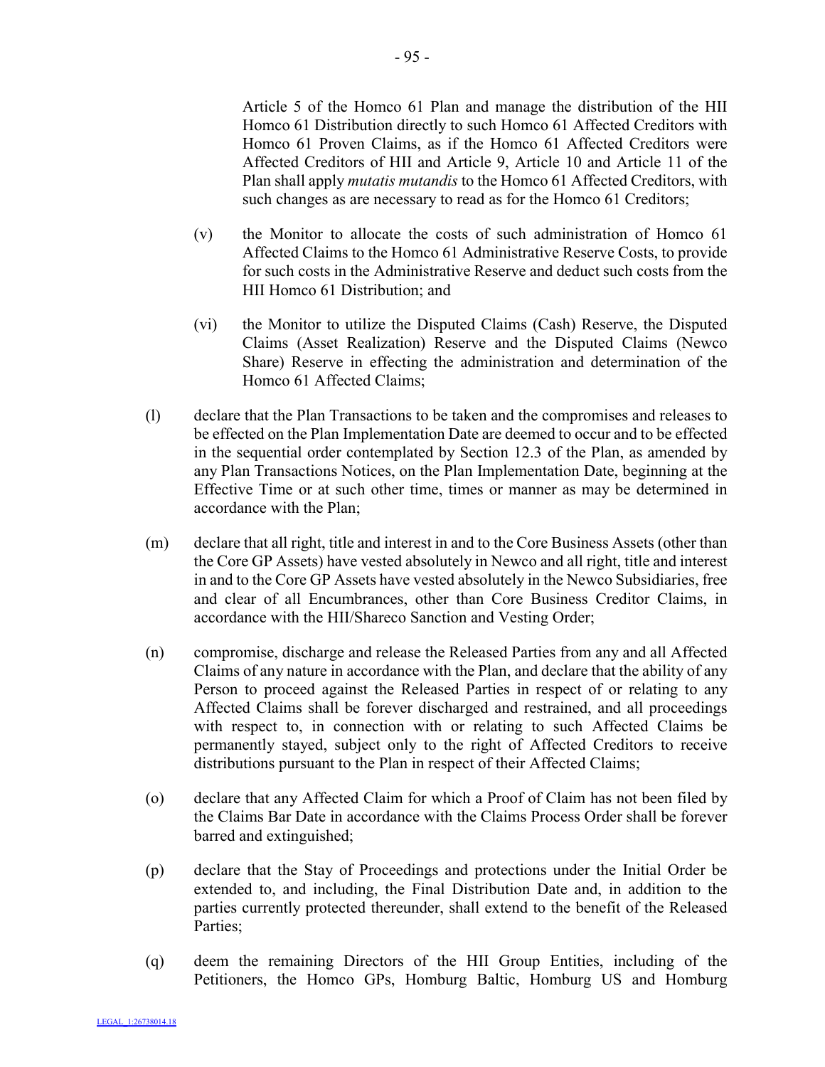Article 5 of the Homco 61 Plan and manage the distribution of the HII Homco 61 Distribution directly to such Homco 61 Affected Creditors with Homco 61 Proven Claims, as if the Homco 61 Affected Creditors were Affected Creditors of HII and Article 9, Article 10 and Article 11 of the Plan shall apply *mutatis mutandis* to the Homco 61 Affected Creditors, with such changes as are necessary to read as for the Homco 61 Creditors;

(v) the Monitor to allocate the costs of such administration of Homco 61 Affected Claims to the Homco 61 Administrative Reserve Costs, to provide for such costs in the Administrative Reserve and deduct such costs from the HII Homco 61 Distribution; and

(vi) the Monitor to utilize the Disputed Claims (Cash) Reserve, the Disputed Claims (Asset Realization) Reserve and the Disputed Claims (Newco Share) Reserve in effecting the administration and determination of the Homco 61 Affected Claims;

(l) declare that the Plan Transactions to be taken and the compromises and releases to be effected on the Plan Implementation Date are deemed to occur and to be effected in the sequential order contemplated by Section 12.3 of the Plan, as amended by any Plan Transactions Notices, on the Plan Implementation Date, beginning at the Effective Time or at such other time, times or manner as may be determined in accordance with the Plan;

(m) declare that all right, title and interest in and to the Core Business Assets (other than the Core GP Assets) have vested absolutely in Newco and all right, title and interest in and to the Core GP Assets have vested absolutely in the Newco Subsidiaries, free and clear of all Encumbrances, other than Core Business Creditor Claims, in accordance with the HII/Shareco Sanction and Vesting Order;

(n) compromise, discharge and release the Released Parties from any and all Affected Claims of any nature in accordance with the Plan, and declare that the ability of any Person to proceed against the Released Parties in respect of or relating to any Affected Claims shall be forever discharged and restrained, and all proceedings with respect to, in connection with or relating to such Affected Claims be permanently stayed, subject only to the right of Affected Creditors to receive distributions pursuant to the Plan in respect of their Affected Claims;

(o) declare that any Affected Claim for which a Proof of Claim has not been filed by the Claims Bar Date in accordance with the Claims Process Order shall be forever barred and extinguished;

(p) declare that the Stay of Proceedings and protections under the Initial Order be extended to, and including, the Final Distribution Date and, in addition to the parties currently protected thereunder, shall extend to the benefit of the Released Parties;

(q) deem the remaining Directors of the HII Group Entities, including of the Petitioners, the Homco GPs, Homburg Baltic, Homburg US and Homburg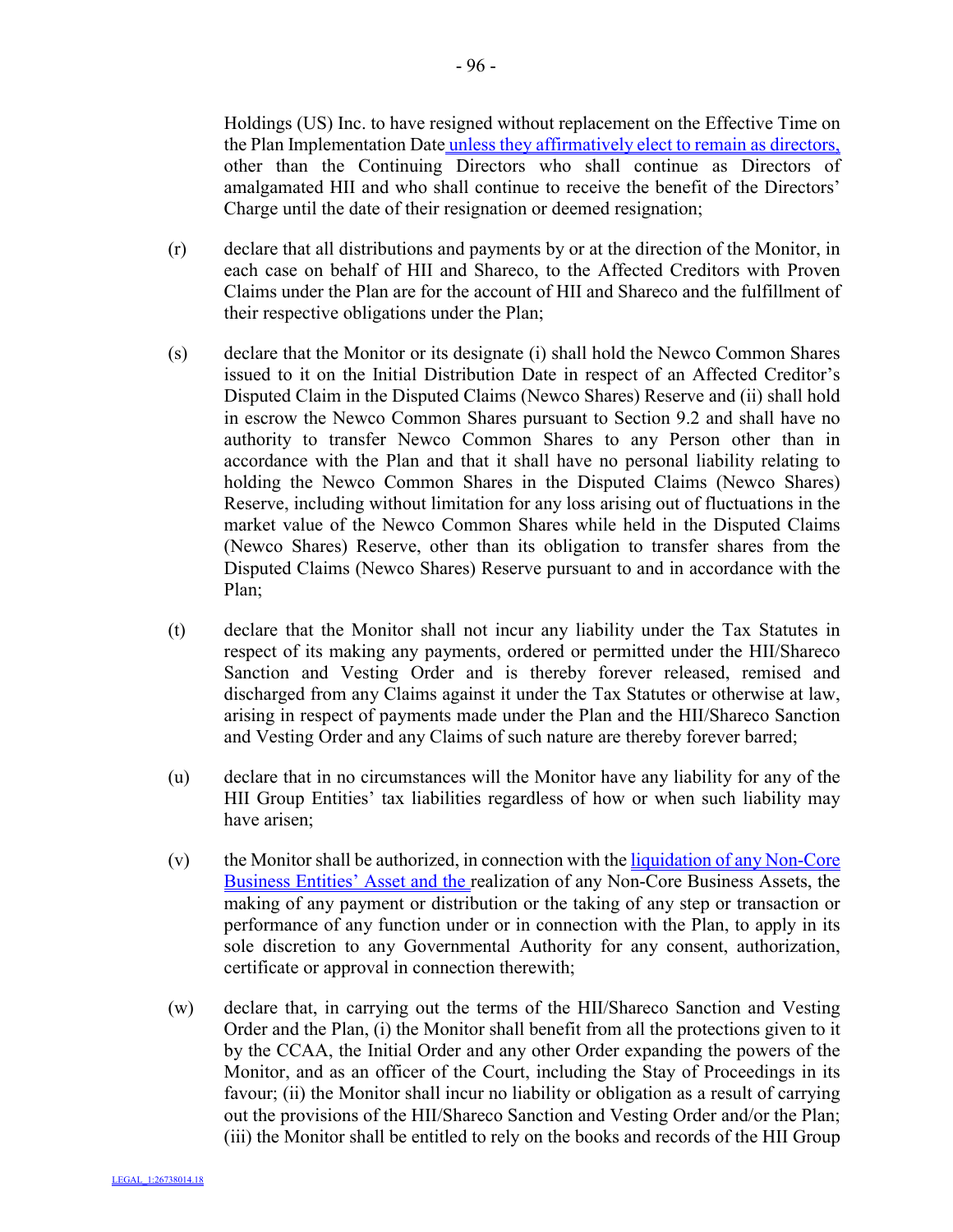Holdings (US) Inc. to have resigned without replacement on the Effective Time on the Plan Implementation Date unless they affirmatively elect to remain as directors, other than the Continuing Directors who shall continue as Directors of amalgamated HII and who shall continue to receive the benefit of the Directors' Charge until the date of their resignation or deemed resignation;

(r) declare that all distributions and payments by or at the direction of the Monitor, in each case on behalf of HII and Shareco, to the Affected Creditors with Proven Claims under the Plan are for the account of HII and Shareco and the fulfillment of their respective obligations under the Plan;

(s) declare that the Monitor or its designate (i) shall hold the Newco Common Shares issued to it on the Initial Distribution Date in respect of an Affected Creditor's Disputed Claim in the Disputed Claims (Newco Shares) Reserve and (ii) shall hold in escrow the Newco Common Shares pursuant to Section 9.2 and shall have no authority to transfer Newco Common Shares to any Person other than in accordance with the Plan and that it shall have no personal liability relating to holding the Newco Common Shares in the Disputed Claims (Newco Shares) Reserve, including without limitation for any loss arising out of fluctuations in the market value of the Newco Common Shares while held in the Disputed Claims (Newco Shares) Reserve, other than its obligation to transfer shares from the Disputed Claims (Newco Shares) Reserve pursuant to and in accordance with the Plan;

(t) declare that the Monitor shall not incur any liability under the Tax Statutes in respect of its making any payments, ordered or permitted under the HII/Shareco Sanction and Vesting Order and is thereby forever released, remised and discharged from any Claims against it under the Tax Statutes or otherwise at law, arising in respect of payments made under the Plan and the HII/Shareco Sanction and Vesting Order and any Claims of such nature are thereby forever barred;

(u) declare that in no circumstances will the Monitor have any liability for any of the HII Group Entities' tax liabilities regardless of how or when such liability may have arisen;

(v) the Monitor shall be authorized, in connection with the liquidation of any Non-Core Business Entities' Asset and the realization of any Non-Core Business Assets, the making of any payment or distribution or the taking of any step or transaction or performance of any function under or in connection with the Plan, to apply in its sole discretion to any Governmental Authority for any consent, authorization, certificate or approval in connection therewith;

(w) declare that, in carrying out the terms of the HII/Shareco Sanction and Vesting Order and the Plan, (i) the Monitor shall benefit from all the protections given to it by the CCAA, the Initial Order and any other Order expanding the powers of the Monitor, and as an officer of the Court, including the Stay of Proceedings in its favour; (ii) the Monitor shall incur no liability or obligation as a result of carrying out the provisions of the HII/Shareco Sanction and Vesting Order and/or the Plan; (iii) the Monitor shall be entitled to rely on the books and records of the HII Group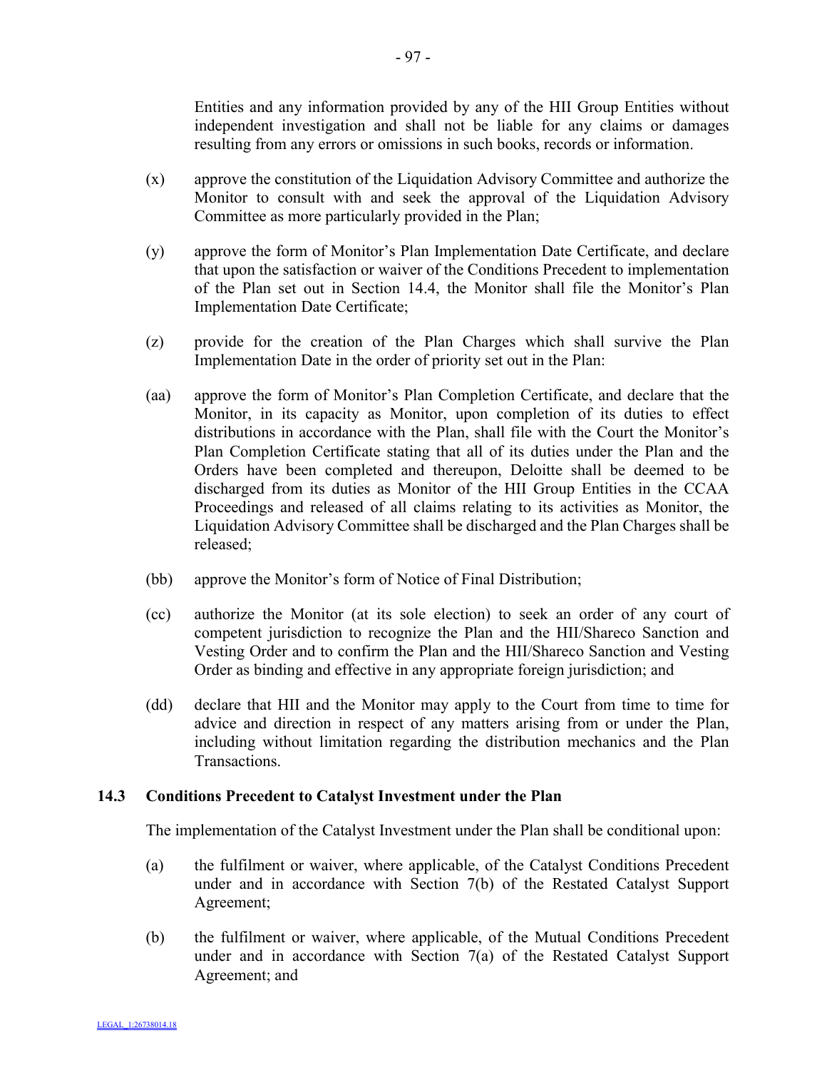Entities and any information provided by any of the HII Group Entities without independent investigation and shall not be liable for any claims or damages resulting from any errors or omissions in such books, records or information.

(x) approve the constitution of the Liquidation Advisory Committee and authorize the Monitor to consult with and seek the approval of the Liquidation Advisory Committee as more particularly provided in the Plan;

(y) approve the form of Monitor's Plan Implementation Date Certificate, and declare that upon the satisfaction or waiver of the Conditions Precedent to implementation of the Plan set out in Section 14.4, the Monitor shall file the Monitor's Plan Implementation Date Certificate;

(z) provide for the creation of the Plan Charges which shall survive the Plan Implementation Date in the order of priority set out in the Plan:

(aa) approve the form of Monitor's Plan Completion Certificate, and declare that the Monitor, in its capacity as Monitor, upon completion of its duties to effect distributions in accordance with the Plan, shall file with the Court the Monitor's Plan Completion Certificate stating that all of its duties under the Plan and the Orders have been completed and thereupon, Deloitte shall be deemed to be discharged from its duties as Monitor of the HII Group Entities in the CCAA Proceedings and released of all claims relating to its activities as Monitor, the Liquidation Advisory Committee shall be discharged and the Plan Charges shall be released;

(bb) approve the Monitor's form of Notice of Final Distribution;

(cc) authorize the Monitor (at its sole election) to seek an order of any court of competent jurisdiction to recognize the Plan and the HII/Shareco Sanction and Vesting Order and to confirm the Plan and the HII/Shareco Sanction and Vesting Order as binding and effective in any appropriate foreign jurisdiction; and

(dd) declare that HII and the Monitor may apply to the Court from time to time for advice and direction in respect of any matters arising from or under the Plan, including without limitation regarding the distribution mechanics and the Plan Transactions.

### 14.3 Conditions Precedent to Catalyst Investment under the Plan

The implementation of the Catalyst Investment under the Plan shall be conditional upon:

(a) the fulfilment or waiver, where applicable, of the Catalyst Conditions Precedent under and in accordance with Section 7(b) of the Restated Catalyst Support Agreement;

(b) the fulfilment or waiver, where applicable, of the Mutual Conditions Precedent under and in accordance with Section 7(a) of the Restated Catalyst Support Agreement; and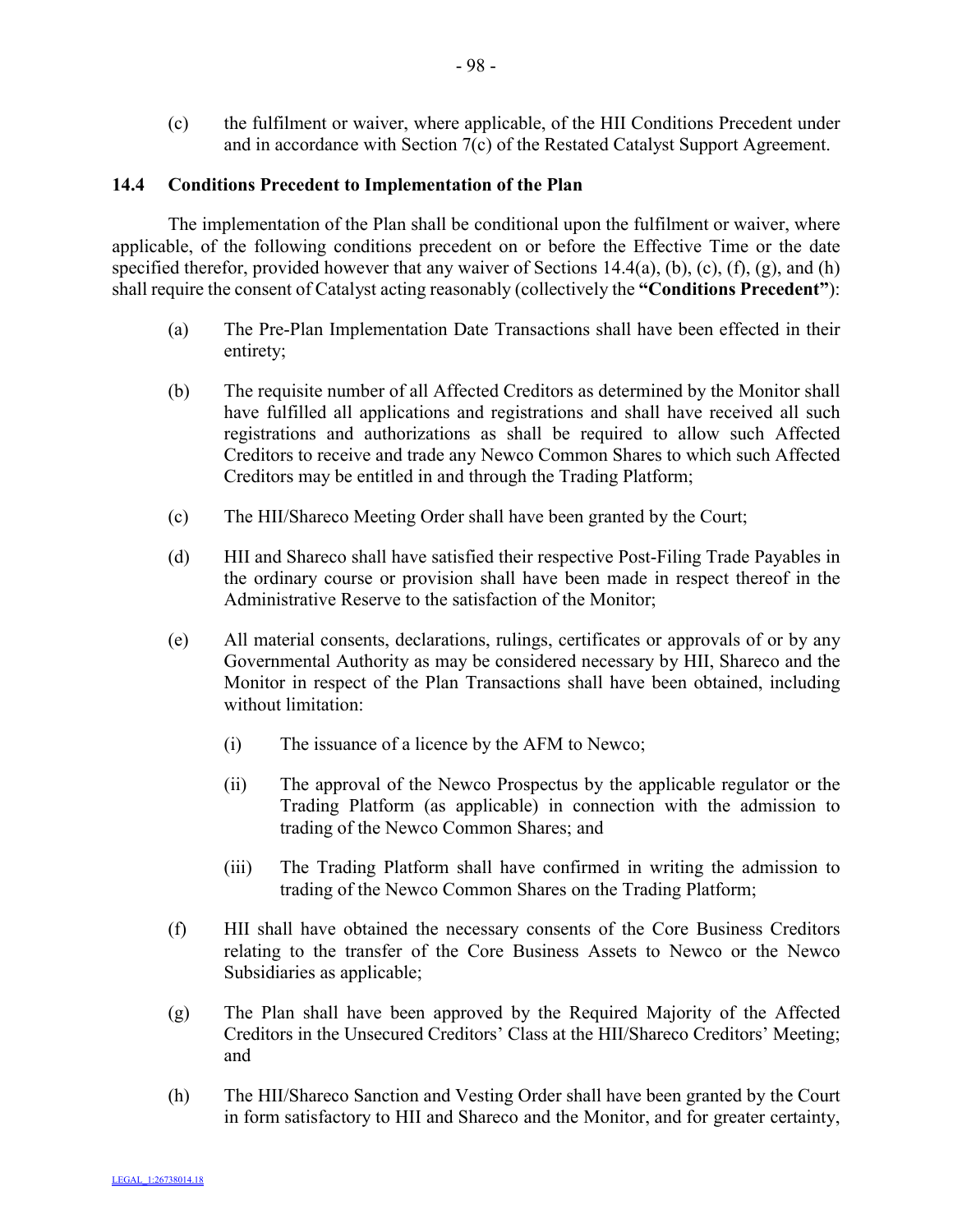(c) the fulfilment or waiver, where applicable, of the HII Conditions Precedent under and in accordance with Section 7(c) of the Restated Catalyst Support Agreement.

### 14.4 Conditions Precedent to Implementation of the Plan

The implementation of the Plan shall be conditional upon the fulfilment or waiver, where applicable, of the following conditions precedent on or before the Effective Time or the date specified therefor, provided however that any waiver of Sections 14.4(a), (b), (c), (f), (g), and (h) shall require the consent of Catalyst acting reasonably (collectively the **"Conditions Precedent"**):

(a) The Pre-Plan Implementation Date Transactions shall have been effected in their entirety;

(b) The requisite number of all Affected Creditors as determined by the Monitor shall have fulfilled all applications and registrations and shall have received all such registrations and authorizations as shall be required to allow such Affected Creditors to receive and trade any Newco Common Shares to which such Affected Creditors may be entitled in and through the Trading Platform;

(c) The HII/Shareco Meeting Order shall have been granted by the Court;

(d) HII and Shareco shall have satisfied their respective Post-Filing Trade Payables in the ordinary course or provision shall have been made in respect thereof in the Administrative Reserve to the satisfaction of the Monitor;

(e) All material consents, declarations, rulings, certificates or approvals of or by any Governmental Authority as may be considered necessary by HII, Shareco and the Monitor in respect of the Plan Transactions shall have been obtained, including without limitation:

   (i) The issuance of a licence by the AFM to Newco;

   (ii) The approval of the Newco Prospectus by the applicable regulator or the Trading Platform (as applicable) in connection with the admission to trading of the Newco Common Shares; and

   (iii) The Trading Platform shall have confirmed in writing the admission to trading of the Newco Common Shares on the Trading Platform;

(f) HII shall have obtained the necessary consents of the Core Business Creditors relating to the transfer of the Core Business Assets to Newco or the Newco Subsidiaries as applicable;

(g) The Plan shall have been approved by the Required Majority of the Affected Creditors in the Unsecured Creditors' Class at the HII/Shareco Creditors' Meeting; and

(h) The HII/Shareco Sanction and Vesting Order shall have been granted by the Court in form satisfactory to HII and Shareco and the Monitor, and for greater certainty,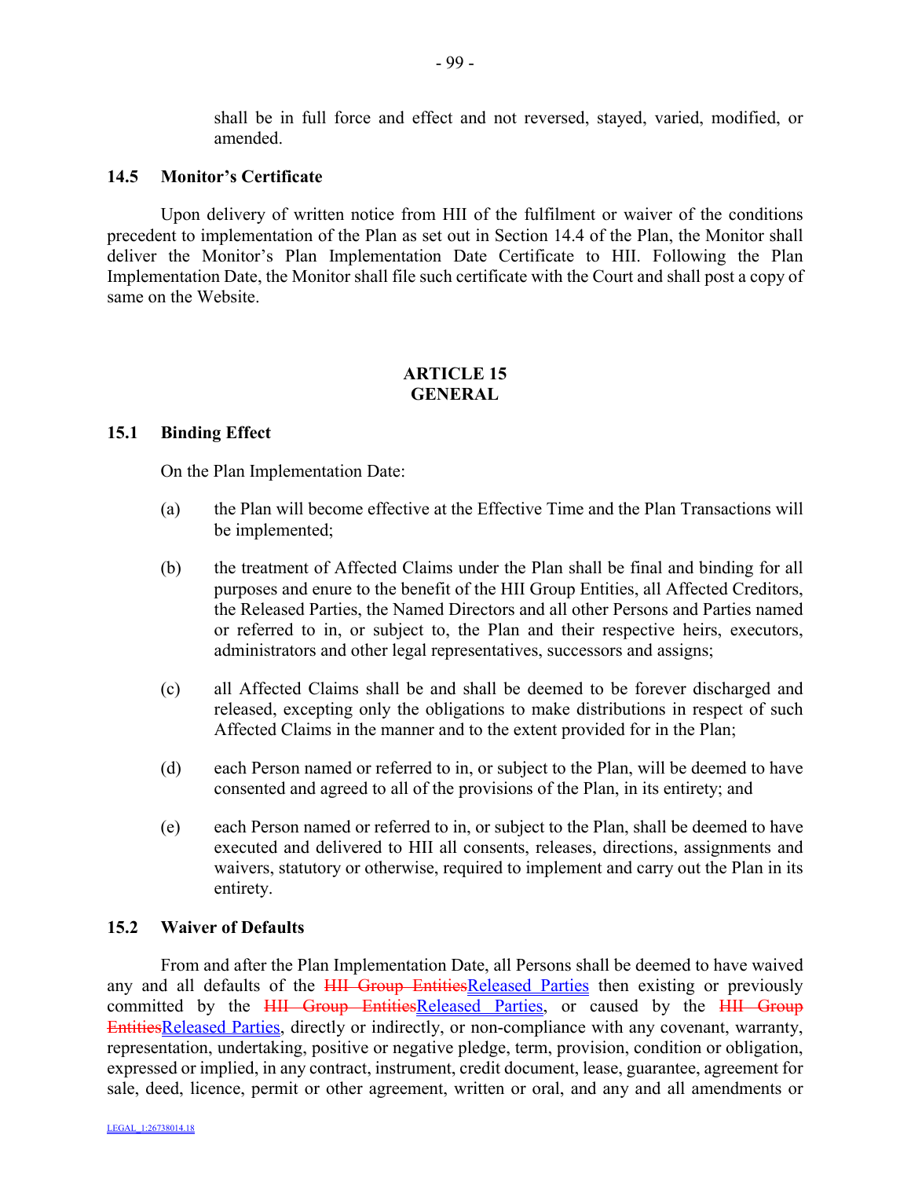shall be in full force and effect and not reversed, stayed, varied, modified, or amended.

### 14.5 Monitor's Certificate

Upon delivery of written notice from HII of the fulfilment or waiver of the conditions precedent to implementation of the Plan as set out in Section 14.4 of the Plan, the Monitor shall deliver the Monitor's Plan Implementation Date Certificate to HII. Following the Plan Implementation Date, the Monitor shall file such certificate with the Court and shall post a copy of same on the Website.

## ARTICLE 15
## GENERAL

### 15.1 Binding Effect

On the Plan Implementation Date:

(a) the Plan will become effective at the Effective Time and the Plan Transactions will be implemented;

(b) the treatment of Affected Claims under the Plan shall be final and binding for all purposes and enure to the benefit of the HII Group Entities, all Affected Creditors, the Released Parties, the Named Directors and all other Persons and Parties named or referred to in, or subject to, the Plan and their respective heirs, executors, administrators and other legal representatives, successors and assigns;

(c) all Affected Claims shall be and shall be deemed to be forever discharged and released, excepting only the obligations to make distributions in respect of such Affected Claims in the manner and to the extent provided for in the Plan;

(d) each Person named or referred to in, or subject to the Plan, will be deemed to have consented and agreed to all of the provisions of the Plan, in its entirety; and

(e) each Person named or referred to in, or subject to the Plan, shall be deemed to have executed and delivered to HII all consents, releases, directions, assignments and waivers, statutory or otherwise, required to implement and carry out the Plan in its entirety.

### 15.2 Waiver of Defaults

From and after the Plan Implementation Date, all Persons shall be deemed to have waived any and all defaults of the ~~HII Group Entities~~Released Parties then existing or previously committed by the ~~HII Group Entities~~Released Parties, or caused by the ~~HII Group Entities~~Released Parties, directly or indirectly, or non-compliance with any covenant, warranty, representation, undertaking, positive or negative pledge, term, provision, condition or obligation, expressed or implied, in any contract, instrument, credit document, lease, guarantee, agreement for sale, deed, licence, permit or other agreement, written or oral, and any and all amendments or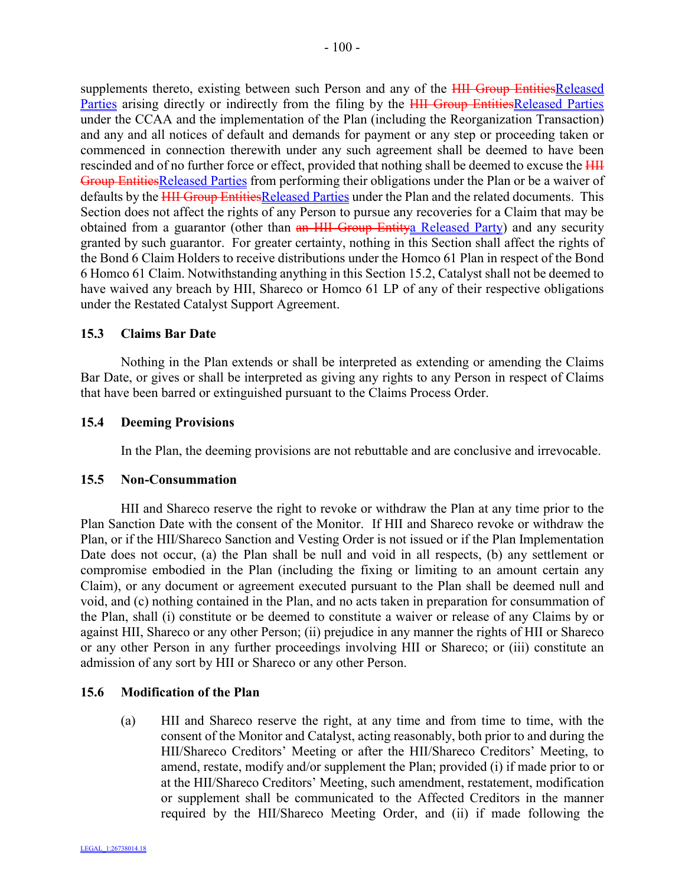supplements thereto, existing between such Person and any of the ~~HII Group Entities~~Released Parties arising directly or indirectly from the filing by the ~~HII Group Entities~~Released Parties under the CCAA and the implementation of the Plan (including the Reorganization Transaction) and any and all notices of default and demands for payment or any step or proceeding taken or commenced in connection therewith under any such agreement shall be deemed to have been rescinded and of no further force or effect, provided that nothing shall be deemed to excuse the ~~HII Group Entities~~Released Parties from performing their obligations under the Plan or be a waiver of defaults by the ~~HII Group Entities~~Released Parties under the Plan and the related documents. This Section does not affect the rights of any Person to pursue any recoveries for a Claim that may be obtained from a guarantor (other than ~~an HII Group Entity~~a Released Party) and any security granted by such guarantor. For greater certainty, nothing in this Section shall affect the rights of the Bond 6 Claim Holders to receive distributions under the Homco 61 Plan in respect of the Bond 6 Homco 61 Claim. Notwithstanding anything in this Section 15.2, Catalyst shall not be deemed to have waived any breach by HII, Shareco or Homco 61 LP of any of their respective obligations under the Restated Catalyst Support Agreement.

### 15.3 Claims Bar Date

Nothing in the Plan extends or shall be interpreted as extending or amending the Claims Bar Date, or gives or shall be interpreted as giving any rights to any Person in respect of Claims that have been barred or extinguished pursuant to the Claims Process Order.

### 15.4 Deeming Provisions

In the Plan, the deeming provisions are not rebuttable and are conclusive and irrevocable.

### 15.5 Non-Consummation

HII and Shareco reserve the right to revoke or withdraw the Plan at any time prior to the Plan Sanction Date with the consent of the Monitor. If HII and Shareco revoke or withdraw the Plan, or if the HII/Shareco Sanction and Vesting Order is not issued or if the Plan Implementation Date does not occur, (a) the Plan shall be null and void in all respects, (b) any settlement or compromise embodied in the Plan (including the fixing or limiting to an amount certain any Claim), or any document or agreement executed pursuant to the Plan shall be deemed null and void, and (c) nothing contained in the Plan, and no acts taken in preparation for consummation of the Plan, shall (i) constitute or be deemed to constitute a waiver or release of any Claims by or against HII, Shareco or any other Person; (ii) prejudice in any manner the rights of HII or Shareco or any other Person in any further proceedings involving HII or Shareco; or (iii) constitute an admission of any sort by HII or Shareco or any other Person.

### 15.6 Modification of the Plan

(a) HII and Shareco reserve the right, at any time and from time to time, with the consent of the Monitor and Catalyst, acting reasonably, both prior to and during the HII/Shareco Creditors' Meeting or after the HII/Shareco Creditors' Meeting, to amend, restate, modify and/or supplement the Plan; provided (i) if made prior to or at the HII/Shareco Creditors' Meeting, such amendment, restatement, modification or supplement shall be communicated to the Affected Creditors in the manner required by the HII/Shareco Meeting Order, and (ii) if made following the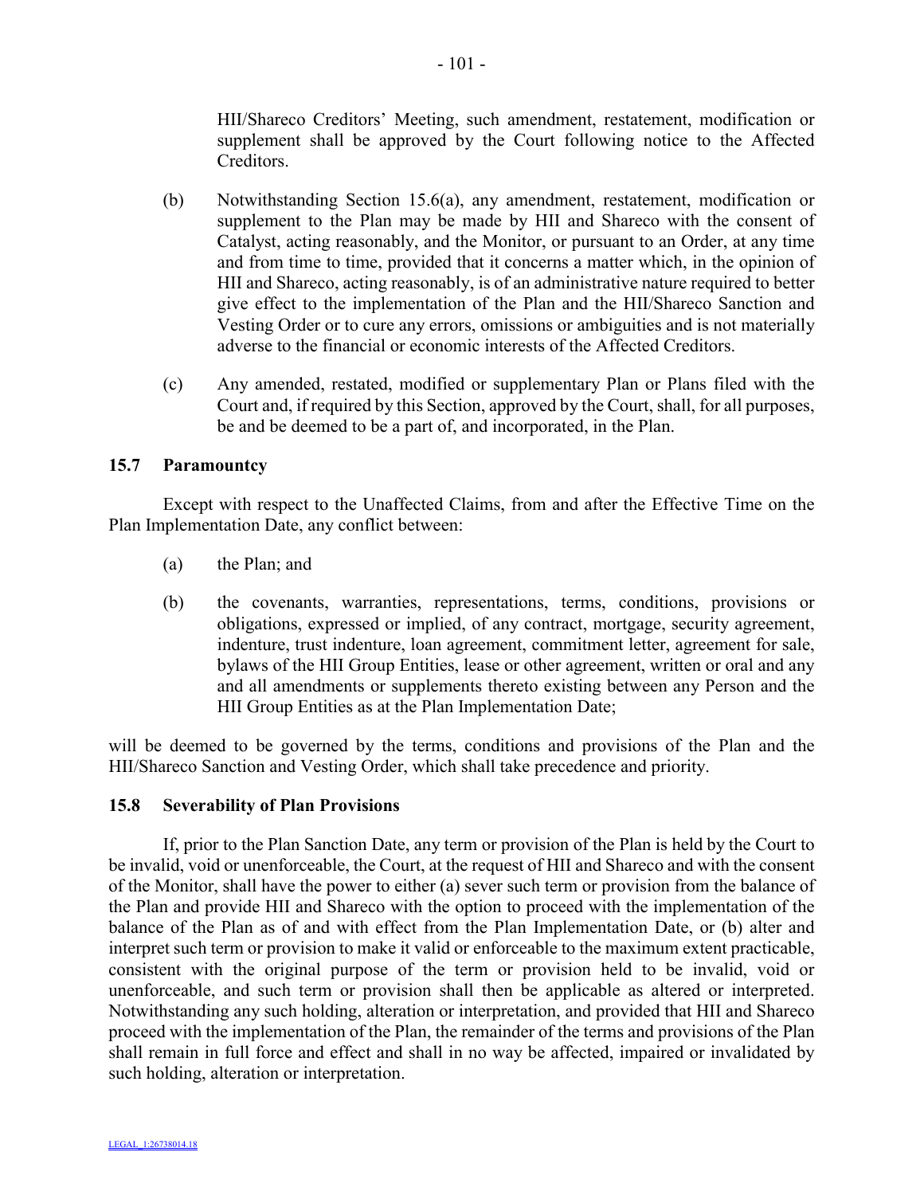HII/Shareco Creditors' Meeting, such amendment, restatement, modification or supplement shall be approved by the Court following notice to the Affected Creditors.

(b) Notwithstanding Section 15.6(a), any amendment, restatement, modification or supplement to the Plan may be made by HII and Shareco with the consent of Catalyst, acting reasonably, and the Monitor, or pursuant to an Order, at any time and from time to time, provided that it concerns a matter which, in the opinion of HII and Shareco, acting reasonably, is of an administrative nature required to better give effect to the implementation of the Plan and the HII/Shareco Sanction and Vesting Order or to cure any errors, omissions or ambiguities and is not materially adverse to the financial or economic interests of the Affected Creditors.

(c) Any amended, restated, modified or supplementary Plan or Plans filed with the Court and, if required by this Section, approved by the Court, shall, for all purposes, be and be deemed to be a part of, and incorporated, in the Plan.

### 15.7 Paramountcy

Except with respect to the Unaffected Claims, from and after the Effective Time on the Plan Implementation Date, any conflict between:

(a) the Plan; and

(b) the covenants, warranties, representations, terms, conditions, provisions or obligations, expressed or implied, of any contract, mortgage, security agreement, indenture, trust indenture, loan agreement, commitment letter, agreement for sale, bylaws of the HII Group Entities, lease or other agreement, written or oral and any and all amendments or supplements thereto existing between any Person and the HII Group Entities as at the Plan Implementation Date;

will be deemed to be governed by the terms, conditions and provisions of the Plan and the HII/Shareco Sanction and Vesting Order, which shall take precedence and priority.

### 15.8 Severability of Plan Provisions

If, prior to the Plan Sanction Date, any term or provision of the Plan is held by the Court to be invalid, void or unenforceable, the Court, at the request of HII and Shareco and with the consent of the Monitor, shall have the power to either (a) sever such term or provision from the balance of the Plan and provide HII and Shareco with the option to proceed with the implementation of the balance of the Plan as of and with effect from the Plan Implementation Date, or (b) alter and interpret such term or provision to make it valid or enforceable to the maximum extent practicable, consistent with the original purpose of the term or provision held to be invalid, void or unenforceable, and such term or provision shall then be applicable as altered or interpreted. Notwithstanding any such holding, alteration or interpretation, and provided that HII and Shareco proceed with the implementation of the Plan, the remainder of the terms and provisions of the Plan shall remain in full force and effect and shall in no way be affected, impaired or invalidated by such holding, alteration or interpretation.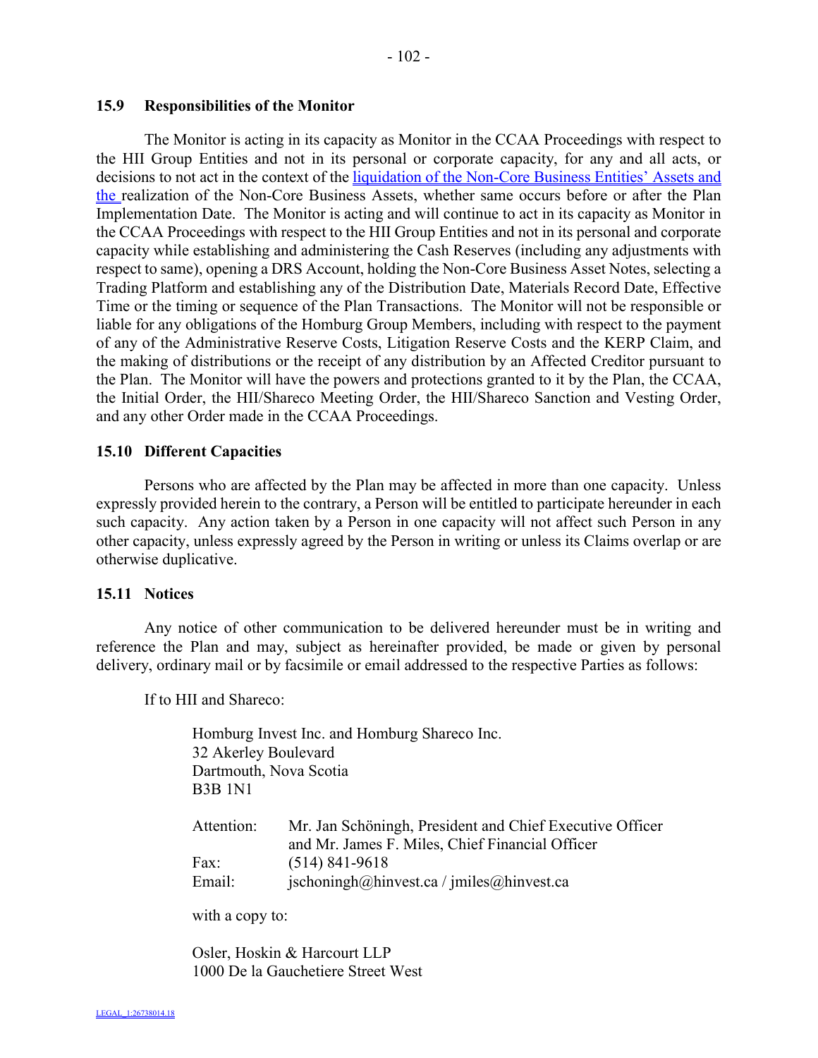### 15.9 Responsibilities of the Monitor

The Monitor is acting in its capacity as Monitor in the CCAA Proceedings with respect to the HII Group Entities and not in its personal or corporate capacity, for any and all acts, or decisions to not act in the context of the liquidation of the Non-Core Business Entities' Assets and the realization of the Non-Core Business Assets, whether same occurs before or after the Plan Implementation Date. The Monitor is acting and will continue to act in its capacity as Monitor in the CCAA Proceedings with respect to the HII Group Entities and not in its personal and corporate capacity while establishing and administering the Cash Reserves (including any adjustments with respect to same), opening a DRS Account, holding the Non-Core Business Asset Notes, selecting a Trading Platform and establishing any of the Distribution Date, Materials Record Date, Effective Time or the timing or sequence of the Plan Transactions. The Monitor will not be responsible or liable for any obligations of the Homburg Group Members, including with respect to the payment of any of the Administrative Reserve Costs, Litigation Reserve Costs and the KERP Claim, and the making of distributions or the receipt of any distribution by an Affected Creditor pursuant to the Plan. The Monitor will have the powers and protections granted to it by the Plan, the CCAA, the Initial Order, the HII/Shareco Meeting Order, the HII/Shareco Sanction and Vesting Order, and any other Order made in the CCAA Proceedings.

### 15.10 Different Capacities

Persons who are affected by the Plan may be affected in more than one capacity. Unless expressly provided herein to the contrary, a Person will be entitled to participate hereunder in each such capacity. Any action taken by a Person in one capacity will not affect such Person in any other capacity, unless expressly agreed by the Person in writing or unless its Claims overlap or are otherwise duplicative.

### 15.11 Notices

Any notice of other communication to be delivered hereunder must be in writing and reference the Plan and may, subject as hereinafter provided, be made or given by personal delivery, ordinary mail or by facsimile or email addressed to the respective Parties as follows:

If to HII and Shareco:

Homburg Invest Inc. and Homburg Shareco Inc.
32 Akerley Boulevard
Dartmouth, Nova Scotia
B3B 1N1

Attention: Mr. Jan Schöningh, President and Chief Executive Officer and Mr. James F. Miles, Chief Financial Officer
Fax: (514) 841-9618
Email: jschoningh@hinvest.ca / jmiles@hinvest.ca

with a copy to:

Osler, Hoskin & Harcourt LLP
1000 De la Gauchetiere Street West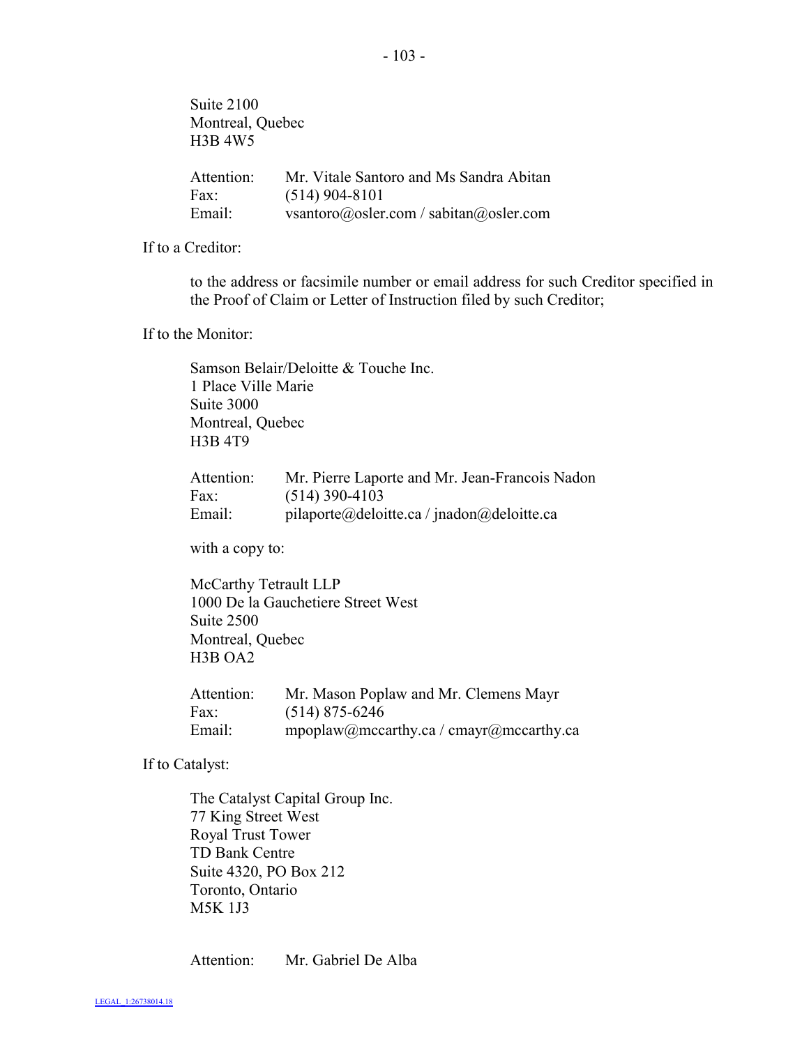Suite 2100
Montreal, Quebec
H3B 4W5

Attention: Mr. Vitale Santoro and Ms Sandra Abitan
Fax: (514) 904-8101
Email: vsantoro@osler.com / sabitan@osler.com

If to a Creditor:

to the address or facsimile number or email address for such Creditor specified in the Proof of Claim or Letter of Instruction filed by such Creditor;

If to the Monitor:

Samson Belair/Deloitte & Touche Inc.
1 Place Ville Marie
Suite 3000
Montreal, Quebec
H3B 4T9

Attention: Mr. Pierre Laporte and Mr. Jean-Francois Nadon
Fax: (514) 390-4103
Email: pilaporte@deloitte.ca / jnadon@deloitte.ca

with a copy to:

McCarthy Tetrault LLP
1000 De la Gauchetiere Street West
Suite 2500
Montreal, Quebec
H3B OA2

Attention: Mr. Mason Poplaw and Mr. Clemens Mayr
Fax: (514) 875-6246
Email: mpoplaw@mccarthy.ca / cmayr@mccarthy.ca

If to Catalyst:

The Catalyst Capital Group Inc.
77 King Street West
Royal Trust Tower
TD Bank Centre
Suite 4320, PO Box 212
Toronto, Ontario
M5K 1J3

Attention: Mr. Gabriel De Alba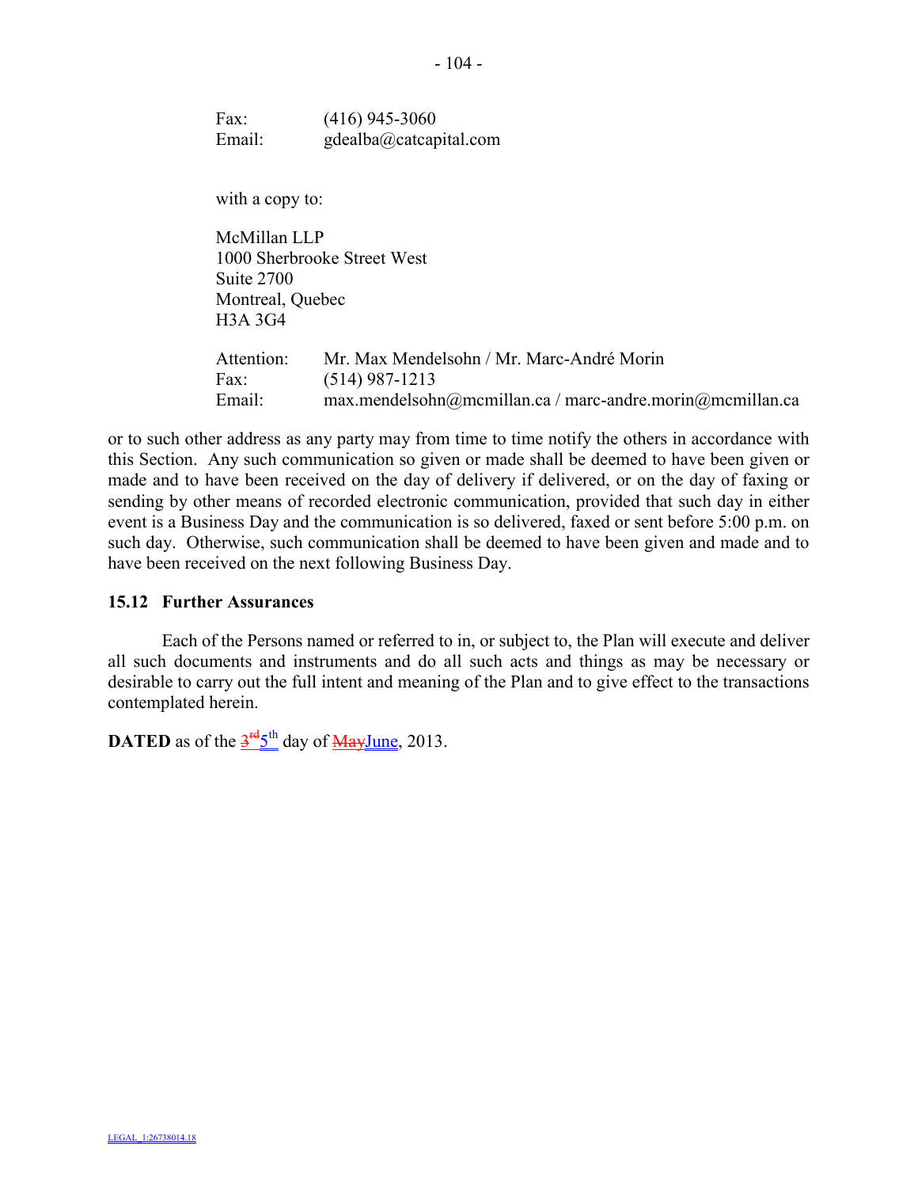Fax: (416) 945-3060
Email: gdealba@catcapital.com

with a copy to:

McMillan LLP
1000 Sherbrooke Street West
Suite 2700
Montreal, Quebec
H3A 3G4

Attention: Mr. Max Mendelsohn / Mr. Marc-André Morin
Fax: (514) 987-1213
Email: max.mendelsohn@mcmillan.ca / marc-andre.morin@mcmillan.ca

or to such other address as any party may from time to time notify the others in accordance with this Section. Any such communication so given or made shall be deemed to have been given or made and to have been received on the day of delivery if delivered, or on the day of faxing or sending by other means of recorded electronic communication, provided that such day in either event is a Business Day and the communication is so delivered, faxed or sent before 5:00 p.m. on such day. Otherwise, such communication shall be deemed to have been given and made and to have been received on the next following Business Day.

### 15.12 Further Assurances

Each of the Persons named or referred to in, or subject to, the Plan will execute and deliver all such documents and instruments and do all such acts and things as may be necessary or desirable to carry out the full intent and meaning of the Plan and to give effect to the transactions contemplated herein.

**DATED** as of the ~~3rd~~ 5th day of ~~May~~ June, 2013.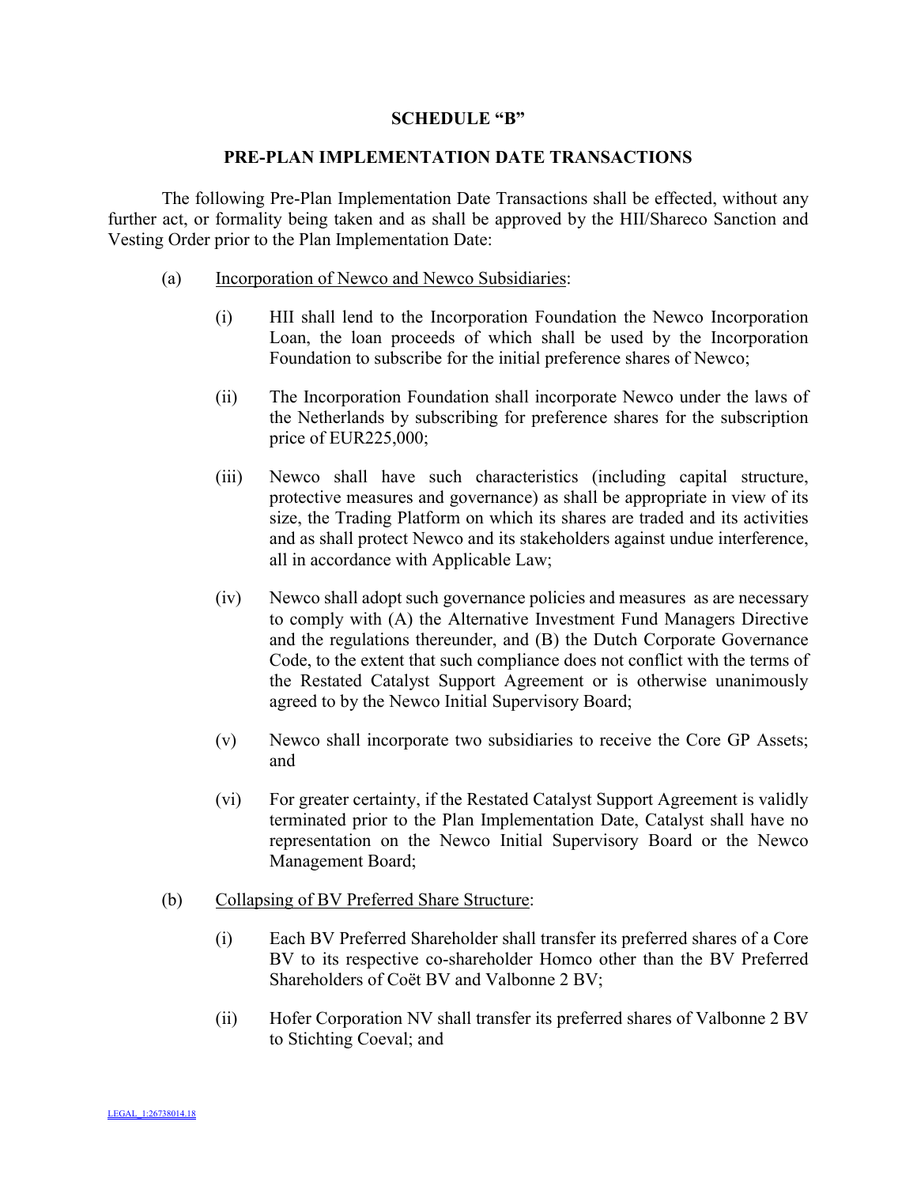**SCHEDULE "B"**

**PRE-PLAN IMPLEMENTATION DATE TRANSACTIONS**

The following Pre-Plan Implementation Date Transactions shall be effected, without any further act, or formality being taken and as shall be approved by the HII/Shareco Sanction and Vesting Order prior to the Plan Implementation Date:

(a) Incorporation of Newco and Newco Subsidiaries:

(i) HII shall lend to the Incorporation Foundation the Newco Incorporation Loan, the loan proceeds of which shall be used by the Incorporation Foundation to subscribe for the initial preference shares of Newco;

(ii) The Incorporation Foundation shall incorporate Newco under the laws of the Netherlands by subscribing for preference shares for the subscription price of EUR225,000;

(iii) Newco shall have such characteristics (including capital structure, protective measures and governance) as shall be appropriate in view of its size, the Trading Platform on which its shares are traded and its activities and as shall protect Newco and its stakeholders against undue interference, all in accordance with Applicable Law;

(iv) Newco shall adopt such governance policies and measures as are necessary to comply with (A) the Alternative Investment Fund Managers Directive and the regulations thereunder, and (B) the Dutch Corporate Governance Code, to the extent that such compliance does not conflict with the terms of the Restated Catalyst Support Agreement or is otherwise unanimously agreed to by the Newco Initial Supervisory Board;

(v) Newco shall incorporate two subsidiaries to receive the Core GP Assets; and

(vi) For greater certainty, if the Restated Catalyst Support Agreement is validly terminated prior to the Plan Implementation Date, Catalyst shall have no representation on the Newco Initial Supervisory Board or the Newco Management Board;

(b) Collapsing of BV Preferred Share Structure:

(i) Each BV Preferred Shareholder shall transfer its preferred shares of a Core BV to its respective co-shareholder Homco other than the BV Preferred Shareholders of Coët BV and Valbonne 2 BV;

(ii) Hofer Corporation NV shall transfer its preferred shares of Valbonne 2 BV to Stichting Coeval; and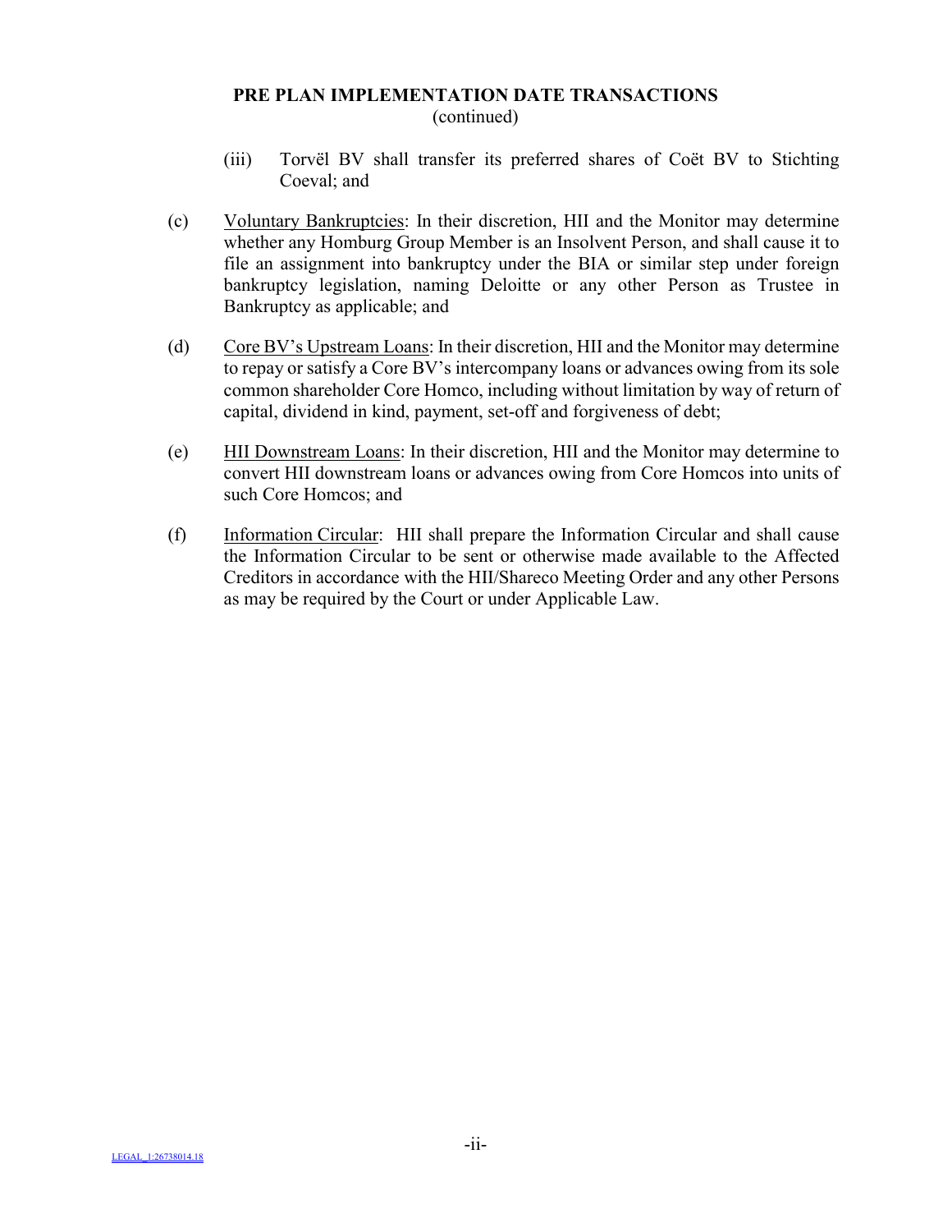**PRE PLAN IMPLEMENTATION DATE TRANSACTIONS**
(continued)

(iii) Torvël BV shall transfer its preferred shares of Coët BV to Stichting Coeval; and

(c) Voluntary Bankruptcies: In their discretion, HII and the Monitor may determine whether any Homburg Group Member is an Insolvent Person, and shall cause it to file an assignment into bankruptcy under the BIA or similar step under foreign bankruptcy legislation, naming Deloitte or any other Person as Trustee in Bankruptcy as applicable; and

(d) Core BV's Upstream Loans: In their discretion, HII and the Monitor may determine to repay or satisfy a Core BV's intercompany loans or advances owing from its sole common shareholder Core Homco, including without limitation by way of return of capital, dividend in kind, payment, set-off and forgiveness of debt;

(e) HII Downstream Loans: In their discretion, HII and the Monitor may determine to convert HII downstream loans or advances owing from Core Homcos into units of such Core Homcos; and

(f) Information Circular: HII shall prepare the Information Circular and shall cause the Information Circular to be sent or otherwise made available to the Affected Creditors in accordance with the HII/Shareco Meeting Order and any other Persons as may be required by the Court or under Applicable Law.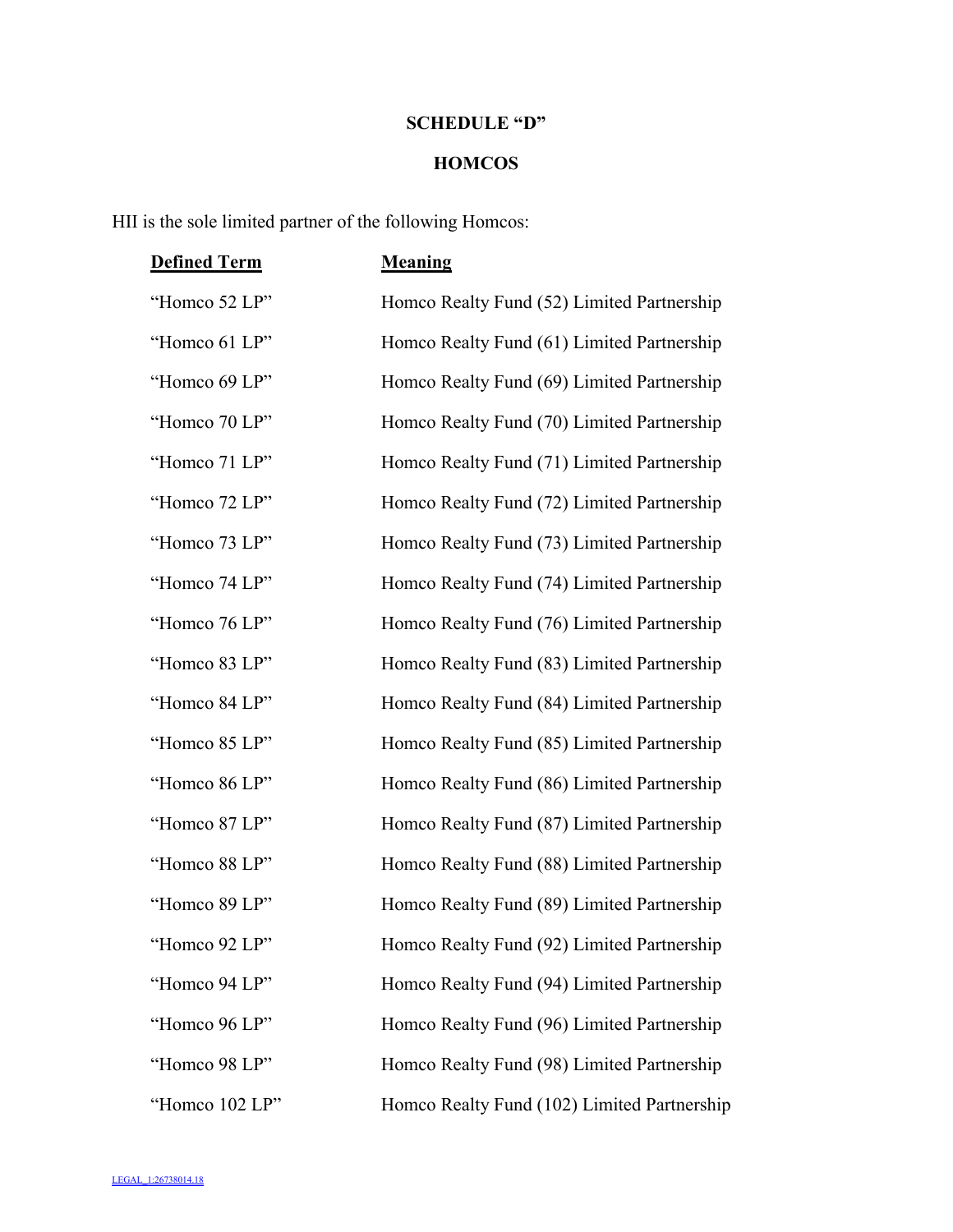## SCHEDULE "D"

## HOMCOS

HII is the sole limited partner of the following Homcos:

| **Defined Term** | **Meaning** |
|---|---|
| "Homco 52 LP" | Homco Realty Fund (52) Limited Partnership |
| "Homco 61 LP" | Homco Realty Fund (61) Limited Partnership |
| "Homco 69 LP" | Homco Realty Fund (69) Limited Partnership |
| "Homco 70 LP" | Homco Realty Fund (70) Limited Partnership |
| "Homco 71 LP" | Homco Realty Fund (71) Limited Partnership |
| "Homco 72 LP" | Homco Realty Fund (72) Limited Partnership |
| "Homco 73 LP" | Homco Realty Fund (73) Limited Partnership |
| "Homco 74 LP" | Homco Realty Fund (74) Limited Partnership |
| "Homco 76 LP" | Homco Realty Fund (76) Limited Partnership |
| "Homco 83 LP" | Homco Realty Fund (83) Limited Partnership |
| "Homco 84 LP" | Homco Realty Fund (84) Limited Partnership |
| "Homco 85 LP" | Homco Realty Fund (85) Limited Partnership |
| "Homco 86 LP" | Homco Realty Fund (86) Limited Partnership |
| "Homco 87 LP" | Homco Realty Fund (87) Limited Partnership |
| "Homco 88 LP" | Homco Realty Fund (88) Limited Partnership |
| "Homco 89 LP" | Homco Realty Fund (89) Limited Partnership |
| "Homco 92 LP" | Homco Realty Fund (92) Limited Partnership |
| "Homco 94 LP" | Homco Realty Fund (94) Limited Partnership |
| "Homco 96 LP" | Homco Realty Fund (96) Limited Partnership |
| "Homco 98 LP" | Homco Realty Fund (98) Limited Partnership |
| "Homco 102 LP" | Homco Realty Fund (102) Limited Partnership |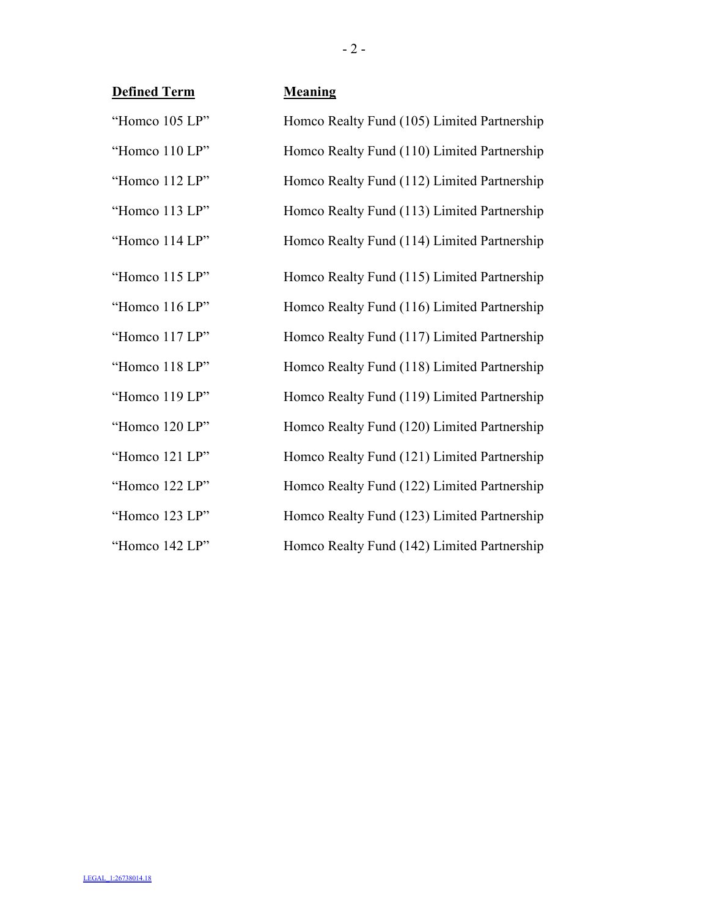| **Defined Term** | **Meaning** |
|---|---|
| “Homco 105 LP” | Homco Realty Fund (105) Limited Partnership |
| “Homco 110 LP” | Homco Realty Fund (110) Limited Partnership |
| “Homco 112 LP” | Homco Realty Fund (112) Limited Partnership |
| “Homco 113 LP” | Homco Realty Fund (113) Limited Partnership |
| “Homco 114 LP” | Homco Realty Fund (114) Limited Partnership |
| “Homco 115 LP” | Homco Realty Fund (115) Limited Partnership |
| “Homco 116 LP” | Homco Realty Fund (116) Limited Partnership |
| “Homco 117 LP” | Homco Realty Fund (117) Limited Partnership |
| “Homco 118 LP” | Homco Realty Fund (118) Limited Partnership |
| “Homco 119 LP” | Homco Realty Fund (119) Limited Partnership |
| “Homco 120 LP” | Homco Realty Fund (120) Limited Partnership |
| “Homco 121 LP” | Homco Realty Fund (121) Limited Partnership |
| “Homco 122 LP” | Homco Realty Fund (122) Limited Partnership |
| “Homco 123 LP” | Homco Realty Fund (123) Limited Partnership |
| “Homco 142 LP” | Homco Realty Fund (142) Limited Partnership |